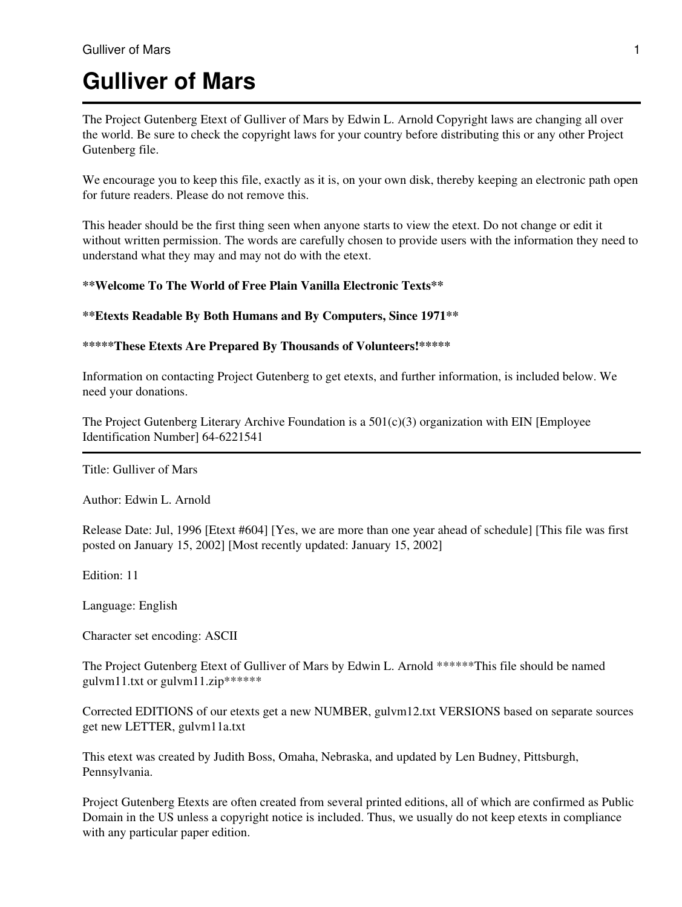# Gulliver of Mars

The Project Gutenberg Etext of Gulliver of Mars by Edwin L. Arnold Copyright laws are changing all over the world. Be sure to check the copyright laws for your country before distributing this or any other Project Gutenberg file.

We encourage you to keep this file, exactly as it is, on your own disk, thereby keeping an electronic path open for future readers. Please do not remove this.

This header should be the first thing seen when anyone starts to view the etext. Do not change or edit it without written permission. The words are carefully chosen to provide users with the information they need to understand what they may and may not do with the etext.

**\*\*Welcome To The World of Free Plain Vanilla Electronic Texts\*\***

**\*\*Etexts Readable By Both Humans and By Computers, Since 1971\*\***

**\*\*\*\*\*These Etexts Are Prepared By Thousands of Volunteers!\*\*\*\*\***

Information on contacting Project Gutenberg to get etexts, and further information, is included below. We need your donations.

The Project Gutenberg Literary Archive Foundation is a 501(c)(3) organization with EIN [Employee Identification Number] 64-6221541

---

Title: Gulliver of Mars

Author: Edwin L. Arnold

Release Date: Jul, 1996 [Etext #604] [Yes, we are more than one year ahead of schedule] [This file was first posted on January 15, 2002] [Most recently updated: January 15, 2002]

Edition: 11

Language: English

Character set encoding: ASCII

The Project Gutenberg Etext of Gulliver of Mars by Edwin L. Arnold ******This file should be named gulvm11.txt or gulvm11.zip******

Corrected EDITIONS of our etexts get a new NUMBER, gulvm12.txt VERSIONS based on separate sources get new LETTER, gulvm11a.txt

This etext was created by Judith Boss, Omaha, Nebraska, and updated by Len Budney, Pittsburgh, Pennsylvania.

Project Gutenberg Etexts are often created from several printed editions, all of which are confirmed as Public Domain in the US unless a copyright notice is included. Thus, we usually do not keep etexts in compliance with any particular paper edition.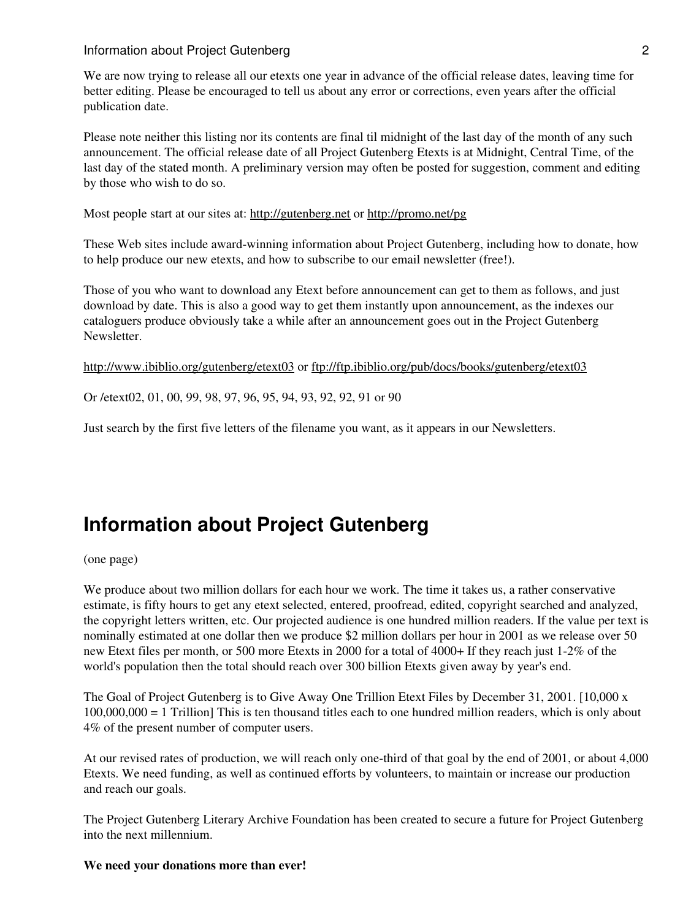We are now trying to release all our etexts one year in advance of the official release dates, leaving time for better editing. Please be encouraged to tell us about any error or corrections, even years after the official publication date.

Please note neither this listing nor its contents are final til midnight of the last day of the month of any such announcement. The official release date of all Project Gutenberg Etexts is at Midnight, Central Time, of the last day of the stated month. A preliminary version may often be posted for suggestion, comment and editing by those who wish to do so.

Most people start at our sites at: http://gutenberg.net or http://promo.net/pg

These Web sites include award-winning information about Project Gutenberg, including how to donate, how to help produce our new etexts, and how to subscribe to our email newsletter (free!).

Those of you who want to download any Etext before announcement can get to them as follows, and just download by date. This is also a good way to get them instantly upon announcement, as the indexes our cataloguers produce obviously take a while after an announcement goes out in the Project Gutenberg Newsletter.

http://www.ibiblio.org/gutenberg/etext03 or ftp://ftp.ibiblio.org/pub/docs/books/gutenberg/etext03

Or /etext02, 01, 00, 99, 98, 97, 96, 95, 94, 93, 92, 92, 91 or 90

Just search by the first five letters of the filename you want, as it appears in our Newsletters.

# Information about Project Gutenberg

(one page)

We produce about two million dollars for each hour we work. The time it takes us, a rather conservative estimate, is fifty hours to get any etext selected, entered, proofread, edited, copyright searched and analyzed, the copyright letters written, etc. Our projected audience is one hundred million readers. If the value per text is nominally estimated at one dollar then we produce $2 million dollars per hour in 2001 as we release over 50 new Etext files per month, or 500 more Etexts in 2000 for a total of 4000+ If they reach just 1-2% of the world's population then the total should reach over 300 billion Etexts given away by year's end.

The Goal of Project Gutenberg is to Give Away One Trillion Etext Files by December 31, 2001. [10,000 x 100,000,000 = 1 Trillion] This is ten thousand titles each to one hundred million readers, which is only about 4% of the present number of computer users.

At our revised rates of production, we will reach only one-third of that goal by the end of 2001, or about 4,000 Etexts. We need funding, as well as continued efforts by volunteers, to maintain or increase our production and reach our goals.

The Project Gutenberg Literary Archive Foundation has been created to secure a future for Project Gutenberg into the next millennium.

**We need your donations more than ever!**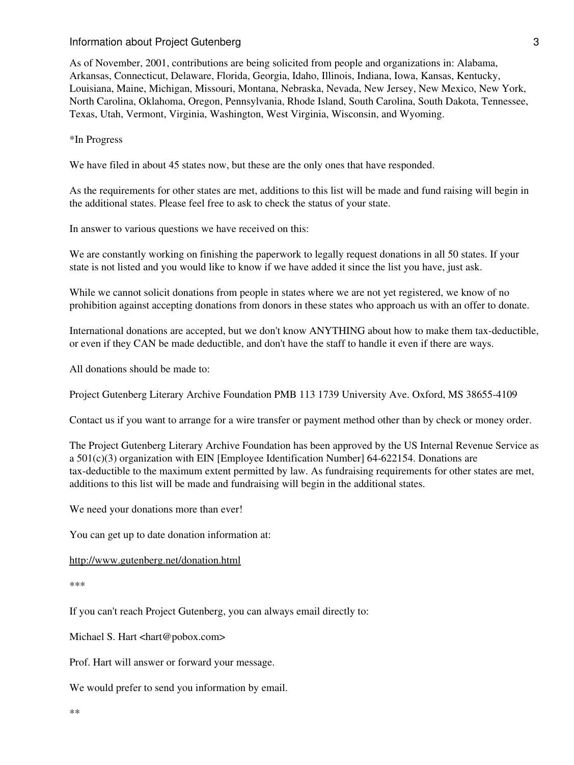As of November, 2001, contributions are being solicited from people and organizations in: Alabama, Arkansas, Connecticut, Delaware, Florida, Georgia, Idaho, Illinois, Indiana, Iowa, Kansas, Kentucky, Louisiana, Maine, Michigan, Missouri, Montana, Nebraska, Nevada, New Jersey, New Mexico, New York, North Carolina, Oklahoma, Oregon, Pennsylvania, Rhode Island, South Carolina, South Dakota, Tennessee, Texas, Utah, Vermont, Virginia, Washington, West Virginia, Wisconsin, and Wyoming.

*In Progress

We have filed in about 45 states now, but these are the only ones that have responded.

As the requirements for other states are met, additions to this list will be made and fund raising will begin in the additional states. Please feel free to ask to check the status of your state.

In answer to various questions we have received on this:

We are constantly working on finishing the paperwork to legally request donations in all 50 states. If your state is not listed and you would like to know if we have added it since the list you have, just ask.

While we cannot solicit donations from people in states where we are not yet registered, we know of no prohibition against accepting donations from donors in these states who approach us with an offer to donate.

International donations are accepted, but we don't know ANYTHING about how to make them tax-deductible, or even if they CAN be made deductible, and don't have the staff to handle it even if there are ways.

All donations should be made to:

Project Gutenberg Literary Archive Foundation PMB 113 1739 University Ave. Oxford, MS 38655-4109

Contact us if you want to arrange for a wire transfer or payment method other than by check or money order.

The Project Gutenberg Literary Archive Foundation has been approved by the US Internal Revenue Service as a 501(c)(3) organization with EIN [Employee Identification Number] 64-622154. Donations are tax-deductible to the maximum extent permitted by law. As fundraising requirements for other states are met, additions to this list will be made and fundraising will begin in the additional states.

We need your donations more than ever!

You can get up to date donation information at:

http://www.gutenberg.net/donation.html

***

If you can't reach Project Gutenberg, you can always email directly to:

Michael S. Hart <hart@pobox.com>

Prof. Hart will answer or forward your message.

We would prefer to send you information by email.

**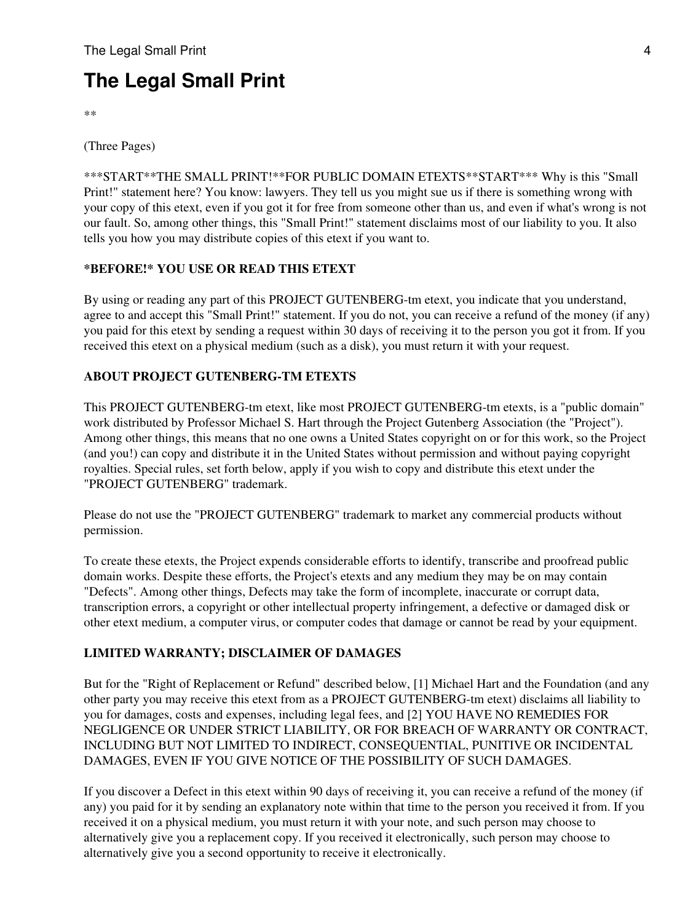# The Legal Small Print

**

(Three Pages)

***START**THE SMALL PRINT!**FOR PUBLIC DOMAIN ETEXTS**START*** Why is this "Small Print!" statement here? You know: lawyers. They tell us you might sue us if there is something wrong with your copy of this etext, even if you got it for free from someone other than us, and even if what's wrong is not our fault. So, among other things, this "Small Print!" statement disclaims most of our liability to you. It also tells you how you may distribute copies of this etext if you want to.

**\*BEFORE!\* YOU USE OR READ THIS ETEXT**

By using or reading any part of this PROJECT GUTENBERG-tm etext, you indicate that you understand, agree to and accept this "Small Print!" statement. If you do not, you can receive a refund of the money (if any) you paid for this etext by sending a request within 30 days of receiving it to the person you got it from. If you received this etext on a physical medium (such as a disk), you must return it with your request.

**ABOUT PROJECT GUTENBERG-TM ETEXTS**

This PROJECT GUTENBERG-tm etext, like most PROJECT GUTENBERG-tm etexts, is a "public domain" work distributed by Professor Michael S. Hart through the Project Gutenberg Association (the "Project"). Among other things, this means that no one owns a United States copyright on or for this work, so the Project (and you!) can copy and distribute it in the United States without permission and without paying copyright royalties. Special rules, set forth below, apply if you wish to copy and distribute this etext under the "PROJECT GUTENBERG" trademark.

Please do not use the "PROJECT GUTENBERG" trademark to market any commercial products without permission.

To create these etexts, the Project expends considerable efforts to identify, transcribe and proofread public domain works. Despite these efforts, the Project's etexts and any medium they may be on may contain "Defects". Among other things, Defects may take the form of incomplete, inaccurate or corrupt data, transcription errors, a copyright or other intellectual property infringement, a defective or damaged disk or other etext medium, a computer virus, or computer codes that damage or cannot be read by your equipment.

**LIMITED WARRANTY; DISCLAIMER OF DAMAGES**

But for the "Right of Replacement or Refund" described below, [1] Michael Hart and the Foundation (and any other party you may receive this etext from as a PROJECT GUTENBERG-tm etext) disclaims all liability to you for damages, costs and expenses, including legal fees, and [2] YOU HAVE NO REMEDIES FOR NEGLIGENCE OR UNDER STRICT LIABILITY, OR FOR BREACH OF WARRANTY OR CONTRACT, INCLUDING BUT NOT LIMITED TO INDIRECT, CONSEQUENTIAL, PUNITIVE OR INCIDENTAL DAMAGES, EVEN IF YOU GIVE NOTICE OF THE POSSIBILITY OF SUCH DAMAGES.

If you discover a Defect in this etext within 90 days of receiving it, you can receive a refund of the money (if any) you paid for it by sending an explanatory note within that time to the person you received it from. If you received it on a physical medium, you must return it with your note, and such person may choose to alternatively give you a replacement copy. If you received it electronically, such person may choose to alternatively give you a second opportunity to receive it electronically.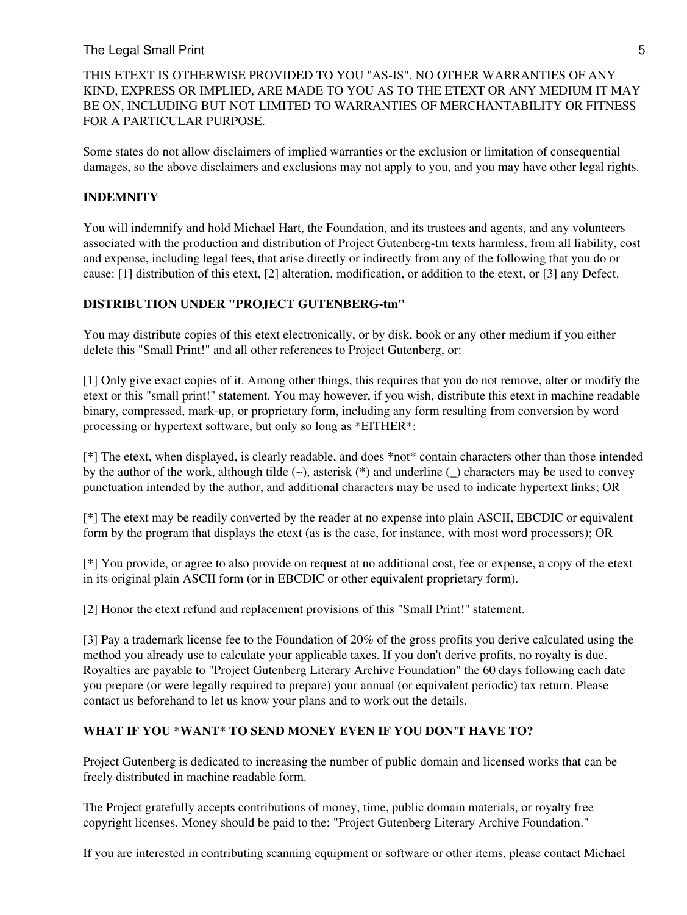THIS ETEXT IS OTHERWISE PROVIDED TO YOU "AS-IS". NO OTHER WARRANTIES OF ANY KIND, EXPRESS OR IMPLIED, ARE MADE TO YOU AS TO THE ETEXT OR ANY MEDIUM IT MAY BE ON, INCLUDING BUT NOT LIMITED TO WARRANTIES OF MERCHANTABILITY OR FITNESS FOR A PARTICULAR PURPOSE.

Some states do not allow disclaimers of implied warranties or the exclusion or limitation of consequential damages, so the above disclaimers and exclusions may not apply to you, and you may have other legal rights.

**INDEMNITY**

You will indemnify and hold Michael Hart, the Foundation, and its trustees and agents, and any volunteers associated with the production and distribution of Project Gutenberg-tm texts harmless, from all liability, cost and expense, including legal fees, that arise directly or indirectly from any of the following that you do or cause: [1] distribution of this etext, [2] alteration, modification, or addition to the etext, or [3] any Defect.

**DISTRIBUTION UNDER "PROJECT GUTENBERG-tm"**

You may distribute copies of this etext electronically, or by disk, book or any other medium if you either delete this "Small Print!" and all other references to Project Gutenberg, or:

[1] Only give exact copies of it. Among other things, this requires that you do not remove, alter or modify the etext or this "small print!" statement. You may however, if you wish, distribute this etext in machine readable binary, compressed, mark-up, or proprietary form, including any form resulting from conversion by word processing or hypertext software, but only so long as *EITHER*:

[*] The etext, when displayed, is clearly readable, and does *not* contain characters other than those intended by the author of the work, although tilde (~), asterisk (*) and underline (_) characters may be used to convey punctuation intended by the author, and additional characters may be used to indicate hypertext links; OR

[*] The etext may be readily converted by the reader at no expense into plain ASCII, EBCDIC or equivalent form by the program that displays the etext (as is the case, for instance, with most word processors); OR

[*] You provide, or agree to also provide on request at no additional cost, fee or expense, a copy of the etext in its original plain ASCII form (or in EBCDIC or other equivalent proprietary form).

[2] Honor the etext refund and replacement provisions of this "Small Print!" statement.

[3] Pay a trademark license fee to the Foundation of 20% of the gross profits you derive calculated using the method you already use to calculate your applicable taxes. If you don't derive profits, no royalty is due. Royalties are payable to "Project Gutenberg Literary Archive Foundation" the 60 days following each date you prepare (or were legally required to prepare) your annual (or equivalent periodic) tax return. Please contact us beforehand to let us know your plans and to work out the details.

**WHAT IF YOU *WANT* TO SEND MONEY EVEN IF YOU DON'T HAVE TO?**

Project Gutenberg is dedicated to increasing the number of public domain and licensed works that can be freely distributed in machine readable form.

The Project gratefully accepts contributions of money, time, public domain materials, or royalty free copyright licenses. Money should be paid to the: "Project Gutenberg Literary Archive Foundation."

If you are interested in contributing scanning equipment or software or other items, please contact Michael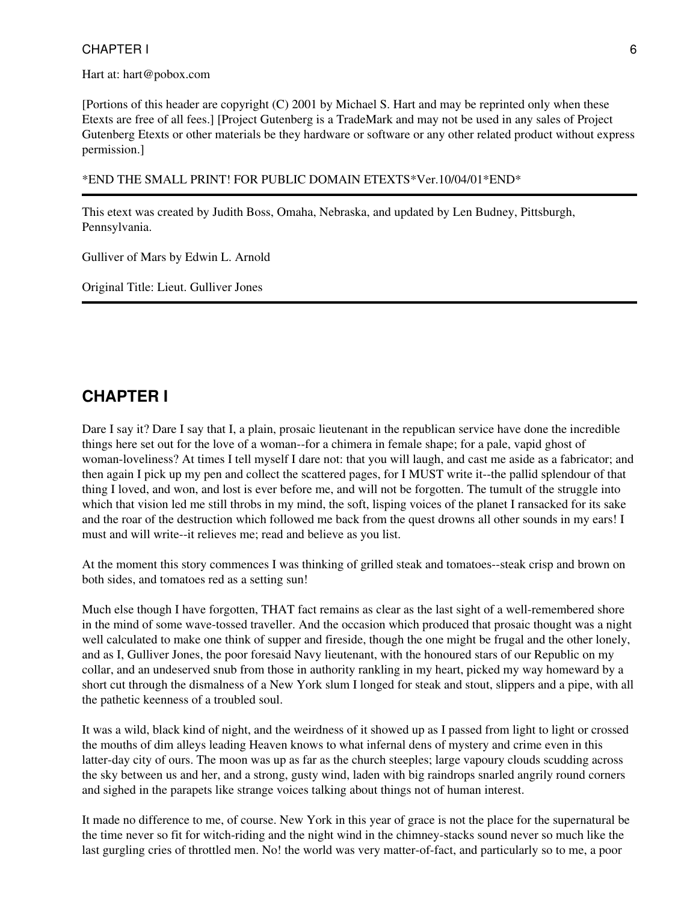Hart at: hart@pobox.com

[Portions of this header are copyright (C) 2001 by Michael S. Hart and may be reprinted only when these Etexts are free of all fees.] [Project Gutenberg is a TradeMark and may not be used in any sales of Project Gutenberg Etexts or other materials be they hardware or software or any other related product without express permission.]

*END THE SMALL PRINT! FOR PUBLIC DOMAIN ETEXTS*Ver.10/04/01*END*

---

This etext was created by Judith Boss, Omaha, Nebraska, and updated by Len Budney, Pittsburgh, Pennsylvania.

Gulliver of Mars by Edwin L. Arnold

Original Title: Lieut. Gulliver Jones

---

## CHAPTER I

Dare I say it? Dare I say that I, a plain, prosaic lieutenant in the republican service have done the incredible things here set out for the love of a woman--for a chimera in female shape; for a pale, vapid ghost of woman-loveliness? At times I tell myself I dare not: that you will laugh, and cast me aside as a fabricator; and then again I pick up my pen and collect the scattered pages, for I MUST write it--the pallid splendour of that thing I loved, and won, and lost is ever before me, and will not be forgotten. The tumult of the struggle into which that vision led me still throbs in my mind, the soft, lisping voices of the planet I ransacked for its sake and the roar of the destruction which followed me back from the quest drowns all other sounds in my ears! I must and will write--it relieves me; read and believe as you list.

At the moment this story commences I was thinking of grilled steak and tomatoes--steak crisp and brown on both sides, and tomatoes red as a setting sun!

Much else though I have forgotten, THAT fact remains as clear as the last sight of a well-remembered shore in the mind of some wave-tossed traveller. And the occasion which produced that prosaic thought was a night well calculated to make one think of supper and fireside, though the one might be frugal and the other lonely, and as I, Gulliver Jones, the poor foresaid Navy lieutenant, with the honoured stars of our Republic on my collar, and an undeserved snub from those in authority rankling in my heart, picked my way homeward by a short cut through the dismalness of a New York slum I longed for steak and stout, slippers and a pipe, with all the pathetic keenness of a troubled soul.

It was a wild, black kind of night, and the weirdness of it showed up as I passed from light to light or crossed the mouths of dim alleys leading Heaven knows to what infernal dens of mystery and crime even in this latter-day city of ours. The moon was up as far as the church steeples; large vapoury clouds scudding across the sky between us and her, and a strong, gusty wind, laden with big raindrops snarled angrily round corners and sighed in the parapets like strange voices talking about things not of human interest.

It made no difference to me, of course. New York in this year of grace is not the place for the supernatural be the time never so fit for witch-riding and the night wind in the chimney-stacks sound never so much like the last gurgling cries of throttled men. No! the world was very matter-of-fact, and particularly so to me, a poor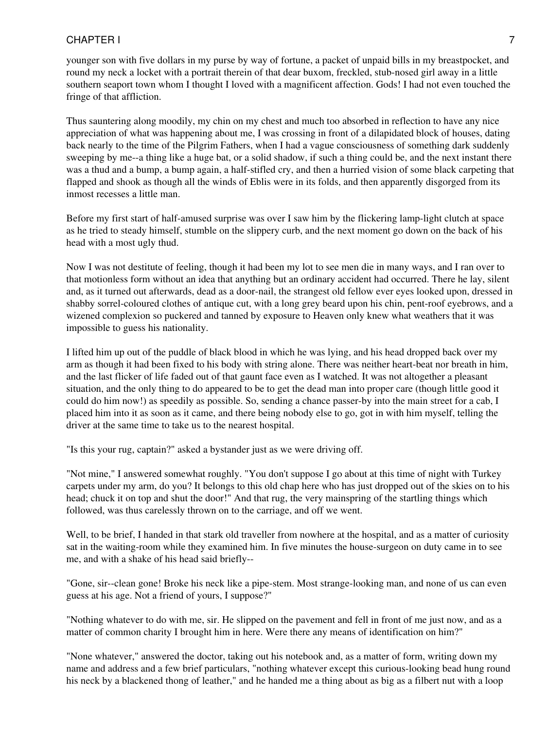younger son with five dollars in my purse by way of fortune, a packet of unpaid bills in my breastpocket, and round my neck a locket with a portrait therein of that dear buxom, freckled, stub-nosed girl away in a little southern seaport town whom I thought I loved with a magnificent affection. Gods! I had not even touched the fringe of that affliction.

Thus sauntering along moodily, my chin on my chest and much too absorbed in reflection to have any nice appreciation of what was happening about me, I was crossing in front of a dilapidated block of houses, dating back nearly to the time of the Pilgrim Fathers, when I had a vague consciousness of something dark suddenly sweeping by me--a thing like a huge bat, or a solid shadow, if such a thing could be, and the next instant there was a thud and a bump, a bump again, a half-stifled cry, and then a hurried vision of some black carpeting that flapped and shook as though all the winds of Eblis were in its folds, and then apparently disgorged from its inmost recesses a little man.

Before my first start of half-amused surprise was over I saw him by the flickering lamp-light clutch at space as he tried to steady himself, stumble on the slippery curb, and the next moment go down on the back of his head with a most ugly thud.

Now I was not destitute of feeling, though it had been my lot to see men die in many ways, and I ran over to that motionless form without an idea that anything but an ordinary accident had occurred. There he lay, silent and, as it turned out afterwards, dead as a door-nail, the strangest old fellow ever eyes looked upon, dressed in shabby sorrel-coloured clothes of antique cut, with a long grey beard upon his chin, pent-roof eyebrows, and a wizened complexion so puckered and tanned by exposure to Heaven only knew what weathers that it was impossible to guess his nationality.

I lifted him up out of the puddle of black blood in which he was lying, and his head dropped back over my arm as though it had been fixed to his body with string alone. There was neither heart-beat nor breath in him, and the last flicker of life faded out of that gaunt face even as I watched. It was not altogether a pleasant situation, and the only thing to do appeared to be to get the dead man into proper care (though little good it could do him now!) as speedily as possible. So, sending a chance passer-by into the main street for a cab, I placed him into it as soon as it came, and there being nobody else to go, got in with him myself, telling the driver at the same time to take us to the nearest hospital.

"Is this your rug, captain?" asked a bystander just as we were driving off.

"Not mine," I answered somewhat roughly. "You don't suppose I go about at this time of night with Turkey carpets under my arm, do you? It belongs to this old chap here who has just dropped out of the skies on to his head; chuck it on top and shut the door!" And that rug, the very mainspring of the startling things which followed, was thus carelessly thrown on to the carriage, and off we went.

Well, to be brief, I handed in that stark old traveller from nowhere at the hospital, and as a matter of curiosity sat in the waiting-room while they examined him. In five minutes the house-surgeon on duty came in to see me, and with a shake of his head said briefly--

"Gone, sir--clean gone! Broke his neck like a pipe-stem. Most strange-looking man, and none of us can even guess at his age. Not a friend of yours, I suppose?"

"Nothing whatever to do with me, sir. He slipped on the pavement and fell in front of me just now, and as a matter of common charity I brought him in here. Were there any means of identification on him?"

"None whatever," answered the doctor, taking out his notebook and, as a matter of form, writing down my name and address and a few brief particulars, "nothing whatever except this curious-looking bead hung round his neck by a blackened thong of leather," and he handed me a thing about as big as a filbert nut with a loop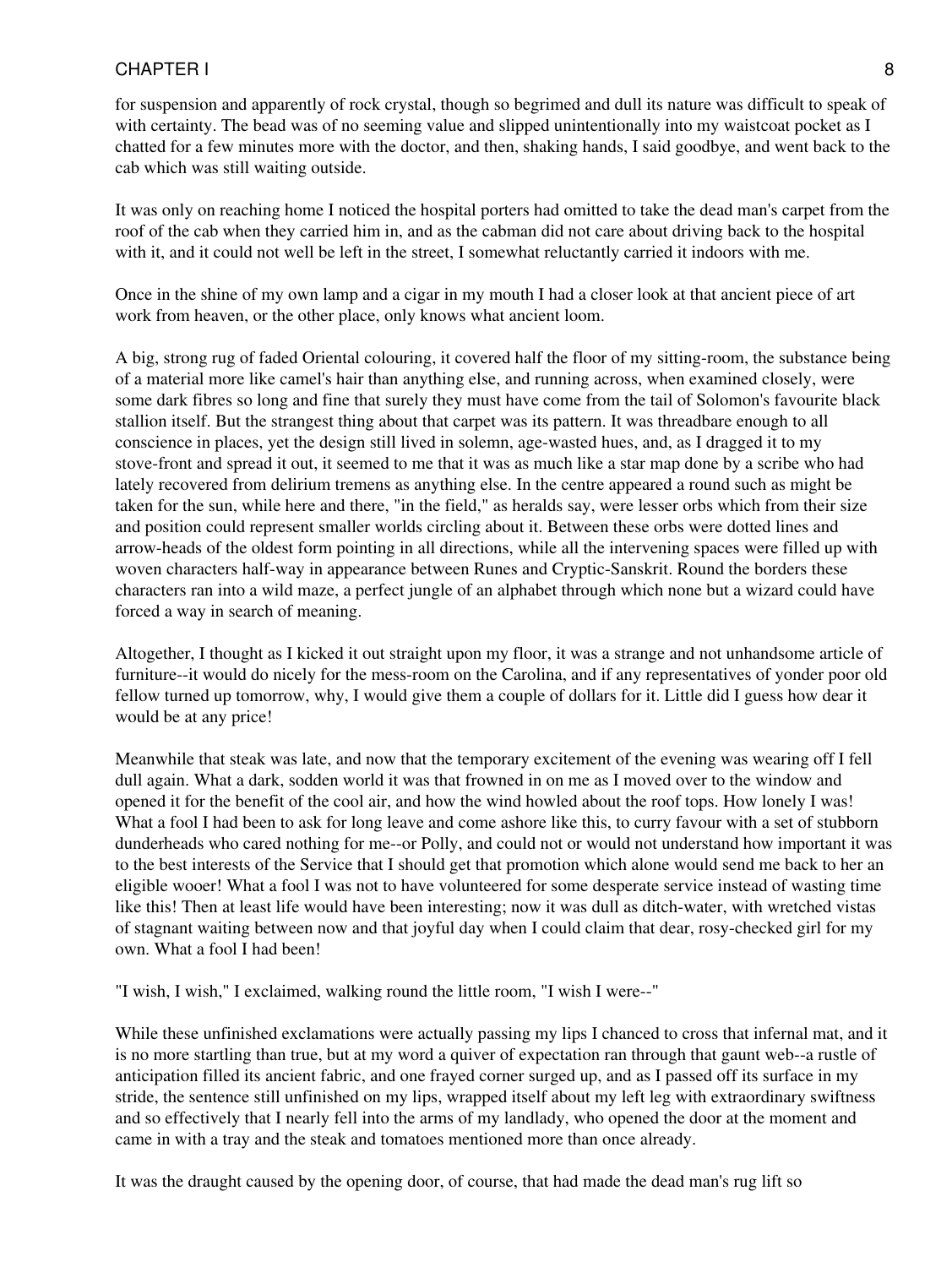for suspension and apparently of rock crystal, though so begrimed and dull its nature was difficult to speak of with certainty. The bead was of no seeming value and slipped unintentionally into my waistcoat pocket as I chatted for a few minutes more with the doctor, and then, shaking hands, I said goodbye, and went back to the cab which was still waiting outside.

It was only on reaching home I noticed the hospital porters had omitted to take the dead man's carpet from the roof of the cab when they carried him in, and as the cabman did not care about driving back to the hospital with it, and it could not well be left in the street, I somewhat reluctantly carried it indoors with me.

Once in the shine of my own lamp and a cigar in my mouth I had a closer look at that ancient piece of art work from heaven, or the other place, only knows what ancient loom.

A big, strong rug of faded Oriental colouring, it covered half the floor of my sitting-room, the substance being of a material more like camel's hair than anything else, and running across, when examined closely, were some dark fibres so long and fine that surely they must have come from the tail of Solomon's favourite black stallion itself. But the strangest thing about that carpet was its pattern. It was threadbare enough to all conscience in places, yet the design still lived in solemn, age-wasted hues, and, as I dragged it to my stove-front and spread it out, it seemed to me that it was as much like a star map done by a scribe who had lately recovered from delirium tremens as anything else. In the centre appeared a round such as might be taken for the sun, while here and there, "in the field," as heralds say, were lesser orbs which from their size and position could represent smaller worlds circling about it. Between these orbs were dotted lines and arrow-heads of the oldest form pointing in all directions, while all the intervening spaces were filled up with woven characters half-way in appearance between Runes and Cryptic-Sanskrit. Round the borders these characters ran into a wild maze, a perfect jungle of an alphabet through which none but a wizard could have forced a way in search of meaning.

Altogether, I thought as I kicked it out straight upon my floor, it was a strange and not unhandsome article of furniture--it would do nicely for the mess-room on the Carolina, and if any representatives of yonder poor old fellow turned up tomorrow, why, I would give them a couple of dollars for it. Little did I guess how dear it would be at any price!

Meanwhile that steak was late, and now that the temporary excitement of the evening was wearing off I fell dull again. What a dark, sodden world it was that frowned in on me as I moved over to the window and opened it for the benefit of the cool air, and how the wind howled about the roof tops. How lonely I was! What a fool I had been to ask for long leave and come ashore like this, to curry favour with a set of stubborn dunderheads who cared nothing for me--or Polly, and could not or would not understand how important it was to the best interests of the Service that I should get that promotion which alone would send me back to her an eligible wooer! What a fool I was not to have volunteered for some desperate service instead of wasting time like this! Then at least life would have been interesting; now it was dull as ditch-water, with wretched vistas of stagnant waiting between now and that joyful day when I could claim that dear, rosy-checked girl for my own. What a fool I had been!

"I wish, I wish," I exclaimed, walking round the little room, "I wish I were--"

While these unfinished exclamations were actually passing my lips I chanced to cross that infernal mat, and it is no more startling than true, but at my word a quiver of expectation ran through that gaunt web--a rustle of anticipation filled its ancient fabric, and one frayed corner surged up, and as I passed off its surface in my stride, the sentence still unfinished on my lips, wrapped itself about my left leg with extraordinary swiftness and so effectively that I nearly fell into the arms of my landlady, who opened the door at the moment and came in with a tray and the steak and tomatoes mentioned more than once already.

It was the draught caused by the opening door, of course, that had made the dead man's rug lift so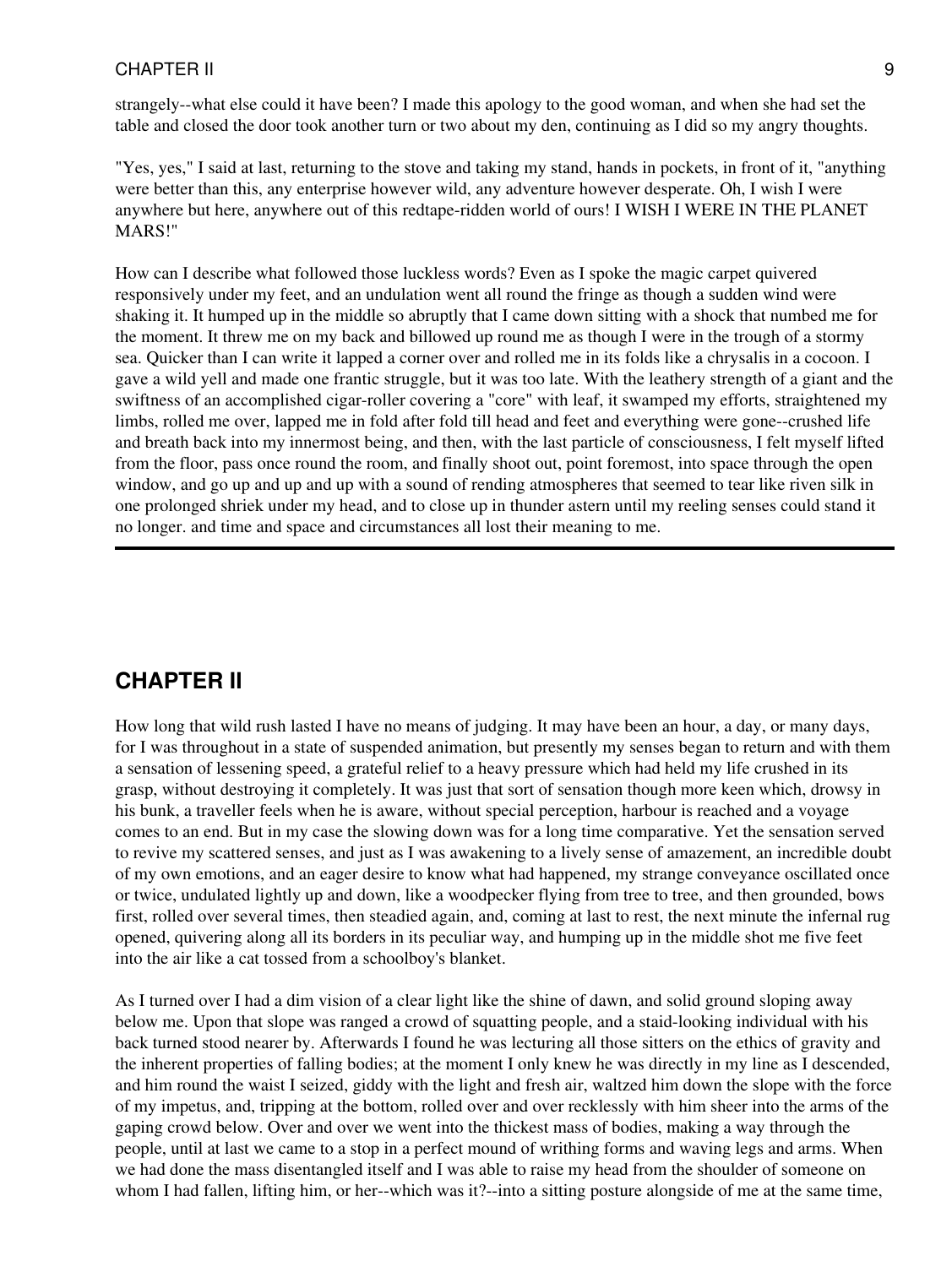strangely--what else could it have been? I made this apology to the good woman, and when she had set the table and closed the door took another turn or two about my den, continuing as I did so my angry thoughts.

"Yes, yes," I said at last, returning to the stove and taking my stand, hands in pockets, in front of it, "anything were better than this, any enterprise however wild, any adventure however desperate. Oh, I wish I were anywhere but here, anywhere out of this redtape-ridden world of ours! I WISH I WERE IN THE PLANET MARS!"

How can I describe what followed those luckless words? Even as I spoke the magic carpet quivered responsively under my feet, and an undulation went all round the fringe as though a sudden wind were shaking it. It humped up in the middle so abruptly that I came down sitting with a shock that numbed me for the moment. It threw me on my back and billowed up round me as though I were in the trough of a stormy sea. Quicker than I can write it lapped a corner over and rolled me in its folds like a chrysalis in a cocoon. I gave a wild yell and made one frantic struggle, but it was too late. With the leathery strength of a giant and the swiftness of an accomplished cigar-roller covering a "core" with leaf, it swamped my efforts, straightened my limbs, rolled me over, lapped me in fold after fold till head and feet and everything were gone--crushed life and breath back into my innermost being, and then, with the last particle of consciousness, I felt myself lifted from the floor, pass once round the room, and finally shoot out, point foremost, into space through the open window, and go up and up and up with a sound of rending atmospheres that seemed to tear like riven silk in one prolonged shriek under my head, and to close up in thunder astern until my reeling senses could stand it no longer. and time and space and circumstances all lost their meaning to me.

---

## CHAPTER II

How long that wild rush lasted I have no means of judging. It may have been an hour, a day, or many days, for I was throughout in a state of suspended animation, but presently my senses began to return and with them a sensation of lessening speed, a grateful relief to a heavy pressure which had held my life crushed in its grasp, without destroying it completely. It was just that sort of sensation though more keen which, drowsy in his bunk, a traveller feels when he is aware, without special perception, harbour is reached and a voyage comes to an end. But in my case the slowing down was for a long time comparative. Yet the sensation served to revive my scattered senses, and just as I was awakening to a lively sense of amazement, an incredible doubt of my own emotions, and an eager desire to know what had happened, my strange conveyance oscillated once or twice, undulated lightly up and down, like a woodpecker flying from tree to tree, and then grounded, bows first, rolled over several times, then steadied again, and, coming at last to rest, the next minute the infernal rug opened, quivering along all its borders in its peculiar way, and humping up in the middle shot me five feet into the air like a cat tossed from a schoolboy's blanket.

As I turned over I had a dim vision of a clear light like the shine of dawn, and solid ground sloping away below me. Upon that slope was ranged a crowd of squatting people, and a staid-looking individual with his back turned stood nearer by. Afterwards I found he was lecturing all those sitters on the ethics of gravity and the inherent properties of falling bodies; at the moment I only knew he was directly in my line as I descended, and him round the waist I seized, giddy with the light and fresh air, waltzed him down the slope with the force of my impetus, and, tripping at the bottom, rolled over and over recklessly with him sheer into the arms of the gaping crowd below. Over and over we went into the thickest mass of bodies, making a way through the people, until at last we came to a stop in a perfect mound of writhing forms and waving legs and arms. When we had done the mass disentangled itself and I was able to raise my head from the shoulder of someone on whom I had fallen, lifting him, or her--which was it?--into a sitting posture alongside of me at the same time,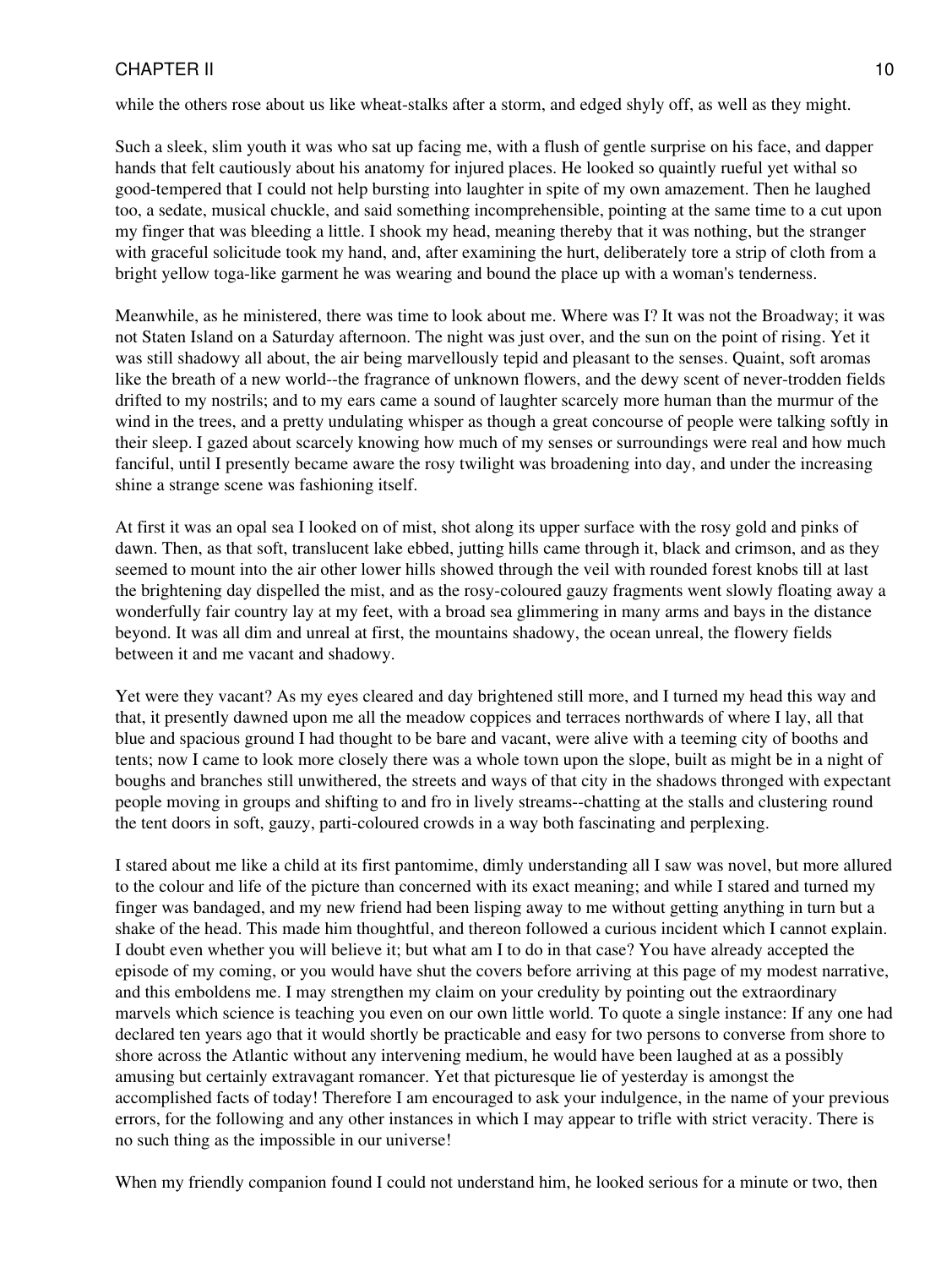while the others rose about us like wheat-stalks after a storm, and edged shyly off, as well as they might.

Such a sleek, slim youth it was who sat up facing me, with a flush of gentle surprise on his face, and dapper hands that felt cautiously about his anatomy for injured places. He looked so quaintly rueful yet withal so good-tempered that I could not help bursting into laughter in spite of my own amazement. Then he laughed too, a sedate, musical chuckle, and said something incomprehensible, pointing at the same time to a cut upon my finger that was bleeding a little. I shook my head, meaning thereby that it was nothing, but the stranger with graceful solicitude took my hand, and, after examining the hurt, deliberately tore a strip of cloth from a bright yellow toga-like garment he was wearing and bound the place up with a woman's tenderness.

Meanwhile, as he ministered, there was time to look about me. Where was I? It was not the Broadway; it was not Staten Island on a Saturday afternoon. The night was just over, and the sun on the point of rising. Yet it was still shadowy all about, the air being marvellously tepid and pleasant to the senses. Quaint, soft aromas like the breath of a new world--the fragrance of unknown flowers, and the dewy scent of never-trodden fields drifted to my nostrils; and to my ears came a sound of laughter scarcely more human than the murmur of the wind in the trees, and a pretty undulating whisper as though a great concourse of people were talking softly in their sleep. I gazed about scarcely knowing how much of my senses or surroundings were real and how much fanciful, until I presently became aware the rosy twilight was broadening into day, and under the increasing shine a strange scene was fashioning itself.

At first it was an opal sea I looked on of mist, shot along its upper surface with the rosy gold and pinks of dawn. Then, as that soft, translucent lake ebbed, jutting hills came through it, black and crimson, and as they seemed to mount into the air other lower hills showed through the veil with rounded forest knobs till at last the brightening day dispelled the mist, and as the rosy-coloured gauzy fragments went slowly floating away a wonderfully fair country lay at my feet, with a broad sea glimmering in many arms and bays in the distance beyond. It was all dim and unreal at first, the mountains shadowy, the ocean unreal, the flowery fields between it and me vacant and shadowy.

Yet were they vacant? As my eyes cleared and day brightened still more, and I turned my head this way and that, it presently dawned upon me all the meadow coppices and terraces northwards of where I lay, all that blue and spacious ground I had thought to be bare and vacant, were alive with a teeming city of booths and tents; now I came to look more closely there was a whole town upon the slope, built as might be in a night of boughs and branches still unwithered, the streets and ways of that city in the shadows thronged with expectant people moving in groups and shifting to and fro in lively streams--chatting at the stalls and clustering round the tent doors in soft, gauzy, parti-coloured crowds in a way both fascinating and perplexing.

I stared about me like a child at its first pantomime, dimly understanding all I saw was novel, but more allured to the colour and life of the picture than concerned with its exact meaning; and while I stared and turned my finger was bandaged, and my new friend had been lisping away to me without getting anything in turn but a shake of the head. This made him thoughtful, and thereon followed a curious incident which I cannot explain. I doubt even whether you will believe it; but what am I to do in that case? You have already accepted the episode of my coming, or you would have shut the covers before arriving at this page of my modest narrative, and this emboldens me. I may strengthen my claim on your credulity by pointing out the extraordinary marvels which science is teaching you even on our own little world. To quote a single instance: If any one had declared ten years ago that it would shortly be practicable and easy for two persons to converse from shore to shore across the Atlantic without any intervening medium, he would have been laughed at as a possibly amusing but certainly extravagant romancer. Yet that picturesque lie of yesterday is amongst the accomplished facts of today! Therefore I am encouraged to ask your indulgence, in the name of your previous errors, for the following and any other instances in which I may appear to trifle with strict veracity. There is no such thing as the impossible in our universe!

When my friendly companion found I could not understand him, he looked serious for a minute or two, then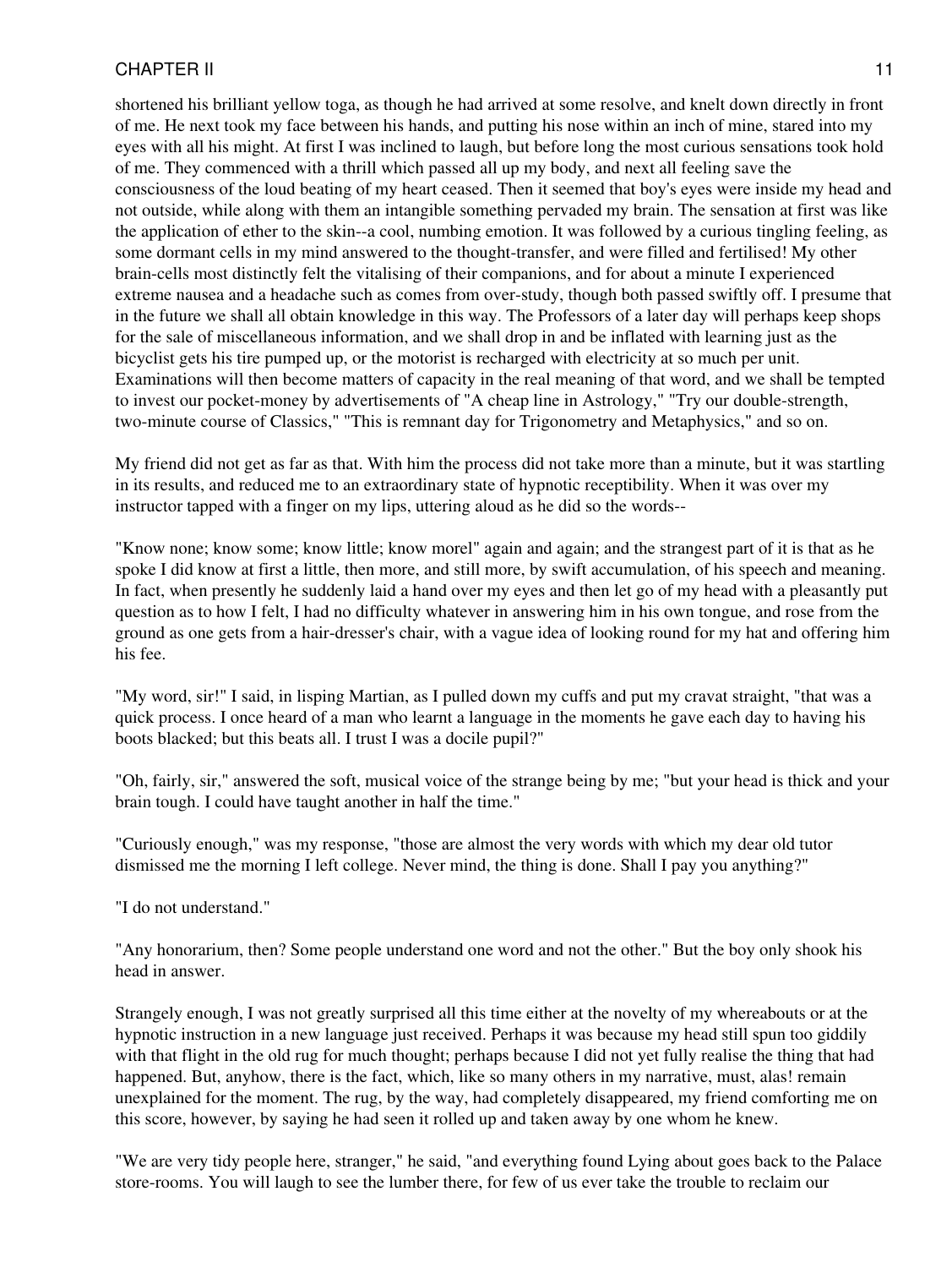shortened his brilliant yellow toga, as though he had arrived at some resolve, and knelt down directly in front of me. He next took my face between his hands, and putting his nose within an inch of mine, stared into my eyes with all his might. At first I was inclined to laugh, but before long the most curious sensations took hold of me. They commenced with a thrill which passed all up my body, and next all feeling save the consciousness of the loud beating of my heart ceased. Then it seemed that boy's eyes were inside my head and not outside, while along with them an intangible something pervaded my brain. The sensation at first was like the application of ether to the skin--a cool, numbing emotion. It was followed by a curious tingling feeling, as some dormant cells in my mind answered to the thought-transfer, and were filled and fertilised! My other brain-cells most distinctly felt the vitalising of their companions, and for about a minute I experienced extreme nausea and a headache such as comes from over-study, though both passed swiftly off. I presume that in the future we shall all obtain knowledge in this way. The Professors of a later day will perhaps keep shops for the sale of miscellaneous information, and we shall drop in and be inflated with learning just as the bicyclist gets his tire pumped up, or the motorist is recharged with electricity at so much per unit. Examinations will then become matters of capacity in the real meaning of that word, and we shall be tempted to invest our pocket-money by advertisements of "A cheap line in Astrology," "Try our double-strength, two-minute course of Classics," "This is remnant day for Trigonometry and Metaphysics," and so on.

My friend did not get as far as that. With him the process did not take more than a minute, but it was startling in its results, and reduced me to an extraordinary state of hypnotic receptibility. When it was over my instructor tapped with a finger on my lips, uttering aloud as he did so the words--

"Know none; know some; know little; know morel" again and again; and the strangest part of it is that as he spoke I did know at first a little, then more, and still more, by swift accumulation, of his speech and meaning. In fact, when presently he suddenly laid a hand over my eyes and then let go of my head with a pleasantly put question as to how I felt, I had no difficulty whatever in answering him in his own tongue, and rose from the ground as one gets from a hair-dresser's chair, with a vague idea of looking round for my hat and offering him his fee.

"My word, sir!" I said, in lisping Martian, as I pulled down my cuffs and put my cravat straight, "that was a quick process. I once heard of a man who learnt a language in the moments he gave each day to having his boots blacked; but this beats all. I trust I was a docile pupil?"

"Oh, fairly, sir," answered the soft, musical voice of the strange being by me; "but your head is thick and your brain tough. I could have taught another in half the time."

"Curiously enough," was my response, "those are almost the very words with which my dear old tutor dismissed me the morning I left college. Never mind, the thing is done. Shall I pay you anything?"

"I do not understand."

"Any honorarium, then? Some people understand one word and not the other." But the boy only shook his head in answer.

Strangely enough, I was not greatly surprised all this time either at the novelty of my whereabouts or at the hypnotic instruction in a new language just received. Perhaps it was because my head still spun too giddily with that flight in the old rug for much thought; perhaps because I did not yet fully realise the thing that had happened. But, anyhow, there is the fact, which, like so many others in my narrative, must, alas! remain unexplained for the moment. The rug, by the way, had completely disappeared, my friend comforting me on this score, however, by saying he had seen it rolled up and taken away by one whom he knew.

"We are very tidy people here, stranger," he said, "and everything found Lying about goes back to the Palace store-rooms. You will laugh to see the lumber there, for few of us ever take the trouble to reclaim our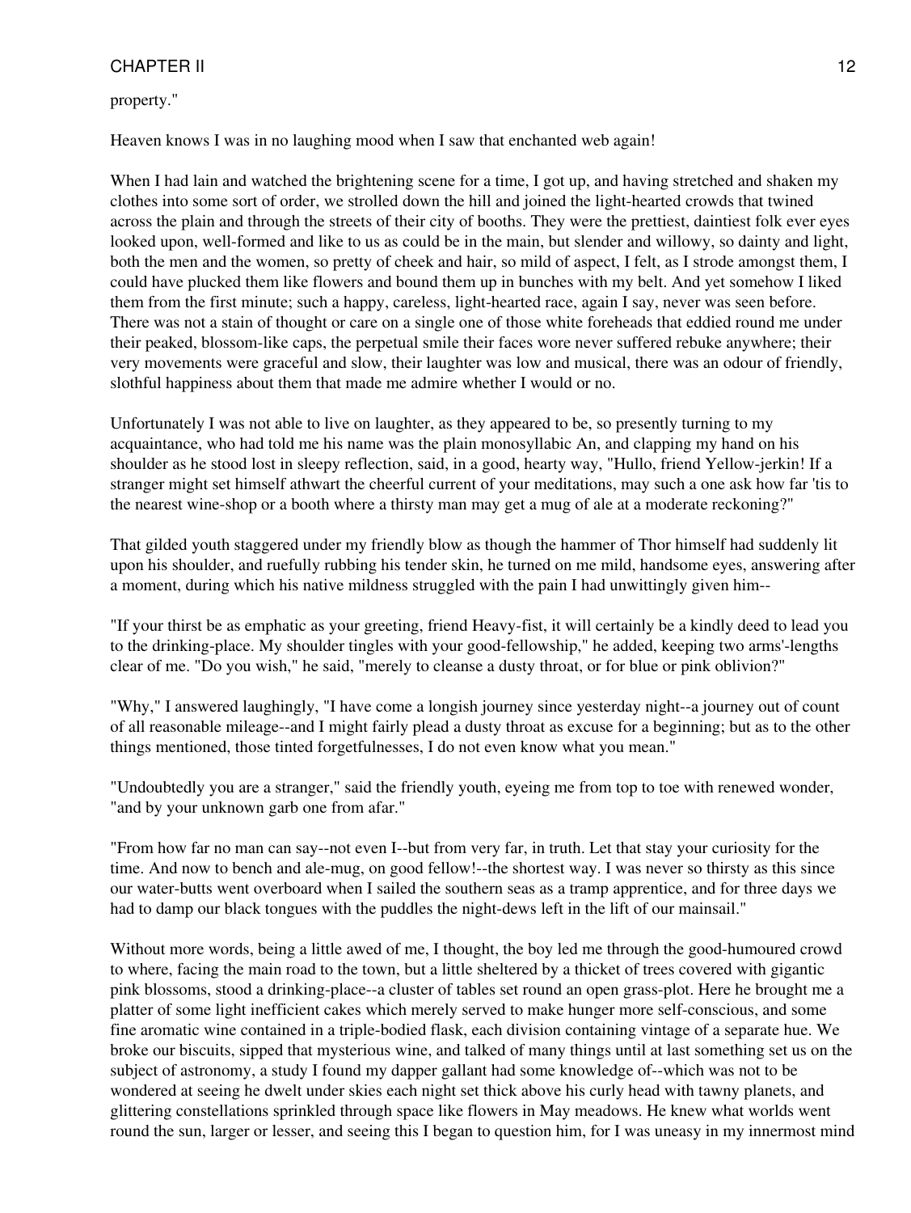property."

Heaven knows I was in no laughing mood when I saw that enchanted web again!

When I had lain and watched the brightening scene for a time, I got up, and having stretched and shaken my clothes into some sort of order, we strolled down the hill and joined the light-hearted crowds that twined across the plain and through the streets of their city of booths. They were the prettiest, daintiest folk ever eyes looked upon, well-formed and like to us as could be in the main, but slender and willowy, so dainty and light, both the men and the women, so pretty of cheek and hair, so mild of aspect, I felt, as I strode amongst them, I could have plucked them like flowers and bound them up in bunches with my belt. And yet somehow I liked them from the first minute; such a happy, careless, light-hearted race, again I say, never was seen before. There was not a stain of thought or care on a single one of those white foreheads that eddied round me under their peaked, blossom-like caps, the perpetual smile their faces wore never suffered rebuke anywhere; their very movements were graceful and slow, their laughter was low and musical, there was an odour of friendly, slothful happiness about them that made me admire whether I would or no.

Unfortunately I was not able to live on laughter, as they appeared to be, so presently turning to my acquaintance, who had told me his name was the plain monosyllabic An, and clapping my hand on his shoulder as he stood lost in sleepy reflection, said, in a good, hearty way, "Hullo, friend Yellow-jerkin! If a stranger might set himself athwart the cheerful current of your meditations, may such a one ask how far 'tis to the nearest wine-shop or a booth where a thirsty man may get a mug of ale at a moderate reckoning?"

That gilded youth staggered under my friendly blow as though the hammer of Thor himself had suddenly lit upon his shoulder, and ruefully rubbing his tender skin, he turned on me mild, handsome eyes, answering after a moment, during which his native mildness struggled with the pain I had unwittingly given him--

"If your thirst be as emphatic as your greeting, friend Heavy-fist, it will certainly be a kindly deed to lead you to the drinking-place. My shoulder tingles with your good-fellowship," he added, keeping two arms'-lengths clear of me. "Do you wish," he said, "merely to cleanse a dusty throat, or for blue or pink oblivion?"

"Why," I answered laughingly, "I have come a longish journey since yesterday night--a journey out of count of all reasonable mileage--and I might fairly plead a dusty throat as excuse for a beginning; but as to the other things mentioned, those tinted forgetfulnesses, I do not even know what you mean."

"Undoubtedly you are a stranger," said the friendly youth, eyeing me from top to toe with renewed wonder, "and by your unknown garb one from afar."

"From how far no man can say--not even I--but from very far, in truth. Let that stay your curiosity for the time. And now to bench and ale-mug, on good fellow!--the shortest way. I was never so thirsty as this since our water-butts went overboard when I sailed the southern seas as a tramp apprentice, and for three days we had to damp our black tongues with the puddles the night-dews left in the lift of our mainsail."

Without more words, being a little awed of me, I thought, the boy led me through the good-humoured crowd to where, facing the main road to the town, but a little sheltered by a thicket of trees covered with gigantic pink blossoms, stood a drinking-place--a cluster of tables set round an open grass-plot. Here he brought me a platter of some light inefficient cakes which merely served to make hunger more self-conscious, and some fine aromatic wine contained in a triple-bodied flask, each division containing vintage of a separate hue. We broke our biscuits, sipped that mysterious wine, and talked of many things until at last something set us on the subject of astronomy, a study I found my dapper gallant had some knowledge of--which was not to be wondered at seeing he dwelt under skies each night set thick above his curly head with tawny planets, and glittering constellations sprinkled through space like flowers in May meadows. He knew what worlds went round the sun, larger or lesser, and seeing this I began to question him, for I was uneasy in my innermost mind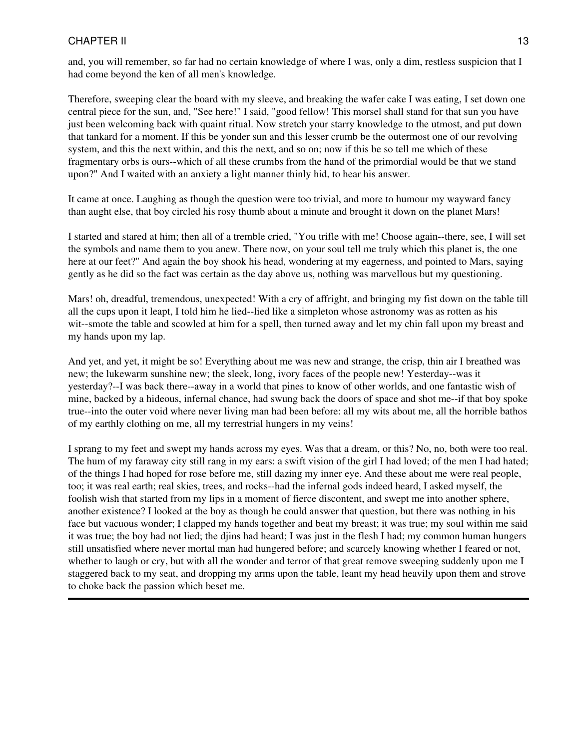and, you will remember, so far had no certain knowledge of where I was, only a dim, restless suspicion that I had come beyond the ken of all men's knowledge.

Therefore, sweeping clear the board with my sleeve, and breaking the wafer cake I was eating, I set down one central piece for the sun, and, "See here!" I said, "good fellow! This morsel shall stand for that sun you have just been welcoming back with quaint ritual. Now stretch your starry knowledge to the utmost, and put down that tankard for a moment. If this be yonder sun and this lesser crumb be the outermost one of our revolving system, and this the next within, and this the next, and so on; now if this be so tell me which of these fragmentary orbs is ours--which of all these crumbs from the hand of the primordial would be that we stand upon?" And I waited with an anxiety a light manner thinly hid, to hear his answer.

It came at once. Laughing as though the question were too trivial, and more to humour my wayward fancy than aught else, that boy circled his rosy thumb about a minute and brought it down on the planet Mars!

I started and stared at him; then all of a tremble cried, "You trifle with me! Choose again--there, see, I will set the symbols and name them to you anew. There now, on your soul tell me truly which this planet is, the one here at our feet?" And again the boy shook his head, wondering at my eagerness, and pointed to Mars, saying gently as he did so the fact was certain as the day above us, nothing was marvellous but my questioning.

Mars! oh, dreadful, tremendous, unexpected! With a cry of affright, and bringing my fist down on the table till all the cups upon it leapt, I told him he lied--lied like a simpleton whose astronomy was as rotten as his wit--smote the table and scowled at him for a spell, then turned away and let my chin fall upon my breast and my hands upon my lap.

And yet, and yet, it might be so! Everything about me was new and strange, the crisp, thin air I breathed was new; the lukewarm sunshine new; the sleek, long, ivory faces of the people new! Yesterday--was it yesterday?--I was back there--away in a world that pines to know of other worlds, and one fantastic wish of mine, backed by a hideous, infernal chance, had swung back the doors of space and shot me--if that boy spoke true--into the outer void where never living man had been before: all my wits about me, all the horrible bathos of my earthly clothing on me, all my terrestrial hungers in my veins!

I sprang to my feet and swept my hands across my eyes. Was that a dream, or this? No, no, both were too real. The hum of my faraway city still rang in my ears: a swift vision of the girl I had loved; of the men I had hated; of the things I had hoped for rose before me, still dazing my inner eye. And these about me were real people, too; it was real earth; real skies, trees, and rocks--had the infernal gods indeed heard, I asked myself, the foolish wish that started from my lips in a moment of fierce discontent, and swept me into another sphere, another existence? I looked at the boy as though he could answer that question, but there was nothing in his face but vacuous wonder; I clapped my hands together and beat my breast; it was true; my soul within me said it was true; the boy had not lied; the djins had heard; I was just in the flesh I had; my common human hungers still unsatisfied where never mortal man had hungered before; and scarcely knowing whether I feared or not, whether to laugh or cry, but with all the wonder and terror of that great remove sweeping suddenly upon me I staggered back to my seat, and dropping my arms upon the table, leant my head heavily upon them and strove to choke back the passion which beset me.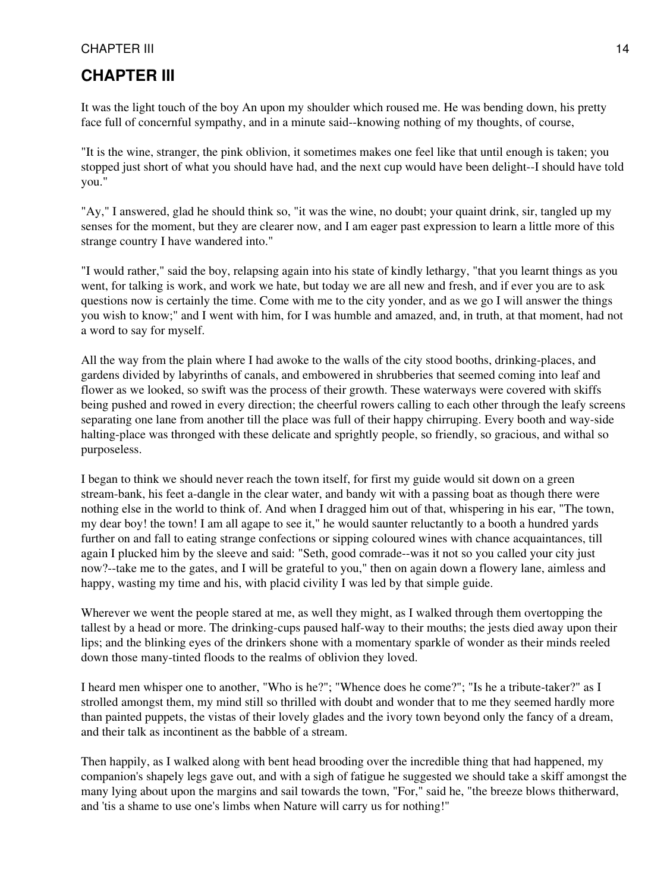## CHAPTER III

It was the light touch of the boy An upon my shoulder which roused me. He was bending down, his pretty face full of concernful sympathy, and in a minute said--knowing nothing of my thoughts, of course,

"It is the wine, stranger, the pink oblivion, it sometimes makes one feel like that until enough is taken; you stopped just short of what you should have had, and the next cup would have been delight--I should have told you."

"Ay," I answered, glad he should think so, "it was the wine, no doubt; your quaint drink, sir, tangled up my senses for the moment, but they are clearer now, and I am eager past expression to learn a little more of this strange country I have wandered into."

"I would rather," said the boy, relapsing again into his state of kindly lethargy, "that you learnt things as you went, for talking is work, and work we hate, but today we are all new and fresh, and if ever you are to ask questions now is certainly the time. Come with me to the city yonder, and as we go I will answer the things you wish to know;" and I went with him, for I was humble and amazed, and, in truth, at that moment, had not a word to say for myself.

All the way from the plain where I had awoke to the walls of the city stood booths, drinking-places, and gardens divided by labyrinths of canals, and embowered in shrubberies that seemed coming into leaf and flower as we looked, so swift was the process of their growth. These waterways were covered with skiffs being pushed and rowed in every direction; the cheerful rowers calling to each other through the leafy screens separating one lane from another till the place was full of their happy chirruping. Every booth and way-side halting-place was thronged with these delicate and sprightly people, so friendly, so gracious, and withal so purposeless.

I began to think we should never reach the town itself, for first my guide would sit down on a green stream-bank, his feet a-dangle in the clear water, and bandy wit with a passing boat as though there were nothing else in the world to think of. And when I dragged him out of that, whispering in his ear, "The town, my dear boy! the town! I am all agape to see it," he would saunter reluctantly to a booth a hundred yards further on and fall to eating strange confections or sipping coloured wines with chance acquaintances, till again I plucked him by the sleeve and said: "Seth, good comrade--was it not so you called your city just now?--take me to the gates, and I will be grateful to you," then on again down a flowery lane, aimless and happy, wasting my time and his, with placid civility I was led by that simple guide.

Wherever we went the people stared at me, as well they might, as I walked through them overtopping the tallest by a head or more. The drinking-cups paused half-way to their mouths; the jests died away upon their lips; and the blinking eyes of the drinkers shone with a momentary sparkle of wonder as their minds reeled down those many-tinted floods to the realms of oblivion they loved.

I heard men whisper one to another, "Who is he?"; "Whence does he come?"; "Is he a tribute-taker?" as I strolled amongst them, my mind still so thrilled with doubt and wonder that to me they seemed hardly more than painted puppets, the vistas of their lovely glades and the ivory town beyond only the fancy of a dream, and their talk as incontinent as the babble of a stream.

Then happily, as I walked along with bent head brooding over the incredible thing that had happened, my companion's shapely legs gave out, and with a sigh of fatigue he suggested we should take a skiff amongst the many lying about upon the margins and sail towards the town, "For," said he, "the breeze blows thitherward, and 'tis a shame to use one's limbs when Nature will carry us for nothing!"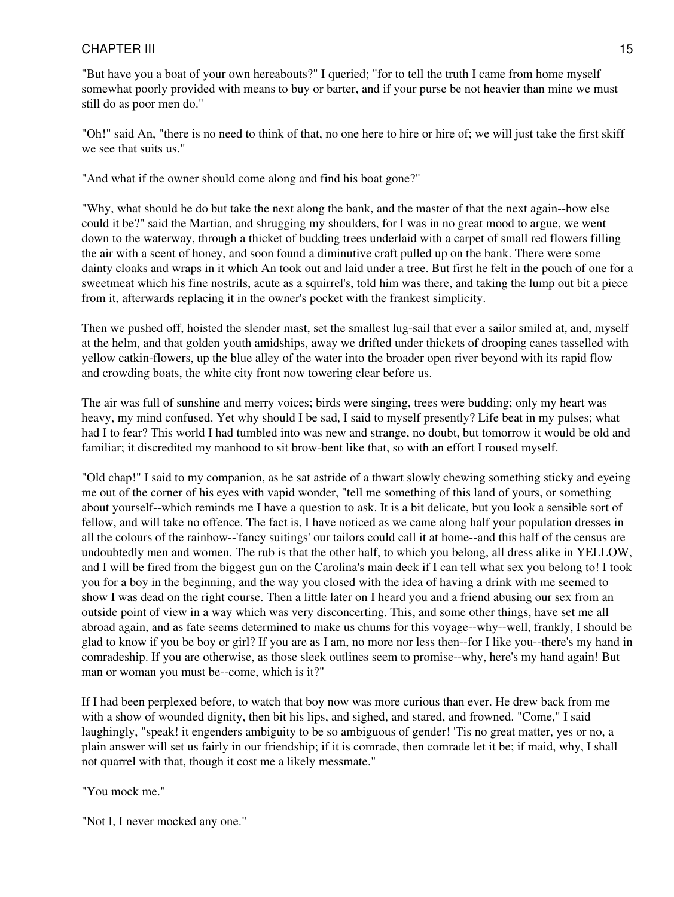"But have you a boat of your own hereabouts?" I queried; "for to tell the truth I came from home myself somewhat poorly provided with means to buy or barter, and if your purse be not heavier than mine we must still do as poor men do."

"Oh!" said An, "there is no need to think of that, no one here to hire or hire of; we will just take the first skiff we see that suits us."

"And what if the owner should come along and find his boat gone?"

"Why, what should he do but take the next along the bank, and the master of that the next again--how else could it be?" said the Martian, and shrugging my shoulders, for I was in no great mood to argue, we went down to the waterway, through a thicket of budding trees underlaid with a carpet of small red flowers filling the air with a scent of honey, and soon found a diminutive craft pulled up on the bank. There were some dainty cloaks and wraps in it which An took out and laid under a tree. But first he felt in the pouch of one for a sweetmeat which his fine nostrils, acute as a squirrel's, told him was there, and taking the lump out bit a piece from it, afterwards replacing it in the owner's pocket with the frankest simplicity.

Then we pushed off, hoisted the slender mast, set the smallest lug-sail that ever a sailor smiled at, and, myself at the helm, and that golden youth amidships, away we drifted under thickets of drooping canes tasselled with yellow catkin-flowers, up the blue alley of the water into the broader open river beyond with its rapid flow and crowding boats, the white city front now towering clear before us.

The air was full of sunshine and merry voices; birds were singing, trees were budding; only my heart was heavy, my mind confused. Yet why should I be sad, I said to myself presently? Life beat in my pulses; what had I to fear? This world I had tumbled into was new and strange, no doubt, but tomorrow it would be old and familiar; it discredited my manhood to sit brow-bent like that, so with an effort I roused myself.

"Old chap!" I said to my companion, as he sat astride of a thwart slowly chewing something sticky and eyeing me out of the corner of his eyes with vapid wonder, "tell me something of this land of yours, or something about yourself--which reminds me I have a question to ask. It is a bit delicate, but you look a sensible sort of fellow, and will take no offence. The fact is, I have noticed as we came along half your population dresses in all the colours of the rainbow--'fancy suitings' our tailors could call it at home--and this half of the census are undoubtedly men and women. The rub is that the other half, to which you belong, all dress alike in YELLOW, and I will be fired from the biggest gun on the Carolina's main deck if I can tell what sex you belong to! I took you for a boy in the beginning, and the way you closed with the idea of having a drink with me seemed to show I was dead on the right course. Then a little later on I heard you and a friend abusing our sex from an outside point of view in a way which was very disconcerting. This, and some other things, have set me all abroad again, and as fate seems determined to make us chums for this voyage--why--well, frankly, I should be glad to know if you be boy or girl? If you are as I am, no more nor less then--for I like you--there's my hand in comradeship. If you are otherwise, as those sleek outlines seem to promise--why, here's my hand again! But man or woman you must be--come, which is it?"

If I had been perplexed before, to watch that boy now was more curious than ever. He drew back from me with a show of wounded dignity, then bit his lips, and sighed, and stared, and frowned. "Come," I said laughingly, "speak! it engenders ambiguity to be so ambiguous of gender! 'Tis no great matter, yes or no, a plain answer will set us fairly in our friendship; if it is comrade, then comrade let it be; if maid, why, I shall not quarrel with that, though it cost me a likely messmate."

"You mock me."

"Not I, I never mocked any one."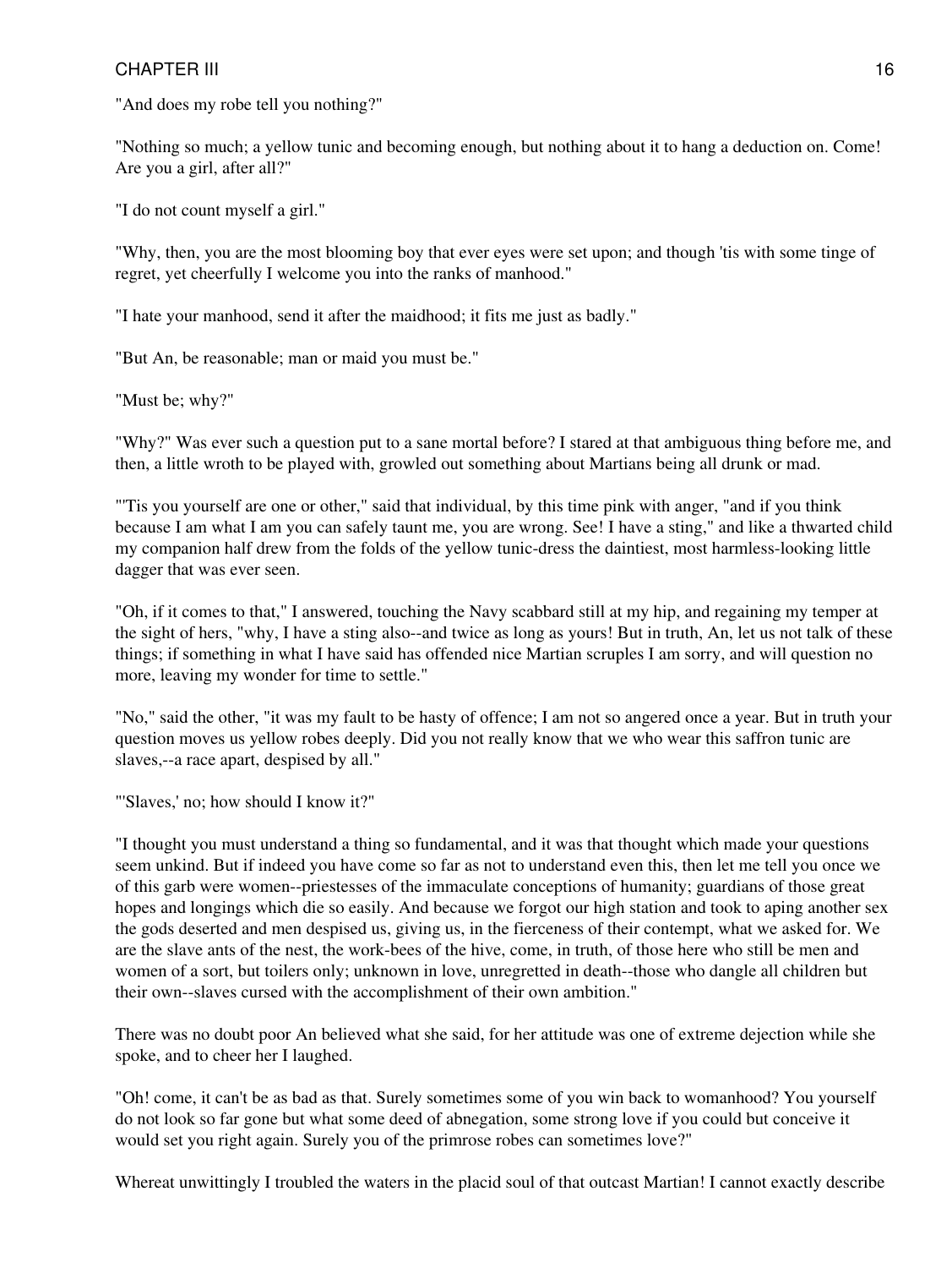"And does my robe tell you nothing?"

"Nothing so much; a yellow tunic and becoming enough, but nothing about it to hang a deduction on. Come! Are you a girl, after all?"

"I do not count myself a girl."

"Why, then, you are the most blooming boy that ever eyes were set upon; and though 'tis with some tinge of regret, yet cheerfully I welcome you into the ranks of manhood."

"I hate your manhood, send it after the maidhood; it fits me just as badly."

"But An, be reasonable; man or maid you must be."

"Must be; why?"

"Why?" Was ever such a question put to a sane mortal before? I stared at that ambiguous thing before me, and then, a little wroth to be played with, growled out something about Martians being all drunk or mad.

"'Tis you yourself are one or other," said that individual, by this time pink with anger, "and if you think because I am what I am you can safely taunt me, you are wrong. See! I have a sting," and like a thwarted child my companion half drew from the folds of the yellow tunic-dress the daintiest, most harmless-looking little dagger that was ever seen.

"Oh, if it comes to that," I answered, touching the Navy scabbard still at my hip, and regaining my temper at the sight of hers, "why, I have a sting also--and twice as long as yours! But in truth, An, let us not talk of these things; if something in what I have said has offended nice Martian scruples I am sorry, and will question no more, leaving my wonder for time to settle."

"No," said the other, "it was my fault to be hasty of offence; I am not so angered once a year. But in truth your question moves us yellow robes deeply. Did you not really know that we who wear this saffron tunic are slaves,--a race apart, despised by all."

"'Slaves,' no; how should I know it?"

"I thought you must understand a thing so fundamental, and it was that thought which made your questions seem unkind. But if indeed you have come so far as not to understand even this, then let me tell you once we of this garb were women--priestesses of the immaculate conceptions of humanity; guardians of those great hopes and longings which die so easily. And because we forgot our high station and took to aping another sex the gods deserted and men despised us, giving us, in the fierceness of their contempt, what we asked for. We are the slave ants of the nest, the work-bees of the hive, come, in truth, of those here who still be men and women of a sort, but toilers only; unknown in love, unregretted in death--those who dangle all children but their own--slaves cursed with the accomplishment of their own ambition."

There was no doubt poor An believed what she said, for her attitude was one of extreme dejection while she spoke, and to cheer her I laughed.

"Oh! come, it can't be as bad as that. Surely sometimes some of you win back to womanhood? You yourself do not look so far gone but what some deed of abnegation, some strong love if you could but conceive it would set you right again. Surely you of the primrose robes can sometimes love?"

Whereat unwittingly I troubled the waters in the placid soul of that outcast Martian! I cannot exactly describe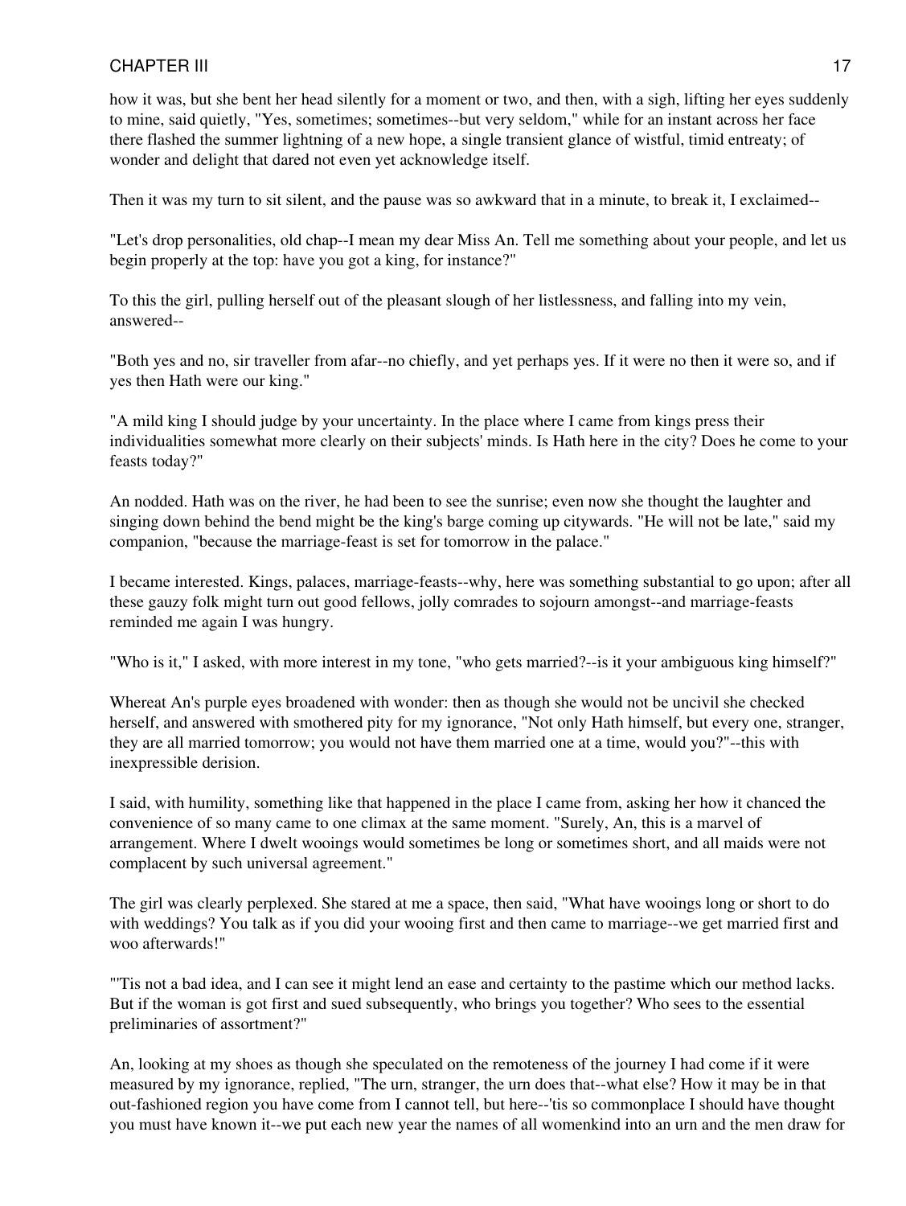how it was, but she bent her head silently for a moment or two, and then, with a sigh, lifting her eyes suddenly to mine, said quietly, "Yes, sometimes; sometimes--but very seldom," while for an instant across her face there flashed the summer lightning of a new hope, a single transient glance of wistful, timid entreaty; of wonder and delight that dared not even yet acknowledge itself.

Then it was my turn to sit silent, and the pause was so awkward that in a minute, to break it, I exclaimed--

"Let's drop personalities, old chap--I mean my dear Miss An. Tell me something about your people, and let us begin properly at the top: have you got a king, for instance?"

To this the girl, pulling herself out of the pleasant slough of her listlessness, and falling into my vein, answered--

"Both yes and no, sir traveller from afar--no chiefly, and yet perhaps yes. If it were no then it were so, and if yes then Hath were our king."

"A mild king I should judge by your uncertainty. In the place where I came from kings press their individualities somewhat more clearly on their subjects' minds. Is Hath here in the city? Does he come to your feasts today?"

An nodded. Hath was on the river, he had been to see the sunrise; even now she thought the laughter and singing down behind the bend might be the king's barge coming up citywards. "He will not be late," said my companion, "because the marriage-feast is set for tomorrow in the palace."

I became interested. Kings, palaces, marriage-feasts--why, here was something substantial to go upon; after all these gauzy folk might turn out good fellows, jolly comrades to sojourn amongst--and marriage-feasts reminded me again I was hungry.

"Who is it," I asked, with more interest in my tone, "who gets married?--is it your ambiguous king himself?"

Whereat An's purple eyes broadened with wonder: then as though she would not be uncivil she checked herself, and answered with smothered pity for my ignorance, "Not only Hath himself, but every one, stranger, they are all married tomorrow; you would not have them married one at a time, would you?"--this with inexpressible derision.

I said, with humility, something like that happened in the place I came from, asking her how it chanced the convenience of so many came to one climax at the same moment. "Surely, An, this is a marvel of arrangement. Where I dwelt wooings would sometimes be long or sometimes short, and all maids were not complacent by such universal agreement."

The girl was clearly perplexed. She stared at me a space, then said, "What have wooings long or short to do with weddings? You talk as if you did your wooing first and then came to marriage--we get married first and woo afterwards!"

"'Tis not a bad idea, and I can see it might lend an ease and certainty to the pastime which our method lacks. But if the woman is got first and sued subsequently, who brings you together? Who sees to the essential preliminaries of assortment?"

An, looking at my shoes as though she speculated on the remoteness of the journey I had come if it were measured by my ignorance, replied, "The urn, stranger, the urn does that--what else? How it may be in that out-fashioned region you have come from I cannot tell, but here--'tis so commonplace I should have thought you must have known it--we put each new year the names of all womenkind into an urn and the men draw for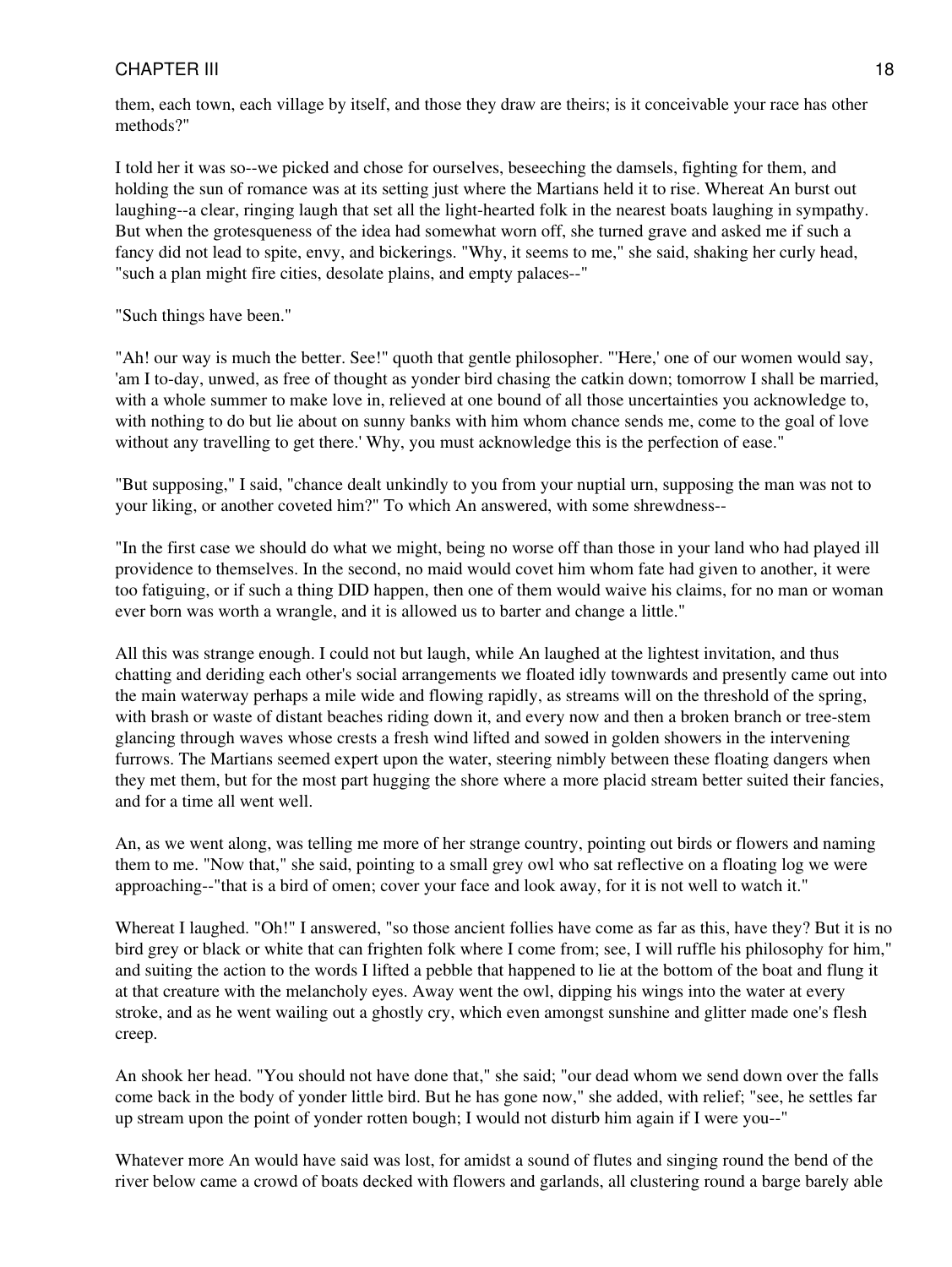them, each town, each village by itself, and those they draw are theirs; is it conceivable your race has other methods?"

I told her it was so--we picked and chose for ourselves, beseeching the damsels, fighting for them, and holding the sun of romance was at its setting just where the Martians held it to rise. Whereat An burst out laughing--a clear, ringing laugh that set all the light-hearted folk in the nearest boats laughing in sympathy. But when the grotesqueness of the idea had somewhat worn off, she turned grave and asked me if such a fancy did not lead to spite, envy, and bickerings. "Why, it seems to me," she said, shaking her curly head, "such a plan might fire cities, desolate plains, and empty palaces--"

"Such things have been."

"Ah! our way is much the better. See!" quoth that gentle philosopher. "'Here,' one of our women would say, 'am I to-day, unwed, as free of thought as yonder bird chasing the catkin down; tomorrow I shall be married, with a whole summer to make love in, relieved at one bound of all those uncertainties you acknowledge to, with nothing to do but lie about on sunny banks with him whom chance sends me, come to the goal of love without any travelling to get there.' Why, you must acknowledge this is the perfection of ease."

"But supposing," I said, "chance dealt unkindly to you from your nuptial urn, supposing the man was not to your liking, or another coveted him?" To which An answered, with some shrewdness--

"In the first case we should do what we might, being no worse off than those in your land who had played ill providence to themselves. In the second, no maid would covet him whom fate had given to another, it were too fatiguing, or if such a thing DID happen, then one of them would waive his claims, for no man or woman ever born was worth a wrangle, and it is allowed us to barter and change a little."

All this was strange enough. I could not but laugh, while An laughed at the lightest invitation, and thus chatting and deriding each other's social arrangements we floated idly townwards and presently came out into the main waterway perhaps a mile wide and flowing rapidly, as streams will on the threshold of the spring, with brash or waste of distant beaches riding down it, and every now and then a broken branch or tree-stem glancing through waves whose crests a fresh wind lifted and sowed in golden showers in the intervening furrows. The Martians seemed expert upon the water, steering nimbly between these floating dangers when they met them, but for the most part hugging the shore where a more placid stream better suited their fancies, and for a time all went well.

An, as we went along, was telling me more of her strange country, pointing out birds or flowers and naming them to me. "Now that," she said, pointing to a small grey owl who sat reflective on a floating log we were approaching--"that is a bird of omen; cover your face and look away, for it is not well to watch it."

Whereat I laughed. "Oh!" I answered, "so those ancient follies have come as far as this, have they? But it is no bird grey or black or white that can frighten folk where I come from; see, I will ruffle his philosophy for him," and suiting the action to the words I lifted a pebble that happened to lie at the bottom of the boat and flung it at that creature with the melancholy eyes. Away went the owl, dipping his wings into the water at every stroke, and as he went wailing out a ghostly cry, which even amongst sunshine and glitter made one's flesh creep.

An shook her head. "You should not have done that," she said; "our dead whom we send down over the falls come back in the body of yonder little bird. But he has gone now," she added, with relief; "see, he settles far up stream upon the point of yonder rotten bough; I would not disturb him again if I were you--"

Whatever more An would have said was lost, for amidst a sound of flutes and singing round the bend of the river below came a crowd of boats decked with flowers and garlands, all clustering round a barge barely able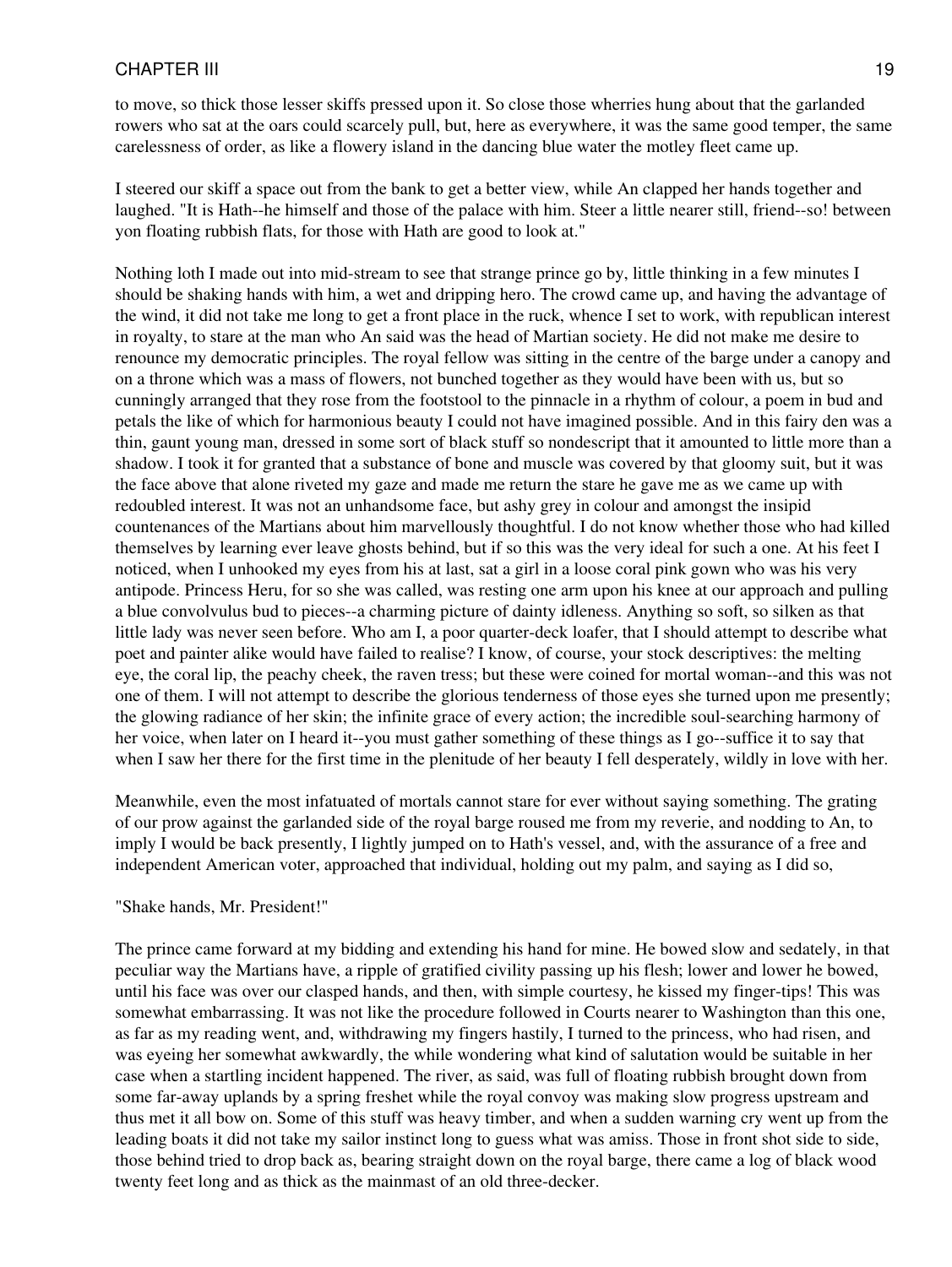to move, so thick those lesser skiffs pressed upon it. So close those wherries hung about that the garlanded rowers who sat at the oars could scarcely pull, but, here as everywhere, it was the same good temper, the same carelessness of order, as like a flowery island in the dancing blue water the motley fleet came up.

I steered our skiff a space out from the bank to get a better view, while An clapped her hands together and laughed. "It is Hath--he himself and those of the palace with him. Steer a little nearer still, friend--so! between yon floating rubbish flats, for those with Hath are good to look at."

Nothing loth I made out into mid-stream to see that strange prince go by, little thinking in a few minutes I should be shaking hands with him, a wet and dripping hero. The crowd came up, and having the advantage of the wind, it did not take me long to get a front place in the ruck, whence I set to work, with republican interest in royalty, to stare at the man who An said was the head of Martian society. He did not make me desire to renounce my democratic principles. The royal fellow was sitting in the centre of the barge under a canopy and on a throne which was a mass of flowers, not bunched together as they would have been with us, but so cunningly arranged that they rose from the footstool to the pinnacle in a rhythm of colour, a poem in bud and petals the like of which for harmonious beauty I could not have imagined possible. And in this fairy den was a thin, gaunt young man, dressed in some sort of black stuff so nondescript that it amounted to little more than a shadow. I took it for granted that a substance of bone and muscle was covered by that gloomy suit, but it was the face above that alone riveted my gaze and made me return the stare he gave me as we came up with redoubled interest. It was not an unhandsome face, but ashy grey in colour and amongst the insipid countenances of the Martians about him marvellously thoughtful. I do not know whether those who had killed themselves by learning ever leave ghosts behind, but if so this was the very ideal for such a one. At his feet I noticed, when I unhooked my eyes from his at last, sat a girl in a loose coral pink gown who was his very antipode. Princess Heru, for so she was called, was resting one arm upon his knee at our approach and pulling a blue convolvulus bud to pieces--a charming picture of dainty idleness. Anything so soft, so silken as that little lady was never seen before. Who am I, a poor quarter-deck loafer, that I should attempt to describe what poet and painter alike would have failed to realise? I know, of course, your stock descriptives: the melting eye, the coral lip, the peachy cheek, the raven tress; but these were coined for mortal woman--and this was not one of them. I will not attempt to describe the glorious tenderness of those eyes she turned upon me presently; the glowing radiance of her skin; the infinite grace of every action; the incredible soul-searching harmony of her voice, when later on I heard it--you must gather something of these things as I go--suffice it to say that when I saw her there for the first time in the plenitude of her beauty I fell desperately, wildly in love with her.

Meanwhile, even the most infatuated of mortals cannot stare for ever without saying something. The grating of our prow against the garlanded side of the royal barge roused me from my reverie, and nodding to An, to imply I would be back presently, I lightly jumped on to Hath's vessel, and, with the assurance of a free and independent American voter, approached that individual, holding out my palm, and saying as I did so,

"Shake hands, Mr. President!"

The prince came forward at my bidding and extending his hand for mine. He bowed slow and sedately, in that peculiar way the Martians have, a ripple of gratified civility passing up his flesh; lower and lower he bowed, until his face was over our clasped hands, and then, with simple courtesy, he kissed my finger-tips! This was somewhat embarrassing. It was not like the procedure followed in Courts nearer to Washington than this one, as far as my reading went, and, withdrawing my fingers hastily, I turned to the princess, who had risen, and was eyeing her somewhat awkwardly, the while wondering what kind of salutation would be suitable in her case when a startling incident happened. The river, as said, was full of floating rubbish brought down from some far-away uplands by a spring freshet while the royal convoy was making slow progress upstream and thus met it all bow on. Some of this stuff was heavy timber, and when a sudden warning cry went up from the leading boats it did not take my sailor instinct long to guess what was amiss. Those in front shot side to side, those behind tried to drop back as, bearing straight down on the royal barge, there came a log of black wood twenty feet long and as thick as the mainmast of an old three-decker.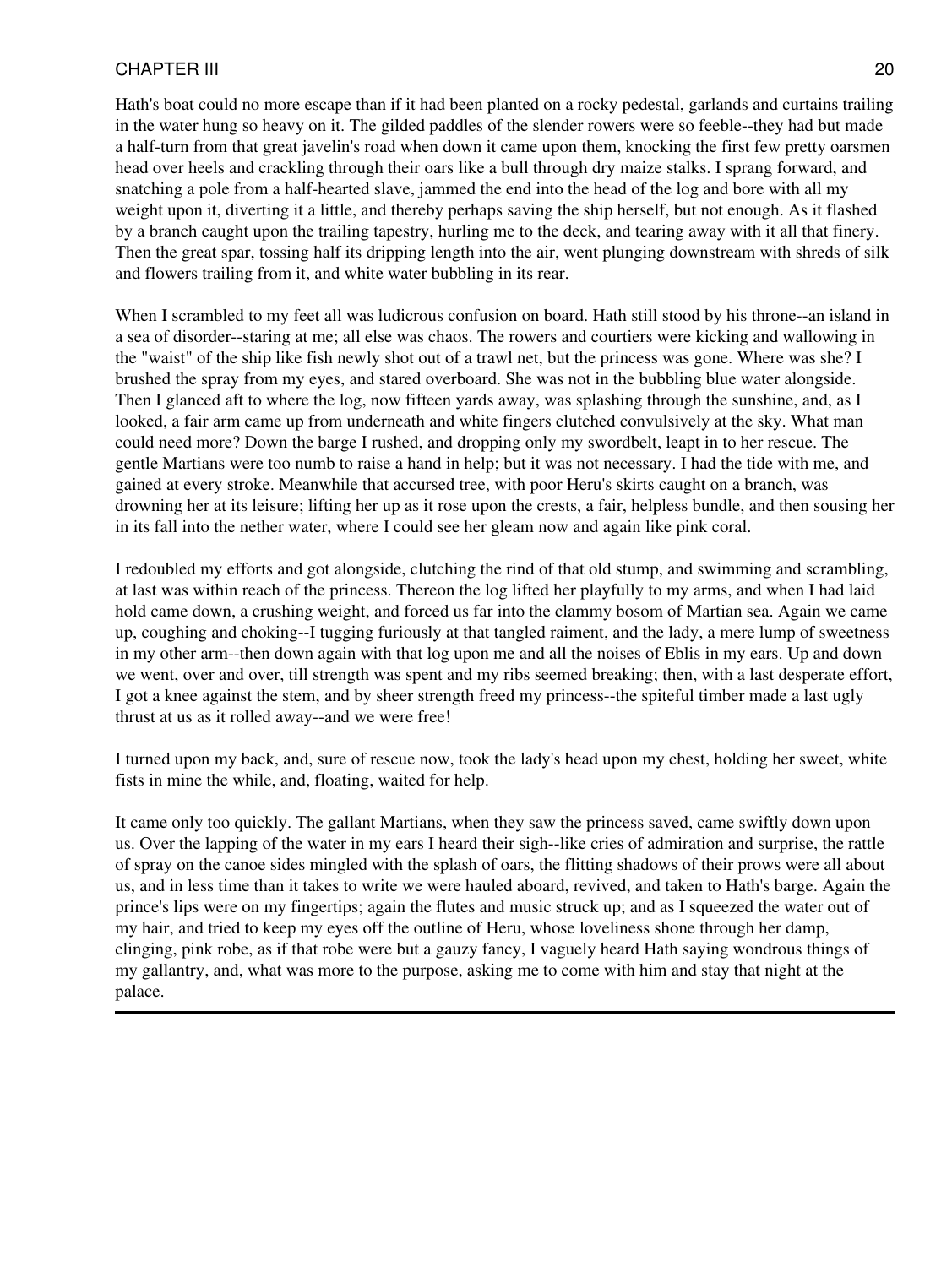Hath's boat could no more escape than if it had been planted on a rocky pedestal, garlands and curtains trailing in the water hung so heavy on it. The gilded paddles of the slender rowers were so feeble--they had but made a half-turn from that great javelin's road when down it came upon them, knocking the first few pretty oarsmen head over heels and crackling through their oars like a bull through dry maize stalks. I sprang forward, and snatching a pole from a half-hearted slave, jammed the end into the head of the log and bore with all my weight upon it, diverting it a little, and thereby perhaps saving the ship herself, but not enough. As it flashed by a branch caught upon the trailing tapestry, hurling me to the deck, and tearing away with it all that finery. Then the great spar, tossing half its dripping length into the air, went plunging downstream with shreds of silk and flowers trailing from it, and white water bubbling in its rear.

When I scrambled to my feet all was ludicrous confusion on board. Hath still stood by his throne--an island in a sea of disorder--staring at me; all else was chaos. The rowers and courtiers were kicking and wallowing in the "waist" of the ship like fish newly shot out of a trawl net, but the princess was gone. Where was she? I brushed the spray from my eyes, and stared overboard. She was not in the bubbling blue water alongside. Then I glanced aft to where the log, now fifteen yards away, was splashing through the sunshine, and, as I looked, a fair arm came up from underneath and white fingers clutched convulsively at the sky. What man could need more? Down the barge I rushed, and dropping only my swordbelt, leapt in to her rescue. The gentle Martians were too numb to raise a hand in help; but it was not necessary. I had the tide with me, and gained at every stroke. Meanwhile that accursed tree, with poor Heru's skirts caught on a branch, was drowning her at its leisure; lifting her up as it rose upon the crests, a fair, helpless bundle, and then sousing her in its fall into the nether water, where I could see her gleam now and again like pink coral.

I redoubled my efforts and got alongside, clutching the rind of that old stump, and swimming and scrambling, at last was within reach of the princess. Thereon the log lifted her playfully to my arms, and when I had laid hold came down, a crushing weight, and forced us far into the clammy bosom of Martian sea. Again we came up, coughing and choking--I tugging furiously at that tangled raiment, and the lady, a mere lump of sweetness in my other arm--then down again with that log upon me and all the noises of Eblis in my ears. Up and down we went, over and over, till strength was spent and my ribs seemed breaking; then, with a last desperate effort, I got a knee against the stem, and by sheer strength freed my princess--the spiteful timber made a last ugly thrust at us as it rolled away--and we were free!

I turned upon my back, and, sure of rescue now, took the lady's head upon my chest, holding her sweet, white fists in mine the while, and, floating, waited for help.

It came only too quickly. The gallant Martians, when they saw the princess saved, came swiftly down upon us. Over the lapping of the water in my ears I heard their sigh--like cries of admiration and surprise, the rattle of spray on the canoe sides mingled with the splash of oars, the flitting shadows of their prows were all about us, and in less time than it takes to write we were hauled aboard, revived, and taken to Hath's barge. Again the prince's lips were on my fingertips; again the flutes and music struck up; and as I squeezed the water out of my hair, and tried to keep my eyes off the outline of Heru, whose loveliness shone through her damp, clinging, pink robe, as if that robe were but a gauzy fancy, I vaguely heard Hath saying wondrous things of my gallantry, and, what was more to the purpose, asking me to come with him and stay that night at the palace.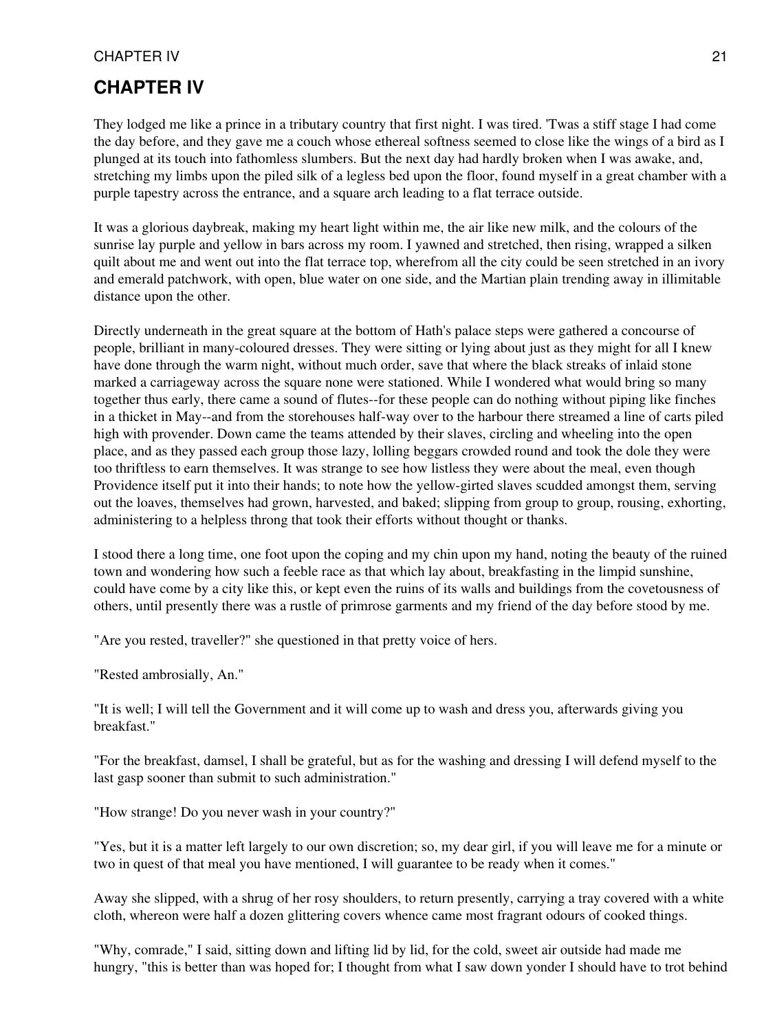# CHAPTER IV

They lodged me like a prince in a tributary country that first night. I was tired. 'Twas a stiff stage I had come the day before, and they gave me a couch whose ethereal softness seemed to close like the wings of a bird as I plunged at its touch into fathomless slumbers. But the next day had hardly broken when I was awake, and, stretching my limbs upon the piled silk of a legless bed upon the floor, found myself in a great chamber with a purple tapestry across the entrance, and a square arch leading to a flat terrace outside.

It was a glorious daybreak, making my heart light within me, the air like new milk, and the colours of the sunrise lay purple and yellow in bars across my room. I yawned and stretched, then rising, wrapped a silken quilt about me and went out into the flat terrace top, wherefrom all the city could be seen stretched in an ivory and emerald patchwork, with open, blue water on one side, and the Martian plain trending away in illimitable distance upon the other.

Directly underneath in the great square at the bottom of Hath's palace steps were gathered a concourse of people, brilliant in many-coloured dresses. They were sitting or lying about just as they might for all I knew have done through the warm night, without much order, save that where the black streaks of inlaid stone marked a carriageway across the square none were stationed. While I wondered what would bring so many together thus early, there came a sound of flutes--for these people can do nothing without piping like finches in a thicket in May--and from the storehouses half-way over to the harbour there streamed a line of carts piled high with provender. Down came the teams attended by their slaves, circling and wheeling into the open place, and as they passed each group those lazy, lolling beggars crowded round and took the dole they were too thriftless to earn themselves. It was strange to see how listless they were about the meal, even though Providence itself put it into their hands; to note how the yellow-girted slaves scudded amongst them, serving out the loaves, themselves had grown, harvested, and baked; slipping from group to group, rousing, exhorting, administering to a helpless throng that took their efforts without thought or thanks.

I stood there a long time, one foot upon the coping and my chin upon my hand, noting the beauty of the ruined town and wondering how such a feeble race as that which lay about, breakfasting in the limpid sunshine, could have come by a city like this, or kept even the ruins of its walls and buildings from the covetousness of others, until presently there was a rustle of primrose garments and my friend of the day before stood by me.

"Are you rested, traveller?" she questioned in that pretty voice of hers.

"Rested ambrosially, An."

"It is well; I will tell the Government and it will come up to wash and dress you, afterwards giving you breakfast."

"For the breakfast, damsel, I shall be grateful, but as for the washing and dressing I will defend myself to the last gasp sooner than submit to such administration."

"How strange! Do you never wash in your country?"

"Yes, but it is a matter left largely to our own discretion; so, my dear girl, if you will leave me for a minute or two in quest of that meal you have mentioned, I will guarantee to be ready when it comes."

Away she slipped, with a shrug of her rosy shoulders, to return presently, carrying a tray covered with a white cloth, whereon were half a dozen glittering covers whence came most fragrant odours of cooked things.

"Why, comrade," I said, sitting down and lifting lid by lid, for the cold, sweet air outside had made me hungry, "this is better than was hoped for; I thought from what I saw down yonder I should have to trot behind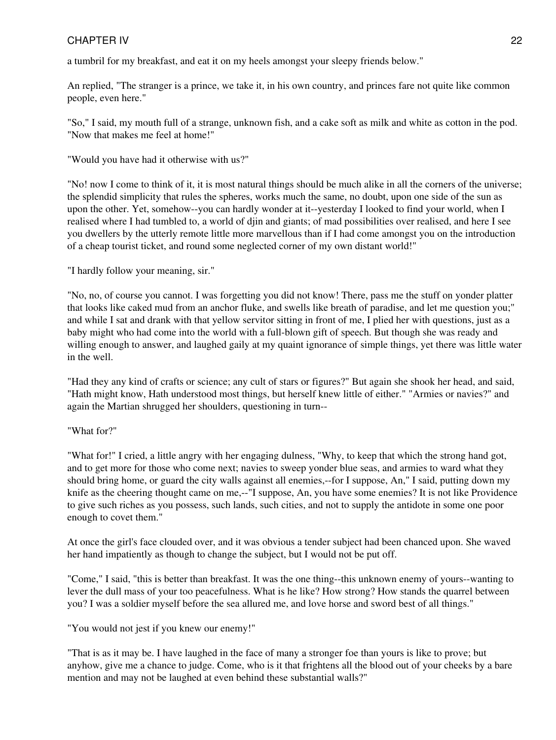a tumbril for my breakfast, and eat it on my heels amongst your sleepy friends below."

An replied, "The stranger is a prince, we take it, in his own country, and princes fare not quite like common people, even here."

"So," I said, my mouth full of a strange, unknown fish, and a cake soft as milk and white as cotton in the pod. "Now that makes me feel at home!"

"Would you have had it otherwise with us?"

"No! now I come to think of it, it is most natural things should be much alike in all the corners of the universe; the splendid simplicity that rules the spheres, works much the same, no doubt, upon one side of the sun as upon the other. Yet, somehow--you can hardly wonder at it--yesterday I looked to find your world, when I realised where I had tumbled to, a world of djin and giants; of mad possibilities over realised, and here I see you dwellers by the utterly remote little more marvellous than if I had come amongst you on the introduction of a cheap tourist ticket, and round some neglected corner of my own distant world!"

"I hardly follow your meaning, sir."

"No, no, of course you cannot. I was forgetting you did not know! There, pass me the stuff on yonder platter that looks like caked mud from an anchor fluke, and swells like breath of paradise, and let me question you;" and while I sat and drank with that yellow servitor sitting in front of me, I plied her with questions, just as a baby might who had come into the world with a full-blown gift of speech. But though she was ready and willing enough to answer, and laughed gaily at my quaint ignorance of simple things, yet there was little water in the well.

"Had they any kind of crafts or science; any cult of stars or figures?" But again she shook her head, and said, "Hath might know, Hath understood most things, but herself knew little of either." "Armies or navies?" and again the Martian shrugged her shoulders, questioning in turn--

"What for?"

"What for!" I cried, a little angry with her engaging dulness, "Why, to keep that which the strong hand got, and to get more for those who come next; navies to sweep yonder blue seas, and armies to ward what they should bring home, or guard the city walls against all enemies,--for I suppose, An," I said, putting down my knife as the cheering thought came on me,--"I suppose, An, you have some enemies? It is not like Providence to give such riches as you possess, such lands, such cities, and not to supply the antidote in some one poor enough to covet them."

At once the girl's face clouded over, and it was obvious a tender subject had been chanced upon. She waved her hand impatiently as though to change the subject, but I would not be put off.

"Come," I said, "this is better than breakfast. It was the one thing--this unknown enemy of yours--wanting to lever the dull mass of your too peacefulness. What is he like? How strong? How stands the quarrel between you? I was a soldier myself before the sea allured me, and love horse and sword best of all things."

"You would not jest if you knew our enemy!"

"That is as it may be. I have laughed in the face of many a stronger foe than yours is like to prove; but anyhow, give me a chance to judge. Come, who is it that frightens all the blood out of your cheeks by a bare mention and may not be laughed at even behind these substantial walls?"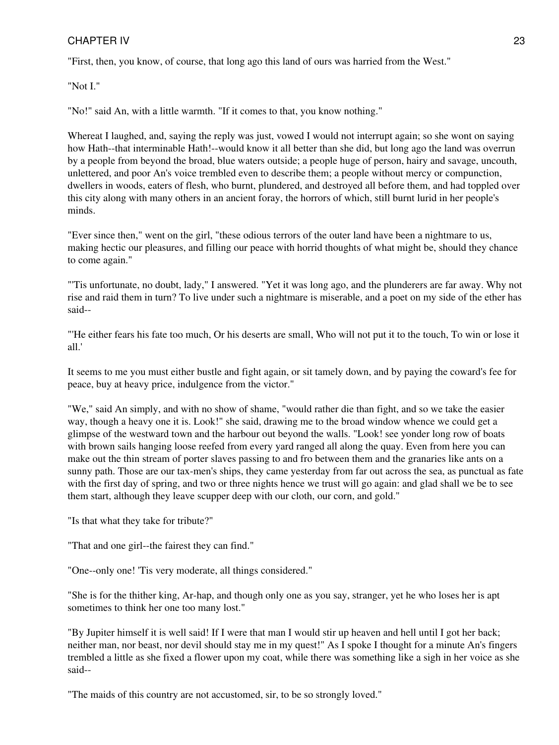"First, then, you know, of course, that long ago this land of ours was harried from the West."

"Not I."

"No!" said An, with a little warmth. "If it comes to that, you know nothing."

Whereat I laughed, and, saying the reply was just, vowed I would not interrupt again; so she wont on saying how Hath--that interminable Hath!--would know it all better than she did, but long ago the land was overrun by a people from beyond the broad, blue waters outside; a people huge of person, hairy and savage, uncouth, unlettered, and poor An's voice trembled even to describe them; a people without mercy or compunction, dwellers in woods, eaters of flesh, who burnt, plundered, and destroyed all before them, and had toppled over this city along with many others in an ancient foray, the horrors of which, still burnt lurid in her people's minds.

"Ever since then," went on the girl, "these odious terrors of the outer land have been a nightmare to us, making hectic our pleasures, and filling our peace with horrid thoughts of what might be, should they chance to come again."

"'Tis unfortunate, no doubt, lady," I answered. "Yet it was long ago, and the plunderers are far away. Why not rise and raid them in turn? To live under such a nightmare is miserable, and a poet on my side of the ether has said--

"'He either fears his fate too much, Or his deserts are small, Who will not put it to the touch, To win or lose it all.'

It seems to me you must either bustle and fight again, or sit tamely down, and by paying the coward's fee for peace, buy at heavy price, indulgence from the victor."

"We," said An simply, and with no show of shame, "would rather die than fight, and so we take the easier way, though a heavy one it is. Look!" she said, drawing me to the broad window whence we could get a glimpse of the westward town and the harbour out beyond the walls. "Look! see yonder long row of boats with brown sails hanging loose reefed from every yard ranged all along the quay. Even from here you can make out the thin stream of porter slaves passing to and fro between them and the granaries like ants on a sunny path. Those are our tax-men's ships, they came yesterday from far out across the sea, as punctual as fate with the first day of spring, and two or three nights hence we trust will go again: and glad shall we be to see them start, although they leave scupper deep with our cloth, our corn, and gold."

"Is that what they take for tribute?"

"That and one girl--the fairest they can find."

"One--only one! 'Tis very moderate, all things considered."

"She is for the thither king, Ar-hap, and though only one as you say, stranger, yet he who loses her is apt sometimes to think her one too many lost."

"By Jupiter himself it is well said! If I were that man I would stir up heaven and hell until I got her back; neither man, nor beast, nor devil should stay me in my quest!" As I spoke I thought for a minute An's fingers trembled a little as she fixed a flower upon my coat, while there was something like a sigh in her voice as she said--

"The maids of this country are not accustomed, sir, to be so strongly loved."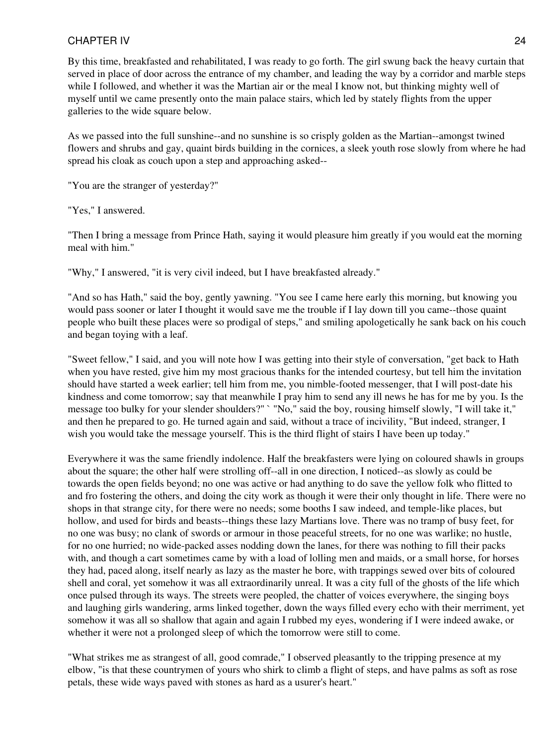By this time, breakfasted and rehabilitated, I was ready to go forth. The girl swung back the heavy curtain that served in place of door across the entrance of my chamber, and leading the way by a corridor and marble steps while I followed, and whether it was the Martian air or the meal I know not, but thinking mighty well of myself until we came presently onto the main palace stairs, which led by stately flights from the upper galleries to the wide square below.

As we passed into the full sunshine--and no sunshine is so crisply golden as the Martian--amongst twined flowers and shrubs and gay, quaint birds building in the cornices, a sleek youth rose slowly from where he had spread his cloak as couch upon a step and approaching asked--

"You are the stranger of yesterday?"

"Yes," I answered.

"Then I bring a message from Prince Hath, saying it would pleasure him greatly if you would eat the morning meal with him."

"Why," I answered, "it is very civil indeed, but I have breakfasted already."

"And so has Hath," said the boy, gently yawning. "You see I came here early this morning, but knowing you would pass sooner or later I thought it would save me the trouble if I lay down till you came--those quaint people who built these places were so prodigal of steps," and smiling apologetically he sank back on his couch and began toying with a leaf.

"Sweet fellow," I said, and you will note how I was getting into their style of conversation, "get back to Hath when you have rested, give him my most gracious thanks for the intended courtesy, but tell him the invitation should have started a week earlier; tell him from me, you nimble-footed messenger, that I will post-date his kindness and come tomorrow; say that meanwhile I pray him to send any ill news he has for me by you. Is the message too bulky for your slender shoulders?" ` "No," said the boy, rousing himself slowly, "I will take it," and then he prepared to go. He turned again and said, without a trace of incivility, "But indeed, stranger, I wish you would take the message yourself. This is the third flight of stairs I have been up today."

Everywhere it was the same friendly indolence. Half the breakfasters were lying on coloured shawls in groups about the square; the other half were strolling off--all in one direction, I noticed--as slowly as could be towards the open fields beyond; no one was active or had anything to do save the yellow folk who flitted to and fro fostering the others, and doing the city work as though it were their only thought in life. There were no shops in that strange city, for there were no needs; some booths I saw indeed, and temple-like places, but hollow, and used for birds and beasts--things these lazy Martians love. There was no tramp of busy feet, for no one was busy; no clank of swords or armour in those peaceful streets, for no one was warlike; no hustle, for no one hurried; no wide-packed asses nodding down the lanes, for there was nothing to fill their packs with, and though a cart sometimes came by with a load of lolling men and maids, or a small horse, for horses they had, paced along, itself nearly as lazy as the master he bore, with trappings sewed over bits of coloured shell and coral, yet somehow it was all extraordinarily unreal. It was a city full of the ghosts of the life which once pulsed through its ways. The streets were peopled, the chatter of voices everywhere, the singing boys and laughing girls wandering, arms linked together, down the ways filled every echo with their merriment, yet somehow it was all so shallow that again and again I rubbed my eyes, wondering if I were indeed awake, or whether it were not a prolonged sleep of which the tomorrow were still to come.

"What strikes me as strangest of all, good comrade," I observed pleasantly to the tripping presence at my elbow, "is that these countrymen of yours who shirk to climb a flight of steps, and have palms as soft as rose petals, these wide ways paved with stones as hard as a usurer's heart."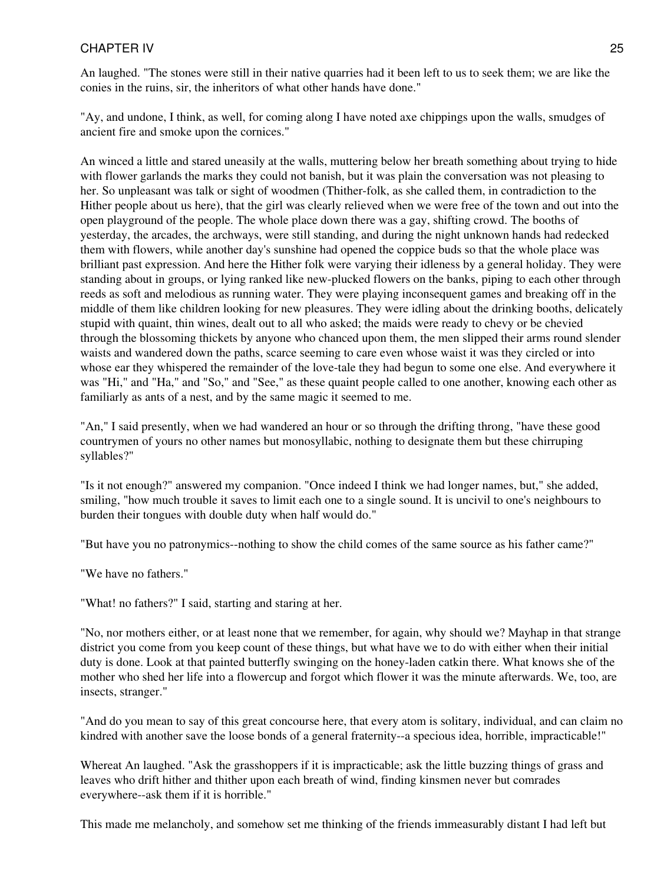An laughed. "The stones were still in their native quarries had it been left to us to seek them; we are like the conies in the ruins, sir, the inheritors of what other hands have done."

"Ay, and undone, I think, as well, for coming along I have noted axe chippings upon the walls, smudges of ancient fire and smoke upon the cornices."

An winced a little and stared uneasily at the walls, muttering below her breath something about trying to hide with flower garlands the marks they could not banish, but it was plain the conversation was not pleasing to her. So unpleasant was talk or sight of woodmen (Thither-folk, as she called them, in contradiction to the Hither people about us here), that the girl was clearly relieved when we were free of the town and out into the open playground of the people. The whole place down there was a gay, shifting crowd. The booths of yesterday, the arcades, the archways, were still standing, and during the night unknown hands had redecked them with flowers, while another day's sunshine had opened the coppice buds so that the whole place was brilliant past expression. And here the Hither folk were varying their idleness by a general holiday. They were standing about in groups, or lying ranked like new-plucked flowers on the banks, piping to each other through reeds as soft and melodious as running water. They were playing inconsequent games and breaking off in the middle of them like children looking for new pleasures. They were idling about the drinking booths, delicately stupid with quaint, thin wines, dealt out to all who asked; the maids were ready to chevy or be chevied through the blossoming thickets by anyone who chanced upon them, the men slipped their arms round slender waists and wandered down the paths, scarce seeming to care even whose waist it was they circled or into whose ear they whispered the remainder of the love-tale they had begun to some one else. And everywhere it was "Hi," and "Ha," and "So," and "See," as these quaint people called to one another, knowing each other as familiarly as ants of a nest, and by the same magic it seemed to me.

"An," I said presently, when we had wandered an hour or so through the drifting throng, "have these good countrymen of yours no other names but monosyllabic, nothing to designate them but these chirruping syllables?"

"Is it not enough?" answered my companion. "Once indeed I think we had longer names, but," she added, smiling, "how much trouble it saves to limit each one to a single sound. It is uncivil to one's neighbours to burden their tongues with double duty when half would do."

"But have you no patronymics--nothing to show the child comes of the same source as his father came?"

"We have no fathers."

"What! no fathers?" I said, starting and staring at her.

"No, nor mothers either, or at least none that we remember, for again, why should we? Mayhap in that strange district you come from you keep count of these things, but what have we to do with either when their initial duty is done. Look at that painted butterfly swinging on the honey-laden catkin there. What knows she of the mother who shed her life into a flowercup and forgot which flower it was the minute afterwards. We, too, are insects, stranger."

"And do you mean to say of this great concourse here, that every atom is solitary, individual, and can claim no kindred with another save the loose bonds of a general fraternity--a specious idea, horrible, impracticable!"

Whereat An laughed. "Ask the grasshoppers if it is impracticable; ask the little buzzing things of grass and leaves who drift hither and thither upon each breath of wind, finding kinsmen never but comrades everywhere--ask them if it is horrible."

This made me melancholy, and somehow set me thinking of the friends immeasurably distant I had left but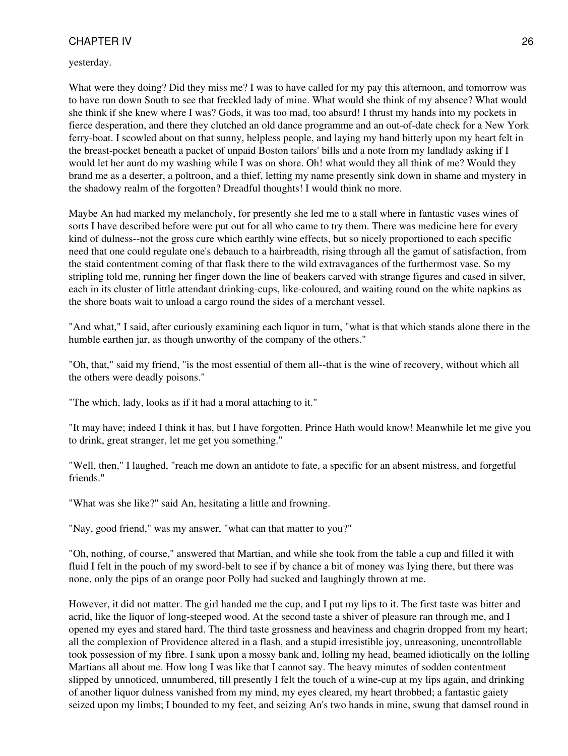yesterday.

What were they doing? Did they miss me? I was to have called for my pay this afternoon, and tomorrow was to have run down South to see that freckled lady of mine. What would she think of my absence? What would she think if she knew where I was? Gods, it was too mad, too absurd! I thrust my hands into my pockets in fierce desperation, and there they clutched an old dance programme and an out-of-date check for a New York ferry-boat. I scowled about on that sunny, helpless people, and laying my hand bitterly upon my heart felt in the breast-pocket beneath a packet of unpaid Boston tailors' bills and a note from my landlady asking if I would let her aunt do my washing while I was on shore. Oh! what would they all think of me? Would they brand me as a deserter, a poltroon, and a thief, letting my name presently sink down in shame and mystery in the shadowy realm of the forgotten? Dreadful thoughts! I would think no more.

Maybe An had marked my melancholy, for presently she led me to a stall where in fantastic vases wines of sorts I have described before were put out for all who came to try them. There was medicine here for every kind of dulness--not the gross cure which earthly wine effects, but so nicely proportioned to each specific need that one could regulate one's debauch to a hairbreadth, rising through all the gamut of satisfaction, from the staid contentment coming of that flask there to the wild extravagances of the furthermost vase. So my stripling told me, running her finger down the line of beakers carved with strange figures and cased in silver, each in its cluster of little attendant drinking-cups, like-coloured, and waiting round on the white napkins as the shore boats wait to unload a cargo round the sides of a merchant vessel.

"And what," I said, after curiously examining each liquor in turn, "what is that which stands alone there in the humble earthen jar, as though unworthy of the company of the others."

"Oh, that," said my friend, "is the most essential of them all--that is the wine of recovery, without which all the others were deadly poisons."

"The which, lady, looks as if it had a moral attaching to it."

"It may have; indeed I think it has, but I have forgotten. Prince Hath would know! Meanwhile let me give you to drink, great stranger, let me get you something."

"Well, then," I laughed, "reach me down an antidote to fate, a specific for an absent mistress, and forgetful friends."

"What was she like?" said An, hesitating a little and frowning.

"Nay, good friend," was my answer, "what can that matter to you?"

"Oh, nothing, of course," answered that Martian, and while she took from the table a cup and filled it with fluid I felt in the pouch of my sword-belt to see if by chance a bit of money was Iying there, but there was none, only the pips of an orange poor Polly had sucked and laughingly thrown at me.

However, it did not matter. The girl handed me the cup, and I put my lips to it. The first taste was bitter and acrid, like the liquor of long-steeped wood. At the second taste a shiver of pleasure ran through me, and I opened my eyes and stared hard. The third taste grossness and heaviness and chagrin dropped from my heart; all the complexion of Providence altered in a flash, and a stupid irresistible joy, unreasoning, uncontrollable took possession of my fibre. I sank upon a mossy bank and, lolling my head, beamed idiotically on the lolling Martians all about me. How long I was like that I cannot say. The heavy minutes of sodden contentment slipped by unnoticed, unnumbered, till presently I felt the touch of a wine-cup at my lips again, and drinking of another liquor dulness vanished from my mind, my eyes cleared, my heart throbbed; a fantastic gaiety seized upon my limbs; I bounded to my feet, and seizing An's two hands in mine, swung that damsel round in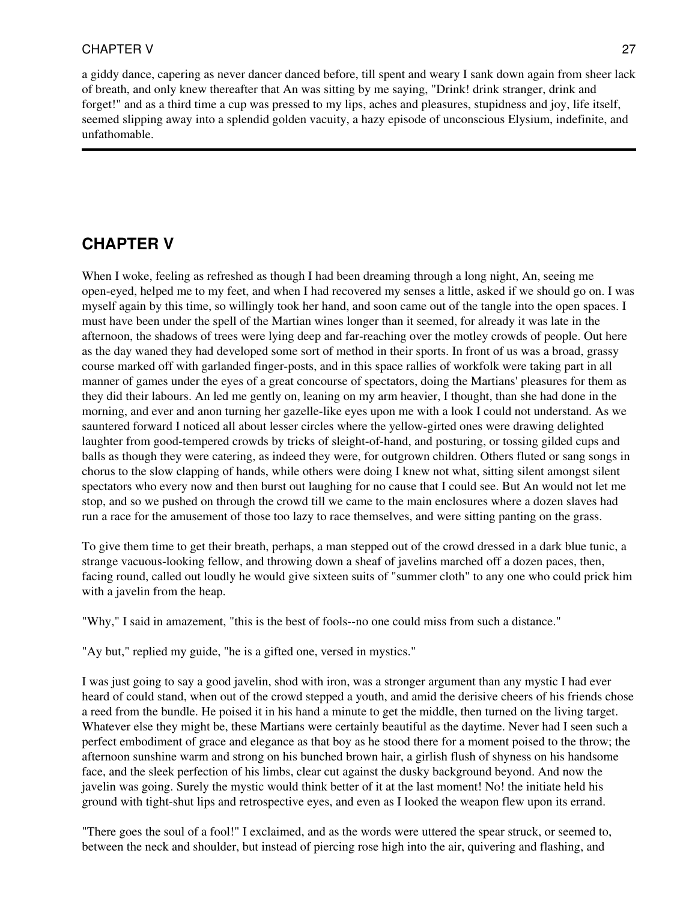a giddy dance, capering as never dancer danced before, till spent and weary I sank down again from sheer lack of breath, and only knew thereafter that An was sitting by me saying, "Drink! drink stranger, drink and forget!" and as a third time a cup was pressed to my lips, aches and pleasures, stupidness and joy, life itself, seemed slipping away into a splendid golden vacuity, a hazy episode of unconscious Elysium, indefinite, and unfathomable.

---

## CHAPTER V

When I woke, feeling as refreshed as though I had been dreaming through a long night, An, seeing me open-eyed, helped me to my feet, and when I had recovered my senses a little, asked if we should go on. I was myself again by this time, so willingly took her hand, and soon came out of the tangle into the open spaces. I must have been under the spell of the Martian wines longer than it seemed, for already it was late in the afternoon, the shadows of trees were lying deep and far-reaching over the motley crowds of people. Out here as the day waned they had developed some sort of method in their sports. In front of us was a broad, grassy course marked off with garlanded finger-posts, and in this space rallies of workfolk were taking part in all manner of games under the eyes of a great concourse of spectators, doing the Martians' pleasures for them as they did their labours. An led me gently on, leaning on my arm heavier, I thought, than she had done in the morning, and ever and anon turning her gazelle-like eyes upon me with a look I could not understand. As we sauntered forward I noticed all about lesser circles where the yellow-girted ones were drawing delighted laughter from good-tempered crowds by tricks of sleight-of-hand, and posturing, or tossing gilded cups and balls as though they were catering, as indeed they were, for outgrown children. Others fluted or sang songs in chorus to the slow clapping of hands, while others were doing I knew not what, sitting silent amongst silent spectators who every now and then burst out laughing for no cause that I could see. But An would not let me stop, and so we pushed on through the crowd till we came to the main enclosures where a dozen slaves had run a race for the amusement of those too lazy to race themselves, and were sitting panting on the grass.

To give them time to get their breath, perhaps, a man stepped out of the crowd dressed in a dark blue tunic, a strange vacuous-looking fellow, and throwing down a sheaf of javelins marched off a dozen paces, then, facing round, called out loudly he would give sixteen suits of "summer cloth" to any one who could prick him with a javelin from the heap.

"Why," I said in amazement, "this is the best of fools--no one could miss from such a distance."

"Ay but," replied my guide, "he is a gifted one, versed in mystics."

I was just going to say a good javelin, shod with iron, was a stronger argument than any mystic I had ever heard of could stand, when out of the crowd stepped a youth, and amid the derisive cheers of his friends chose a reed from the bundle. He poised it in his hand a minute to get the middle, then turned on the living target. Whatever else they might be, these Martians were certainly beautiful as the daytime. Never had I seen such a perfect embodiment of grace and elegance as that boy as he stood there for a moment poised to the throw; the afternoon sunshine warm and strong on his bunched brown hair, a girlish flush of shyness on his handsome face, and the sleek perfection of his limbs, clear cut against the dusky background beyond. And now the javelin was going. Surely the mystic would think better of it at the last moment! No! the initiate held his ground with tight-shut lips and retrospective eyes, and even as I looked the weapon flew upon its errand.

"There goes the soul of a fool!" I exclaimed, and as the words were uttered the spear struck, or seemed to, between the neck and shoulder, but instead of piercing rose high into the air, quivering and flashing, and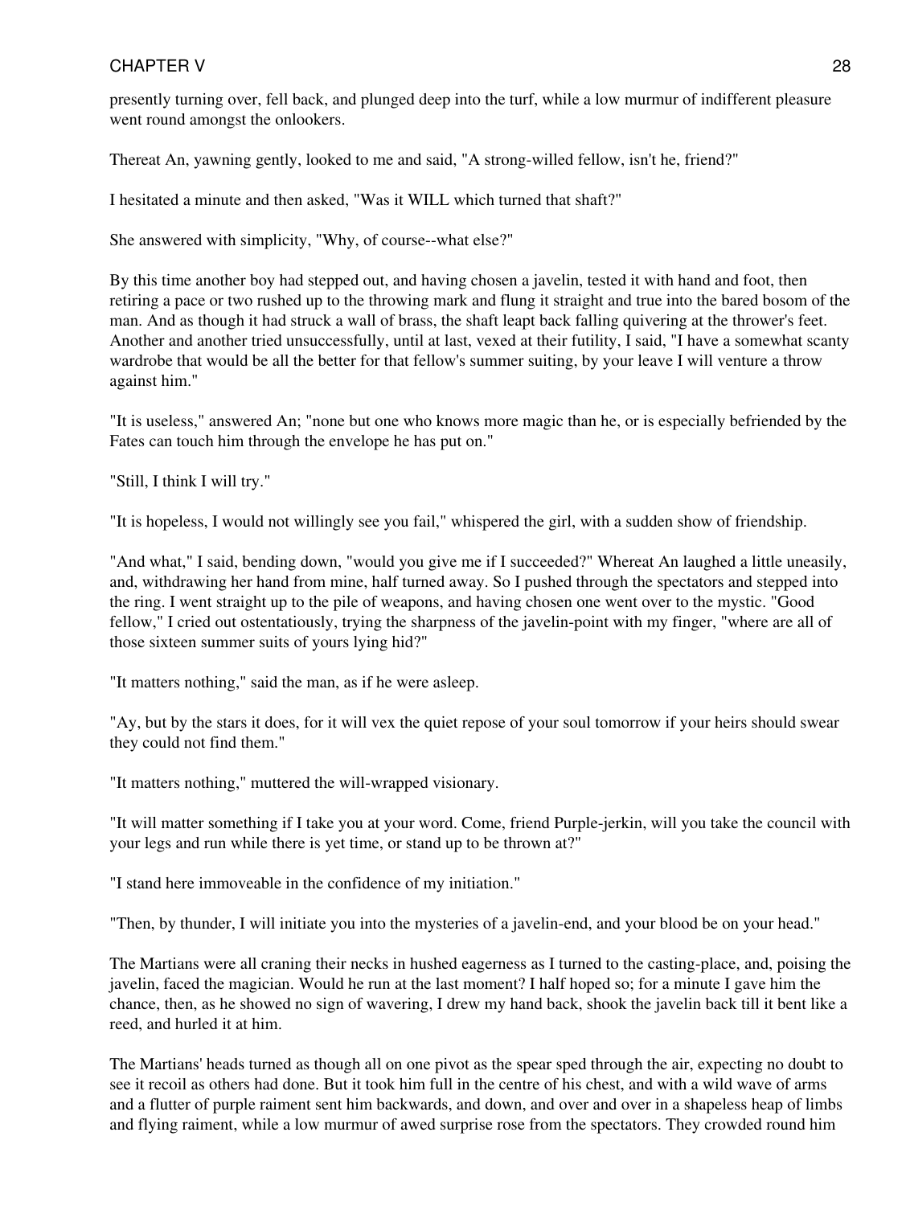presently turning over, fell back, and plunged deep into the turf, while a low murmur of indifferent pleasure went round amongst the onlookers.

Thereat An, yawning gently, looked to me and said, "A strong-willed fellow, isn't he, friend?"

I hesitated a minute and then asked, "Was it WILL which turned that shaft?"

She answered with simplicity, "Why, of course--what else?"

By this time another boy had stepped out, and having chosen a javelin, tested it with hand and foot, then retiring a pace or two rushed up to the throwing mark and flung it straight and true into the bared bosom of the man. And as though it had struck a wall of brass, the shaft leapt back falling quivering at the thrower's feet. Another and another tried unsuccessfully, until at last, vexed at their futility, I said, "I have a somewhat scanty wardrobe that would be all the better for that fellow's summer suiting, by your leave I will venture a throw against him."

"It is useless," answered An; "none but one who knows more magic than he, or is especially befriended by the Fates can touch him through the envelope he has put on."

"Still, I think I will try."

"It is hopeless, I would not willingly see you fail," whispered the girl, with a sudden show of friendship.

"And what," I said, bending down, "would you give me if I succeeded?" Whereat An laughed a little uneasily, and, withdrawing her hand from mine, half turned away. So I pushed through the spectators and stepped into the ring. I went straight up to the pile of weapons, and having chosen one went over to the mystic. "Good fellow," I cried out ostentatiously, trying the sharpness of the javelin-point with my finger, "where are all of those sixteen summer suits of yours lying hid?"

"It matters nothing," said the man, as if he were asleep.

"Ay, but by the stars it does, for it will vex the quiet repose of your soul tomorrow if your heirs should swear they could not find them."

"It matters nothing," muttered the will-wrapped visionary.

"It will matter something if I take you at your word. Come, friend Purple-jerkin, will you take the council with your legs and run while there is yet time, or stand up to be thrown at?"

"I stand here immoveable in the confidence of my initiation."

"Then, by thunder, I will initiate you into the mysteries of a javelin-end, and your blood be on your head."

The Martians were all craning their necks in hushed eagerness as I turned to the casting-place, and, poising the javelin, faced the magician. Would he run at the last moment? I half hoped so; for a minute I gave him the chance, then, as he showed no sign of wavering, I drew my hand back, shook the javelin back till it bent like a reed, and hurled it at him.

The Martians' heads turned as though all on one pivot as the spear sped through the air, expecting no doubt to see it recoil as others had done. But it took him full in the centre of his chest, and with a wild wave of arms and a flutter of purple raiment sent him backwards, and down, and over and over in a shapeless heap of limbs and flying raiment, while a low murmur of awed surprise rose from the spectators. They crowded round him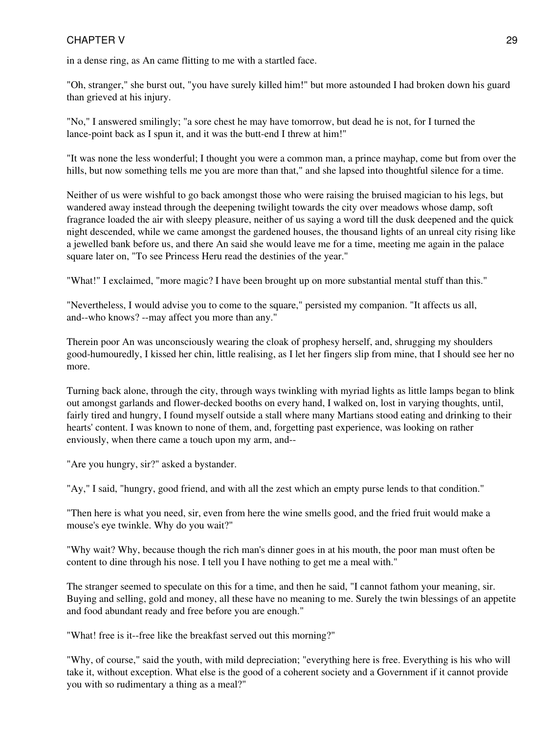in a dense ring, as An came flitting to me with a startled face.

"Oh, stranger," she burst out, "you have surely killed him!" but more astounded I had broken down his guard than grieved at his injury.

"No," I answered smilingly; "a sore chest he may have tomorrow, but dead he is not, for I turned the lance-point back as I spun it, and it was the butt-end I threw at him!"

"It was none the less wonderful; I thought you were a common man, a prince mayhap, come but from over the hills, but now something tells me you are more than that," and she lapsed into thoughtful silence for a time.

Neither of us were wishful to go back amongst those who were raising the bruised magician to his legs, but wandered away instead through the deepening twilight towards the city over meadows whose damp, soft fragrance loaded the air with sleepy pleasure, neither of us saying a word till the dusk deepened and the quick night descended, while we came amongst the gardened houses, the thousand lights of an unreal city rising like a jewelled bank before us, and there An said she would leave me for a time, meeting me again in the palace square later on, "To see Princess Heru read the destinies of the year."

"What!" I exclaimed, "more magic? I have been brought up on more substantial mental stuff than this."

"Nevertheless, I would advise you to come to the square," persisted my companion. "It affects us all, and--who knows? --may affect you more than any."

Therein poor An was unconsciously wearing the cloak of prophesy herself, and, shrugging my shoulders good-humouredly, I kissed her chin, little realising, as I let her fingers slip from mine, that I should see her no more.

Turning back alone, through the city, through ways twinkling with myriad lights as little lamps began to blink out amongst garlands and flower-decked booths on every hand, I walked on, lost in varying thoughts, until, fairly tired and hungry, I found myself outside a stall where many Martians stood eating and drinking to their hearts' content. I was known to none of them, and, forgetting past experience, was looking on rather enviously, when there came a touch upon my arm, and--

"Are you hungry, sir?" asked a bystander.

"Ay," I said, "hungry, good friend, and with all the zest which an empty purse lends to that condition."

"Then here is what you need, sir, even from here the wine smells good, and the fried fruit would make a mouse's eye twinkle. Why do you wait?"

"Why wait? Why, because though the rich man's dinner goes in at his mouth, the poor man must often be content to dine through his nose. I tell you I have nothing to get me a meal with."

The stranger seemed to speculate on this for a time, and then he said, "I cannot fathom your meaning, sir. Buying and selling, gold and money, all these have no meaning to me. Surely the twin blessings of an appetite and food abundant ready and free before you are enough."

"What! free is it--free like the breakfast served out this morning?"

"Why, of course," said the youth, with mild depreciation; "everything here is free. Everything is his who will take it, without exception. What else is the good of a coherent society and a Government if it cannot provide you with so rudimentary a thing as a meal?"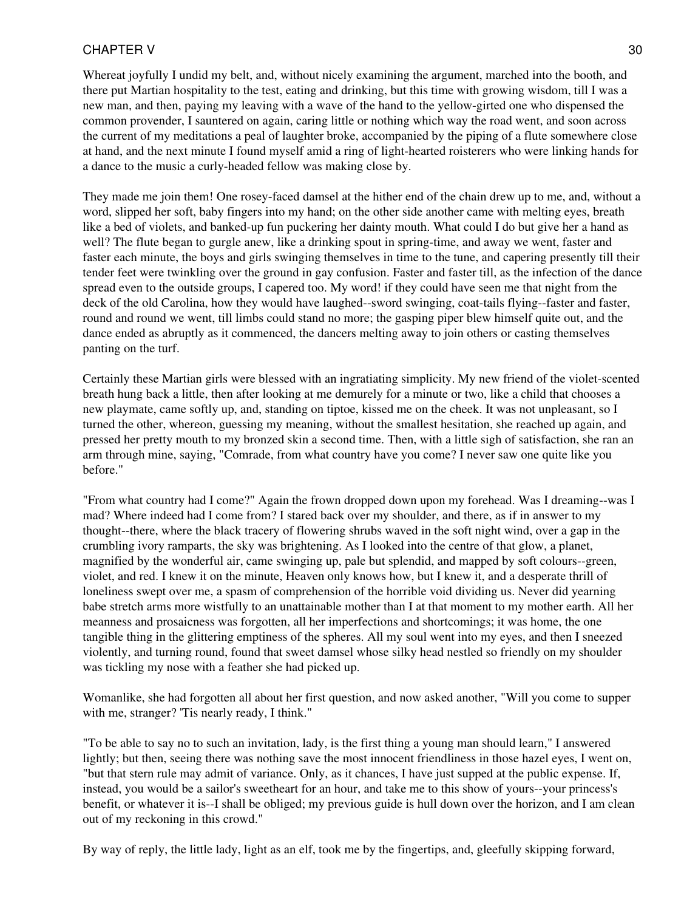Whereat joyfully I undid my belt, and, without nicely examining the argument, marched into the booth, and there put Martian hospitality to the test, eating and drinking, but this time with growing wisdom, till I was a new man, and then, paying my leaving with a wave of the hand to the yellow-girted one who dispensed the common provender, I sauntered on again, caring little or nothing which way the road went, and soon across the current of my meditations a peal of laughter broke, accompanied by the piping of a flute somewhere close at hand, and the next minute I found myself amid a ring of light-hearted roisterers who were linking hands for a dance to the music a curly-headed fellow was making close by.

They made me join them! One rosey-faced damsel at the hither end of the chain drew up to me, and, without a word, slipped her soft, baby fingers into my hand; on the other side another came with melting eyes, breath like a bed of violets, and banked-up fun puckering her dainty mouth. What could I do but give her a hand as well? The flute began to gurgle anew, like a drinking spout in spring-time, and away we went, faster and faster each minute, the boys and girls swinging themselves in time to the tune, and capering presently till their tender feet were twinkling over the ground in gay confusion. Faster and faster till, as the infection of the dance spread even to the outside groups, I capered too. My word! if they could have seen me that night from the deck of the old Carolina, how they would have laughed--sword swinging, coat-tails flying--faster and faster, round and round we went, till limbs could stand no more; the gasping piper blew himself quite out, and the dance ended as abruptly as it commenced, the dancers melting away to join others or casting themselves panting on the turf.

Certainly these Martian girls were blessed with an ingratiating simplicity. My new friend of the violet-scented breath hung back a little, then after looking at me demurely for a minute or two, like a child that chooses a new playmate, came softly up, and, standing on tiptoe, kissed me on the cheek. It was not unpleasant, so I turned the other, whereon, guessing my meaning, without the smallest hesitation, she reached up again, and pressed her pretty mouth to my bronzed skin a second time. Then, with a little sigh of satisfaction, she ran an arm through mine, saying, "Comrade, from what country have you come? I never saw one quite like you before."

"From what country had I come?" Again the frown dropped down upon my forehead. Was I dreaming--was I mad? Where indeed had I come from? I stared back over my shoulder, and there, as if in answer to my thought--there, where the black tracery of flowering shrubs waved in the soft night wind, over a gap in the crumbling ivory ramparts, the sky was brightening. As I looked into the centre of that glow, a planet, magnified by the wonderful air, came swinging up, pale but splendid, and mapped by soft colours--green, violet, and red. I knew it on the minute, Heaven only knows how, but I knew it, and a desperate thrill of loneliness swept over me, a spasm of comprehension of the horrible void dividing us. Never did yearning babe stretch arms more wistfully to an unattainable mother than I at that moment to my mother earth. All her meanness and prosaicness was forgotten, all her imperfections and shortcomings; it was home, the one tangible thing in the glittering emptiness of the spheres. All my soul went into my eyes, and then I sneezed violently, and turning round, found that sweet damsel whose silky head nestled so friendly on my shoulder was tickling my nose with a feather she had picked up.

Womanlike, she had forgotten all about her first question, and now asked another, "Will you come to supper with me, stranger? 'Tis nearly ready, I think."

"To be able to say no to such an invitation, lady, is the first thing a young man should learn," I answered lightly; but then, seeing there was nothing save the most innocent friendliness in those hazel eyes, I went on, "but that stern rule may admit of variance. Only, as it chances, I have just supped at the public expense. If, instead, you would be a sailor's sweetheart for an hour, and take me to this show of yours--your princess's benefit, or whatever it is--I shall be obliged; my previous guide is hull down over the horizon, and I am clean out of my reckoning in this crowd."

By way of reply, the little lady, light as an elf, took me by the fingertips, and, gleefully skipping forward,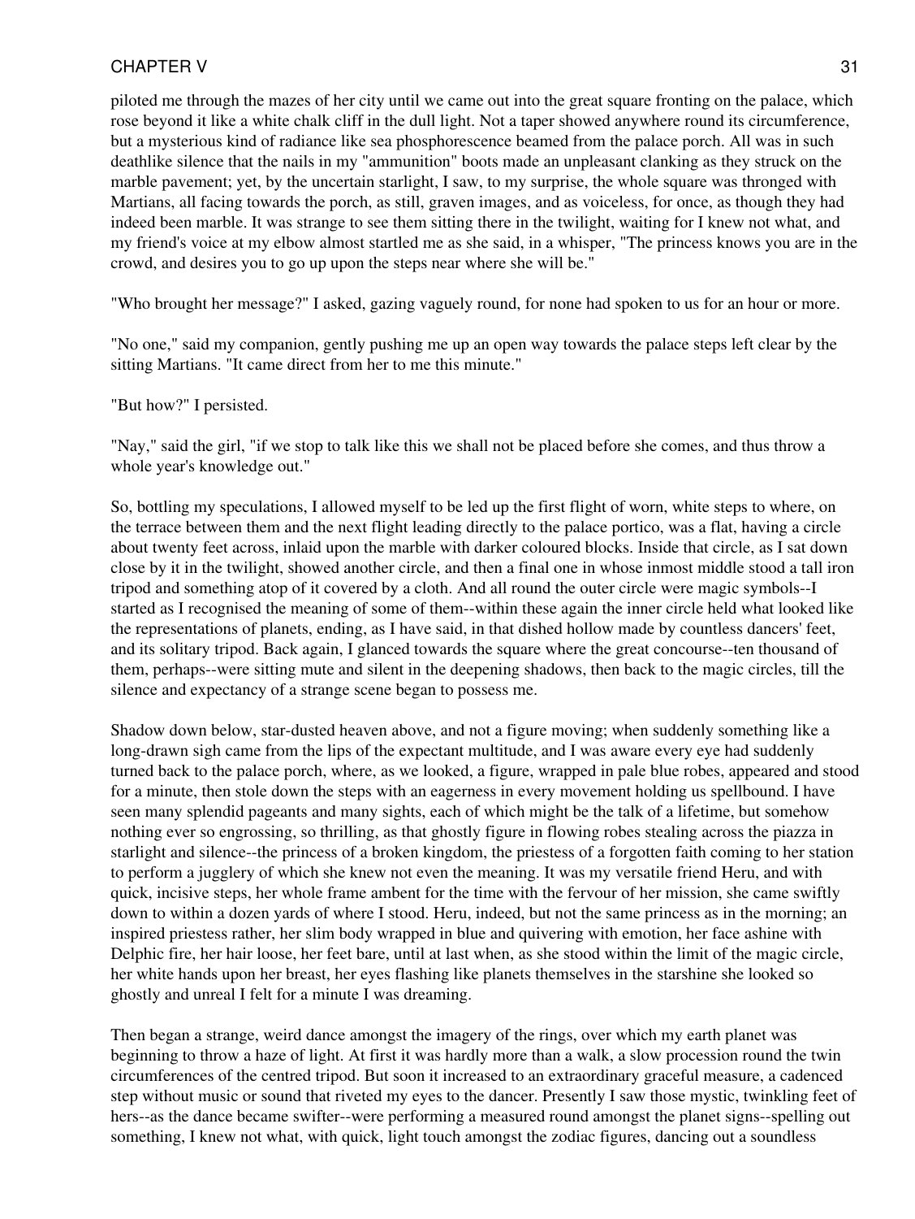piloted me through the mazes of her city until we came out into the great square fronting on the palace, which rose beyond it like a white chalk cliff in the dull light. Not a taper showed anywhere round its circumference, but a mysterious kind of radiance like sea phosphorescence beamed from the palace porch. All was in such deathlike silence that the nails in my "ammunition" boots made an unpleasant clanking as they struck on the marble pavement; yet, by the uncertain starlight, I saw, to my surprise, the whole square was thronged with Martians, all facing towards the porch, as still, graven images, and as voiceless, for once, as though they had indeed been marble. It was strange to see them sitting there in the twilight, waiting for I knew not what, and my friend's voice at my elbow almost startled me as she said, in a whisper, "The princess knows you are in the crowd, and desires you to go up upon the steps near where she will be."

"Who brought her message?" I asked, gazing vaguely round, for none had spoken to us for an hour or more.

"No one," said my companion, gently pushing me up an open way towards the palace steps left clear by the sitting Martians. "It came direct from her to me this minute."

"But how?" I persisted.

"Nay," said the girl, "if we stop to talk like this we shall not be placed before she comes, and thus throw a whole year's knowledge out."

So, bottling my speculations, I allowed myself to be led up the first flight of worn, white steps to where, on the terrace between them and the next flight leading directly to the palace portico, was a flat, having a circle about twenty feet across, inlaid upon the marble with darker coloured blocks. Inside that circle, as I sat down close by it in the twilight, showed another circle, and then a final one in whose inmost middle stood a tall iron tripod and something atop of it covered by a cloth. And all round the outer circle were magic symbols--I started as I recognised the meaning of some of them--within these again the inner circle held what looked like the representations of planets, ending, as I have said, in that dished hollow made by countless dancers' feet, and its solitary tripod. Back again, I glanced towards the square where the great concourse--ten thousand of them, perhaps--were sitting mute and silent in the deepening shadows, then back to the magic circles, till the silence and expectancy of a strange scene began to possess me.

Shadow down below, star-dusted heaven above, and not a figure moving; when suddenly something like a long-drawn sigh came from the lips of the expectant multitude, and I was aware every eye had suddenly turned back to the palace porch, where, as we looked, a figure, wrapped in pale blue robes, appeared and stood for a minute, then stole down the steps with an eagerness in every movement holding us spellbound. I have seen many splendid pageants and many sights, each of which might be the talk of a lifetime, but somehow nothing ever so engrossing, so thrilling, as that ghostly figure in flowing robes stealing across the piazza in starlight and silence--the princess of a broken kingdom, the priestess of a forgotten faith coming to her station to perform a jugglery of which she knew not even the meaning. It was my versatile friend Heru, and with quick, incisive steps, her whole frame ambent for the time with the fervour of her mission, she came swiftly down to within a dozen yards of where I stood. Heru, indeed, but not the same princess as in the morning; an inspired priestess rather, her slim body wrapped in blue and quivering with emotion, her face ashine with Delphic fire, her hair loose, her feet bare, until at last when, as she stood within the limit of the magic circle, her white hands upon her breast, her eyes flashing like planets themselves in the starshine she looked so ghostly and unreal I felt for a minute I was dreaming.

Then began a strange, weird dance amongst the imagery of the rings, over which my earth planet was beginning to throw a haze of light. At first it was hardly more than a walk, a slow procession round the twin circumferences of the centred tripod. But soon it increased to an extraordinary graceful measure, a cadenced step without music or sound that riveted my eyes to the dancer. Presently I saw those mystic, twinkling feet of hers--as the dance became swifter--were performing a measured round amongst the planet signs--spelling out something, I knew not what, with quick, light touch amongst the zodiac figures, dancing out a soundless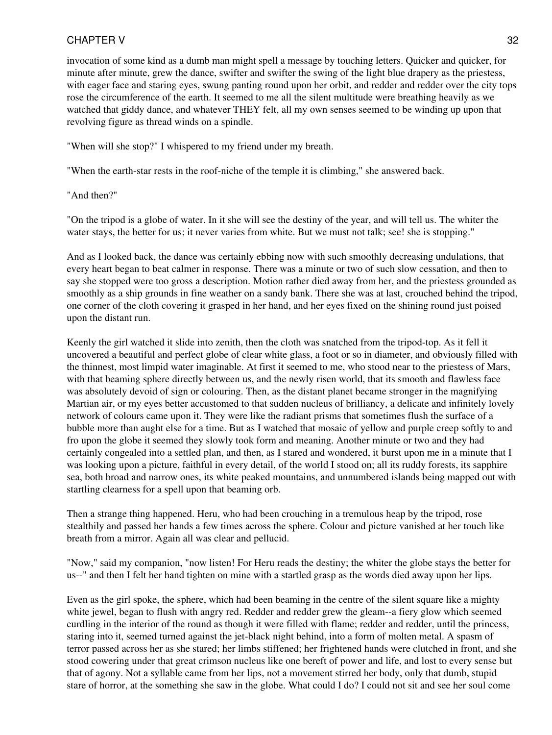invocation of some kind as a dumb man might spell a message by touching letters. Quicker and quicker, for minute after minute, grew the dance, swifter and swifter the swing of the light blue drapery as the priestess, with eager face and staring eyes, swung panting round upon her orbit, and redder and redder over the city tops rose the circumference of the earth. It seemed to me all the silent multitude were breathing heavily as we watched that giddy dance, and whatever THEY felt, all my own senses seemed to be winding up upon that revolving figure as thread winds on a spindle.

"When will she stop?" I whispered to my friend under my breath.

"When the earth-star rests in the roof-niche of the temple it is climbing," she answered back.

"And then?"

"On the tripod is a globe of water. In it she will see the destiny of the year, and will tell us. The whiter the water stays, the better for us; it never varies from white. But we must not talk; see! she is stopping."

And as I looked back, the dance was certainly ebbing now with such smoothly decreasing undulations, that every heart began to beat calmer in response. There was a minute or two of such slow cessation, and then to say she stopped were too gross a description. Motion rather died away from her, and the priestess grounded as smoothly as a ship grounds in fine weather on a sandy bank. There she was at last, crouched behind the tripod, one corner of the cloth covering it grasped in her hand, and her eyes fixed on the shining round just poised upon the distant run.

Keenly the girl watched it slide into zenith, then the cloth was snatched from the tripod-top. As it fell it uncovered a beautiful and perfect globe of clear white glass, a foot or so in diameter, and obviously filled with the thinnest, most limpid water imaginable. At first it seemed to me, who stood near to the priestess of Mars, with that beaming sphere directly between us, and the newly risen world, that its smooth and flawless face was absolutely devoid of sign or colouring. Then, as the distant planet became stronger in the magnifying Martian air, or my eyes better accustomed to that sudden nucleus of brilliancy, a delicate and infinitely lovely network of colours came upon it. They were like the radiant prisms that sometimes flush the surface of a bubble more than aught else for a time. But as I watched that mosaic of yellow and purple creep softly to and fro upon the globe it seemed they slowly took form and meaning. Another minute or two and they had certainly congealed into a settled plan, and then, as I stared and wondered, it burst upon me in a minute that I was looking upon a picture, faithful in every detail, of the world I stood on; all its ruddy forests, its sapphire sea, both broad and narrow ones, its white peaked mountains, and unnumbered islands being mapped out with startling clearness for a spell upon that beaming orb.

Then a strange thing happened. Heru, who had been crouching in a tremulous heap by the tripod, rose stealthily and passed her hands a few times across the sphere. Colour and picture vanished at her touch like breath from a mirror. Again all was clear and pellucid.

"Now," said my companion, "now listen! For Heru reads the destiny; the whiter the globe stays the better for us--" and then I felt her hand tighten on mine with a startled grasp as the words died away upon her lips.

Even as the girl spoke, the sphere, which had been beaming in the centre of the silent square like a mighty white jewel, began to flush with angry red. Redder and redder grew the gleam--a fiery glow which seemed curdling in the interior of the round as though it were filled with flame; redder and redder, until the princess, staring into it, seemed turned against the jet-black night behind, into a form of molten metal. A spasm of terror passed across her as she stared; her limbs stiffened; her frightened hands were clutched in front, and she stood cowering under that great crimson nucleus like one bereft of power and life, and lost to every sense but that of agony. Not a syllable came from her lips, not a movement stirred her body, only that dumb, stupid stare of horror, at the something she saw in the globe. What could I do? I could not sit and see her soul come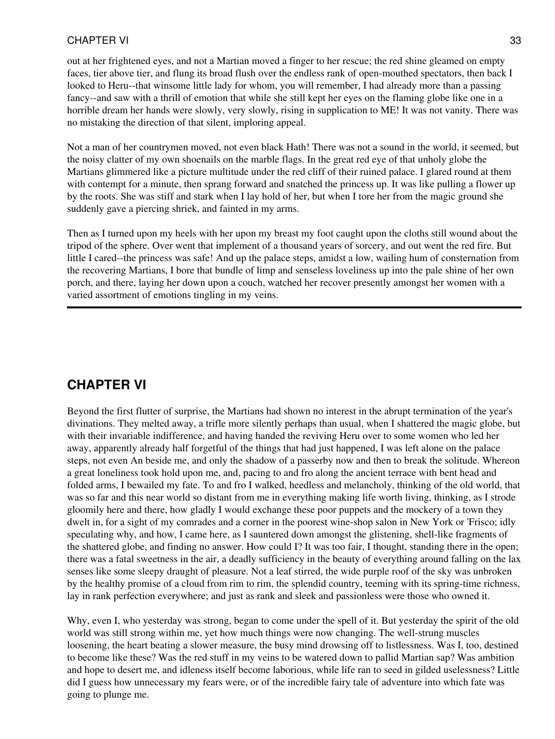out at her frightened eyes, and not a Martian moved a finger to her rescue; the red shine gleamed on empty faces, tier above tier, and flung its broad flush over the endless rank of open-mouthed spectators, then back I looked to Heru--that winsome little lady for whom, you will remember, I had already more than a passing fancy--and saw with a thrill of emotion that while she still kept her eyes on the flaming globe like one in a horrible dream her hands were slowly, very slowly, rising in supplication to ME! It was not vanity. There was no mistaking the direction of that silent, imploring appeal.

Not a man of her countrymen moved, not even black Hath! There was not a sound in the world, it seemed, but the noisy clatter of my own shoenails on the marble flags. In the great red eye of that unholy globe the Martians glimmered like a picture multitude under the red cliff of their ruined palace. I glared round at them with contempt for a minute, then sprang forward and snatched the princess up. It was like pulling a flower up by the roots. She was stiff and stark when I lay hold of her, but when I tore her from the magic ground she suddenly gave a piercing shriek, and fainted in my arms.

Then as I turned upon my heels with her upon my breast my foot caught upon the cloths still wound about the tripod of the sphere. Over went that implement of a thousand years of sorcery, and out went the red fire. But little I cared--the princess was safe! And up the palace steps, amidst a low, wailing hum of consternation from the recovering Martians, I bore that bundle of limp and senseless loveliness up into the pale shine of her own porch, and there, laying her down upon a couch, watched her recover presently amongst her women with a varied assortment of emotions tingling in my veins.

---

## CHAPTER VI

Beyond the first flutter of surprise, the Martians had shown no interest in the abrupt termination of the year's divinations. They melted away, a trifle more silently perhaps than usual, when I shattered the magic globe, but with their invariable indifference, and having handed the reviving Heru over to some women who led her away, apparently already half forgetful of the things that had just happened, I was left alone on the palace steps, not even An beside me, and only the shadow of a passerby now and then to break the solitude. Whereon a great loneliness took hold upon me, and, pacing to and fro along the ancient terrace with bent head and folded arms, I bewailed my fate. To and fro I walked, heedless and melancholy, thinking of the old world, that was so far and this near world so distant from me in everything making life worth living, thinking, as I strode gloomily here and there, how gladly I would exchange these poor puppets and the mockery of a town they dwelt in, for a sight of my comrades and a corner in the poorest wine-shop salon in New York or 'Frisco; idly speculating why, and how, I came here, as I sauntered down amongst the glistening, shell-like fragments of the shattered globe, and finding no answer. How could I? It was too fair, I thought, standing there in the open; there was a fatal sweetness in the air, a deadly sufficiency in the beauty of everything around falling on the lax senses like some sleepy draught of pleasure. Not a leaf stirred, the wide purple roof of the sky was unbroken by the healthy promise of a cloud from rim to rim, the splendid country, teeming with its spring-time richness, lay in rank perfection everywhere; and just as rank and sleek and passionless were those who owned it.

Why, even I, who yesterday was strong, began to come under the spell of it. But yesterday the spirit of the old world was still strong within me, yet how much things were now changing. The well-strung muscles loosening, the heart beating a slower measure, the busy mind drowsing off to listlessness. Was I, too, destined to become like these? Was the red stuff in my veins to be watered down to pallid Martian sap? Was ambition and hope to desert me, and idleness itself become laborious, while life ran to seed in gilded uselessness? Little did I guess how unnecessary my fears were, or of the incredible fairy tale of adventure into which fate was going to plunge me.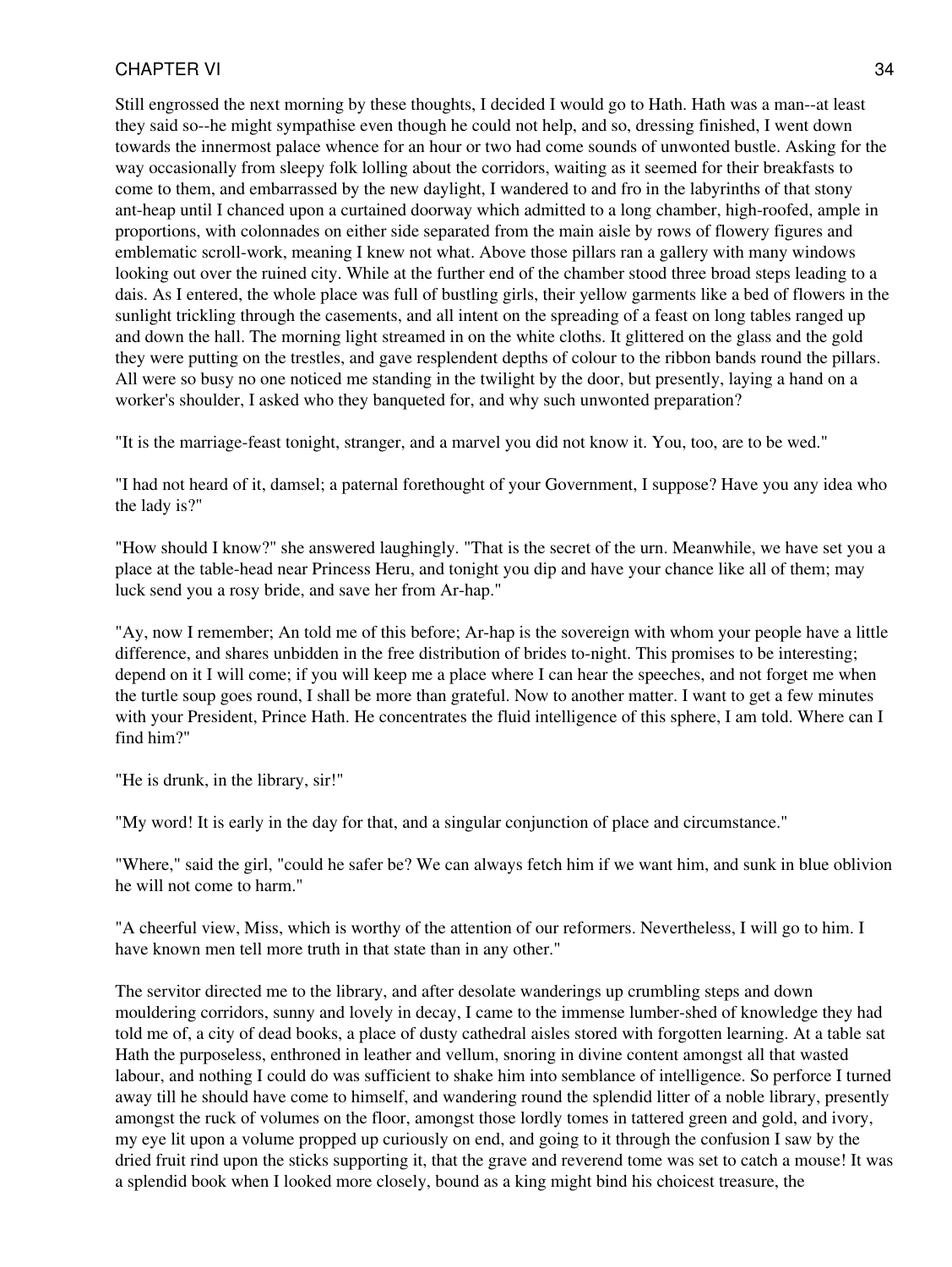Still engrossed the next morning by these thoughts, I decided I would go to Hath. Hath was a man--at least they said so--he might sympathise even though he could not help, and so, dressing finished, I went down towards the innermost palace whence for an hour or two had come sounds of unwonted bustle. Asking for the way occasionally from sleepy folk lolling about the corridors, waiting as it seemed for their breakfasts to come to them, and embarrassed by the new daylight, I wandered to and fro in the labyrinths of that stony ant-heap until I chanced upon a curtained doorway which admitted to a long chamber, high-roofed, ample in proportions, with colonnades on either side separated from the main aisle by rows of flowery figures and emblematic scroll-work, meaning I knew not what. Above those pillars ran a gallery with many windows looking out over the ruined city. While at the further end of the chamber stood three broad steps leading to a dais. As I entered, the whole place was full of bustling girls, their yellow garments like a bed of flowers in the sunlight trickling through the casements, and all intent on the spreading of a feast on long tables ranged up and down the hall. The morning light streamed in on the white cloths. It glittered on the glass and the gold they were putting on the trestles, and gave resplendent depths of colour to the ribbon bands round the pillars. All were so busy no one noticed me standing in the twilight by the door, but presently, laying a hand on a worker's shoulder, I asked who they banqueted for, and why such unwonted preparation?

"It is the marriage-feast tonight, stranger, and a marvel you did not know it. You, too, are to be wed."

"I had not heard of it, damsel; a paternal forethought of your Government, I suppose? Have you any idea who the lady is?"

"How should I know?" she answered laughingly. "That is the secret of the urn. Meanwhile, we have set you a place at the table-head near Princess Heru, and tonight you dip and have your chance like all of them; may luck send you a rosy bride, and save her from Ar-hap."

"Ay, now I remember; An told me of this before; Ar-hap is the sovereign with whom your people have a little difference, and shares unbidden in the free distribution of brides to-night. This promises to be interesting; depend on it I will come; if you will keep me a place where I can hear the speeches, and not forget me when the turtle soup goes round, I shall be more than grateful. Now to another matter. I want to get a few minutes with your President, Prince Hath. He concentrates the fluid intelligence of this sphere, I am told. Where can I find him?"

"He is drunk, in the library, sir!"

"My word! It is early in the day for that, and a singular conjunction of place and circumstance."

"Where," said the girl, "could he safer be? We can always fetch him if we want him, and sunk in blue oblivion he will not come to harm."

"A cheerful view, Miss, which is worthy of the attention of our reformers. Nevertheless, I will go to him. I have known men tell more truth in that state than in any other."

The servitor directed me to the library, and after desolate wanderings up crumbling steps and down mouldering corridors, sunny and lovely in decay, I came to the immense lumber-shed of knowledge they had told me of, a city of dead books, a place of dusty cathedral aisles stored with forgotten learning. At a table sat Hath the purposeless, enthroned in leather and vellum, snoring in divine content amongst all that wasted labour, and nothing I could do was sufficient to shake him into semblance of intelligence. So perforce I turned away till he should have come to himself, and wandering round the splendid litter of a noble library, presently amongst the ruck of volumes on the floor, amongst those lordly tomes in tattered green and gold, and ivory, my eye lit upon a volume propped up curiously on end, and going to it through the confusion I saw by the dried fruit rind upon the sticks supporting it, that the grave and reverend tome was set to catch a mouse! It was a splendid book when I looked more closely, bound as a king might bind his choicest treasure, the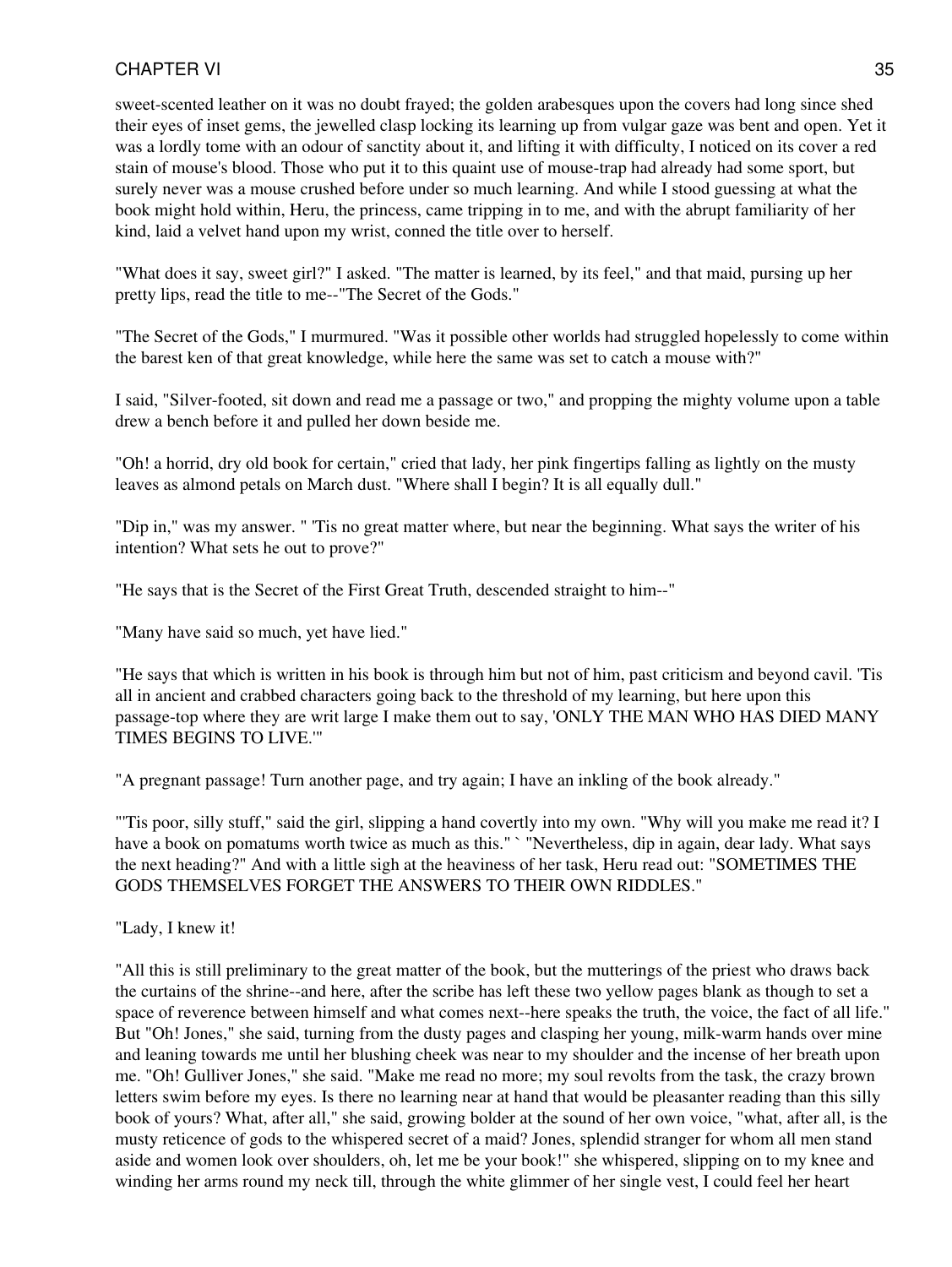sweet-scented leather on it was no doubt frayed; the golden arabesques upon the covers had long since shed their eyes of inset gems, the jewelled clasp locking its learning up from vulgar gaze was bent and open. Yet it was a lordly tome with an odour of sanctity about it, and lifting it with difficulty, I noticed on its cover a red stain of mouse's blood. Those who put it to this quaint use of mouse-trap had already had some sport, but surely never was a mouse crushed before under so much learning. And while I stood guessing at what the book might hold within, Heru, the princess, came tripping in to me, and with the abrupt familiarity of her kind, laid a velvet hand upon my wrist, conned the title over to herself.

"What does it say, sweet girl?" I asked. "The matter is learned, by its feel," and that maid, pursing up her pretty lips, read the title to me--"The Secret of the Gods."

"The Secret of the Gods," I murmured. "Was it possible other worlds had struggled hopelessly to come within the barest ken of that great knowledge, while here the same was set to catch a mouse with?"

I said, "Silver-footed, sit down and read me a passage or two," and propping the mighty volume upon a table drew a bench before it and pulled her down beside me.

"Oh! a horrid, dry old book for certain," cried that lady, her pink fingertips falling as lightly on the musty leaves as almond petals on March dust. "Where shall I begin? It is all equally dull."

"Dip in," was my answer. " 'Tis no great matter where, but near the beginning. What says the writer of his intention? What sets he out to prove?"

"He says that is the Secret of the First Great Truth, descended straight to him--"

"Many have said so much, yet have lied."

"He says that which is written in his book is through him but not of him, past criticism and beyond cavil. 'Tis all in ancient and crabbed characters going back to the threshold of my learning, but here upon this passage-top where they are writ large I make them out to say, 'ONLY THE MAN WHO HAS DIED MANY TIMES BEGINS TO LIVE.'"

"A pregnant passage! Turn another page, and try again; I have an inkling of the book already."

"'Tis poor, silly stuff," said the girl, slipping a hand covertly into my own. "Why will you make me read it? I have a book on pomatums worth twice as much as this." ` "Nevertheless, dip in again, dear lady. What says the next heading?" And with a little sigh at the heaviness of her task, Heru read out: "SOMETIMES THE GODS THEMSELVES FORGET THE ANSWERS TO THEIR OWN RIDDLES."

"Lady, I knew it!

"All this is still preliminary to the great matter of the book, but the mutterings of the priest who draws back the curtains of the shrine--and here, after the scribe has left these two yellow pages blank as though to set a space of reverence between himself and what comes next--here speaks the truth, the voice, the fact of all life." But "Oh! Jones," she said, turning from the dusty pages and clasping her young, milk-warm hands over mine and leaning towards me until her blushing cheek was near to my shoulder and the incense of her breath upon me. "Oh! Gulliver Jones," she said. "Make me read no more; my soul revolts from the task, the crazy brown letters swim before my eyes. Is there no learning near at hand that would be pleasanter reading than this silly book of yours? What, after all," she said, growing bolder at the sound of her own voice, "what, after all, is the musty reticence of gods to the whispered secret of a maid? Jones, splendid stranger for whom all men stand aside and women look over shoulders, oh, let me be your book!" she whispered, slipping on to my knee and winding her arms round my neck till, through the white glimmer of her single vest, I could feel her heart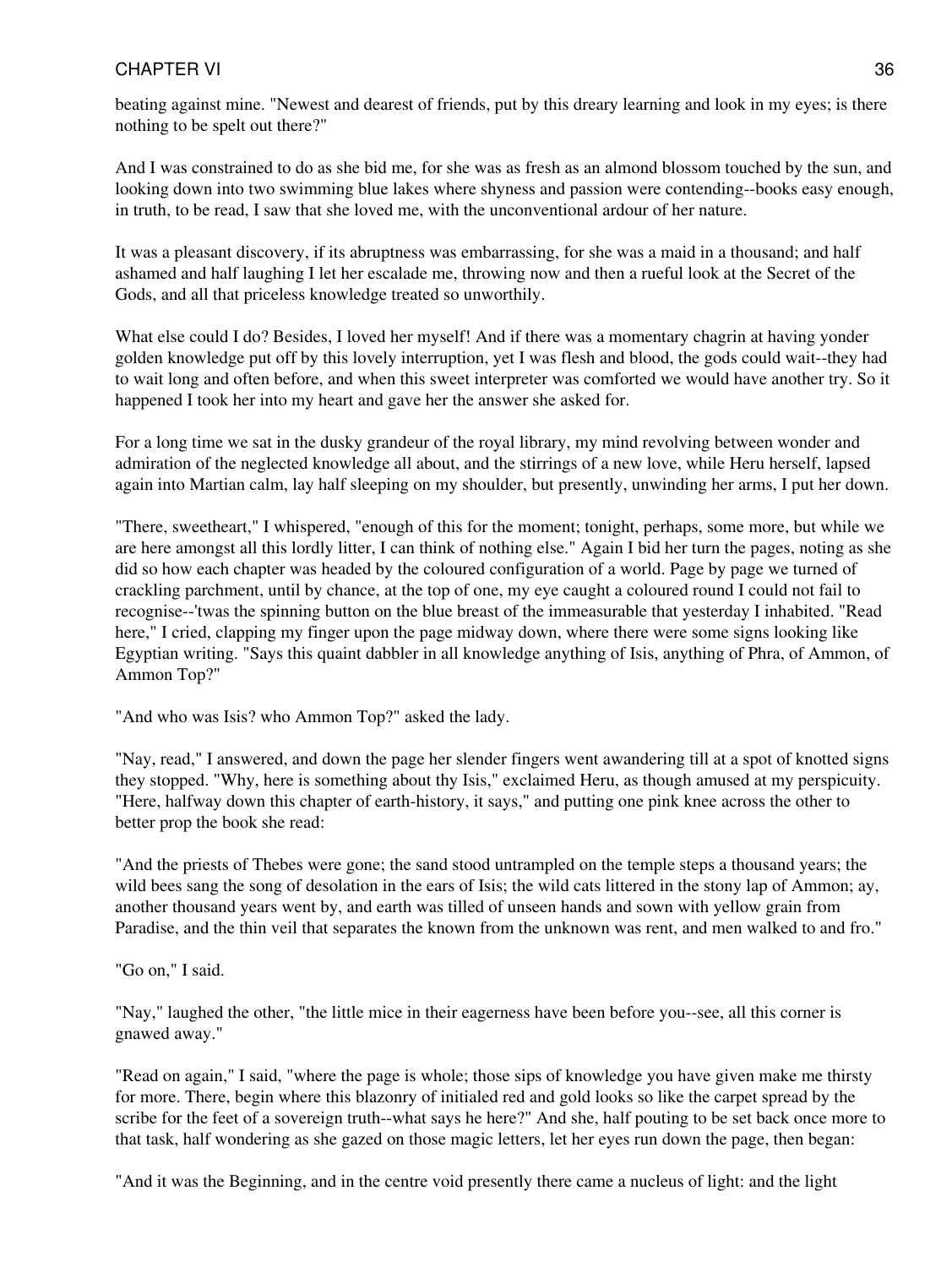beating against mine. "Newest and dearest of friends, put by this dreary learning and look in my eyes; is there nothing to be spelt out there?"

And I was constrained to do as she bid me, for she was as fresh as an almond blossom touched by the sun, and looking down into two swimming blue lakes where shyness and passion were contending--books easy enough, in truth, to be read, I saw that she loved me, with the unconventional ardour of her nature.

It was a pleasant discovery, if its abruptness was embarrassing, for she was a maid in a thousand; and half ashamed and half laughing I let her escalade me, throwing now and then a rueful look at the Secret of the Gods, and all that priceless knowledge treated so unworthily.

What else could I do? Besides, I loved her myself! And if there was a momentary chagrin at having yonder golden knowledge put off by this lovely interruption, yet I was flesh and blood, the gods could wait--they had to wait long and often before, and when this sweet interpreter was comforted we would have another try. So it happened I took her into my heart and gave her the answer she asked for.

For a long time we sat in the dusky grandeur of the royal library, my mind revolving between wonder and admiration of the neglected knowledge all about, and the stirrings of a new love, while Heru herself, lapsed again into Martian calm, lay half sleeping on my shoulder, but presently, unwinding her arms, I put her down.

"There, sweetheart," I whispered, "enough of this for the moment; tonight, perhaps, some more, but while we are here amongst all this lordly litter, I can think of nothing else." Again I bid her turn the pages, noting as she did so how each chapter was headed by the coloured configuration of a world. Page by page we turned of crackling parchment, until by chance, at the top of one, my eye caught a coloured round I could not fail to recognise--'twas the spinning button on the blue breast of the immeasurable that yesterday I inhabited. "Read here," I cried, clapping my finger upon the page midway down, where there were some signs looking like Egyptian writing. "Says this quaint dabbler in all knowledge anything of Isis, anything of Phra, of Ammon, of Ammon Top?"

"And who was Isis? who Ammon Top?" asked the lady.

"Nay, read," I answered, and down the page her slender fingers went awandering till at a spot of knotted signs they stopped. "Why, here is something about thy Isis," exclaimed Heru, as though amused at my perspicuity. "Here, halfway down this chapter of earth-history, it says," and putting one pink knee across the other to better prop the book she read:

"And the priests of Thebes were gone; the sand stood untrampled on the temple steps a thousand years; the wild bees sang the song of desolation in the ears of Isis; the wild cats littered in the stony lap of Ammon; ay, another thousand years went by, and earth was tilled of unseen hands and sown with yellow grain from Paradise, and the thin veil that separates the known from the unknown was rent, and men walked to and fro."

"Go on," I said.

"Nay," laughed the other, "the little mice in their eagerness have been before you--see, all this corner is gnawed away."

"Read on again," I said, "where the page is whole; those sips of knowledge you have given make me thirsty for more. There, begin where this blazonry of initialed red and gold looks so like the carpet spread by the scribe for the feet of a sovereign truth--what says he here?" And she, half pouting to be set back once more to that task, half wondering as she gazed on those magic letters, let her eyes run down the page, then began:

"And it was the Beginning, and in the centre void presently there came a nucleus of light: and the light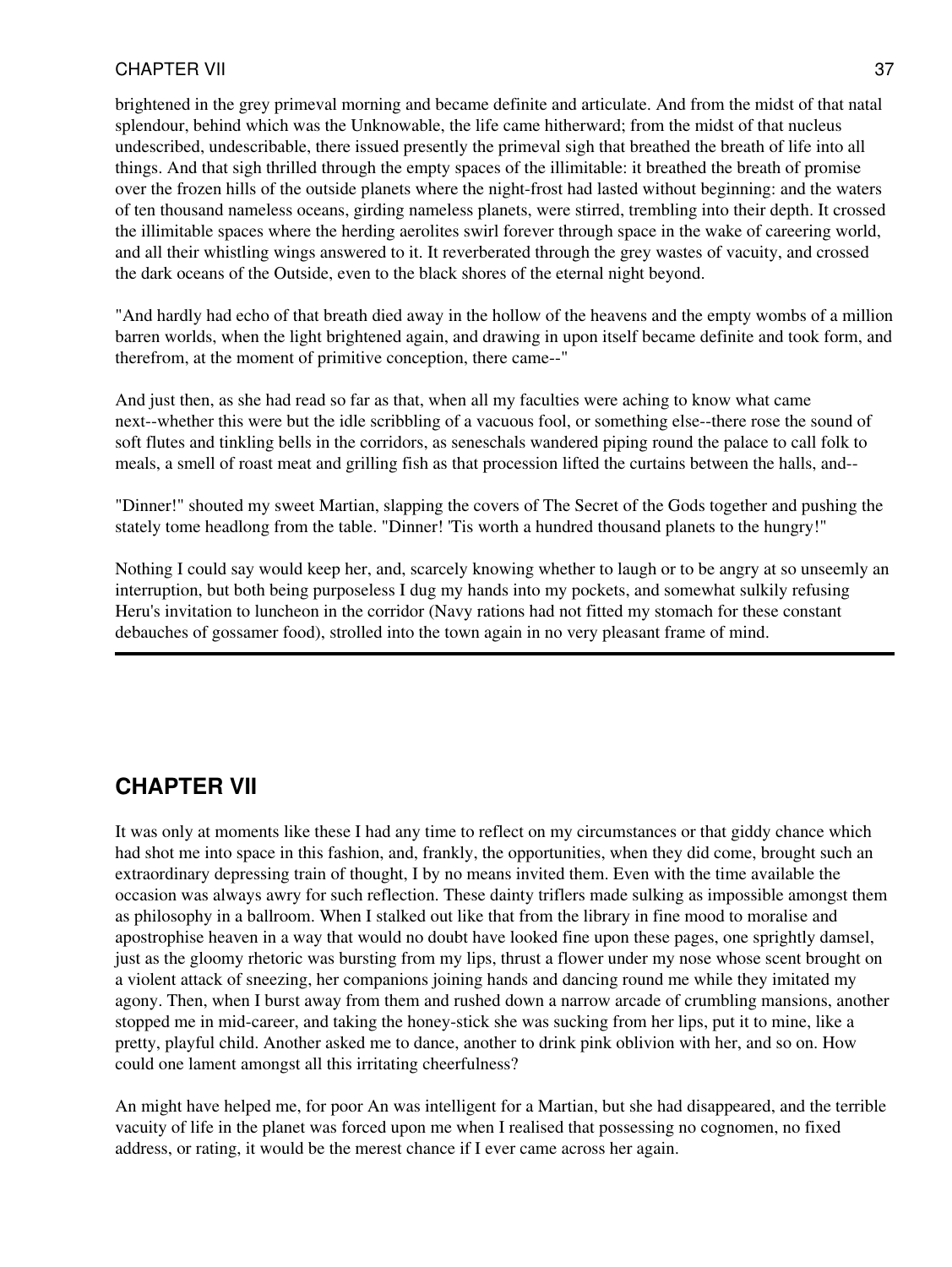brightened in the grey primeval morning and became definite and articulate. And from the midst of that natal splendour, behind which was the Unknowable, the life came hitherward; from the midst of that nucleus undescribed, undescribable, there issued presently the primeval sigh that breathed the breath of life into all things. And that sigh thrilled through the empty spaces of the illimitable: it breathed the breath of promise over the frozen hills of the outside planets where the night-frost had lasted without beginning: and the waters of ten thousand nameless oceans, girding nameless planets, were stirred, trembling into their depth. It crossed the illimitable spaces where the herding aerolites swirl forever through space in the wake of careering world, and all their whistling wings answered to it. It reverberated through the grey wastes of vacuity, and crossed the dark oceans of the Outside, even to the black shores of the eternal night beyond.

"And hardly had echo of that breath died away in the hollow of the heavens and the empty wombs of a million barren worlds, when the light brightened again, and drawing in upon itself became definite and took form, and therefrom, at the moment of primitive conception, there came--"

And just then, as she had read so far as that, when all my faculties were aching to know what came next--whether this were but the idle scribbling of a vacuous fool, or something else--there rose the sound of soft flutes and tinkling bells in the corridors, as seneschals wandered piping round the palace to call folk to meals, a smell of roast meat and grilling fish as that procession lifted the curtains between the halls, and--

"Dinner!" shouted my sweet Martian, slapping the covers of The Secret of the Gods together and pushing the stately tome headlong from the table. "Dinner! 'Tis worth a hundred thousand planets to the hungry!"

Nothing I could say would keep her, and, scarcely knowing whether to laugh or to be angry at so unseemly an interruption, but both being purposeless I dug my hands into my pockets, and somewhat sulkily refusing Heru's invitation to luncheon in the corridor (Navy rations had not fitted my stomach for these constant debauches of gossamer food), strolled into the town again in no very pleasant frame of mind.

---

## CHAPTER VII

It was only at moments like these I had any time to reflect on my circumstances or that giddy chance which had shot me into space in this fashion, and, frankly, the opportunities, when they did come, brought such an extraordinary depressing train of thought, I by no means invited them. Even with the time available the occasion was always awry for such reflection. These dainty triflers made sulking as impossible amongst them as philosophy in a ballroom. When I stalked out like that from the library in fine mood to moralise and apostrophise heaven in a way that would no doubt have looked fine upon these pages, one sprightly damsel, just as the gloomy rhetoric was bursting from my lips, thrust a flower under my nose whose scent brought on a violent attack of sneezing, her companions joining hands and dancing round me while they imitated my agony. Then, when I burst away from them and rushed down a narrow arcade of crumbling mansions, another stopped me in mid-career, and taking the honey-stick she was sucking from her lips, put it to mine, like a pretty, playful child. Another asked me to dance, another to drink pink oblivion with her, and so on. How could one lament amongst all this irritating cheerfulness?

An might have helped me, for poor An was intelligent for a Martian, but she had disappeared, and the terrible vacuity of life in the planet was forced upon me when I realised that possessing no cognomen, no fixed address, or rating, it would be the merest chance if I ever came across her again.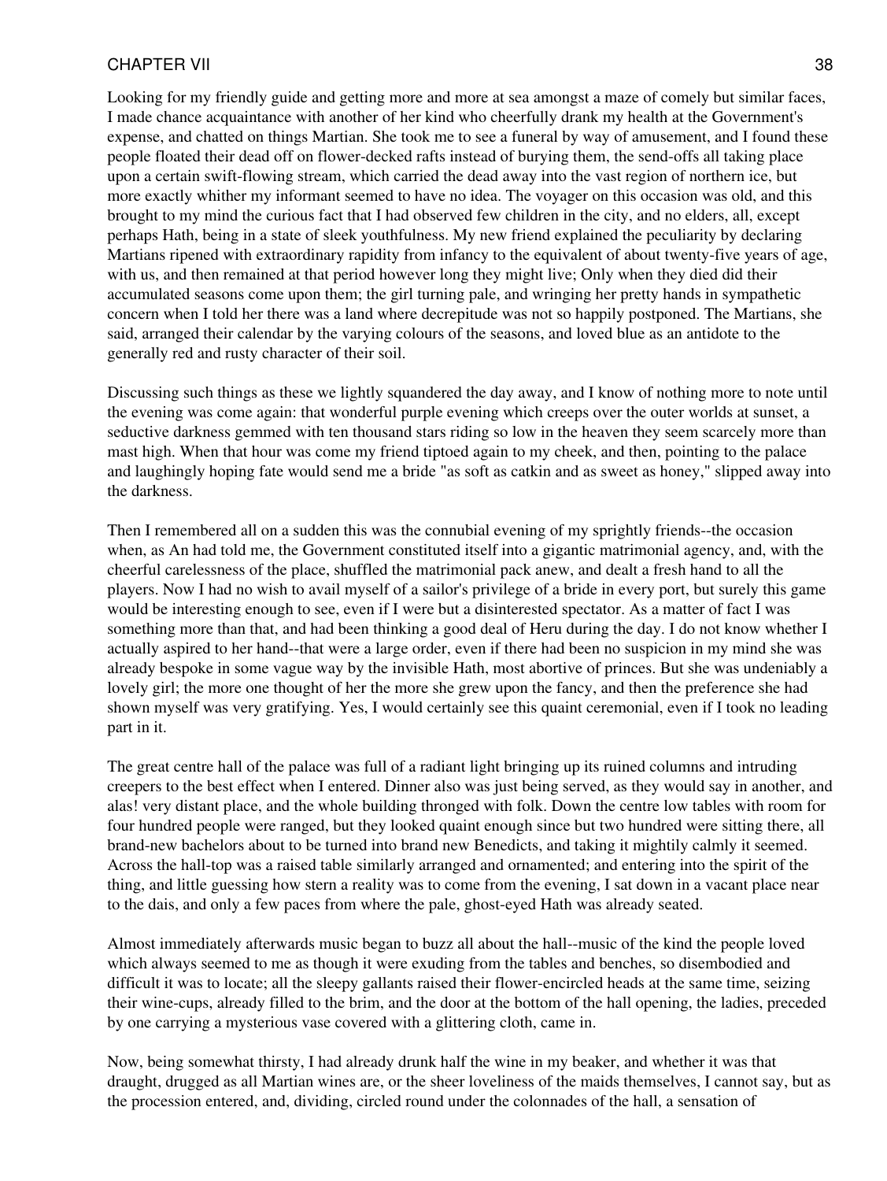Looking for my friendly guide and getting more and more at sea amongst a maze of comely but similar faces, I made chance acquaintance with another of her kind who cheerfully drank my health at the Government's expense, and chatted on things Martian. She took me to see a funeral by way of amusement, and I found these people floated their dead off on flower-decked rafts instead of burying them, the send-offs all taking place upon a certain swift-flowing stream, which carried the dead away into the vast region of northern ice, but more exactly whither my informant seemed to have no idea. The voyager on this occasion was old, and this brought to my mind the curious fact that I had observed few children in the city, and no elders, all, except perhaps Hath, being in a state of sleek youthfulness. My new friend explained the peculiarity by declaring Martians ripened with extraordinary rapidity from infancy to the equivalent of about twenty-five years of age, with us, and then remained at that period however long they might live; Only when they died did their accumulated seasons come upon them; the girl turning pale, and wringing her pretty hands in sympathetic concern when I told her there was a land where decrepitude was not so happily postponed. The Martians, she said, arranged their calendar by the varying colours of the seasons, and loved blue as an antidote to the generally red and rusty character of their soil.

Discussing such things as these we lightly squandered the day away, and I know of nothing more to note until the evening was come again: that wonderful purple evening which creeps over the outer worlds at sunset, a seductive darkness gemmed with ten thousand stars riding so low in the heaven they seem scarcely more than mast high. When that hour was come my friend tiptoed again to my cheek, and then, pointing to the palace and laughingly hoping fate would send me a bride "as soft as catkin and as sweet as honey," slipped away into the darkness.

Then I remembered all on a sudden this was the connubial evening of my sprightly friends--the occasion when, as An had told me, the Government constituted itself into a gigantic matrimonial agency, and, with the cheerful carelessness of the place, shuffled the matrimonial pack anew, and dealt a fresh hand to all the players. Now I had no wish to avail myself of a sailor's privilege of a bride in every port, but surely this game would be interesting enough to see, even if I were but a disinterested spectator. As a matter of fact I was something more than that, and had been thinking a good deal of Heru during the day. I do not know whether I actually aspired to her hand--that were a large order, even if there had been no suspicion in my mind she was already bespoke in some vague way by the invisible Hath, most abortive of princes. But she was undeniably a lovely girl; the more one thought of her the more she grew upon the fancy, and then the preference she had shown myself was very gratifying. Yes, I would certainly see this quaint ceremonial, even if I took no leading part in it.

The great centre hall of the palace was full of a radiant light bringing up its ruined columns and intruding creepers to the best effect when I entered. Dinner also was just being served, as they would say in another, and alas! very distant place, and the whole building thronged with folk. Down the centre low tables with room for four hundred people were ranged, but they looked quaint enough since but two hundred were sitting there, all brand-new bachelors about to be turned into brand new Benedicts, and taking it mightily calmly it seemed. Across the hall-top was a raised table similarly arranged and ornamented; and entering into the spirit of the thing, and little guessing how stern a reality was to come from the evening, I sat down in a vacant place near to the dais, and only a few paces from where the pale, ghost-eyed Hath was already seated.

Almost immediately afterwards music began to buzz all about the hall--music of the kind the people loved which always seemed to me as though it were exuding from the tables and benches, so disembodied and difficult it was to locate; all the sleepy gallants raised their flower-encircled heads at the same time, seizing their wine-cups, already filled to the brim, and the door at the bottom of the hall opening, the ladies, preceded by one carrying a mysterious vase covered with a glittering cloth, came in.

Now, being somewhat thirsty, I had already drunk half the wine in my beaker, and whether it was that draught, drugged as all Martian wines are, or the sheer loveliness of the maids themselves, I cannot say, but as the procession entered, and, dividing, circled round under the colonnades of the hall, a sensation of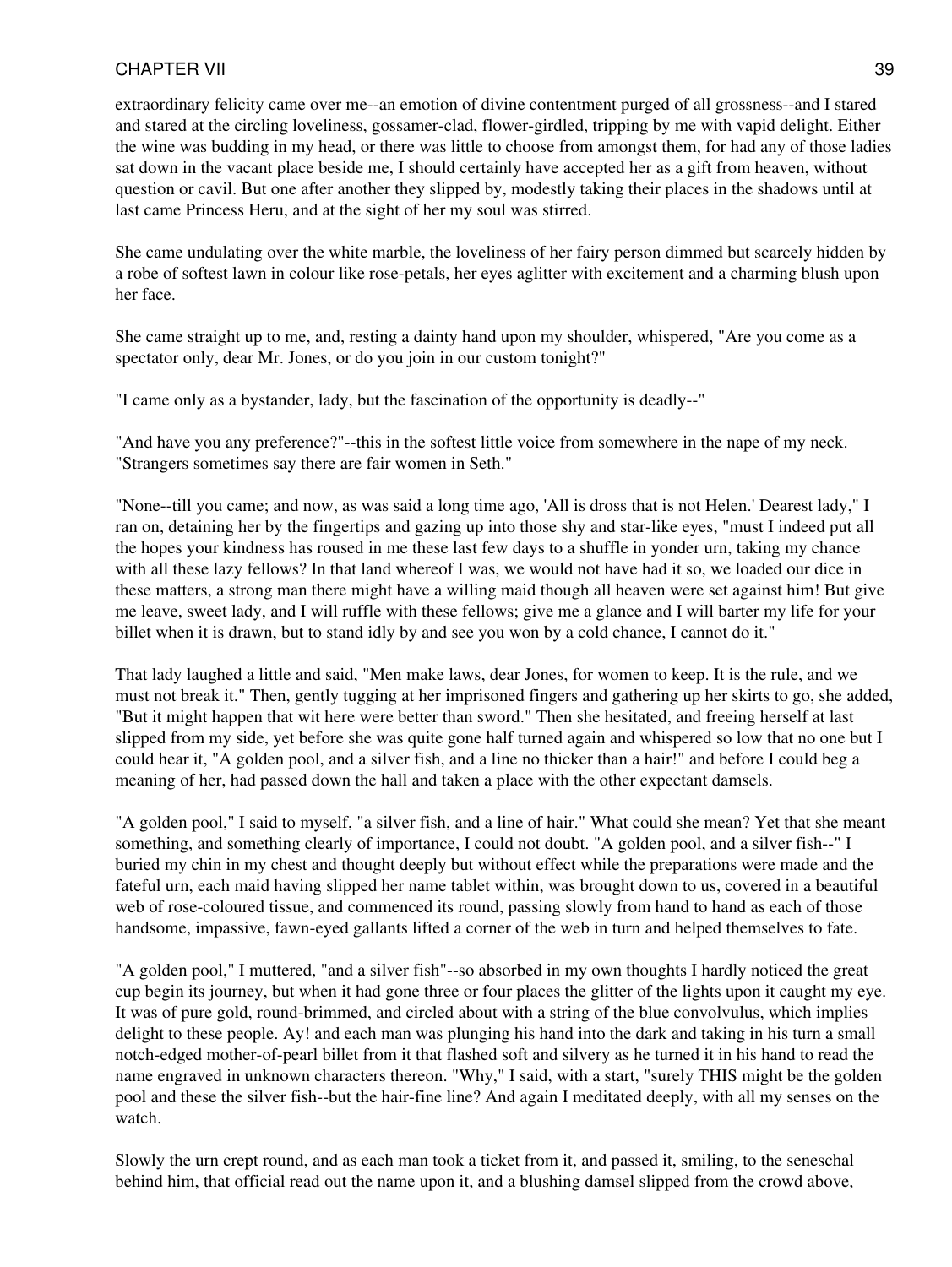extraordinary felicity came over me--an emotion of divine contentment purged of all grossness--and I stared and stared at the circling loveliness, gossamer-clad, flower-girdled, tripping by me with vapid delight. Either the wine was budding in my head, or there was little to choose from amongst them, for had any of those ladies sat down in the vacant place beside me, I should certainly have accepted her as a gift from heaven, without question or cavil. But one after another they slipped by, modestly taking their places in the shadows until at last came Princess Heru, and at the sight of her my soul was stirred.

She came undulating over the white marble, the loveliness of her fairy person dimmed but scarcely hidden by a robe of softest lawn in colour like rose-petals, her eyes aglitter with excitement and a charming blush upon her face.

She came straight up to me, and, resting a dainty hand upon my shoulder, whispered, "Are you come as a spectator only, dear Mr. Jones, or do you join in our custom tonight?"

"I came only as a bystander, lady, but the fascination of the opportunity is deadly--"

"And have you any preference?"--this in the softest little voice from somewhere in the nape of my neck. "Strangers sometimes say there are fair women in Seth."

"None--till you came; and now, as was said a long time ago, 'All is dross that is not Helen.' Dearest lady," I ran on, detaining her by the fingertips and gazing up into those shy and star-like eyes, "must I indeed put all the hopes your kindness has roused in me these last few days to a shuffle in yonder urn, taking my chance with all these lazy fellows? In that land whereof I was, we would not have had it so, we loaded our dice in these matters, a strong man there might have a willing maid though all heaven were set against him! But give me leave, sweet lady, and I will ruffle with these fellows; give me a glance and I will barter my life for your billet when it is drawn, but to stand idly by and see you won by a cold chance, I cannot do it."

That lady laughed a little and said, "Men make laws, dear Jones, for women to keep. It is the rule, and we must not break it." Then, gently tugging at her imprisoned fingers and gathering up her skirts to go, she added, "But it might happen that wit here were better than sword." Then she hesitated, and freeing herself at last slipped from my side, yet before she was quite gone half turned again and whispered so low that no one but I could hear it, "A golden pool, and a silver fish, and a line no thicker than a hair!" and before I could beg a meaning of her, had passed down the hall and taken a place with the other expectant damsels.

"A golden pool," I said to myself, "a silver fish, and a line of hair." What could she mean? Yet that she meant something, and something clearly of importance, I could not doubt. "A golden pool, and a silver fish--" I buried my chin in my chest and thought deeply but without effect while the preparations were made and the fateful urn, each maid having slipped her name tablet within, was brought down to us, covered in a beautiful web of rose-coloured tissue, and commenced its round, passing slowly from hand to hand as each of those handsome, impassive, fawn-eyed gallants lifted a corner of the web in turn and helped themselves to fate.

"A golden pool," I muttered, "and a silver fish"--so absorbed in my own thoughts I hardly noticed the great cup begin its journey, but when it had gone three or four places the glitter of the lights upon it caught my eye. It was of pure gold, round-brimmed, and circled about with a string of the blue convolvulus, which implies delight to these people. Ay! and each man was plunging his hand into the dark and taking in his turn a small notch-edged mother-of-pearl billet from it that flashed soft and silvery as he turned it in his hand to read the name engraved in unknown characters thereon. "Why," I said, with a start, "surely THIS might be the golden pool and these the silver fish--but the hair-fine line? And again I meditated deeply, with all my senses on the watch.

Slowly the urn crept round, and as each man took a ticket from it, and passed it, smiling, to the seneschal behind him, that official read out the name upon it, and a blushing damsel slipped from the crowd above,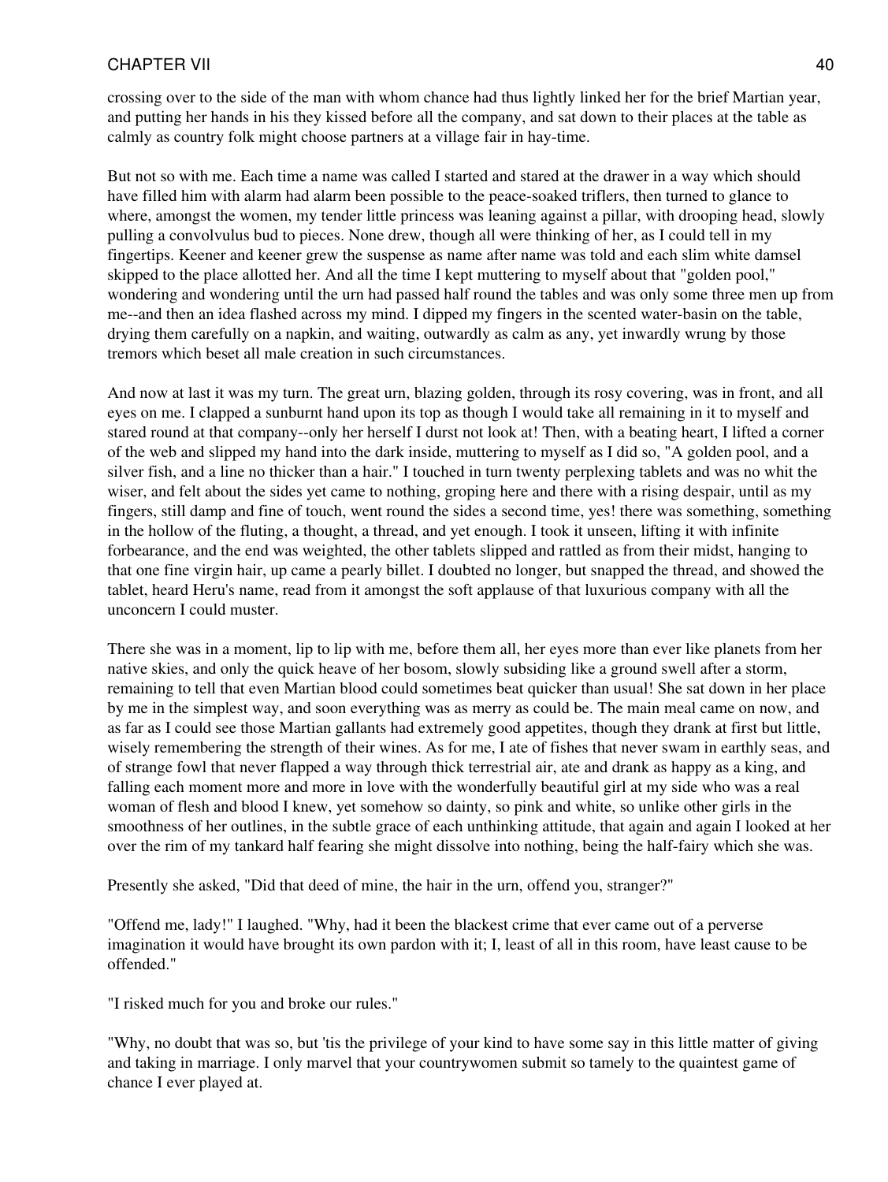crossing over to the side of the man with whom chance had thus lightly linked her for the brief Martian year, and putting her hands in his they kissed before all the company, and sat down to their places at the table as calmly as country folk might choose partners at a village fair in hay-time.

But not so with me. Each time a name was called I started and stared at the drawer in a way which should have filled him with alarm had alarm been possible to the peace-soaked triflers, then turned to glance to where, amongst the women, my tender little princess was leaning against a pillar, with drooping head, slowly pulling a convolvulus bud to pieces. None drew, though all were thinking of her, as I could tell in my fingertips. Keener and keener grew the suspense as name after name was told and each slim white damsel skipped to the place allotted her. And all the time I kept muttering to myself about that "golden pool," wondering and wondering until the urn had passed half round the tables and was only some three men up from me--and then an idea flashed across my mind. I dipped my fingers in the scented water-basin on the table, drying them carefully on a napkin, and waiting, outwardly as calm as any, yet inwardly wrung by those tremors which beset all male creation in such circumstances.

And now at last it was my turn. The great urn, blazing golden, through its rosy covering, was in front, and all eyes on me. I clapped a sunburnt hand upon its top as though I would take all remaining in it to myself and stared round at that company--only her herself I durst not look at! Then, with a beating heart, I lifted a corner of the web and slipped my hand into the dark inside, muttering to myself as I did so, "A golden pool, and a silver fish, and a line no thicker than a hair." I touched in turn twenty perplexing tablets and was no whit the wiser, and felt about the sides yet came to nothing, groping here and there with a rising despair, until as my fingers, still damp and fine of touch, went round the sides a second time, yes! there was something, something in the hollow of the fluting, a thought, a thread, and yet enough. I took it unseen, lifting it with infinite forbearance, and the end was weighted, the other tablets slipped and rattled as from their midst, hanging to that one fine virgin hair, up came a pearly billet. I doubted no longer, but snapped the thread, and showed the tablet, heard Heru's name, read from it amongst the soft applause of that luxurious company with all the unconcern I could muster.

There she was in a moment, lip to lip with me, before them all, her eyes more than ever like planets from her native skies, and only the quick heave of her bosom, slowly subsiding like a ground swell after a storm, remaining to tell that even Martian blood could sometimes beat quicker than usual! She sat down in her place by me in the simplest way, and soon everything was as merry as could be. The main meal came on now, and as far as I could see those Martian gallants had extremely good appetites, though they drank at first but little, wisely remembering the strength of their wines. As for me, I ate of fishes that never swam in earthly seas, and of strange fowl that never flapped a way through thick terrestrial air, ate and drank as happy as a king, and falling each moment more and more in love with the wonderfully beautiful girl at my side who was a real woman of flesh and blood I knew, yet somehow so dainty, so pink and white, so unlike other girls in the smoothness of her outlines, in the subtle grace of each unthinking attitude, that again and again I looked at her over the rim of my tankard half fearing she might dissolve into nothing, being the half-fairy which she was.

Presently she asked, "Did that deed of mine, the hair in the urn, offend you, stranger?"

"Offend me, lady!" I laughed. "Why, had it been the blackest crime that ever came out of a perverse imagination it would have brought its own pardon with it; I, least of all in this room, have least cause to be offended."

"I risked much for you and broke our rules."

"Why, no doubt that was so, but 'tis the privilege of your kind to have some say in this little matter of giving and taking in marriage. I only marvel that your countrywomen submit so tamely to the quaintest game of chance I ever played at.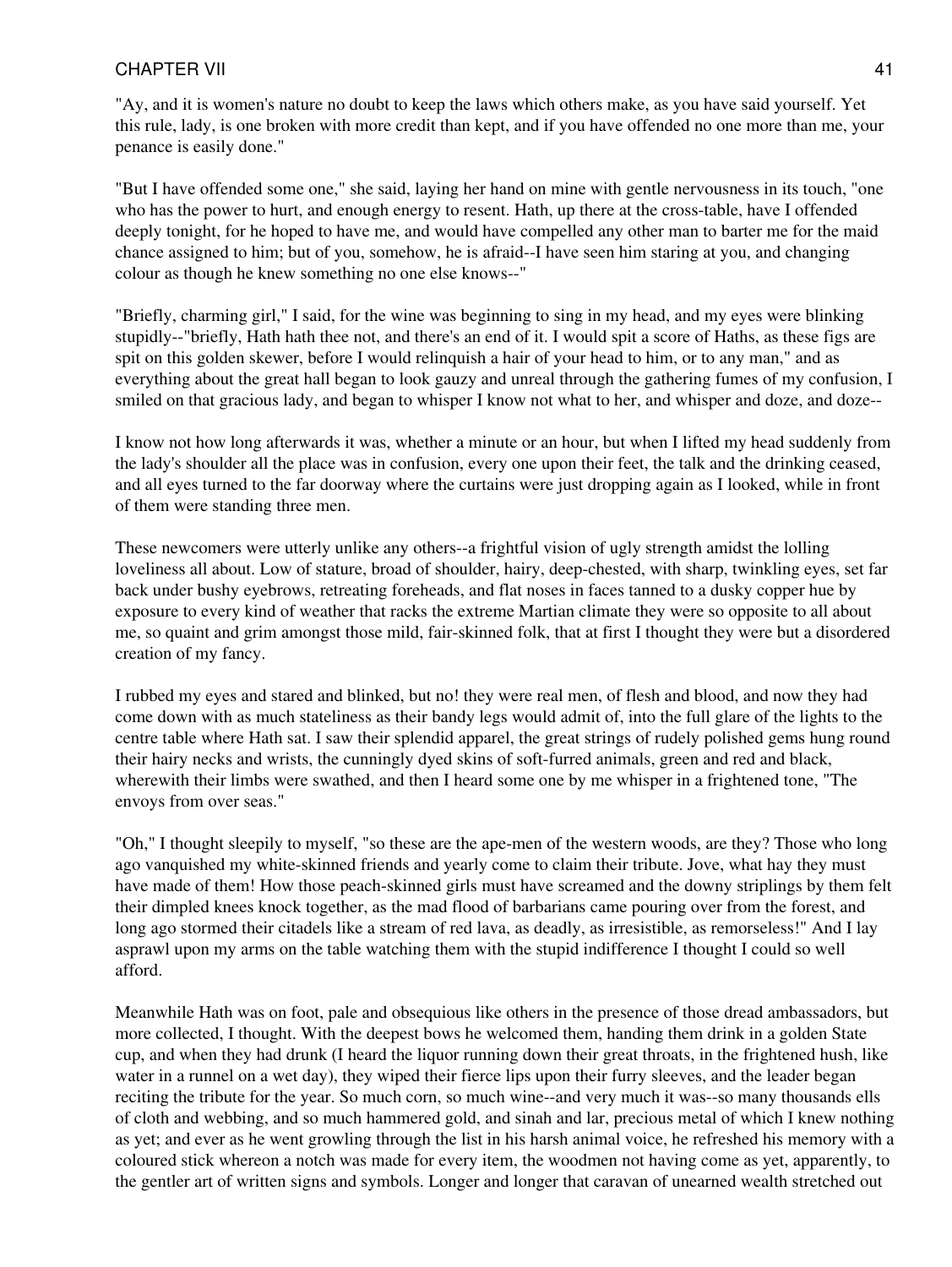"Ay, and it is women's nature no doubt to keep the laws which others make, as you have said yourself. Yet this rule, lady, is one broken with more credit than kept, and if you have offended no one more than me, your penance is easily done."

"But I have offended some one," she said, laying her hand on mine with gentle nervousness in its touch, "one who has the power to hurt, and enough energy to resent. Hath, up there at the cross-table, have I offended deeply tonight, for he hoped to have me, and would have compelled any other man to barter me for the maid chance assigned to him; but of you, somehow, he is afraid--I have seen him staring at you, and changing colour as though he knew something no one else knows--"

"Briefly, charming girl," I said, for the wine was beginning to sing in my head, and my eyes were blinking stupidly--"briefly, Hath hath thee not, and there's an end of it. I would spit a score of Haths, as these figs are spit on this golden skewer, before I would relinquish a hair of your head to him, or to any man," and as everything about the great hall began to look gauzy and unreal through the gathering fumes of my confusion, I smiled on that gracious lady, and began to whisper I know not what to her, and whisper and doze, and doze--

I know not how long afterwards it was, whether a minute or an hour, but when I lifted my head suddenly from the lady's shoulder all the place was in confusion, every one upon their feet, the talk and the drinking ceased, and all eyes turned to the far doorway where the curtains were just dropping again as I looked, while in front of them were standing three men.

These newcomers were utterly unlike any others--a frightful vision of ugly strength amidst the lolling loveliness all about. Low of stature, broad of shoulder, hairy, deep-chested, with sharp, twinkling eyes, set far back under bushy eyebrows, retreating foreheads, and flat noses in faces tanned to a dusky copper hue by exposure to every kind of weather that racks the extreme Martian climate they were so opposite to all about me, so quaint and grim amongst those mild, fair-skinned folk, that at first I thought they were but a disordered creation of my fancy.

I rubbed my eyes and stared and blinked, but no! they were real men, of flesh and blood, and now they had come down with as much stateliness as their bandy legs would admit of, into the full glare of the lights to the centre table where Hath sat. I saw their splendid apparel, the great strings of rudely polished gems hung round their hairy necks and wrists, the cunningly dyed skins of soft-furred animals, green and red and black, wherewith their limbs were swathed, and then I heard some one by me whisper in a frightened tone, "The envoys from over seas."

"Oh," I thought sleepily to myself, "so these are the ape-men of the western woods, are they? Those who long ago vanquished my white-skinned friends and yearly come to claim their tribute. Jove, what hay they must have made of them! How those peach-skinned girls must have screamed and the downy striplings by them felt their dimpled knees knock together, as the mad flood of barbarians came pouring over from the forest, and long ago stormed their citadels like a stream of red lava, as deadly, as irresistible, as remorseless!" And I lay asprawl upon my arms on the table watching them with the stupid indifference I thought I could so well afford.

Meanwhile Hath was on foot, pale and obsequious like others in the presence of those dread ambassadors, but more collected, I thought. With the deepest bows he welcomed them, handing them drink in a golden State cup, and when they had drunk (I heard the liquor running down their great throats, in the frightened hush, like water in a runnel on a wet day), they wiped their fierce lips upon their furry sleeves, and the leader began reciting the tribute for the year. So much corn, so much wine--and very much it was--so many thousands ells of cloth and webbing, and so much hammered gold, and sinah and lar, precious metal of which I knew nothing as yet; and ever as he went growling through the list in his harsh animal voice, he refreshed his memory with a coloured stick whereon a notch was made for every item, the woodmen not having come as yet, apparently, to the gentler art of written signs and symbols. Longer and longer that caravan of unearned wealth stretched out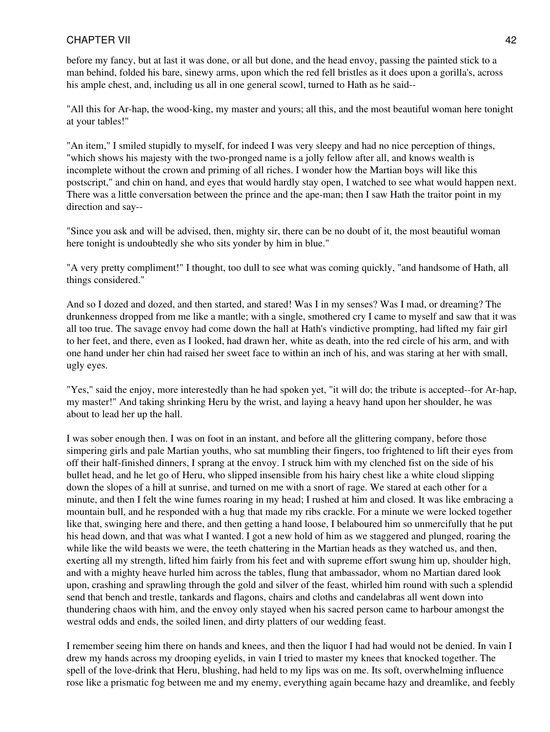before my fancy, but at last it was done, or all but done, and the head envoy, passing the painted stick to a man behind, folded his bare, sinewy arms, upon which the red fell bristles as it does upon a gorilla's, across his ample chest, and, including us all in one general scowl, turned to Hath as he said--

"All this for Ar-hap, the wood-king, my master and yours; all this, and the most beautiful woman here tonight at your tables!"

"An item," I smiled stupidly to myself, for indeed I was very sleepy and had no nice perception of things, "which shows his majesty with the two-pronged name is a jolly fellow after all, and knows wealth is incomplete without the crown and priming of all riches. I wonder how the Martian boys will like this postscript," and chin on hand, and eyes that would hardly stay open, I watched to see what would happen next. There was a little conversation between the prince and the ape-man; then I saw Hath the traitor point in my direction and say--

"Since you ask and will be advised, then, mighty sir, there can be no doubt of it, the most beautiful woman here tonight is undoubtedly she who sits yonder by him in blue."

"A very pretty compliment!" I thought, too dull to see what was coming quickly, "and handsome of Hath, all things considered."

And so I dozed and dozed, and then started, and stared! Was I in my senses? Was I mad, or dreaming? The drunkenness dropped from me like a mantle; with a single, smothered cry I came to myself and saw that it was all too true. The savage envoy had come down the hall at Hath's vindictive prompting, had lifted my fair girl to her feet, and there, even as I looked, had drawn her, white as death, into the red circle of his arm, and with one hand under her chin had raised her sweet face to within an inch of his, and was staring at her with small, ugly eyes.

"Yes," said the enjoy, more interestedly than he had spoken yet, "it will do; the tribute is accepted--for Ar-hap, my master!" And taking shrinking Heru by the wrist, and laying a heavy hand upon her shoulder, he was about to lead her up the hall.

I was sober enough then. I was on foot in an instant, and before all the glittering company, before those simpering girls and pale Martian youths, who sat mumbling their fingers, too frightened to lift their eyes from off their half-finished dinners, I sprang at the envoy. I struck him with my clenched fist on the side of his bullet head, and he let go of Heru, who slipped insensible from his hairy chest like a white cloud slipping down the slopes of a hill at sunrise, and turned on me with a snort of rage. We stared at each other for a minute, and then I felt the wine fumes roaring in my head; I rushed at him and closed. It was like embracing a mountain bull, and he responded with a hug that made my ribs crackle. For a minute we were locked together like that, swinging here and there, and then getting a hand loose, I belaboured him so unmercifully that he put his head down, and that was what I wanted. I got a new hold of him as we staggered and plunged, roaring the while like the wild beasts we were, the teeth chattering in the Martian heads as they watched us, and then, exerting all my strength, lifted him fairly from his feet and with supreme effort swung him up, shoulder high, and with a mighty heave hurled him across the tables, flung that ambassador, whom no Martian dared look upon, crashing and sprawling through the gold and silver of the feast, whirled him round with such a splendid send that bench and trestle, tankards and flagons, chairs and cloths and candelabras all went down into thundering chaos with him, and the envoy only stayed when his sacred person came to harbour amongst the westral odds and ends, the soiled linen, and dirty platters of our wedding feast.

I remember seeing him there on hands and knees, and then the liquor I had had would not be denied. In vain I drew my hands across my drooping eyelids, in vain I tried to master my knees that knocked together. The spell of the love-drink that Heru, blushing, had held to my lips was on me. Its soft, overwhelming influence rose like a prismatic fog between me and my enemy, everything again became hazy and dreamlike, and feebly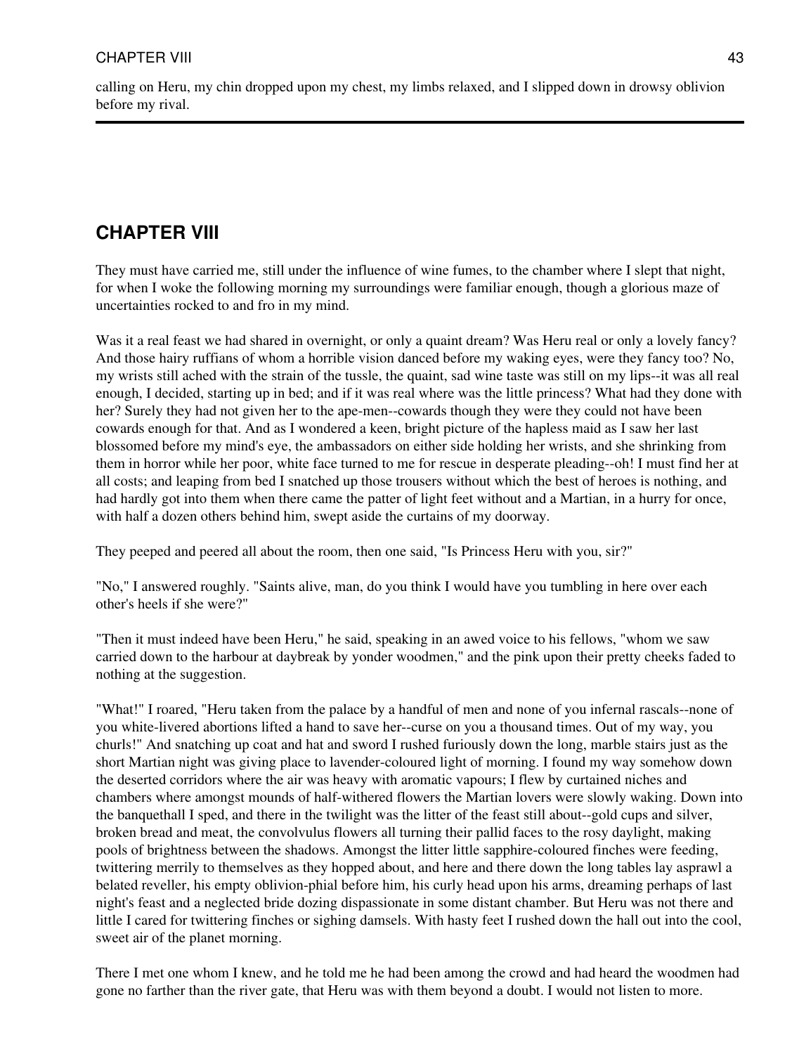calling on Heru, my chin dropped upon my chest, my limbs relaxed, and I slipped down in drowsy oblivion before my rival.

---

## CHAPTER VIII

They must have carried me, still under the influence of wine fumes, to the chamber where I slept that night, for when I woke the following morning my surroundings were familiar enough, though a glorious maze of uncertainties rocked to and fro in my mind.

Was it a real feast we had shared in overnight, or only a quaint dream? Was Heru real or only a lovely fancy? And those hairy ruffians of whom a horrible vision danced before my waking eyes, were they fancy too? No, my wrists still ached with the strain of the tussle, the quaint, sad wine taste was still on my lips--it was all real enough, I decided, starting up in bed; and if it was real where was the little princess? What had they done with her? Surely they had not given her to the ape-men--cowards though they were they could not have been cowards enough for that. And as I wondered a keen, bright picture of the hapless maid as I saw her last blossomed before my mind's eye, the ambassadors on either side holding her wrists, and she shrinking from them in horror while her poor, white face turned to me for rescue in desperate pleading--oh! I must find her at all costs; and leaping from bed I snatched up those trousers without which the best of heroes is nothing, and had hardly got into them when there came the patter of light feet without and a Martian, in a hurry for once, with half a dozen others behind him, swept aside the curtains of my doorway.

They peeped and peered all about the room, then one said, "Is Princess Heru with you, sir?"

"No," I answered roughly. "Saints alive, man, do you think I would have you tumbling in here over each other's heels if she were?"

"Then it must indeed have been Heru," he said, speaking in an awed voice to his fellows, "whom we saw carried down to the harbour at daybreak by yonder woodmen," and the pink upon their pretty cheeks faded to nothing at the suggestion.

"What!" I roared, "Heru taken from the palace by a handful of men and none of you infernal rascals--none of you white-livered abortions lifted a hand to save her--curse on you a thousand times. Out of my way, you churls!" And snatching up coat and hat and sword I rushed furiously down the long, marble stairs just as the short Martian night was giving place to lavender-coloured light of morning. I found my way somehow down the deserted corridors where the air was heavy with aromatic vapours; I flew by curtained niches and chambers where amongst mounds of half-withered flowers the Martian lovers were slowly waking. Down into the banquethall I sped, and there in the twilight was the litter of the feast still about--gold cups and silver, broken bread and meat, the convolvulus flowers all turning their pallid faces to the rosy daylight, making pools of brightness between the shadows. Amongst the litter little sapphire-coloured finches were feeding, twittering merrily to themselves as they hopped about, and here and there down the long tables lay asprawl a belated reveller, his empty oblivion-phial before him, his curly head upon his arms, dreaming perhaps of last night's feast and a neglected bride dozing dispassionate in some distant chamber. But Heru was not there and little I cared for twittering finches or sighing damsels. With hasty feet I rushed down the hall out into the cool, sweet air of the planet morning.

There I met one whom I knew, and he told me he had been among the crowd and had heard the woodmen had gone no farther than the river gate, that Heru was with them beyond a doubt. I would not listen to more.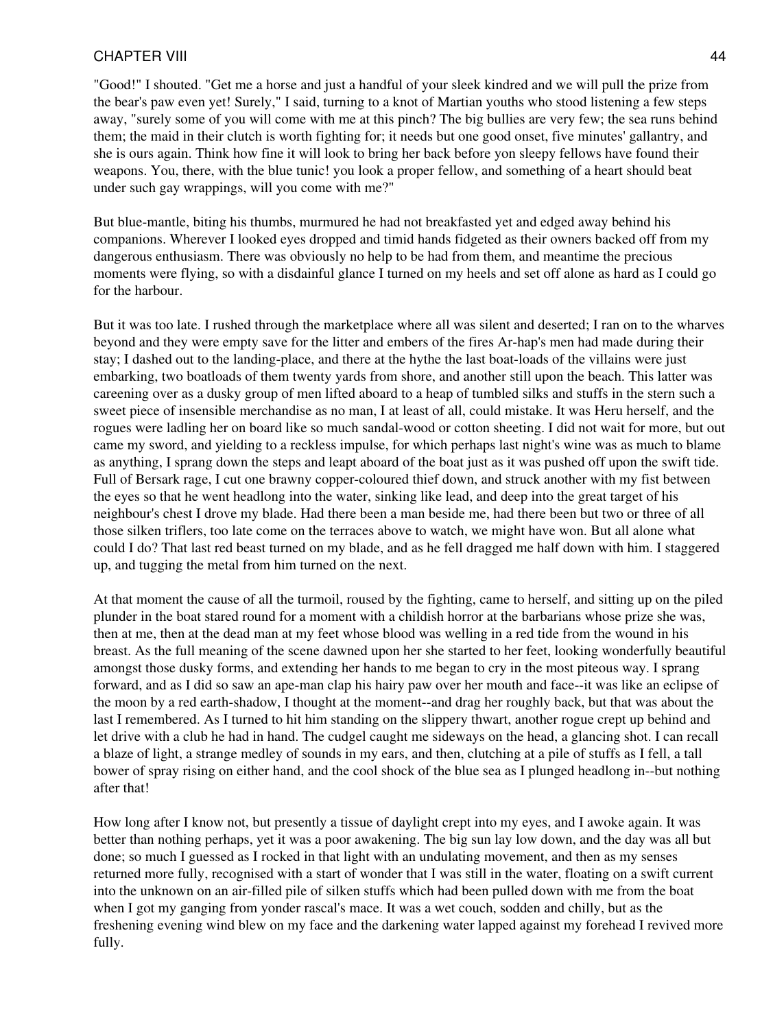"Good!" I shouted. "Get me a horse and just a handful of your sleek kindred and we will pull the prize from the bear's paw even yet! Surely," I said, turning to a knot of Martian youths who stood listening a few steps away, "surely some of you will come with me at this pinch? The big bullies are very few; the sea runs behind them; the maid in their clutch is worth fighting for; it needs but one good onset, five minutes' gallantry, and she is ours again. Think how fine it will look to bring her back before yon sleepy fellows have found their weapons. You, there, with the blue tunic! you look a proper fellow, and something of a heart should beat under such gay wrappings, will you come with me?"

But blue-mantle, biting his thumbs, murmured he had not breakfasted yet and edged away behind his companions. Wherever I looked eyes dropped and timid hands fidgeted as their owners backed off from my dangerous enthusiasm. There was obviously no help to be had from them, and meantime the precious moments were flying, so with a disdainful glance I turned on my heels and set off alone as hard as I could go for the harbour.

But it was too late. I rushed through the marketplace where all was silent and deserted; I ran on to the wharves beyond and they were empty save for the litter and embers of the fires Ar-hap's men had made during their stay; I dashed out to the landing-place, and there at the hythe the last boat-loads of the villains were just embarking, two boatloads of them twenty yards from shore, and another still upon the beach. This latter was careening over as a dusky group of men lifted aboard to a heap of tumbled silks and stuffs in the stern such a sweet piece of insensible merchandise as no man, I at least of all, could mistake. It was Heru herself, and the rogues were ladling her on board like so much sandal-wood or cotton sheeting. I did not wait for more, but out came my sword, and yielding to a reckless impulse, for which perhaps last night's wine was as much to blame as anything, I sprang down the steps and leapt aboard of the boat just as it was pushed off upon the swift tide. Full of Bersark rage, I cut one brawny copper-coloured thief down, and struck another with my fist between the eyes so that he went headlong into the water, sinking like lead, and deep into the great target of his neighbour's chest I drove my blade. Had there been a man beside me, had there been but two or three of all those silken triflers, too late come on the terraces above to watch, we might have won. But all alone what could I do? That last red beast turned on my blade, and as he fell dragged me half down with him. I staggered up, and tugging the metal from him turned on the next.

At that moment the cause of all the turmoil, roused by the fighting, came to herself, and sitting up on the piled plunder in the boat stared round for a moment with a childish horror at the barbarians whose prize she was, then at me, then at the dead man at my feet whose blood was welling in a red tide from the wound in his breast. As the full meaning of the scene dawned upon her she started to her feet, looking wonderfully beautiful amongst those dusky forms, and extending her hands to me began to cry in the most piteous way. I sprang forward, and as I did so saw an ape-man clap his hairy paw over her mouth and face--it was like an eclipse of the moon by a red earth-shadow, I thought at the moment--and drag her roughly back, but that was about the last I remembered. As I turned to hit him standing on the slippery thwart, another rogue crept up behind and let drive with a club he had in hand. The cudgel caught me sideways on the head, a glancing shot. I can recall a blaze of light, a strange medley of sounds in my ears, and then, clutching at a pile of stuffs as I fell, a tall bower of spray rising on either hand, and the cool shock of the blue sea as I plunged headlong in--but nothing after that!

How long after I know not, but presently a tissue of daylight crept into my eyes, and I awoke again. It was better than nothing perhaps, yet it was a poor awakening. The big sun lay low down, and the day was all but done; so much I guessed as I rocked in that light with an undulating movement, and then as my senses returned more fully, recognised with a start of wonder that I was still in the water, floating on a swift current into the unknown on an air-filled pile of silken stuffs which had been pulled down with me from the boat when I got my ganging from yonder rascal's mace. It was a wet couch, sodden and chilly, but as the freshening evening wind blew on my face and the darkening water lapped against my forehead I revived more fully.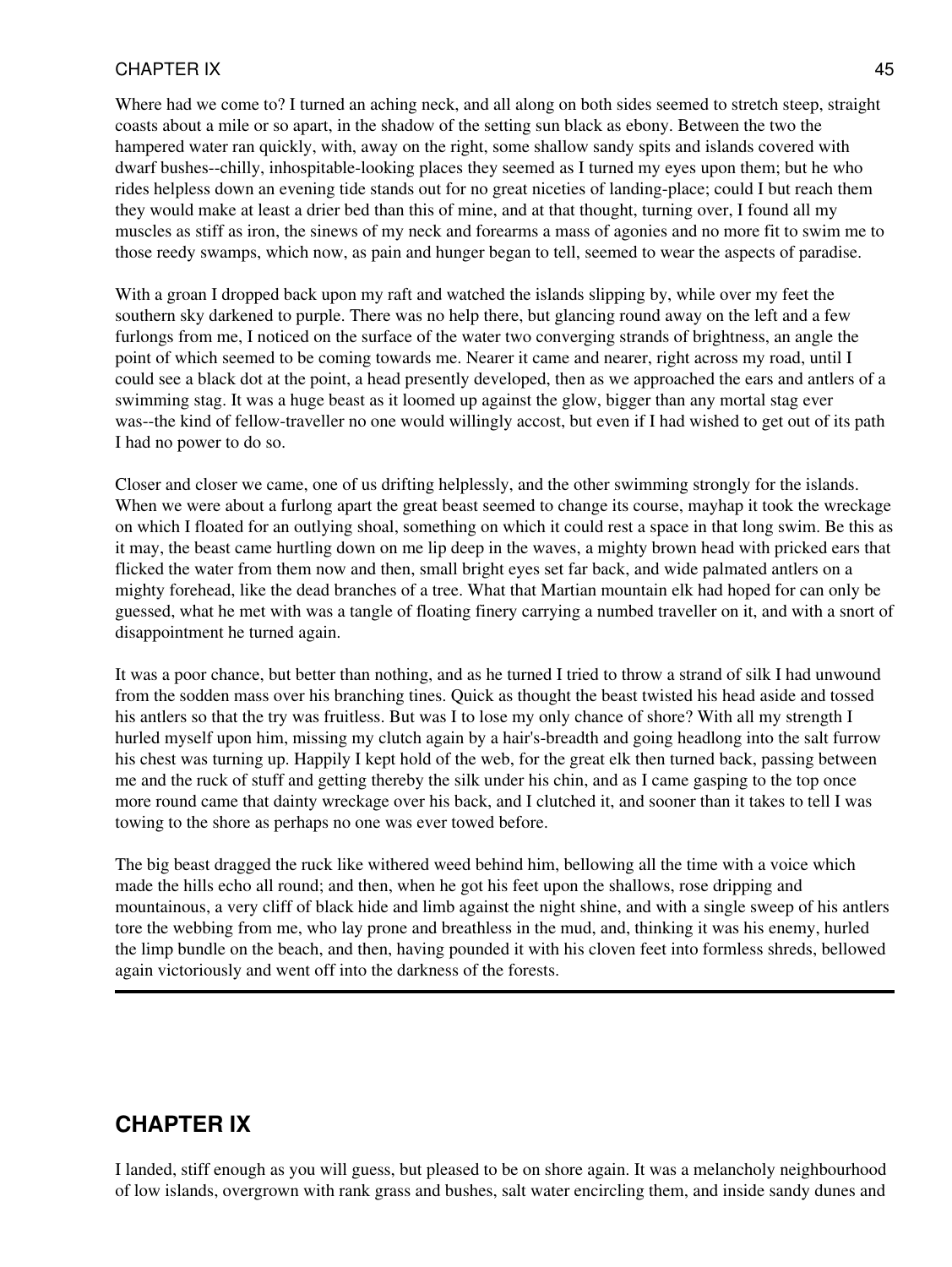Where had we come to? I turned an aching neck, and all along on both sides seemed to stretch steep, straight coasts about a mile or so apart, in the shadow of the setting sun black as ebony. Between the two the hampered water ran quickly, with, away on the right, some shallow sandy spits and islands covered with dwarf bushes--chilly, inhospitable-looking places they seemed as I turned my eyes upon them; but he who rides helpless down an evening tide stands out for no great niceties of landing-place; could I but reach them they would make at least a drier bed than this of mine, and at that thought, turning over, I found all my muscles as stiff as iron, the sinews of my neck and forearms a mass of agonies and no more fit to swim me to those reedy swamps, which now, as pain and hunger began to tell, seemed to wear the aspects of paradise.

With a groan I dropped back upon my raft and watched the islands slipping by, while over my feet the southern sky darkened to purple. There was no help there, but glancing round away on the left and a few furlongs from me, I noticed on the surface of the water two converging strands of brightness, an angle the point of which seemed to be coming towards me. Nearer it came and nearer, right across my road, until I could see a black dot at the point, a head presently developed, then as we approached the ears and antlers of a swimming stag. It was a huge beast as it loomed up against the glow, bigger than any mortal stag ever was--the kind of fellow-traveller no one would willingly accost, but even if I had wished to get out of its path I had no power to do so.

Closer and closer we came, one of us drifting helplessly, and the other swimming strongly for the islands. When we were about a furlong apart the great beast seemed to change its course, mayhap it took the wreckage on which I floated for an outlying shoal, something on which it could rest a space in that long swim. Be this as it may, the beast came hurtling down on me lip deep in the waves, a mighty brown head with pricked ears that flicked the water from them now and then, small bright eyes set far back, and wide palmated antlers on a mighty forehead, like the dead branches of a tree. What that Martian mountain elk had hoped for can only be guessed, what he met with was a tangle of floating finery carrying a numbed traveller on it, and with a snort of disappointment he turned again.

It was a poor chance, but better than nothing, and as he turned I tried to throw a strand of silk I had unwound from the sodden mass over his branching tines. Quick as thought the beast twisted his head aside and tossed his antlers so that the try was fruitless. But was I to lose my only chance of shore? With all my strength I hurled myself upon him, missing my clutch again by a hair's-breadth and going headlong into the salt furrow his chest was turning up. Happily I kept hold of the web, for the great elk then turned back, passing between me and the ruck of stuff and getting thereby the silk under his chin, and as I came gasping to the top once more round came that dainty wreckage over his back, and I clutched it, and sooner than it takes to tell I was towing to the shore as perhaps no one was ever towed before.

The big beast dragged the ruck like withered weed behind him, bellowing all the time with a voice which made the hills echo all round; and then, when he got his feet upon the shallows, rose dripping and mountainous, a very cliff of black hide and limb against the night shine, and with a single sweep of his antlers tore the webbing from me, who lay prone and breathless in the mud, and, thinking it was his enemy, hurled the limp bundle on the beach, and then, having pounded it with his cloven feet into formless shreds, bellowed again victoriously and went off into the darkness of the forests.

---

## CHAPTER IX

I landed, stiff enough as you will guess, but pleased to be on shore again. It was a melancholy neighbourhood of low islands, overgrown with rank grass and bushes, salt water encircling them, and inside sandy dunes and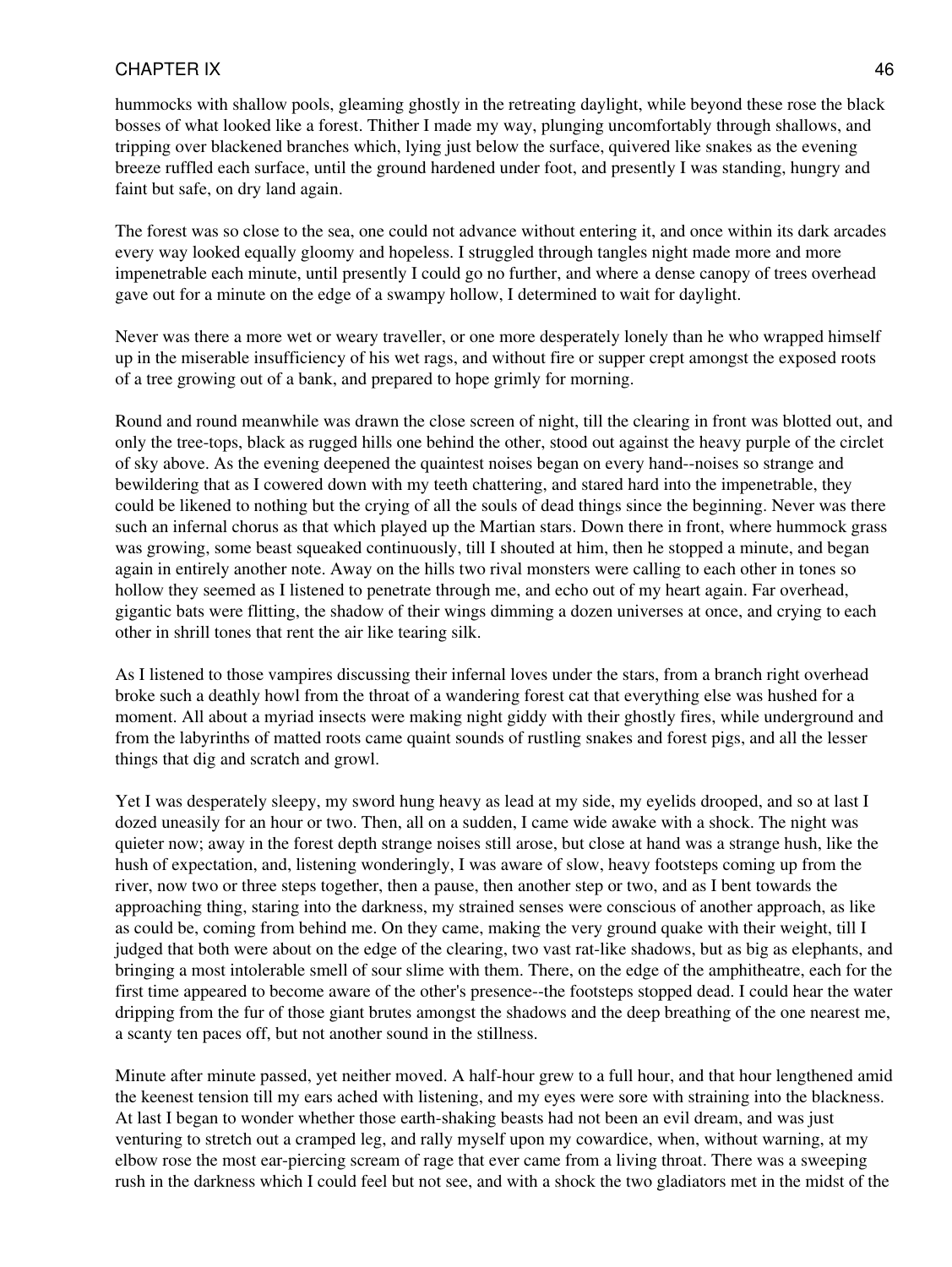hummocks with shallow pools, gleaming ghostly in the retreating daylight, while beyond these rose the black bosses of what looked like a forest. Thither I made my way, plunging uncomfortably through shallows, and tripping over blackened branches which, lying just below the surface, quivered like snakes as the evening breeze ruffled each surface, until the ground hardened under foot, and presently I was standing, hungry and faint but safe, on dry land again.

The forest was so close to the sea, one could not advance without entering it, and once within its dark arcades every way looked equally gloomy and hopeless. I struggled through tangles night made more and more impenetrable each minute, until presently I could go no further, and where a dense canopy of trees overhead gave out for a minute on the edge of a swampy hollow, I determined to wait for daylight.

Never was there a more wet or weary traveller, or one more desperately lonely than he who wrapped himself up in the miserable insufficiency of his wet rags, and without fire or supper crept amongst the exposed roots of a tree growing out of a bank, and prepared to hope grimly for morning.

Round and round meanwhile was drawn the close screen of night, till the clearing in front was blotted out, and only the tree-tops, black as rugged hills one behind the other, stood out against the heavy purple of the circlet of sky above. As the evening deepened the quaintest noises began on every hand--noises so strange and bewildering that as I cowered down with my teeth chattering, and stared hard into the impenetrable, they could be likened to nothing but the crying of all the souls of dead things since the beginning. Never was there such an infernal chorus as that which played up the Martian stars. Down there in front, where hummock grass was growing, some beast squeaked continuously, till I shouted at him, then he stopped a minute, and began again in entirely another note. Away on the hills two rival monsters were calling to each other in tones so hollow they seemed as I listened to penetrate through me, and echo out of my heart again. Far overhead, gigantic bats were flitting, the shadow of their wings dimming a dozen universes at once, and crying to each other in shrill tones that rent the air like tearing silk.

As I listened to those vampires discussing their infernal loves under the stars, from a branch right overhead broke such a deathly howl from the throat of a wandering forest cat that everything else was hushed for a moment. All about a myriad insects were making night giddy with their ghostly fires, while underground and from the labyrinths of matted roots came quaint sounds of rustling snakes and forest pigs, and all the lesser things that dig and scratch and growl.

Yet I was desperately sleepy, my sword hung heavy as lead at my side, my eyelids drooped, and so at last I dozed uneasily for an hour or two. Then, all on a sudden, I came wide awake with a shock. The night was quieter now; away in the forest depth strange noises still arose, but close at hand was a strange hush, like the hush of expectation, and, listening wonderingly, I was aware of slow, heavy footsteps coming up from the river, now two or three steps together, then a pause, then another step or two, and as I bent towards the approaching thing, staring into the darkness, my strained senses were conscious of another approach, as like as could be, coming from behind me. On they came, making the very ground quake with their weight, till I judged that both were about on the edge of the clearing, two vast rat-like shadows, but as big as elephants, and bringing a most intolerable smell of sour slime with them. There, on the edge of the amphitheatre, each for the first time appeared to become aware of the other's presence--the footsteps stopped dead. I could hear the water dripping from the fur of those giant brutes amongst the shadows and the deep breathing of the one nearest me, a scanty ten paces off, but not another sound in the stillness.

Minute after minute passed, yet neither moved. A half-hour grew to a full hour, and that hour lengthened amid the keenest tension till my ears ached with listening, and my eyes were sore with straining into the blackness. At last I began to wonder whether those earth-shaking beasts had not been an evil dream, and was just venturing to stretch out a cramped leg, and rally myself upon my cowardice, when, without warning, at my elbow rose the most ear-piercing scream of rage that ever came from a living throat. There was a sweeping rush in the darkness which I could feel but not see, and with a shock the two gladiators met in the midst of the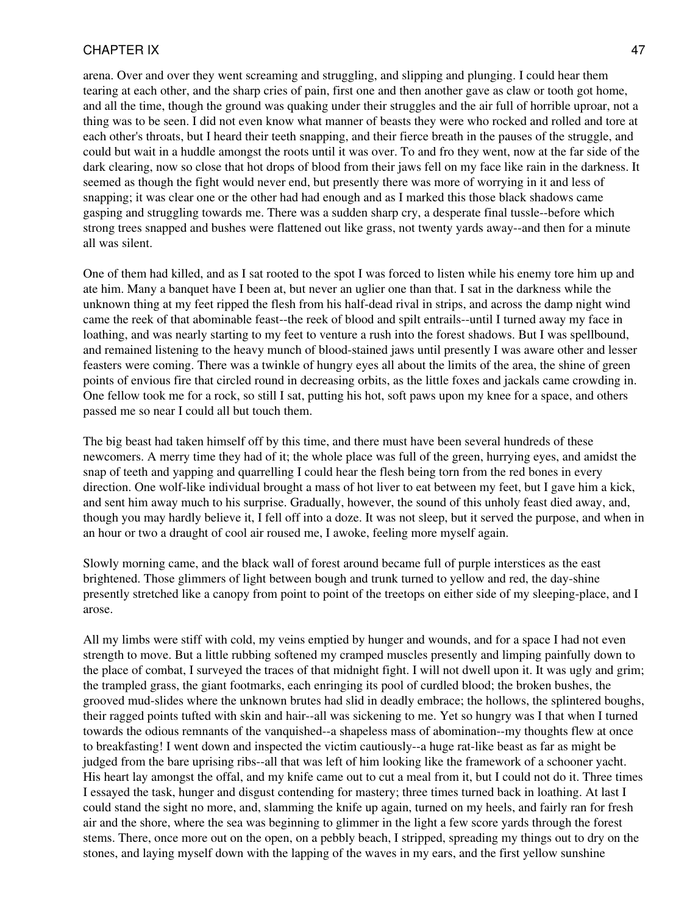arena. Over and over they went screaming and struggling, and slipping and plunging. I could hear them tearing at each other, and the sharp cries of pain, first one and then another gave as claw or tooth got home, and all the time, though the ground was quaking under their struggles and the air full of horrible uproar, not a thing was to be seen. I did not even know what manner of beasts they were who rocked and rolled and tore at each other's throats, but I heard their teeth snapping, and their fierce breath in the pauses of the struggle, and could but wait in a huddle amongst the roots until it was over. To and fro they went, now at the far side of the dark clearing, now so close that hot drops of blood from their jaws fell on my face like rain in the darkness. It seemed as though the fight would never end, but presently there was more of worrying in it and less of snapping; it was clear one or the other had had enough and as I marked this those black shadows came gasping and struggling towards me. There was a sudden sharp cry, a desperate final tussle--before which strong trees snapped and bushes were flattened out like grass, not twenty yards away--and then for a minute all was silent.

One of them had killed, and as I sat rooted to the spot I was forced to listen while his enemy tore him up and ate him. Many a banquet have I been at, but never an uglier one than that. I sat in the darkness while the unknown thing at my feet ripped the flesh from his half-dead rival in strips, and across the damp night wind came the reek of that abominable feast--the reek of blood and spilt entrails--until I turned away my face in loathing, and was nearly starting to my feet to venture a rush into the forest shadows. But I was spellbound, and remained listening to the heavy munch of blood-stained jaws until presently I was aware other and lesser feasters were coming. There was a twinkle of hungry eyes all about the limits of the area, the shine of green points of envious fire that circled round in decreasing orbits, as the little foxes and jackals came crowding in. One fellow took me for a rock, so still I sat, putting his hot, soft paws upon my knee for a space, and others passed me so near I could all but touch them.

The big beast had taken himself off by this time, and there must have been several hundreds of these newcomers. A merry time they had of it; the whole place was full of the green, hurrying eyes, and amidst the snap of teeth and yapping and quarrelling I could hear the flesh being torn from the red bones in every direction. One wolf-like individual brought a mass of hot liver to eat between my feet, but I gave him a kick, and sent him away much to his surprise. Gradually, however, the sound of this unholy feast died away, and, though you may hardly believe it, I fell off into a doze. It was not sleep, but it served the purpose, and when in an hour or two a draught of cool air roused me, I awoke, feeling more myself again.

Slowly morning came, and the black wall of forest around became full of purple interstices as the east brightened. Those glimmers of light between bough and trunk turned to yellow and red, the day-shine presently stretched like a canopy from point to point of the treetops on either side of my sleeping-place, and I arose.

All my limbs were stiff with cold, my veins emptied by hunger and wounds, and for a space I had not even strength to move. But a little rubbing softened my cramped muscles presently and limping painfully down to the place of combat, I surveyed the traces of that midnight fight. I will not dwell upon it. It was ugly and grim; the trampled grass, the giant footmarks, each enringing its pool of curdled blood; the broken bushes, the grooved mud-slides where the unknown brutes had slid in deadly embrace; the hollows, the splintered boughs, their ragged points tufted with skin and hair--all was sickening to me. Yet so hungry was I that when I turned towards the odious remnants of the vanquished--a shapeless mass of abomination--my thoughts flew at once to breakfasting! I went down and inspected the victim cautiously--a huge rat-like beast as far as might be judged from the bare uprising ribs--all that was left of him looking like the framework of a schooner yacht. His heart lay amongst the offal, and my knife came out to cut a meal from it, but I could not do it. Three times I essayed the task, hunger and disgust contending for mastery; three times turned back in loathing. At last I could stand the sight no more, and, slamming the knife up again, turned on my heels, and fairly ran for fresh air and the shore, where the sea was beginning to glimmer in the light a few score yards through the forest stems. There, once more out on the open, on a pebbly beach, I stripped, spreading my things out to dry on the stones, and laying myself down with the lapping of the waves in my ears, and the first yellow sunshine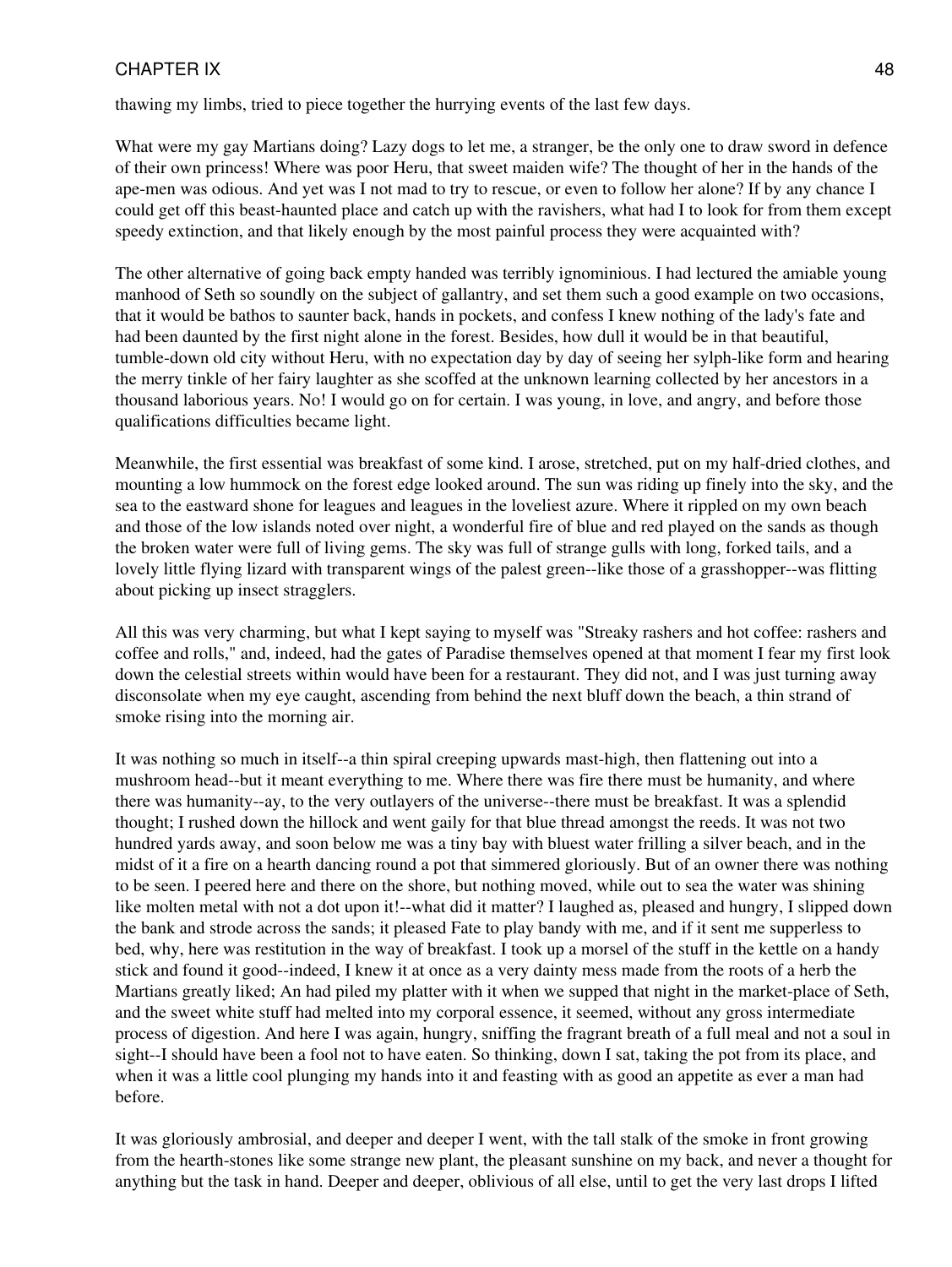thawing my limbs, tried to piece together the hurrying events of the last few days.

What were my gay Martians doing? Lazy dogs to let me, a stranger, be the only one to draw sword in defence of their own princess! Where was poor Heru, that sweet maiden wife? The thought of her in the hands of the ape-men was odious. And yet was I not mad to try to rescue, or even to follow her alone? If by any chance I could get off this beast-haunted place and catch up with the ravishers, what had I to look for from them except speedy extinction, and that likely enough by the most painful process they were acquainted with?

The other alternative of going back empty handed was terribly ignominious. I had lectured the amiable young manhood of Seth so soundly on the subject of gallantry, and set them such a good example on two occasions, that it would be bathos to saunter back, hands in pockets, and confess I knew nothing of the lady's fate and had been daunted by the first night alone in the forest. Besides, how dull it would be in that beautiful, tumble-down old city without Heru, with no expectation day by day of seeing her sylph-like form and hearing the merry tinkle of her fairy laughter as she scoffed at the unknown learning collected by her ancestors in a thousand laborious years. No! I would go on for certain. I was young, in love, and angry, and before those qualifications difficulties became light.

Meanwhile, the first essential was breakfast of some kind. I arose, stretched, put on my half-dried clothes, and mounting a low hummock on the forest edge looked around. The sun was riding up finely into the sky, and the sea to the eastward shone for leagues and leagues in the loveliest azure. Where it rippled on my own beach and those of the low islands noted over night, a wonderful fire of blue and red played on the sands as though the broken water were full of living gems. The sky was full of strange gulls with long, forked tails, and a lovely little flying lizard with transparent wings of the palest green--like those of a grasshopper--was flitting about picking up insect stragglers.

All this was very charming, but what I kept saying to myself was "Streaky rashers and hot coffee: rashers and coffee and rolls," and, indeed, had the gates of Paradise themselves opened at that moment I fear my first look down the celestial streets within would have been for a restaurant. They did not, and I was just turning away disconsolate when my eye caught, ascending from behind the next bluff down the beach, a thin strand of smoke rising into the morning air.

It was nothing so much in itself--a thin spiral creeping upwards mast-high, then flattening out into a mushroom head--but it meant everything to me. Where there was fire there must be humanity, and where there was humanity--ay, to the very outlayers of the universe--there must be breakfast. It was a splendid thought; I rushed down the hillock and went gaily for that blue thread amongst the reeds. It was not two hundred yards away, and soon below me was a tiny bay with bluest water frilling a silver beach, and in the midst of it a fire on a hearth dancing round a pot that simmered gloriously. But of an owner there was nothing to be seen. I peered here and there on the shore, but nothing moved, while out to sea the water was shining like molten metal with not a dot upon it!--what did it matter? I laughed as, pleased and hungry, I slipped down the bank and strode across the sands; it pleased Fate to play bandy with me, and if it sent me supperless to bed, why, here was restitution in the way of breakfast. I took up a morsel of the stuff in the kettle on a handy stick and found it good--indeed, I knew it at once as a very dainty mess made from the roots of a herb the Martians greatly liked; An had piled my platter with it when we supped that night in the market-place of Seth, and the sweet white stuff had melted into my corporal essence, it seemed, without any gross intermediate process of digestion. And here I was again, hungry, sniffing the fragrant breath of a full meal and not a soul in sight--I should have been a fool not to have eaten. So thinking, down I sat, taking the pot from its place, and when it was a little cool plunging my hands into it and feasting with as good an appetite as ever a man had before.

It was gloriously ambrosial, and deeper and deeper I went, with the tall stalk of the smoke in front growing from the hearth-stones like some strange new plant, the pleasant sunshine on my back, and never a thought for anything but the task in hand. Deeper and deeper, oblivious of all else, until to get the very last drops I lifted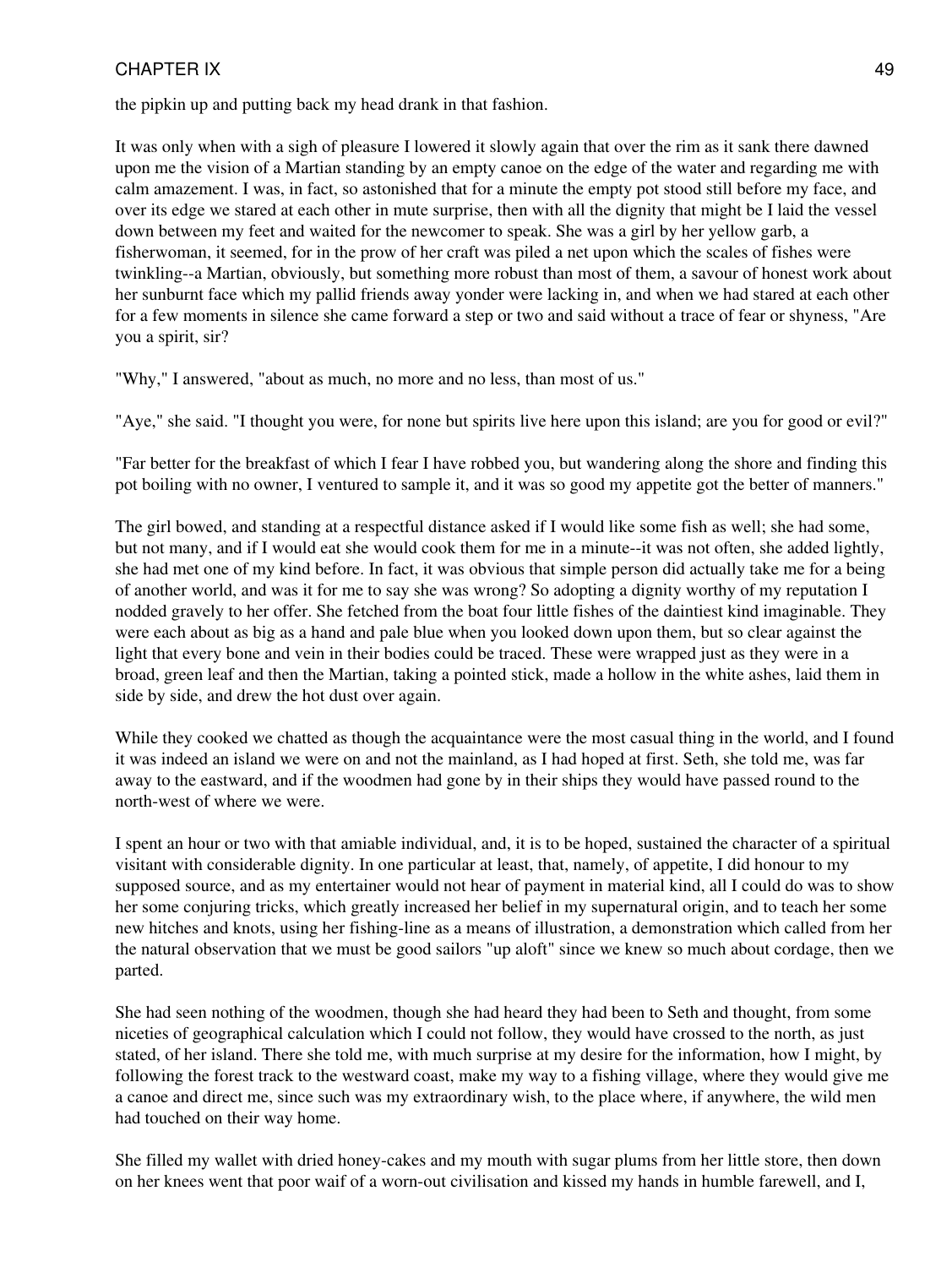the pipkin up and putting back my head drank in that fashion.

It was only when with a sigh of pleasure I lowered it slowly again that over the rim as it sank there dawned upon me the vision of a Martian standing by an empty canoe on the edge of the water and regarding me with calm amazement. I was, in fact, so astonished that for a minute the empty pot stood still before my face, and over its edge we stared at each other in mute surprise, then with all the dignity that might be I laid the vessel down between my feet and waited for the newcomer to speak. She was a girl by her yellow garb, a fisherwoman, it seemed, for in the prow of her craft was piled a net upon which the scales of fishes were twinkling--a Martian, obviously, but something more robust than most of them, a savour of honest work about her sunburnt face which my pallid friends away yonder were lacking in, and when we had stared at each other for a few moments in silence she came forward a step or two and said without a trace of fear or shyness, "Are you a spirit, sir?

"Why," I answered, "about as much, no more and no less, than most of us."

"Aye," she said. "I thought you were, for none but spirits live here upon this island; are you for good or evil?"

"Far better for the breakfast of which I fear I have robbed you, but wandering along the shore and finding this pot boiling with no owner, I ventured to sample it, and it was so good my appetite got the better of manners."

The girl bowed, and standing at a respectful distance asked if I would like some fish as well; she had some, but not many, and if I would eat she would cook them for me in a minute--it was not often, she added lightly, she had met one of my kind before. In fact, it was obvious that simple person did actually take me for a being of another world, and was it for me to say she was wrong? So adopting a dignity worthy of my reputation I nodded gravely to her offer. She fetched from the boat four little fishes of the daintiest kind imaginable. They were each about as big as a hand and pale blue when you looked down upon them, but so clear against the light that every bone and vein in their bodies could be traced. These were wrapped just as they were in a broad, green leaf and then the Martian, taking a pointed stick, made a hollow in the white ashes, laid them in side by side, and drew the hot dust over again.

While they cooked we chatted as though the acquaintance were the most casual thing in the world, and I found it was indeed an island we were on and not the mainland, as I had hoped at first. Seth, she told me, was far away to the eastward, and if the woodmen had gone by in their ships they would have passed round to the north-west of where we were.

I spent an hour or two with that amiable individual, and, it is to be hoped, sustained the character of a spiritual visitant with considerable dignity. In one particular at least, that, namely, of appetite, I did honour to my supposed source, and as my entertainer would not hear of payment in material kind, all I could do was to show her some conjuring tricks, which greatly increased her belief in my supernatural origin, and to teach her some new hitches and knots, using her fishing-line as a means of illustration, a demonstration which called from her the natural observation that we must be good sailors "up aloft" since we knew so much about cordage, then we parted.

She had seen nothing of the woodmen, though she had heard they had been to Seth and thought, from some niceties of geographical calculation which I could not follow, they would have crossed to the north, as just stated, of her island. There she told me, with much surprise at my desire for the information, how I might, by following the forest track to the westward coast, make my way to a fishing village, where they would give me a canoe and direct me, since such was my extraordinary wish, to the place where, if anywhere, the wild men had touched on their way home.

She filled my wallet with dried honey-cakes and my mouth with sugar plums from her little store, then down on her knees went that poor waif of a worn-out civilisation and kissed my hands in humble farewell, and I,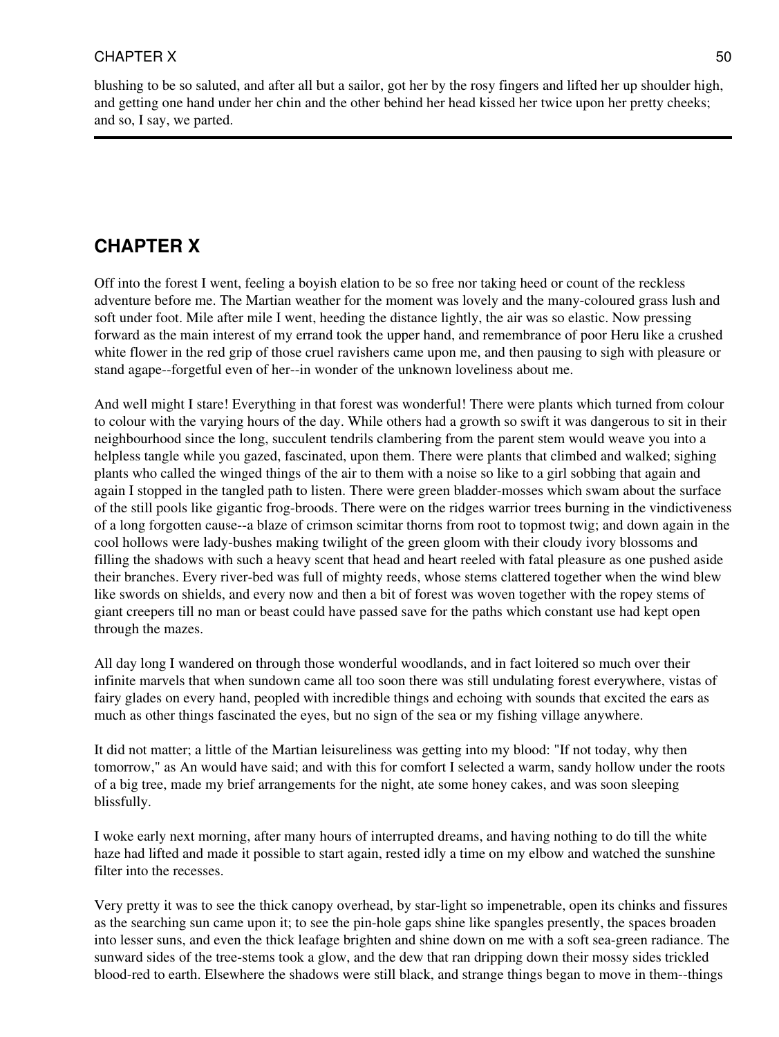blushing to be so saluted, and after all but a sailor, got her by the rosy fingers and lifted her up shoulder high, and getting one hand under her chin and the other behind her head kissed her twice upon her pretty cheeks; and so, I say, we parted.

---

## CHAPTER X

Off into the forest I went, feeling a boyish elation to be so free nor taking heed or count of the reckless adventure before me. The Martian weather for the moment was lovely and the many-coloured grass lush and soft under foot. Mile after mile I went, heeding the distance lightly, the air was so elastic. Now pressing forward as the main interest of my errand took the upper hand, and remembrance of poor Heru like a crushed white flower in the red grip of those cruel ravishers came upon me, and then pausing to sigh with pleasure or stand agape--forgetful even of her--in wonder of the unknown loveliness about me.

And well might I stare! Everything in that forest was wonderful! There were plants which turned from colour to colour with the varying hours of the day. While others had a growth so swift it was dangerous to sit in their neighbourhood since the long, succulent tendrils clambering from the parent stem would weave you into a helpless tangle while you gazed, fascinated, upon them. There were plants that climbed and walked; sighing plants who called the winged things of the air to them with a noise so like to a girl sobbing that again and again I stopped in the tangled path to listen. There were green bladder-mosses which swam about the surface of the still pools like gigantic frog-broods. There were on the ridges warrior trees burning in the vindictiveness of a long forgotten cause--a blaze of crimson scimitar thorns from root to topmost twig; and down again in the cool hollows were lady-bushes making twilight of the green gloom with their cloudy ivory blossoms and filling the shadows with such a heavy scent that head and heart reeled with fatal pleasure as one pushed aside their branches. Every river-bed was full of mighty reeds, whose stems clattered together when the wind blew like swords on shields, and every now and then a bit of forest was woven together with the ropey stems of giant creepers till no man or beast could have passed save for the paths which constant use had kept open through the mazes.

All day long I wandered on through those wonderful woodlands, and in fact loitered so much over their infinite marvels that when sundown came all too soon there was still undulating forest everywhere, vistas of fairy glades on every hand, peopled with incredible things and echoing with sounds that excited the ears as much as other things fascinated the eyes, but no sign of the sea or my fishing village anywhere.

It did not matter; a little of the Martian leisureliness was getting into my blood: "If not today, why then tomorrow," as An would have said; and with this for comfort I selected a warm, sandy hollow under the roots of a big tree, made my brief arrangements for the night, ate some honey cakes, and was soon sleeping blissfully.

I woke early next morning, after many hours of interrupted dreams, and having nothing to do till the white haze had lifted and made it possible to start again, rested idly a time on my elbow and watched the sunshine filter into the recesses.

Very pretty it was to see the thick canopy overhead, by star-light so impenetrable, open its chinks and fissures as the searching sun came upon it; to see the pin-hole gaps shine like spangles presently, the spaces broaden into lesser suns, and even the thick leafage brighten and shine down on me with a soft sea-green radiance. The sunward sides of the tree-stems took a glow, and the dew that ran dripping down their mossy sides trickled blood-red to earth. Elsewhere the shadows were still black, and strange things began to move in them--things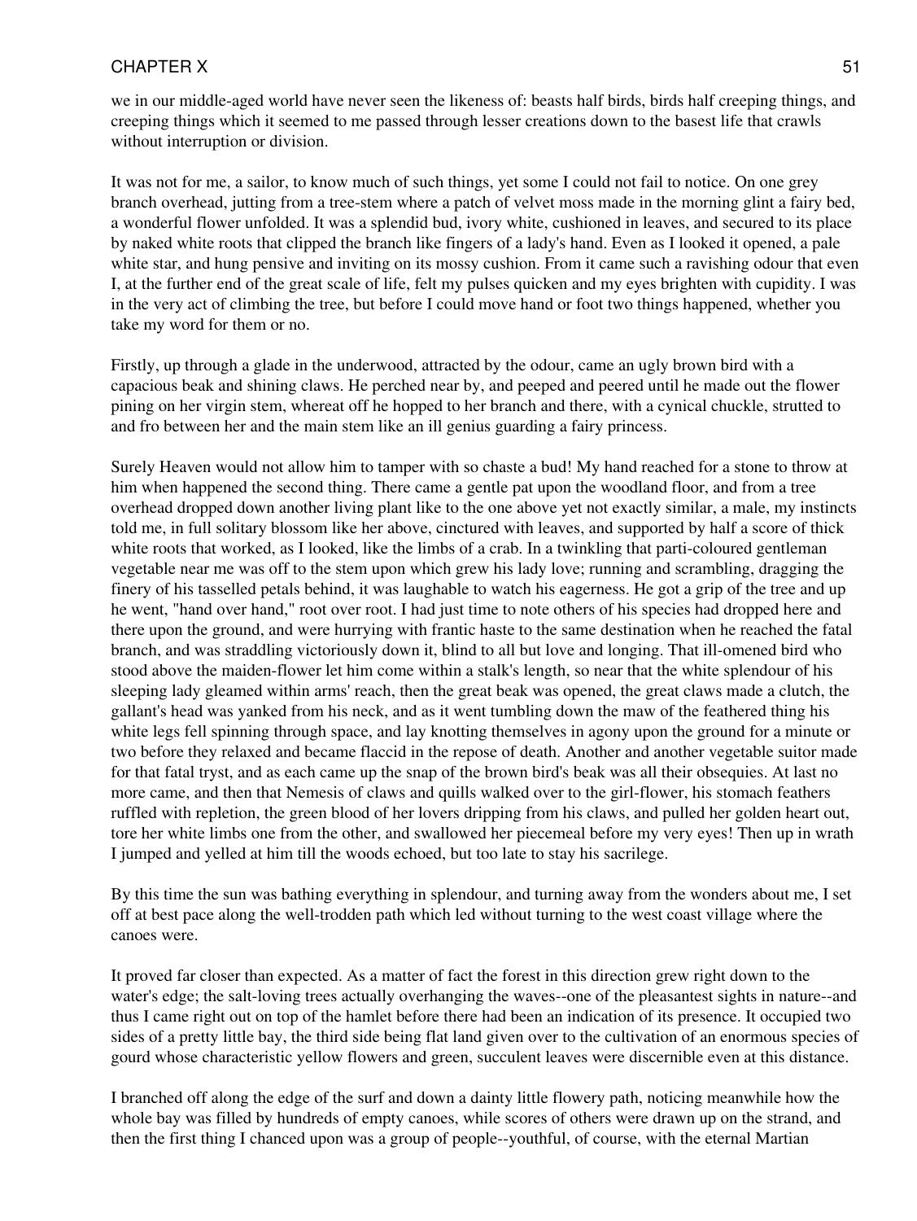we in our middle-aged world have never seen the likeness of: beasts half birds, birds half creeping things, and creeping things which it seemed to me passed through lesser creations down to the basest life that crawls without interruption or division.

It was not for me, a sailor, to know much of such things, yet some I could not fail to notice. On one grey branch overhead, jutting from a tree-stem where a patch of velvet moss made in the morning glint a fairy bed, a wonderful flower unfolded. It was a splendid bud, ivory white, cushioned in leaves, and secured to its place by naked white roots that clipped the branch like fingers of a lady's hand. Even as I looked it opened, a pale white star, and hung pensive and inviting on its mossy cushion. From it came such a ravishing odour that even I, at the further end of the great scale of life, felt my pulses quicken and my eyes brighten with cupidity. I was in the very act of climbing the tree, but before I could move hand or foot two things happened, whether you take my word for them or no.

Firstly, up through a glade in the underwood, attracted by the odour, came an ugly brown bird with a capacious beak and shining claws. He perched near by, and peeped and peered until he made out the flower pining on her virgin stem, whereat off he hopped to her branch and there, with a cynical chuckle, strutted to and fro between her and the main stem like an ill genius guarding a fairy princess.

Surely Heaven would not allow him to tamper with so chaste a bud! My hand reached for a stone to throw at him when happened the second thing. There came a gentle pat upon the woodland floor, and from a tree overhead dropped down another living plant like to the one above yet not exactly similar, a male, my instincts told me, in full solitary blossom like her above, cinctured with leaves, and supported by half a score of thick white roots that worked, as I looked, like the limbs of a crab. In a twinkling that parti-coloured gentleman vegetable near me was off to the stem upon which grew his lady love; running and scrambling, dragging the finery of his tasselled petals behind, it was laughable to watch his eagerness. He got a grip of the tree and up he went, "hand over hand," root over root. I had just time to note others of his species had dropped here and there upon the ground, and were hurrying with frantic haste to the same destination when he reached the fatal branch, and was straddling victoriously down it, blind to all but love and longing. That ill-omened bird who stood above the maiden-flower let him come within a stalk's length, so near that the white splendour of his sleeping lady gleamed within arms' reach, then the great beak was opened, the great claws made a clutch, the gallant's head was yanked from his neck, and as it went tumbling down the maw of the feathered thing his white legs fell spinning through space, and lay knotting themselves in agony upon the ground for a minute or two before they relaxed and became flaccid in the repose of death. Another and another vegetable suitor made for that fatal tryst, and as each came up the snap of the brown bird's beak was all their obsequies. At last no more came, and then that Nemesis of claws and quills walked over to the girl-flower, his stomach feathers ruffled with repletion, the green blood of her lovers dripping from his claws, and pulled her golden heart out, tore her white limbs one from the other, and swallowed her piecemeal before my very eyes! Then up in wrath I jumped and yelled at him till the woods echoed, but too late to stay his sacrilege.

By this time the sun was bathing everything in splendour, and turning away from the wonders about me, I set off at best pace along the well-trodden path which led without turning to the west coast village where the canoes were.

It proved far closer than expected. As a matter of fact the forest in this direction grew right down to the water's edge; the salt-loving trees actually overhanging the waves--one of the pleasantest sights in nature--and thus I came right out on top of the hamlet before there had been an indication of its presence. It occupied two sides of a pretty little bay, the third side being flat land given over to the cultivation of an enormous species of gourd whose characteristic yellow flowers and green, succulent leaves were discernible even at this distance.

I branched off along the edge of the surf and down a dainty little flowery path, noticing meanwhile how the whole bay was filled by hundreds of empty canoes, while scores of others were drawn up on the strand, and then the first thing I chanced upon was a group of people--youthful, of course, with the eternal Martian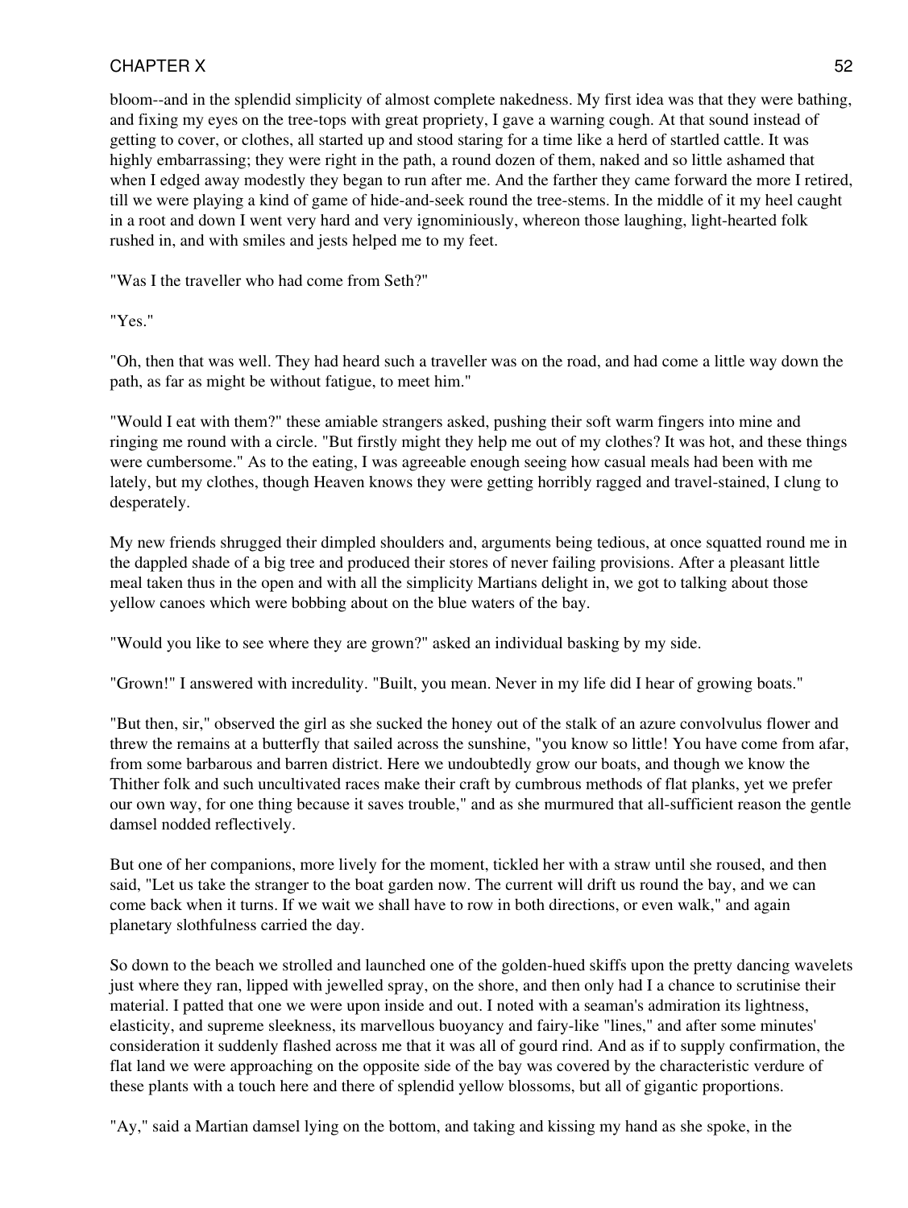bloom--and in the splendid simplicity of almost complete nakedness. My first idea was that they were bathing, and fixing my eyes on the tree-tops with great propriety, I gave a warning cough. At that sound instead of getting to cover, or clothes, all started up and stood staring for a time like a herd of startled cattle. It was highly embarrassing; they were right in the path, a round dozen of them, naked and so little ashamed that when I edged away modestly they began to run after me. And the farther they came forward the more I retired, till we were playing a kind of game of hide-and-seek round the tree-stems. In the middle of it my heel caught in a root and down I went very hard and very ignominiously, whereon those laughing, light-hearted folk rushed in, and with smiles and jests helped me to my feet.

"Was I the traveller who had come from Seth?"

"Yes."

"Oh, then that was well. They had heard such a traveller was on the road, and had come a little way down the path, as far as might be without fatigue, to meet him."

"Would I eat with them?" these amiable strangers asked, pushing their soft warm fingers into mine and ringing me round with a circle. "But firstly might they help me out of my clothes? It was hot, and these things were cumbersome." As to the eating, I was agreeable enough seeing how casual meals had been with me lately, but my clothes, though Heaven knows they were getting horribly ragged and travel-stained, I clung to desperately.

My new friends shrugged their dimpled shoulders and, arguments being tedious, at once squatted round me in the dappled shade of a big tree and produced their stores of never failing provisions. After a pleasant little meal taken thus in the open and with all the simplicity Martians delight in, we got to talking about those yellow canoes which were bobbing about on the blue waters of the bay.

"Would you like to see where they are grown?" asked an individual basking by my side.

"Grown!" I answered with incredulity. "Built, you mean. Never in my life did I hear of growing boats."

"But then, sir," observed the girl as she sucked the honey out of the stalk of an azure convolvulus flower and threw the remains at a butterfly that sailed across the sunshine, "you know so little! You have come from afar, from some barbarous and barren district. Here we undoubtedly grow our boats, and though we know the Thither folk and such uncultivated races make their craft by cumbrous methods of flat planks, yet we prefer our own way, for one thing because it saves trouble," and as she murmured that all-sufficient reason the gentle damsel nodded reflectively.

But one of her companions, more lively for the moment, tickled her with a straw until she roused, and then said, "Let us take the stranger to the boat garden now. The current will drift us round the bay, and we can come back when it turns. If we wait we shall have to row in both directions, or even walk," and again planetary slothfulness carried the day.

So down to the beach we strolled and launched one of the golden-hued skiffs upon the pretty dancing wavelets just where they ran, lipped with jewelled spray, on the shore, and then only had I a chance to scrutinise their material. I patted that one we were upon inside and out. I noted with a seaman's admiration its lightness, elasticity, and supreme sleekness, its marvellous buoyancy and fairy-like "lines," and after some minutes' consideration it suddenly flashed across me that it was all of gourd rind. And as if to supply confirmation, the flat land we were approaching on the opposite side of the bay was covered by the characteristic verdure of these plants with a touch here and there of splendid yellow blossoms, but all of gigantic proportions.

"Ay," said a Martian damsel lying on the bottom, and taking and kissing my hand as she spoke, in the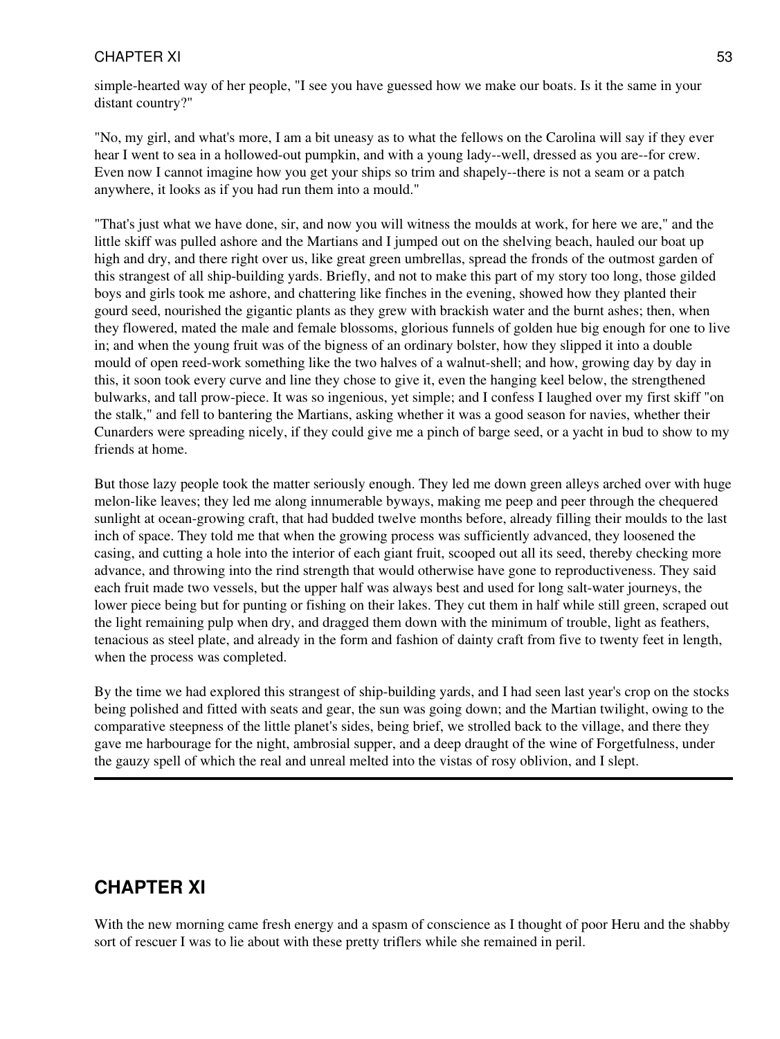simple-hearted way of her people, "I see you have guessed how we make our boats. Is it the same in your distant country?"

"No, my girl, and what's more, I am a bit uneasy as to what the fellows on the Carolina will say if they ever hear I went to sea in a hollowed-out pumpkin, and with a young lady--well, dressed as you are--for crew. Even now I cannot imagine how you get your ships so trim and shapely--there is not a seam or a patch anywhere, it looks as if you had run them into a mould."

"That's just what we have done, sir, and now you will witness the moulds at work, for here we are," and the little skiff was pulled ashore and the Martians and I jumped out on the shelving beach, hauled our boat up high and dry, and there right over us, like great green umbrellas, spread the fronds of the outmost garden of this strangest of all ship-building yards. Briefly, and not to make this part of my story too long, those gilded boys and girls took me ashore, and chattering like finches in the evening, showed how they planted their gourd seed, nourished the gigantic plants as they grew with brackish water and the burnt ashes; then, when they flowered, mated the male and female blossoms, glorious funnels of golden hue big enough for one to live in; and when the young fruit was of the bigness of an ordinary bolster, how they slipped it into a double mould of open reed-work something like the two halves of a walnut-shell; and how, growing day by day in this, it soon took every curve and line they chose to give it, even the hanging keel below, the strengthened bulwarks, and tall prow-piece. It was so ingenious, yet simple; and I confess I laughed over my first skiff "on the stalk," and fell to bantering the Martians, asking whether it was a good season for navies, whether their Cunarders were spreading nicely, if they could give me a pinch of barge seed, or a yacht in bud to show to my friends at home.

But those lazy people took the matter seriously enough. They led me down green alleys arched over with huge melon-like leaves; they led me along innumerable byways, making me peep and peer through the chequered sunlight at ocean-growing craft, that had budded twelve months before, already filling their moulds to the last inch of space. They told me that when the growing process was sufficiently advanced, they loosened the casing, and cutting a hole into the interior of each giant fruit, scooped out all its seed, thereby checking more advance, and throwing into the rind strength that would otherwise have gone to reproductiveness. They said each fruit made two vessels, but the upper half was always best and used for long salt-water journeys, the lower piece being but for punting or fishing on their lakes. They cut them in half while still green, scraped out the light remaining pulp when dry, and dragged them down with the minimum of trouble, light as feathers, tenacious as steel plate, and already in the form and fashion of dainty craft from five to twenty feet in length, when the process was completed.

By the time we had explored this strangest of ship-building yards, and I had seen last year's crop on the stocks being polished and fitted with seats and gear, the sun was going down; and the Martian twilight, owing to the comparative steepness of the little planet's sides, being brief, we strolled back to the village, and there they gave me harbourage for the night, ambrosial supper, and a deep draught of the wine of Forgetfulness, under the gauzy spell of which the real and unreal melted into the vistas of rosy oblivion, and I slept.

---

## CHAPTER XI

With the new morning came fresh energy and a spasm of conscience as I thought of poor Heru and the shabby sort of rescuer I was to lie about with these pretty triflers while she remained in peril.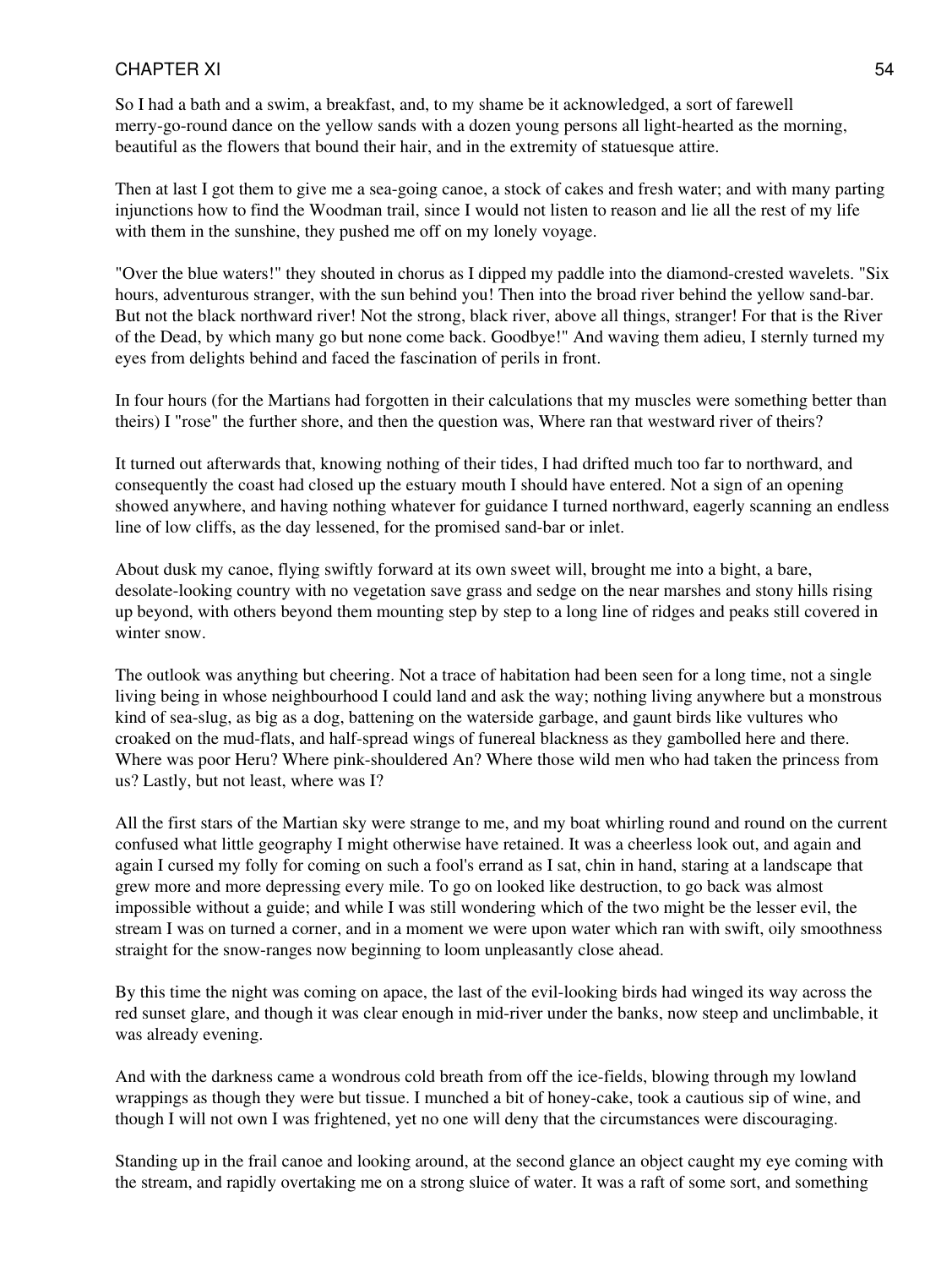So I had a bath and a swim, a breakfast, and, to my shame be it acknowledged, a sort of farewell merry-go-round dance on the yellow sands with a dozen young persons all light-hearted as the morning, beautiful as the flowers that bound their hair, and in the extremity of statuesque attire.

Then at last I got them to give me a sea-going canoe, a stock of cakes and fresh water; and with many parting injunctions how to find the Woodman trail, since I would not listen to reason and lie all the rest of my life with them in the sunshine, they pushed me off on my lonely voyage.

"Over the blue waters!" they shouted in chorus as I dipped my paddle into the diamond-crested wavelets. "Six hours, adventurous stranger, with the sun behind you! Then into the broad river behind the yellow sand-bar. But not the black northward river! Not the strong, black river, above all things, stranger! For that is the River of the Dead, by which many go but none come back. Goodbye!" And waving them adieu, I sternly turned my eyes from delights behind and faced the fascination of perils in front.

In four hours (for the Martians had forgotten in their calculations that my muscles were something better than theirs) I "rose" the further shore, and then the question was, Where ran that westward river of theirs?

It turned out afterwards that, knowing nothing of their tides, I had drifted much too far to northward, and consequently the coast had closed up the estuary mouth I should have entered. Not a sign of an opening showed anywhere, and having nothing whatever for guidance I turned northward, eagerly scanning an endless line of low cliffs, as the day lessened, for the promised sand-bar or inlet.

About dusk my canoe, flying swiftly forward at its own sweet will, brought me into a bight, a bare, desolate-looking country with no vegetation save grass and sedge on the near marshes and stony hills rising up beyond, with others beyond them mounting step by step to a long line of ridges and peaks still covered in winter snow.

The outlook was anything but cheering. Not a trace of habitation had been seen for a long time, not a single living being in whose neighbourhood I could land and ask the way; nothing living anywhere but a monstrous kind of sea-slug, as big as a dog, battening on the waterside garbage, and gaunt birds like vultures who croaked on the mud-flats, and half-spread wings of funereal blackness as they gambolled here and there. Where was poor Heru? Where pink-shouldered An? Where those wild men who had taken the princess from us? Lastly, but not least, where was I?

All the first stars of the Martian sky were strange to me, and my boat whirling round and round on the current confused what little geography I might otherwise have retained. It was a cheerless look out, and again and again I cursed my folly for coming on such a fool's errand as I sat, chin in hand, staring at a landscape that grew more and more depressing every mile. To go on looked like destruction, to go back was almost impossible without a guide; and while I was still wondering which of the two might be the lesser evil, the stream I was on turned a corner, and in a moment we were upon water which ran with swift, oily smoothness straight for the snow-ranges now beginning to loom unpleasantly close ahead.

By this time the night was coming on apace, the last of the evil-looking birds had winged its way across the red sunset glare, and though it was clear enough in mid-river under the banks, now steep and unclimbable, it was already evening.

And with the darkness came a wondrous cold breath from off the ice-fields, blowing through my lowland wrappings as though they were but tissue. I munched a bit of honey-cake, took a cautious sip of wine, and though I will not own I was frightened, yet no one will deny that the circumstances were discouraging.

Standing up in the frail canoe and looking around, at the second glance an object caught my eye coming with the stream, and rapidly overtaking me on a strong sluice of water. It was a raft of some sort, and something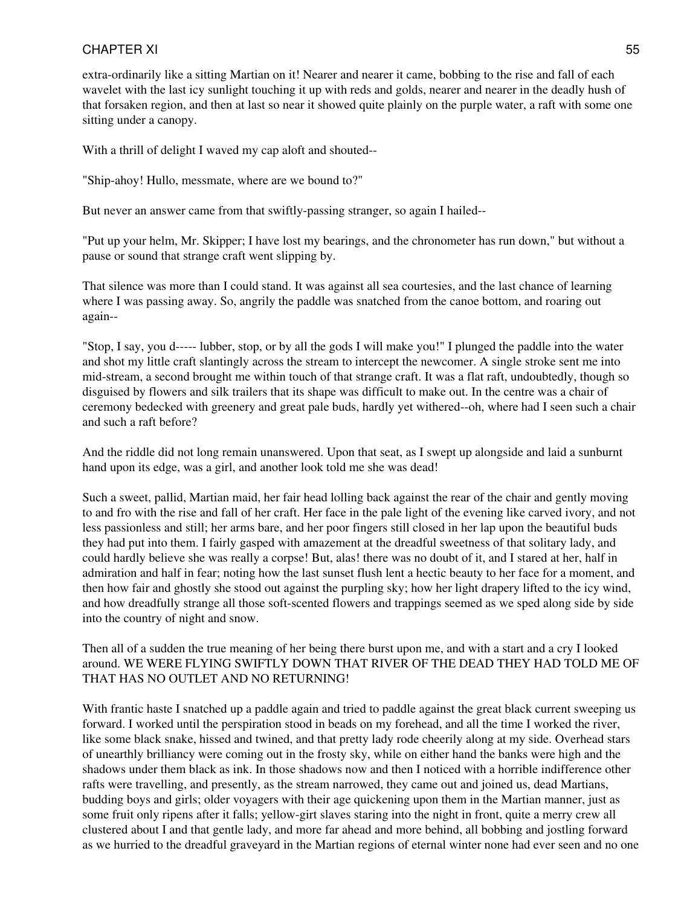extra-ordinarily like a sitting Martian on it! Nearer and nearer it came, bobbing to the rise and fall of each wavelet with the last icy sunlight touching it up with reds and golds, nearer and nearer in the deadly hush of that forsaken region, and then at last so near it showed quite plainly on the purple water, a raft with some one sitting under a canopy.

With a thrill of delight I waved my cap aloft and shouted--

"Ship-ahoy! Hullo, messmate, where are we bound to?"

But never an answer came from that swiftly-passing stranger, so again I hailed--

"Put up your helm, Mr. Skipper; I have lost my bearings, and the chronometer has run down," but without a pause or sound that strange craft went slipping by.

That silence was more than I could stand. It was against all sea courtesies, and the last chance of learning where I was passing away. So, angrily the paddle was snatched from the canoe bottom, and roaring out again--

"Stop, I say, you d----- lubber, stop, or by all the gods I will make you!" I plunged the paddle into the water and shot my little craft slantingly across the stream to intercept the newcomer. A single stroke sent me into mid-stream, a second brought me within touch of that strange craft. It was a flat raft, undoubtedly, though so disguised by flowers and silk trailers that its shape was difficult to make out. In the centre was a chair of ceremony bedecked with greenery and great pale buds, hardly yet withered--oh, where had I seen such a chair and such a raft before?

And the riddle did not long remain unanswered. Upon that seat, as I swept up alongside and laid a sunburnt hand upon its edge, was a girl, and another look told me she was dead!

Such a sweet, pallid, Martian maid, her fair head lolling back against the rear of the chair and gently moving to and fro with the rise and fall of her craft. Her face in the pale light of the evening like carved ivory, and not less passionless and still; her arms bare, and her poor fingers still closed in her lap upon the beautiful buds they had put into them. I fairly gasped with amazement at the dreadful sweetness of that solitary lady, and could hardly believe she was really a corpse! But, alas! there was no doubt of it, and I stared at her, half in admiration and half in fear; noting how the last sunset flush lent a hectic beauty to her face for a moment, and then how fair and ghostly she stood out against the purpling sky; how her light drapery lifted to the icy wind, and how dreadfully strange all those soft-scented flowers and trappings seemed as we sped along side by side into the country of night and snow.

Then all of a sudden the true meaning of her being there burst upon me, and with a start and a cry I looked around. WE WERE FLYING SWIFTLY DOWN THAT RIVER OF THE DEAD THEY HAD TOLD ME OF THAT HAS NO OUTLET AND NO RETURNING!

With frantic haste I snatched up a paddle again and tried to paddle against the great black current sweeping us forward. I worked until the perspiration stood in beads on my forehead, and all the time I worked the river, like some black snake, hissed and twined, and that pretty lady rode cheerily along at my side. Overhead stars of unearthly brilliancy were coming out in the frosty sky, while on either hand the banks were high and the shadows under them black as ink. In those shadows now and then I noticed with a horrible indifference other rafts were travelling, and presently, as the stream narrowed, they came out and joined us, dead Martians, budding boys and girls; older voyagers with their age quickening upon them in the Martian manner, just as some fruit only ripens after it falls; yellow-girt slaves staring into the night in front, quite a merry crew all clustered about I and that gentle lady, and more far ahead and more behind, all bobbing and jostling forward as we hurried to the dreadful graveyard in the Martian regions of eternal winter none had ever seen and no one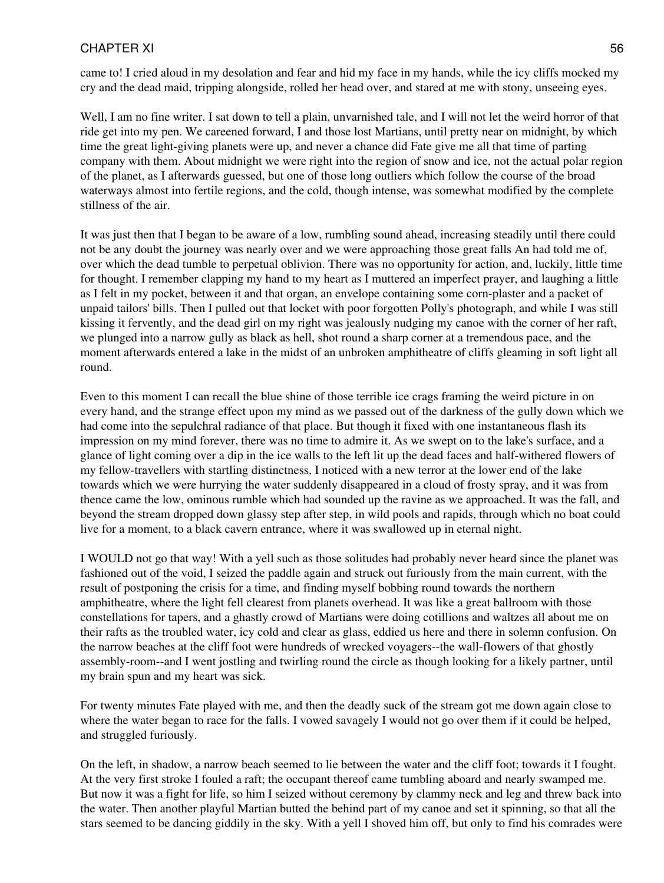came to! I cried aloud in my desolation and fear and hid my face in my hands, while the icy cliffs mocked my cry and the dead maid, tripping alongside, rolled her head over, and stared at me with stony, unseeing eyes.

Well, I am no fine writer. I sat down to tell a plain, unvarnished tale, and I will not let the weird horror of that ride get into my pen. We careened forward, I and those lost Martians, until pretty near on midnight, by which time the great light-giving planets were up, and never a chance did Fate give me all that time of parting company with them. About midnight we were right into the region of snow and ice, not the actual polar region of the planet, as I afterwards guessed, but one of those long outliers which follow the course of the broad waterways almost into fertile regions, and the cold, though intense, was somewhat modified by the complete stillness of the air.

It was just then that I began to be aware of a low, rumbling sound ahead, increasing steadily until there could not be any doubt the journey was nearly over and we were approaching those great falls An had told me of, over which the dead tumble to perpetual oblivion. There was no opportunity for action, and, luckily, little time for thought. I remember clapping my hand to my heart as I muttered an imperfect prayer, and laughing a little as I felt in my pocket, between it and that organ, an envelope containing some corn-plaster and a packet of unpaid tailors' bills. Then I pulled out that locket with poor forgotten Polly's photograph, and while I was still kissing it fervently, and the dead girl on my right was jealously nudging my canoe with the corner of her raft, we plunged into a narrow gully as black as hell, shot round a sharp corner at a tremendous pace, and the moment afterwards entered a lake in the midst of an unbroken amphitheatre of cliffs gleaming in soft light all round.

Even to this moment I can recall the blue shine of those terrible ice crags framing the weird picture in on every hand, and the strange effect upon my mind as we passed out of the darkness of the gully down which we had come into the sepulchral radiance of that place. But though it fixed with one instantaneous flash its impression on my mind forever, there was no time to admire it. As we swept on to the lake's surface, and a glance of light coming over a dip in the ice walls to the left lit up the dead faces and half-withered flowers of my fellow-travellers with startling distinctness, I noticed with a new terror at the lower end of the lake towards which we were hurrying the water suddenly disappeared in a cloud of frosty spray, and it was from thence came the low, ominous rumble which had sounded up the ravine as we approached. It was the fall, and beyond the stream dropped down glassy step after step, in wild pools and rapids, through which no boat could live for a moment, to a black cavern entrance, where it was swallowed up in eternal night.

I WOULD not go that way! With a yell such as those solitudes had probably never heard since the planet was fashioned out of the void, I seized the paddle again and struck out furiously from the main current, with the result of postponing the crisis for a time, and finding myself bobbing round towards the northern amphitheatre, where the light fell clearest from planets overhead. It was like a great ballroom with those constellations for tapers, and a ghastly crowd of Martians were doing cotillions and waltzes all about me on their rafts as the troubled water, icy cold and clear as glass, eddied us here and there in solemn confusion. On the narrow beaches at the cliff foot were hundreds of wrecked voyagers--the wall-flowers of that ghostly assembly-room--and I went jostling and twirling round the circle as though looking for a likely partner, until my brain spun and my heart was sick.

For twenty minutes Fate played with me, and then the deadly suck of the stream got me down again close to where the water began to race for the falls. I vowed savagely I would not go over them if it could be helped, and struggled furiously.

On the left, in shadow, a narrow beach seemed to lie between the water and the cliff foot; towards it I fought. At the very first stroke I fouled a raft; the occupant thereof came tumbling aboard and nearly swamped me. But now it was a fight for life, so him I seized without ceremony by clammy neck and leg and threw back into the water. Then another playful Martian butted the behind part of my canoe and set it spinning, so that all the stars seemed to be dancing giddily in the sky. With a yell I shoved him off, but only to find his comrades were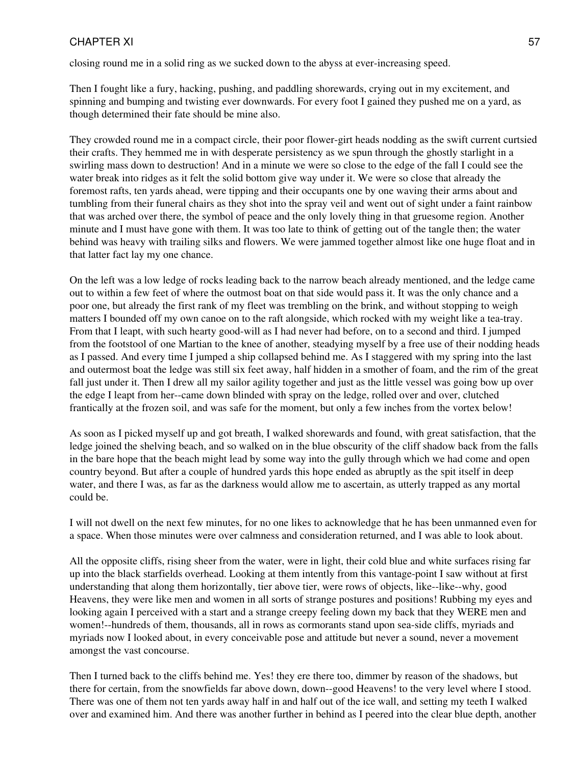closing round me in a solid ring as we sucked down to the abyss at ever-increasing speed.

Then I fought like a fury, hacking, pushing, and paddling shorewards, crying out in my excitement, and spinning and bumping and twisting ever downwards. For every foot I gained they pushed me on a yard, as though determined their fate should be mine also.

They crowded round me in a compact circle, their poor flower-girt heads nodding as the swift current curtsied their crafts. They hemmed me in with desperate persistency as we spun through the ghostly starlight in a swirling mass down to destruction! And in a minute we were so close to the edge of the fall I could see the water break into ridges as it felt the solid bottom give way under it. We were so close that already the foremost rafts, ten yards ahead, were tipping and their occupants one by one waving their arms about and tumbling from their funeral chairs as they shot into the spray veil and went out of sight under a faint rainbow that was arched over there, the symbol of peace and the only lovely thing in that gruesome region. Another minute and I must have gone with them. It was too late to think of getting out of the tangle then; the water behind was heavy with trailing silks and flowers. We were jammed together almost like one huge float and in that latter fact lay my one chance.

On the left was a low ledge of rocks leading back to the narrow beach already mentioned, and the ledge came out to within a few feet of where the outmost boat on that side would pass it. It was the only chance and a poor one, but already the first rank of my fleet was trembling on the brink, and without stopping to weigh matters I bounded off my own canoe on to the raft alongside, which rocked with my weight like a tea-tray. From that I leapt, with such hearty good-will as I had never had before, on to a second and third. I jumped from the footstool of one Martian to the knee of another, steadying myself by a free use of their nodding heads as I passed. And every time I jumped a ship collapsed behind me. As I staggered with my spring into the last and outermost boat the ledge was still six feet away, half hidden in a smother of foam, and the rim of the great fall just under it. Then I drew all my sailor agility together and just as the little vessel was going bow up over the edge I leapt from her--came down blinded with spray on the ledge, rolled over and over, clutched frantically at the frozen soil, and was safe for the moment, but only a few inches from the vortex below!

As soon as I picked myself up and got breath, I walked shorewards and found, with great satisfaction, that the ledge joined the shelving beach, and so walked on in the blue obscurity of the cliff shadow back from the falls in the bare hope that the beach might lead by some way into the gully through which we had come and open country beyond. But after a couple of hundred yards this hope ended as abruptly as the spit itself in deep water, and there I was, as far as the darkness would allow me to ascertain, as utterly trapped as any mortal could be.

I will not dwell on the next few minutes, for no one likes to acknowledge that he has been unmanned even for a space. When those minutes were over calmness and consideration returned, and I was able to look about.

All the opposite cliffs, rising sheer from the water, were in light, their cold blue and white surfaces rising far up into the black starfields overhead. Looking at them intently from this vantage-point I saw without at first understanding that along them horizontally, tier above tier, were rows of objects, like--like--why, good Heavens, they were like men and women in all sorts of strange postures and positions! Rubbing my eyes and looking again I perceived with a start and a strange creepy feeling down my back that they WERE men and women!--hundreds of them, thousands, all in rows as cormorants stand upon sea-side cliffs, myriads and myriads now I looked about, in every conceivable pose and attitude but never a sound, never a movement amongst the vast concourse.

Then I turned back to the cliffs behind me. Yes! they ere there too, dimmer by reason of the shadows, but there for certain, from the snowfields far above down, down--good Heavens! to the very level where I stood. There was one of them not ten yards away half in and half out of the ice wall, and setting my teeth I walked over and examined him. And there was another further in behind as I peered into the clear blue depth, another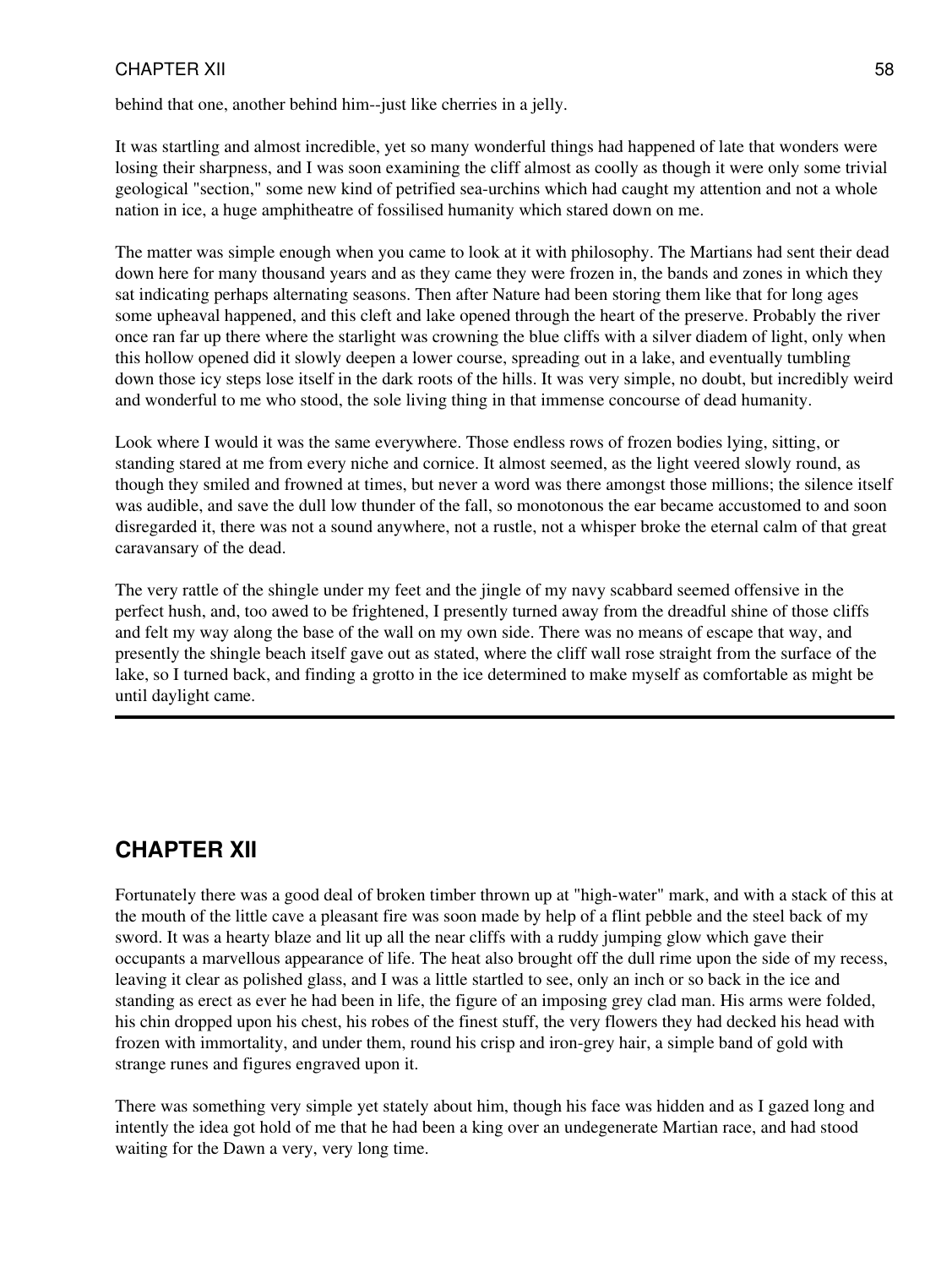behind that one, another behind him--just like cherries in a jelly.

It was startling and almost incredible, yet so many wonderful things had happened of late that wonders were losing their sharpness, and I was soon examining the cliff almost as coolly as though it were only some trivial geological "section," some new kind of petrified sea-urchins which had caught my attention and not a whole nation in ice, a huge amphitheatre of fossilised humanity which stared down on me.

The matter was simple enough when you came to look at it with philosophy. The Martians had sent their dead down here for many thousand years and as they came they were frozen in, the bands and zones in which they sat indicating perhaps alternating seasons. Then after Nature had been storing them like that for long ages some upheaval happened, and this cleft and lake opened through the heart of the preserve. Probably the river once ran far up there where the starlight was crowning the blue cliffs with a silver diadem of light, only when this hollow opened did it slowly deepen a lower course, spreading out in a lake, and eventually tumbling down those icy steps lose itself in the dark roots of the hills. It was very simple, no doubt, but incredibly weird and wonderful to me who stood, the sole living thing in that immense concourse of dead humanity.

Look where I would it was the same everywhere. Those endless rows of frozen bodies lying, sitting, or standing stared at me from every niche and cornice. It almost seemed, as the light veered slowly round, as though they smiled and frowned at times, but never a word was there amongst those millions; the silence itself was audible, and save the dull low thunder of the fall, so monotonous the ear became accustomed to and soon disregarded it, there was not a sound anywhere, not a rustle, not a whisper broke the eternal calm of that great caravansary of the dead.

The very rattle of the shingle under my feet and the jingle of my navy scabbard seemed offensive in the perfect hush, and, too awed to be frightened, I presently turned away from the dreadful shine of those cliffs and felt my way along the base of the wall on my own side. There was no means of escape that way, and presently the shingle beach itself gave out as stated, where the cliff wall rose straight from the surface of the lake, so I turned back, and finding a grotto in the ice determined to make myself as comfortable as might be until daylight came.

---

## CHAPTER XII

Fortunately there was a good deal of broken timber thrown up at "high-water" mark, and with a stack of this at the mouth of the little cave a pleasant fire was soon made by help of a flint pebble and the steel back of my sword. It was a hearty blaze and lit up all the near cliffs with a ruddy jumping glow which gave their occupants a marvellous appearance of life. The heat also brought off the dull rime upon the side of my recess, leaving it clear as polished glass, and I was a little startled to see, only an inch or so back in the ice and standing as erect as ever he had been in life, the figure of an imposing grey clad man. His arms were folded, his chin dropped upon his chest, his robes of the finest stuff, the very flowers they had decked his head with frozen with immortality, and under them, round his crisp and iron-grey hair, a simple band of gold with strange runes and figures engraved upon it.

There was something very simple yet stately about him, though his face was hidden and as I gazed long and intently the idea got hold of me that he had been a king over an undegenerate Martian race, and had stood waiting for the Dawn a very, very long time.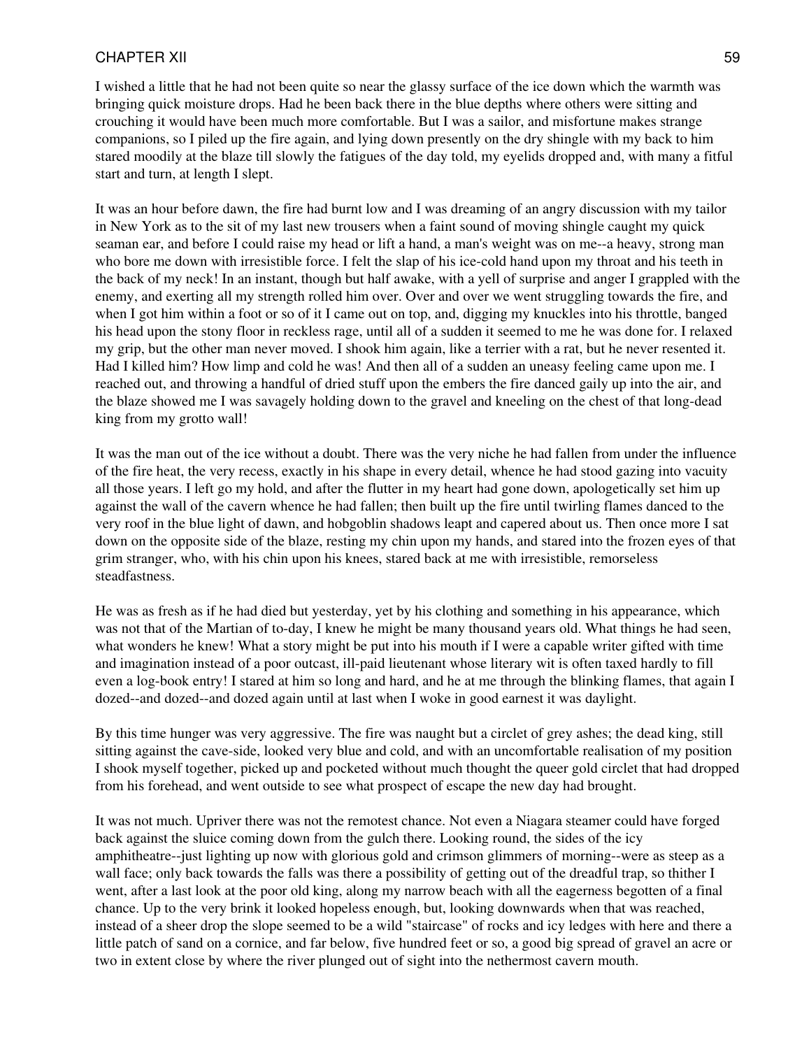I wished a little that he had not been quite so near the glassy surface of the ice down which the warmth was bringing quick moisture drops. Had he been back there in the blue depths where others were sitting and crouching it would have been much more comfortable. But I was a sailor, and misfortune makes strange companions, so I piled up the fire again, and lying down presently on the dry shingle with my back to him stared moodily at the blaze till slowly the fatigues of the day told, my eyelids dropped and, with many a fitful start and turn, at length I slept.

It was an hour before dawn, the fire had burnt low and I was dreaming of an angry discussion with my tailor in New York as to the sit of my last new trousers when a faint sound of moving shingle caught my quick seaman ear, and before I could raise my head or lift a hand, a man's weight was on me--a heavy, strong man who bore me down with irresistible force. I felt the slap of his ice-cold hand upon my throat and his teeth in the back of my neck! In an instant, though but half awake, with a yell of surprise and anger I grappled with the enemy, and exerting all my strength rolled him over. Over and over we went struggling towards the fire, and when I got him within a foot or so of it I came out on top, and, digging my knuckles into his throttle, banged his head upon the stony floor in reckless rage, until all of a sudden it seemed to me he was done for. I relaxed my grip, but the other man never moved. I shook him again, like a terrier with a rat, but he never resented it. Had I killed him? How limp and cold he was! And then all of a sudden an uneasy feeling came upon me. I reached out, and throwing a handful of dried stuff upon the embers the fire danced gaily up into the air, and the blaze showed me I was savagely holding down to the gravel and kneeling on the chest of that long-dead king from my grotto wall!

It was the man out of the ice without a doubt. There was the very niche he had fallen from under the influence of the fire heat, the very recess, exactly in his shape in every detail, whence he had stood gazing into vacuity all those years. I left go my hold, and after the flutter in my heart had gone down, apologetically set him up against the wall of the cavern whence he had fallen; then built up the fire until twirling flames danced to the very roof in the blue light of dawn, and hobgoblin shadows leapt and capered about us. Then once more I sat down on the opposite side of the blaze, resting my chin upon my hands, and stared into the frozen eyes of that grim stranger, who, with his chin upon his knees, stared back at me with irresistible, remorseless steadfastness.

He was as fresh as if he had died but yesterday, yet by his clothing and something in his appearance, which was not that of the Martian of to-day, I knew he might be many thousand years old. What things he had seen, what wonders he knew! What a story might be put into his mouth if I were a capable writer gifted with time and imagination instead of a poor outcast, ill-paid lieutenant whose literary wit is often taxed hardly to fill even a log-book entry! I stared at him so long and hard, and he at me through the blinking flames, that again I dozed--and dozed--and dozed again until at last when I woke in good earnest it was daylight.

By this time hunger was very aggressive. The fire was naught but a circlet of grey ashes; the dead king, still sitting against the cave-side, looked very blue and cold, and with an uncomfortable realisation of my position I shook myself together, picked up and pocketed without much thought the queer gold circlet that had dropped from his forehead, and went outside to see what prospect of escape the new day had brought.

It was not much. Upriver there was not the remotest chance. Not even a Niagara steamer could have forged back against the sluice coming down from the gulch there. Looking round, the sides of the icy amphitheatre--just lighting up now with glorious gold and crimson glimmers of morning--were as steep as a wall face; only back towards the falls was there a possibility of getting out of the dreadful trap, so thither I went, after a last look at the poor old king, along my narrow beach with all the eagerness begotten of a final chance. Up to the very brink it looked hopeless enough, but, looking downwards when that was reached, instead of a sheer drop the slope seemed to be a wild "staircase" of rocks and icy ledges with here and there a little patch of sand on a cornice, and far below, five hundred feet or so, a good big spread of gravel an acre or two in extent close by where the river plunged out of sight into the nethermost cavern mouth.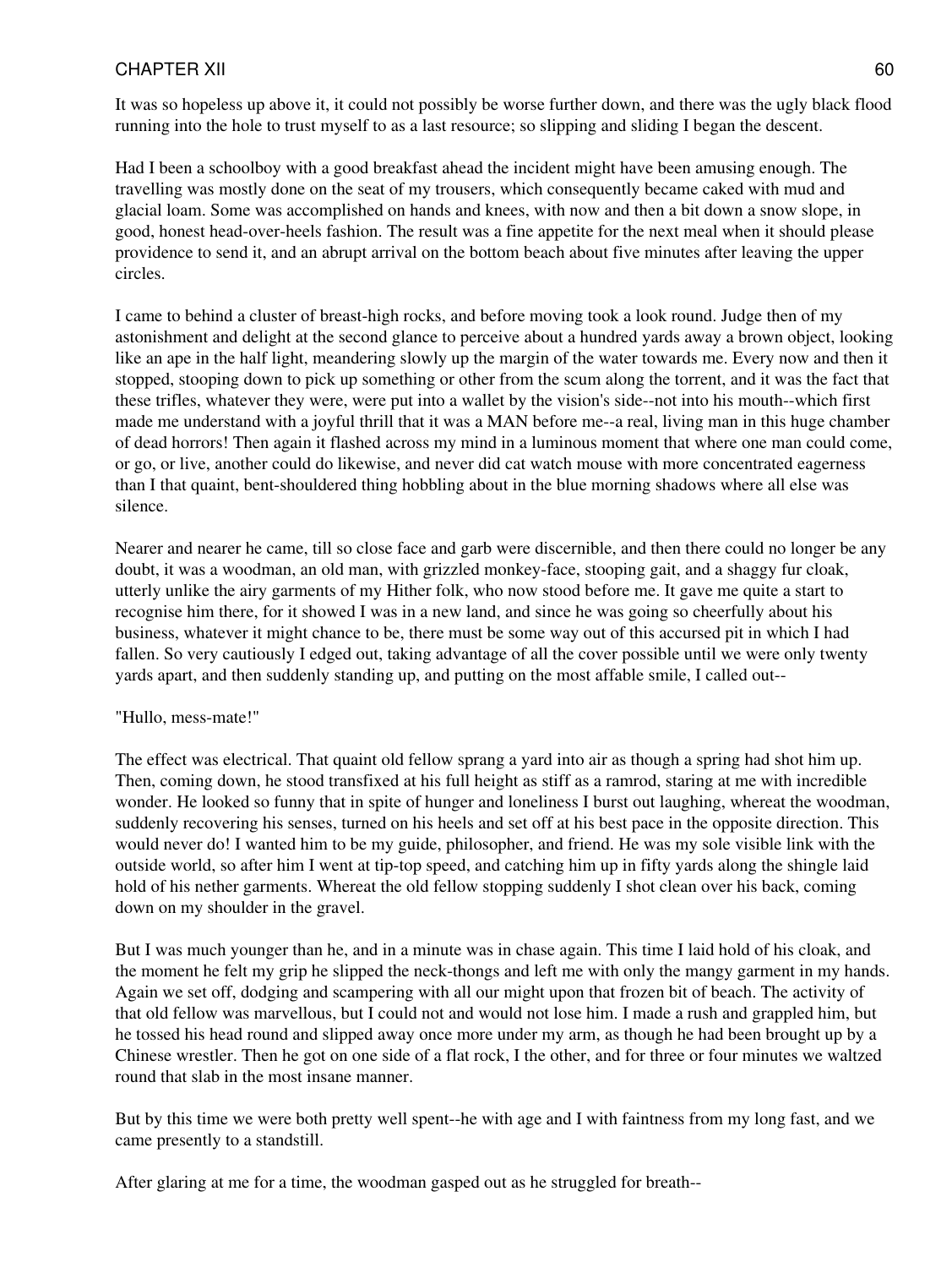It was so hopeless up above it, it could not possibly be worse further down, and there was the ugly black flood running into the hole to trust myself to as a last resource; so slipping and sliding I began the descent.

Had I been a schoolboy with a good breakfast ahead the incident might have been amusing enough. The travelling was mostly done on the seat of my trousers, which consequently became caked with mud and glacial loam. Some was accomplished on hands and knees, with now and then a bit down a snow slope, in good, honest head-over-heels fashion. The result was a fine appetite for the next meal when it should please providence to send it, and an abrupt arrival on the bottom beach about five minutes after leaving the upper circles.

I came to behind a cluster of breast-high rocks, and before moving took a look round. Judge then of my astonishment and delight at the second glance to perceive about a hundred yards away a brown object, looking like an ape in the half light, meandering slowly up the margin of the water towards me. Every now and then it stopped, stooping down to pick up something or other from the scum along the torrent, and it was the fact that these trifles, whatever they were, were put into a wallet by the vision's side--not into his mouth--which first made me understand with a joyful thrill that it was a MAN before me--a real, living man in this huge chamber of dead horrors! Then again it flashed across my mind in a luminous moment that where one man could come, or go, or live, another could do likewise, and never did cat watch mouse with more concentrated eagerness than I that quaint, bent-shouldered thing hobbling about in the blue morning shadows where all else was silence.

Nearer and nearer he came, till so close face and garb were discernible, and then there could no longer be any doubt, it was a woodman, an old man, with grizzled monkey-face, stooping gait, and a shaggy fur cloak, utterly unlike the airy garments of my Hither folk, who now stood before me. It gave me quite a start to recognise him there, for it showed I was in a new land, and since he was going so cheerfully about his business, whatever it might chance to be, there must be some way out of this accursed pit in which I had fallen. So very cautiously I edged out, taking advantage of all the cover possible until we were only twenty yards apart, and then suddenly standing up, and putting on the most affable smile, I called out--

"Hullo, mess-mate!"

The effect was electrical. That quaint old fellow sprang a yard into air as though a spring had shot him up. Then, coming down, he stood transfixed at his full height as stiff as a ramrod, staring at me with incredible wonder. He looked so funny that in spite of hunger and loneliness I burst out laughing, whereat the woodman, suddenly recovering his senses, turned on his heels and set off at his best pace in the opposite direction. This would never do! I wanted him to be my guide, philosopher, and friend. He was my sole visible link with the outside world, so after him I went at tip-top speed, and catching him up in fifty yards along the shingle laid hold of his nether garments. Whereat the old fellow stopping suddenly I shot clean over his back, coming down on my shoulder in the gravel.

But I was much younger than he, and in a minute was in chase again. This time I laid hold of his cloak, and the moment he felt my grip he slipped the neck-thongs and left me with only the mangy garment in my hands. Again we set off, dodging and scampering with all our might upon that frozen bit of beach. The activity of that old fellow was marvellous, but I could not and would not lose him. I made a rush and grappled him, but he tossed his head round and slipped away once more under my arm, as though he had been brought up by a Chinese wrestler. Then he got on one side of a flat rock, I the other, and for three or four minutes we waltzed round that slab in the most insane manner.

But by this time we were both pretty well spent--he with age and I with faintness from my long fast, and we came presently to a standstill.

After glaring at me for a time, the woodman gasped out as he struggled for breath--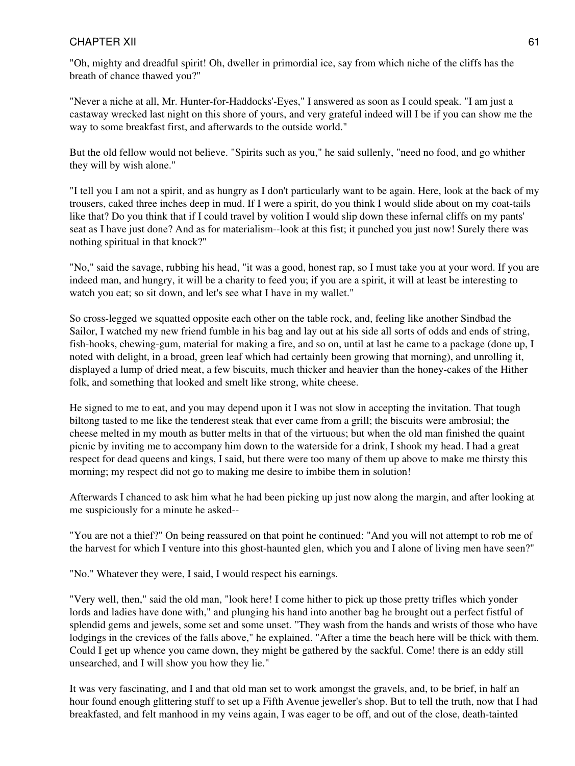"Oh, mighty and dreadful spirit! Oh, dweller in primordial ice, say from which niche of the cliffs has the breath of chance thawed you?"

"Never a niche at all, Mr. Hunter-for-Haddocks'-Eyes," I answered as soon as I could speak. "I am just a castaway wrecked last night on this shore of yours, and very grateful indeed will I be if you can show me the way to some breakfast first, and afterwards to the outside world."

But the old fellow would not believe. "Spirits such as you," he said sullenly, "need no food, and go whither they will by wish alone."

"I tell you I am not a spirit, and as hungry as I don't particularly want to be again. Here, look at the back of my trousers, caked three inches deep in mud. If I were a spirit, do you think I would slide about on my coat-tails like that? Do you think that if I could travel by volition I would slip down these infernal cliffs on my pants' seat as I have just done? And as for materialism--look at this fist; it punched you just now! Surely there was nothing spiritual in that knock?"

"No," said the savage, rubbing his head, "it was a good, honest rap, so I must take you at your word. If you are indeed man, and hungry, it will be a charity to feed you; if you are a spirit, it will at least be interesting to watch you eat; so sit down, and let's see what I have in my wallet."

So cross-legged we squatted opposite each other on the table rock, and, feeling like another Sindbad the Sailor, I watched my new friend fumble in his bag and lay out at his side all sorts of odds and ends of string, fish-hooks, chewing-gum, material for making a fire, and so on, until at last he came to a package (done up, I noted with delight, in a broad, green leaf which had certainly been growing that morning), and unrolling it, displayed a lump of dried meat, a few biscuits, much thicker and heavier than the honey-cakes of the Hither folk, and something that looked and smelt like strong, white cheese.

He signed to me to eat, and you may depend upon it I was not slow in accepting the invitation. That tough biltong tasted to me like the tenderest steak that ever came from a grill; the biscuits were ambrosial; the cheese melted in my mouth as butter melts in that of the virtuous; but when the old man finished the quaint picnic by inviting me to accompany him down to the waterside for a drink, I shook my head. I had a great respect for dead queens and kings, I said, but there were too many of them up above to make me thirsty this morning; my respect did not go to making me desire to imbibe them in solution!

Afterwards I chanced to ask him what he had been picking up just now along the margin, and after looking at me suspiciously for a minute he asked--

"You are not a thief?" On being reassured on that point he continued: "And you will not attempt to rob me of the harvest for which I venture into this ghost-haunted glen, which you and I alone of living men have seen?"

"No." Whatever they were, I said, I would respect his earnings.

"Very well, then," said the old man, "look here! I come hither to pick up those pretty trifles which yonder lords and ladies have done with," and plunging his hand into another bag he brought out a perfect fistful of splendid gems and jewels, some set and some unset. "They wash from the hands and wrists of those who have lodgings in the crevices of the falls above," he explained. "After a time the beach here will be thick with them. Could I get up whence you came down, they might be gathered by the sackful. Come! there is an eddy still unsearched, and I will show you how they lie."

It was very fascinating, and I and that old man set to work amongst the gravels, and, to be brief, in half an hour found enough glittering stuff to set up a Fifth Avenue jeweller's shop. But to tell the truth, now that I had breakfasted, and felt manhood in my veins again, I was eager to be off, and out of the close, death-tainted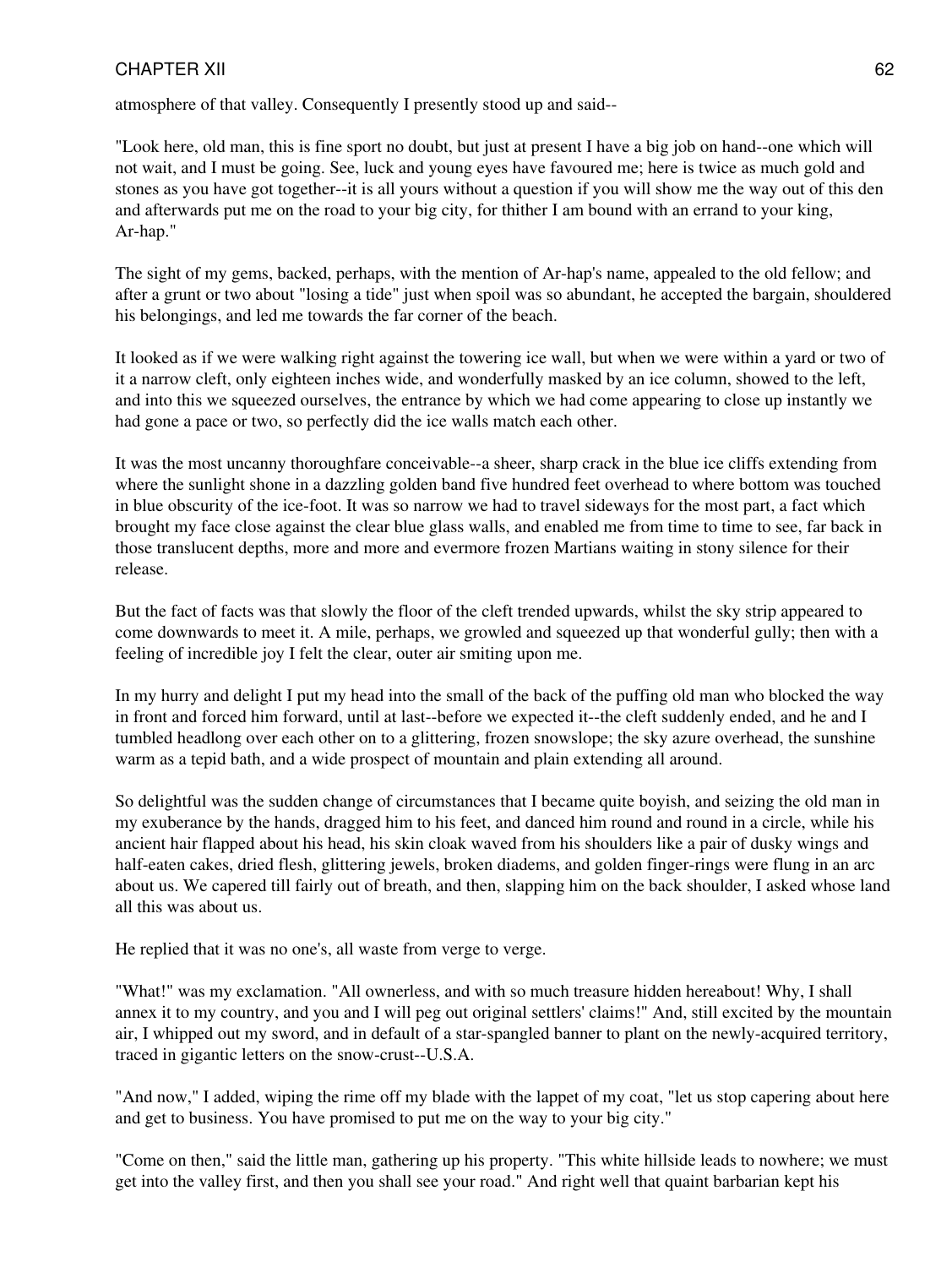atmosphere of that valley. Consequently I presently stood up and said--

"Look here, old man, this is fine sport no doubt, but just at present I have a big job on hand--one which will not wait, and I must be going. See, luck and young eyes have favoured me; here is twice as much gold and stones as you have got together--it is all yours without a question if you will show me the way out of this den and afterwards put me on the road to your big city, for thither I am bound with an errand to your king, Ar-hap."

The sight of my gems, backed, perhaps, with the mention of Ar-hap's name, appealed to the old fellow; and after a grunt or two about "losing a tide" just when spoil was so abundant, he accepted the bargain, shouldered his belongings, and led me towards the far corner of the beach.

It looked as if we were walking right against the towering ice wall, but when we were within a yard or two of it a narrow cleft, only eighteen inches wide, and wonderfully masked by an ice column, showed to the left, and into this we squeezed ourselves, the entrance by which we had come appearing to close up instantly we had gone a pace or two, so perfectly did the ice walls match each other.

It was the most uncanny thoroughfare conceivable--a sheer, sharp crack in the blue ice cliffs extending from where the sunlight shone in a dazzling golden band five hundred feet overhead to where bottom was touched in blue obscurity of the ice-foot. It was so narrow we had to travel sideways for the most part, a fact which brought my face close against the clear blue glass walls, and enabled me from time to time to see, far back in those translucent depths, more and more and evermore frozen Martians waiting in stony silence for their release.

But the fact of facts was that slowly the floor of the cleft trended upwards, whilst the sky strip appeared to come downwards to meet it. A mile, perhaps, we growled and squeezed up that wonderful gully; then with a feeling of incredible joy I felt the clear, outer air smiting upon me.

In my hurry and delight I put my head into the small of the back of the puffing old man who blocked the way in front and forced him forward, until at last--before we expected it--the cleft suddenly ended, and he and I tumbled headlong over each other on to a glittering, frozen snowslope; the sky azure overhead, the sunshine warm as a tepid bath, and a wide prospect of mountain and plain extending all around.

So delightful was the sudden change of circumstances that I became quite boyish, and seizing the old man in my exuberance by the hands, dragged him to his feet, and danced him round and round in a circle, while his ancient hair flapped about his head, his skin cloak waved from his shoulders like a pair of dusky wings and half-eaten cakes, dried flesh, glittering jewels, broken diadems, and golden finger-rings were flung in an arc about us. We capered till fairly out of breath, and then, slapping him on the back shoulder, I asked whose land all this was about us.

He replied that it was no one's, all waste from verge to verge.

"What!" was my exclamation. "All ownerless, and with so much treasure hidden hereabout! Why, I shall annex it to my country, and you and I will peg out original settlers' claims!" And, still excited by the mountain air, I whipped out my sword, and in default of a star-spangled banner to plant on the newly-acquired territory, traced in gigantic letters on the snow-crust--U.S.A.

"And now," I added, wiping the rime off my blade with the lappet of my coat, "let us stop capering about here and get to business. You have promised to put me on the way to your big city."

"Come on then," said the little man, gathering up his property. "This white hillside leads to nowhere; we must get into the valley first, and then you shall see your road." And right well that quaint barbarian kept his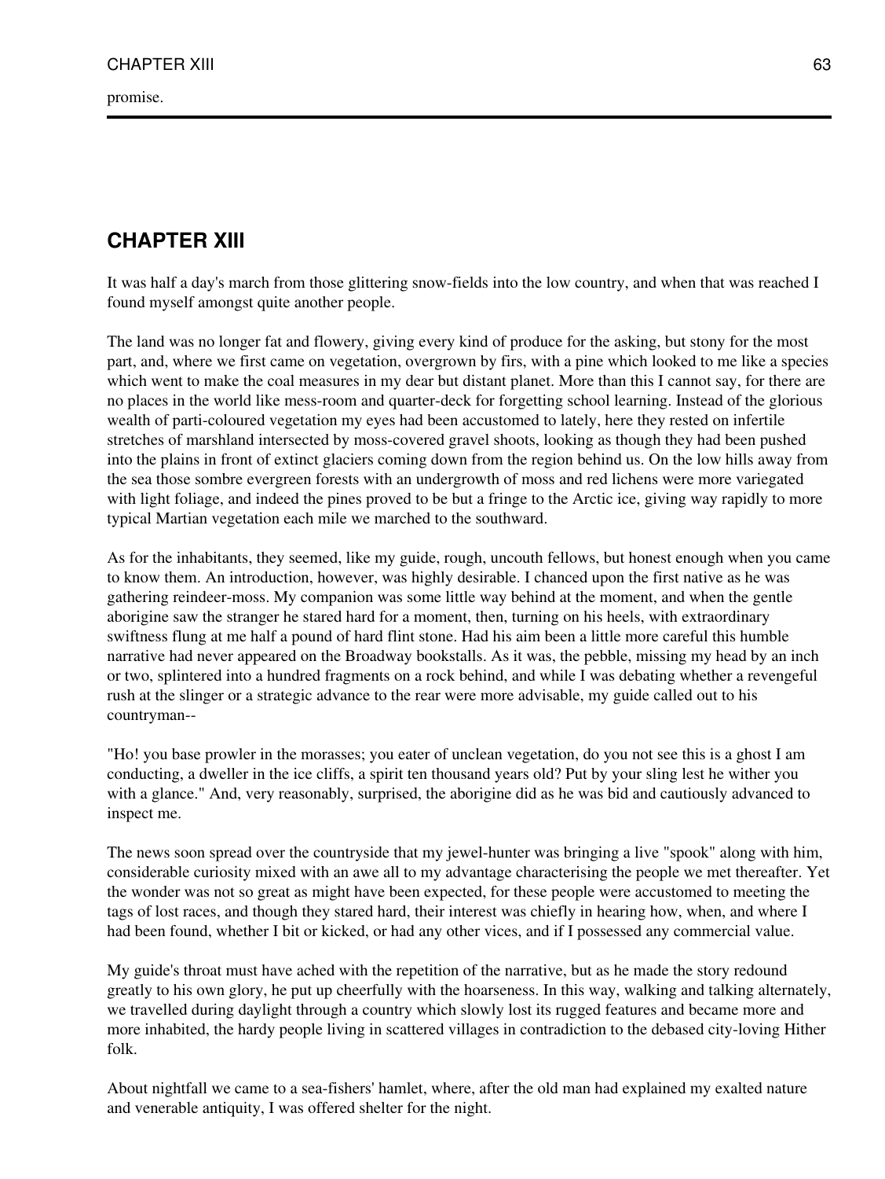promise.

## CHAPTER XIII

It was half a day's march from those glittering snow-fields into the low country, and when that was reached I found myself amongst quite another people.

The land was no longer fat and flowery, giving every kind of produce for the asking, but stony for the most part, and, where we first came on vegetation, overgrown by firs, with a pine which looked to me like a species which went to make the coal measures in my dear but distant planet. More than this I cannot say, for there are no places in the world like mess-room and quarter-deck for forgetting school learning. Instead of the glorious wealth of parti-coloured vegetation my eyes had been accustomed to lately, here they rested on infertile stretches of marshland intersected by moss-covered gravel shoots, looking as though they had been pushed into the plains in front of extinct glaciers coming down from the region behind us. On the low hills away from the sea those sombre evergreen forests with an undergrowth of moss and red lichens were more variegated with light foliage, and indeed the pines proved to be but a fringe to the Arctic ice, giving way rapidly to more typical Martian vegetation each mile we marched to the southward.

As for the inhabitants, they seemed, like my guide, rough, uncouth fellows, but honest enough when you came to know them. An introduction, however, was highly desirable. I chanced upon the first native as he was gathering reindeer-moss. My companion was some little way behind at the moment, and when the gentle aborigine saw the stranger he stared hard for a moment, then, turning on his heels, with extraordinary swiftness flung at me half a pound of hard flint stone. Had his aim been a little more careful this humble narrative had never appeared on the Broadway bookstalls. As it was, the pebble, missing my head by an inch or two, splintered into a hundred fragments on a rock behind, and while I was debating whether a revengeful rush at the slinger or a strategic advance to the rear were more advisable, my guide called out to his countryman--

"Ho! you base prowler in the morasses; you eater of unclean vegetation, do you not see this is a ghost I am conducting, a dweller in the ice cliffs, a spirit ten thousand years old? Put by your sling lest he wither you with a glance." And, very reasonably, surprised, the aborigine did as he was bid and cautiously advanced to inspect me.

The news soon spread over the countryside that my jewel-hunter was bringing a live "spook" along with him, considerable curiosity mixed with an awe all to my advantage characterising the people we met thereafter. Yet the wonder was not so great as might have been expected, for these people were accustomed to meeting the tags of lost races, and though they stared hard, their interest was chiefly in hearing how, when, and where I had been found, whether I bit or kicked, or had any other vices, and if I possessed any commercial value.

My guide's throat must have ached with the repetition of the narrative, but as he made the story redound greatly to his own glory, he put up cheerfully with the hoarseness. In this way, walking and talking alternately, we travelled during daylight through a country which slowly lost its rugged features and became more and more inhabited, the hardy people living in scattered villages in contradiction to the debased city-loving Hither folk.

About nightfall we came to a sea-fishers' hamlet, where, after the old man had explained my exalted nature and venerable antiquity, I was offered shelter for the night.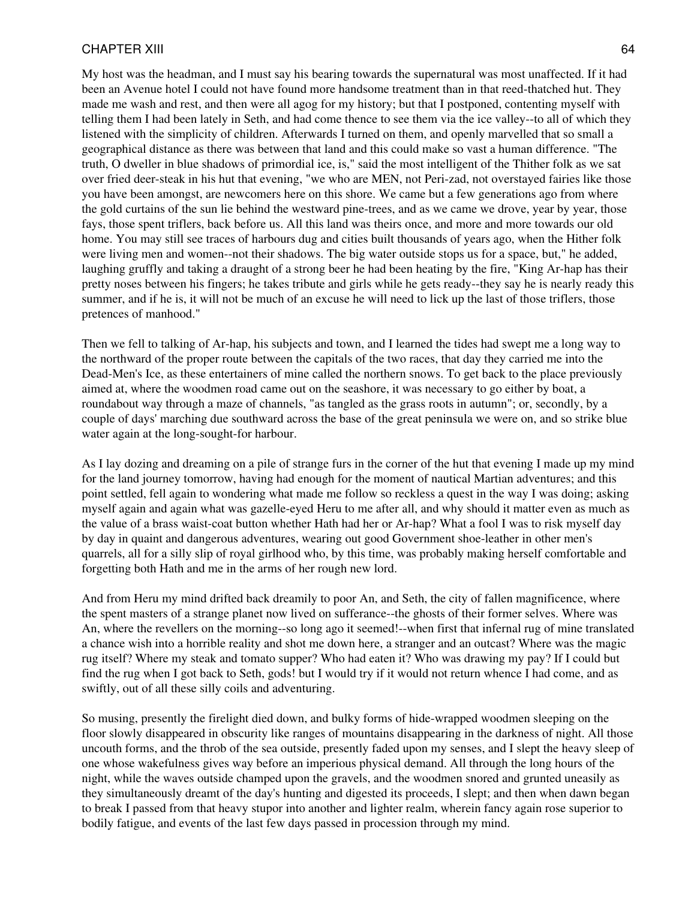My host was the headman, and I must say his bearing towards the supernatural was most unaffected. If it had been an Avenue hotel I could not have found more handsome treatment than in that reed-thatched hut. They made me wash and rest, and then were all agog for my history; but that I postponed, contenting myself with telling them I had been lately in Seth, and had come thence to see them via the ice valley--to all of which they listened with the simplicity of children. Afterwards I turned on them, and openly marvelled that so small a geographical distance as there was between that land and this could make so vast a human difference. "The truth, O dweller in blue shadows of primordial ice, is," said the most intelligent of the Thither folk as we sat over fried deer-steak in his hut that evening, "we who are MEN, not Peri-zad, not overstayed fairies like those you have been amongst, are newcomers here on this shore. We came but a few generations ago from where the gold curtains of the sun lie behind the westward pine-trees, and as we came we drove, year by year, those fays, those spent triflers, back before us. All this land was theirs once, and more and more towards our old home. You may still see traces of harbours dug and cities built thousands of years ago, when the Hither folk were living men and women--not their shadows. The big water outside stops us for a space, but," he added, laughing gruffly and taking a draught of a strong beer he had been heating by the fire, "King Ar-hap has their pretty noses between his fingers; he takes tribute and girls while he gets ready--they say he is nearly ready this summer, and if he is, it will not be much of an excuse he will need to lick up the last of those triflers, those pretences of manhood."

Then we fell to talking of Ar-hap, his subjects and town, and I learned the tides had swept me a long way to the northward of the proper route between the capitals of the two races, that day they carried me into the Dead-Men's Ice, as these entertainers of mine called the northern snows. To get back to the place previously aimed at, where the woodmen road came out on the seashore, it was necessary to go either by boat, a roundabout way through a maze of channels, "as tangled as the grass roots in autumn"; or, secondly, by a couple of days' marching due southward across the base of the great peninsula we were on, and so strike blue water again at the long-sought-for harbour.

As I lay dozing and dreaming on a pile of strange furs in the corner of the hut that evening I made up my mind for the land journey tomorrow, having had enough for the moment of nautical Martian adventures; and this point settled, fell again to wondering what made me follow so reckless a quest in the way I was doing; asking myself again and again what was gazelle-eyed Heru to me after all, and why should it matter even as much as the value of a brass waist-coat button whether Hath had her or Ar-hap? What a fool I was to risk myself day by day in quaint and dangerous adventures, wearing out good Government shoe-leather in other men's quarrels, all for a silly slip of royal girlhood who, by this time, was probably making herself comfortable and forgetting both Hath and me in the arms of her rough new lord.

And from Heru my mind drifted back dreamily to poor An, and Seth, the city of fallen magnificence, where the spent masters of a strange planet now lived on sufferance--the ghosts of their former selves. Where was An, where the revellers on the morning--so long ago it seemed!--when first that infernal rug of mine translated a chance wish into a horrible reality and shot me down here, a stranger and an outcast? Where was the magic rug itself? Where my steak and tomato supper? Who had eaten it? Who was drawing my pay? If I could but find the rug when I got back to Seth, gods! but I would try if it would not return whence I had come, and as swiftly, out of all these silly coils and adventuring.

So musing, presently the firelight died down, and bulky forms of hide-wrapped woodmen sleeping on the floor slowly disappeared in obscurity like ranges of mountains disappearing in the darkness of night. All those uncouth forms, and the throb of the sea outside, presently faded upon my senses, and I slept the heavy sleep of one whose wakefulness gives way before an imperious physical demand. All through the long hours of the night, while the waves outside champed upon the gravels, and the woodmen snored and grunted uneasily as they simultaneously dreamt of the day's hunting and digested its proceeds, I slept; and then when dawn began to break I passed from that heavy stupor into another and lighter realm, wherein fancy again rose superior to bodily fatigue, and events of the last few days passed in procession through my mind.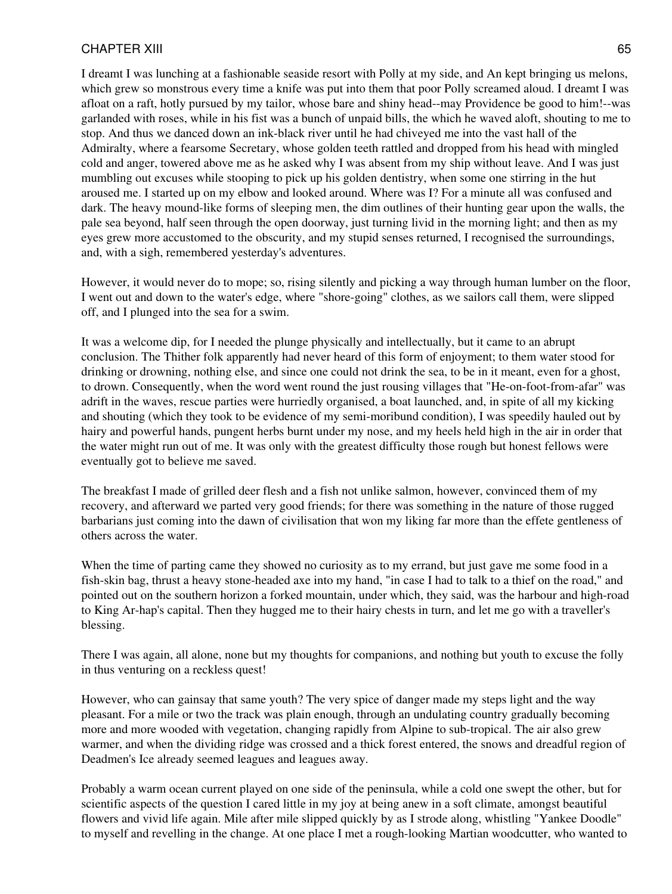I dreamt I was lunching at a fashionable seaside resort with Polly at my side, and An kept bringing us melons, which grew so monstrous every time a knife was put into them that poor Polly screamed aloud. I dreamt I was afloat on a raft, hotly pursued by my tailor, whose bare and shiny head--may Providence be good to him!--was garlanded with roses, while in his fist was a bunch of unpaid bills, the which he waved aloft, shouting to me to stop. And thus we danced down an ink-black river until he had chiveyed me into the vast hall of the Admiralty, where a fearsome Secretary, whose golden teeth rattled and dropped from his head with mingled cold and anger, towered above me as he asked why I was absent from my ship without leave. And I was just mumbling out excuses while stooping to pick up his golden dentistry, when some one stirring in the hut aroused me. I started up on my elbow and looked around. Where was I? For a minute all was confused and dark. The heavy mound-like forms of sleeping men, the dim outlines of their hunting gear upon the walls, the pale sea beyond, half seen through the open doorway, just turning livid in the morning light; and then as my eyes grew more accustomed to the obscurity, and my stupid senses returned, I recognised the surroundings, and, with a sigh, remembered yesterday's adventures.

However, it would never do to mope; so, rising silently and picking a way through human lumber on the floor, I went out and down to the water's edge, where "shore-going" clothes, as we sailors call them, were slipped off, and I plunged into the sea for a swim.

It was a welcome dip, for I needed the plunge physically and intellectually, but it came to an abrupt conclusion. The Thither folk apparently had never heard of this form of enjoyment; to them water stood for drinking or drowning, nothing else, and since one could not drink the sea, to be in it meant, even for a ghost, to drown. Consequently, when the word went round the just rousing villages that "He-on-foot-from-afar" was adrift in the waves, rescue parties were hurriedly organised, a boat launched, and, in spite of all my kicking and shouting (which they took to be evidence of my semi-moribund condition), I was speedily hauled out by hairy and powerful hands, pungent herbs burnt under my nose, and my heels held high in the air in order that the water might run out of me. It was only with the greatest difficulty those rough but honest fellows were eventually got to believe me saved.

The breakfast I made of grilled deer flesh and a fish not unlike salmon, however, convinced them of my recovery, and afterward we parted very good friends; for there was something in the nature of those rugged barbarians just coming into the dawn of civilisation that won my liking far more than the effete gentleness of others across the water.

When the time of parting came they showed no curiosity as to my errand, but just gave me some food in a fish-skin bag, thrust a heavy stone-headed axe into my hand, "in case I had to talk to a thief on the road," and pointed out on the southern horizon a forked mountain, under which, they said, was the harbour and high-road to King Ar-hap's capital. Then they hugged me to their hairy chests in turn, and let me go with a traveller's blessing.

There I was again, all alone, none but my thoughts for companions, and nothing but youth to excuse the folly in thus venturing on a reckless quest!

However, who can gainsay that same youth? The very spice of danger made my steps light and the way pleasant. For a mile or two the track was plain enough, through an undulating country gradually becoming more and more wooded with vegetation, changing rapidly from Alpine to sub-tropical. The air also grew warmer, and when the dividing ridge was crossed and a thick forest entered, the snows and dreadful region of Deadmen's Ice already seemed leagues and leagues away.

Probably a warm ocean current played on one side of the peninsula, while a cold one swept the other, but for scientific aspects of the question I cared little in my joy at being anew in a soft climate, amongst beautiful flowers and vivid life again. Mile after mile slipped quickly by as I strode along, whistling "Yankee Doodle" to myself and revelling in the change. At one place I met a rough-looking Martian woodcutter, who wanted to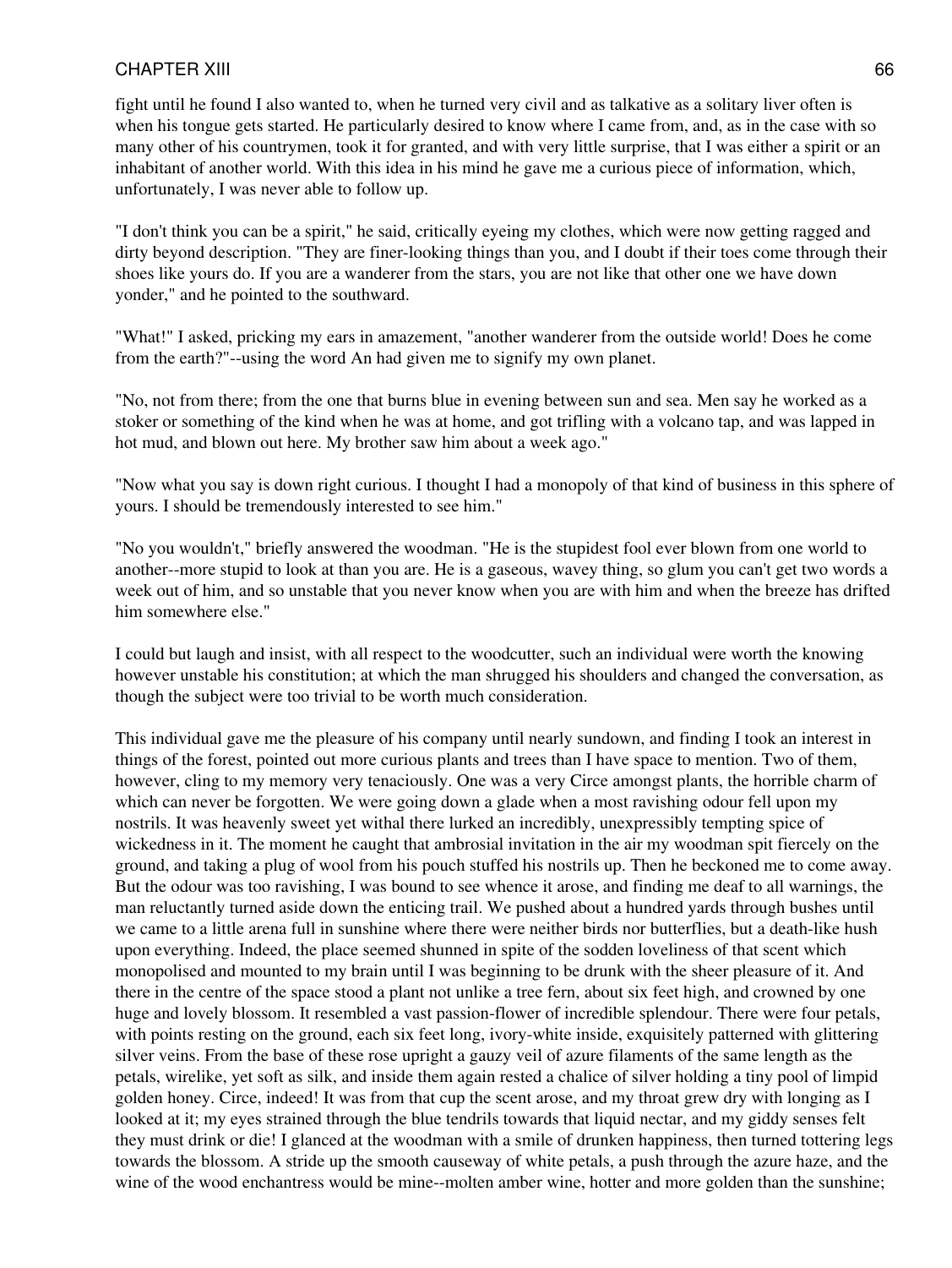fight until he found I also wanted to, when he turned very civil and as talkative as a solitary liver often is when his tongue gets started. He particularly desired to know where I came from, and, as in the case with so many other of his countrymen, took it for granted, and with very little surprise, that I was either a spirit or an inhabitant of another world. With this idea in his mind he gave me a curious piece of information, which, unfortunately, I was never able to follow up.

"I don't think you can be a spirit," he said, critically eyeing my clothes, which were now getting ragged and dirty beyond description. "They are finer-looking things than you, and I doubt if their toes come through their shoes like yours do. If you are a wanderer from the stars, you are not like that other one we have down yonder," and he pointed to the southward.

"What!" I asked, pricking my ears in amazement, "another wanderer from the outside world! Does he come from the earth?"--using the word An had given me to signify my own planet.

"No, not from there; from the one that burns blue in evening between sun and sea. Men say he worked as a stoker or something of the kind when he was at home, and got trifling with a volcano tap, and was lapped in hot mud, and blown out here. My brother saw him about a week ago."

"Now what you say is down right curious. I thought I had a monopoly of that kind of business in this sphere of yours. I should be tremendously interested to see him."

"No you wouldn't," briefly answered the woodman. "He is the stupidest fool ever blown from one world to another--more stupid to look at than you are. He is a gaseous, wavey thing, so glum you can't get two words a week out of him, and so unstable that you never know when you are with him and when the breeze has drifted him somewhere else."

I could but laugh and insist, with all respect to the woodcutter, such an individual were worth the knowing however unstable his constitution; at which the man shrugged his shoulders and changed the conversation, as though the subject were too trivial to be worth much consideration.

This individual gave me the pleasure of his company until nearly sundown, and finding I took an interest in things of the forest, pointed out more curious plants and trees than I have space to mention. Two of them, however, cling to my memory very tenaciously. One was a very Circe amongst plants, the horrible charm of which can never be forgotten. We were going down a glade when a most ravishing odour fell upon my nostrils. It was heavenly sweet yet withal there lurked an incredibly, unexpressibly tempting spice of wickedness in it. The moment he caught that ambrosial invitation in the air my woodman spit fiercely on the ground, and taking a plug of wool from his pouch stuffed his nostrils up. Then he beckoned me to come away. But the odour was too ravishing, I was bound to see whence it arose, and finding me deaf to all warnings, the man reluctantly turned aside down the enticing trail. We pushed about a hundred yards through bushes until we came to a little arena full in sunshine where there were neither birds nor butterflies, but a death-like hush upon everything. Indeed, the place seemed shunned in spite of the sodden loveliness of that scent which monopolised and mounted to my brain until I was beginning to be drunk with the sheer pleasure of it. And there in the centre of the space stood a plant not unlike a tree fern, about six feet high, and crowned by one huge and lovely blossom. It resembled a vast passion-flower of incredible splendour. There were four petals, with points resting on the ground, each six feet long, ivory-white inside, exquisitely patterned with glittering silver veins. From the base of these rose upright a gauzy veil of azure filaments of the same length as the petals, wirelike, yet soft as silk, and inside them again rested a chalice of silver holding a tiny pool of limpid golden honey. Circe, indeed! It was from that cup the scent arose, and my throat grew dry with longing as I looked at it; my eyes strained through the blue tendrils towards that liquid nectar, and my giddy senses felt they must drink or die! I glanced at the woodman with a smile of drunken happiness, then turned tottering legs towards the blossom. A stride up the smooth causeway of white petals, a push through the azure haze, and the wine of the wood enchantress would be mine--molten amber wine, hotter and more golden than the sunshine;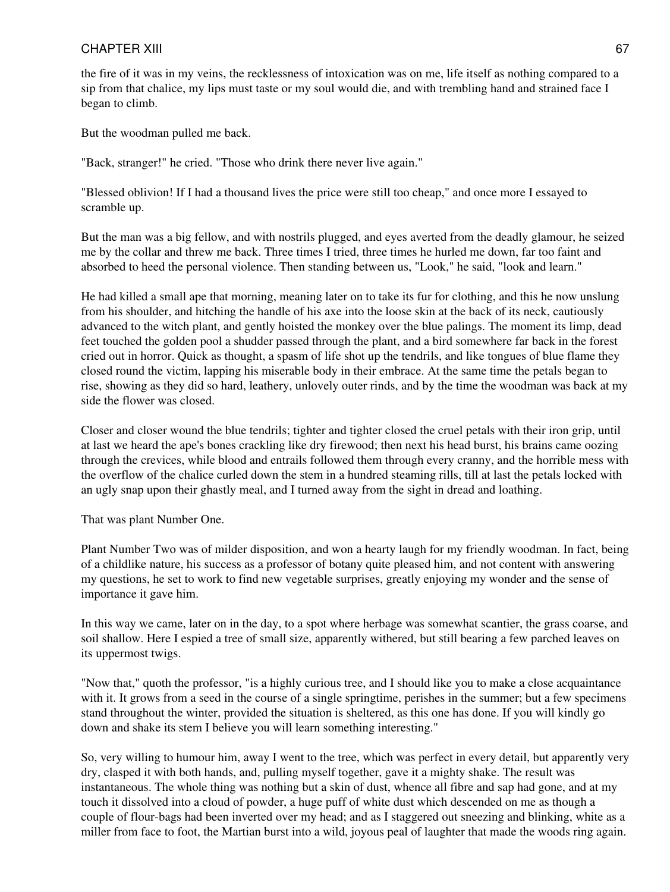the fire of it was in my veins, the recklessness of intoxication was on me, life itself as nothing compared to a sip from that chalice, my lips must taste or my soul would die, and with trembling hand and strained face I began to climb.

But the woodman pulled me back.

"Back, stranger!" he cried. "Those who drink there never live again."

"Blessed oblivion! If I had a thousand lives the price were still too cheap," and once more I essayed to scramble up.

But the man was a big fellow, and with nostrils plugged, and eyes averted from the deadly glamour, he seized me by the collar and threw me back. Three times I tried, three times he hurled me down, far too faint and absorbed to heed the personal violence. Then standing between us, "Look," he said, "look and learn."

He had killed a small ape that morning, meaning later on to take its fur for clothing, and this he now unslung from his shoulder, and hitching the handle of his axe into the loose skin at the back of its neck, cautiously advanced to the witch plant, and gently hoisted the monkey over the blue palings. The moment its limp, dead feet touched the golden pool a shudder passed through the plant, and a bird somewhere far back in the forest cried out in horror. Quick as thought, a spasm of life shot up the tendrils, and like tongues of blue flame they closed round the victim, lapping his miserable body in their embrace. At the same time the petals began to rise, showing as they did so hard, leathery, unlovely outer rinds, and by the time the woodman was back at my side the flower was closed.

Closer and closer wound the blue tendrils; tighter and tighter closed the cruel petals with their iron grip, until at last we heard the ape's bones crackling like dry firewood; then next his head burst, his brains came oozing through the crevices, while blood and entrails followed them through every cranny, and the horrible mess with the overflow of the chalice curled down the stem in a hundred steaming rills, till at last the petals locked with an ugly snap upon their ghastly meal, and I turned away from the sight in dread and loathing.

That was plant Number One.

Plant Number Two was of milder disposition, and won a hearty laugh for my friendly woodman. In fact, being of a childlike nature, his success as a professor of botany quite pleased him, and not content with answering my questions, he set to work to find new vegetable surprises, greatly enjoying my wonder and the sense of importance it gave him.

In this way we came, later on in the day, to a spot where herbage was somewhat scantier, the grass coarse, and soil shallow. Here I espied a tree of small size, apparently withered, but still bearing a few parched leaves on its uppermost twigs.

"Now that," quoth the professor, "is a highly curious tree, and I should like you to make a close acquaintance with it. It grows from a seed in the course of a single springtime, perishes in the summer; but a few specimens stand throughout the winter, provided the situation is sheltered, as this one has done. If you will kindly go down and shake its stem I believe you will learn something interesting."

So, very willing to humour him, away I went to the tree, which was perfect in every detail, but apparently very dry, clasped it with both hands, and, pulling myself together, gave it a mighty shake. The result was instantaneous. The whole thing was nothing but a skin of dust, whence all fibre and sap had gone, and at my touch it dissolved into a cloud of powder, a huge puff of white dust which descended on me as though a couple of flour-bags had been inverted over my head; and as I staggered out sneezing and blinking, white as a miller from face to foot, the Martian burst into a wild, joyous peal of laughter that made the woods ring again.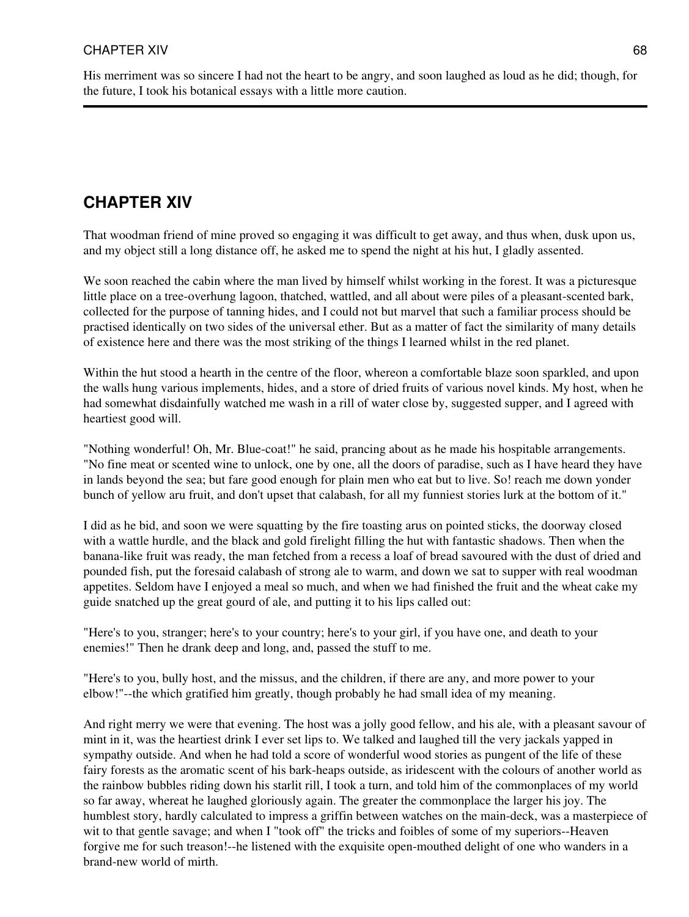His merriment was so sincere I had not the heart to be angry, and soon laughed as loud as he did; though, for the future, I took his botanical essays with a little more caution.

---

## CHAPTER XIV

That woodman friend of mine proved so engaging it was difficult to get away, and thus when, dusk upon us, and my object still a long distance off, he asked me to spend the night at his hut, I gladly assented.

We soon reached the cabin where the man lived by himself whilst working in the forest. It was a picturesque little place on a tree-overhung lagoon, thatched, wattled, and all about were piles of a pleasant-scented bark, collected for the purpose of tanning hides, and I could not but marvel that such a familiar process should be practised identically on two sides of the universal ether. But as a matter of fact the similarity of many details of existence here and there was the most striking of the things I learned whilst in the red planet.

Within the hut stood a hearth in the centre of the floor, whereon a comfortable blaze soon sparkled, and upon the walls hung various implements, hides, and a store of dried fruits of various novel kinds. My host, when he had somewhat disdainfully watched me wash in a rill of water close by, suggested supper, and I agreed with heartiest good will.

"Nothing wonderful! Oh, Mr. Blue-coat!" he said, prancing about as he made his hospitable arrangements. "No fine meat or scented wine to unlock, one by one, all the doors of paradise, such as I have heard they have in lands beyond the sea; but fare good enough for plain men who eat but to live. So! reach me down yonder bunch of yellow aru fruit, and don't upset that calabash, for all my funniest stories lurk at the bottom of it."

I did as he bid, and soon we were squatting by the fire toasting arus on pointed sticks, the doorway closed with a wattle hurdle, and the black and gold firelight filling the hut with fantastic shadows. Then when the banana-like fruit was ready, the man fetched from a recess a loaf of bread savoured with the dust of dried and pounded fish, put the foresaid calabash of strong ale to warm, and down we sat to supper with real woodman appetites. Seldom have I enjoyed a meal so much, and when we had finished the fruit and the wheat cake my guide snatched up the great gourd of ale, and putting it to his lips called out:

"Here's to you, stranger; here's to your country; here's to your girl, if you have one, and death to your enemies!" Then he drank deep and long, and, passed the stuff to me.

"Here's to you, bully host, and the missus, and the children, if there are any, and more power to your elbow!"--the which gratified him greatly, though probably he had small idea of my meaning.

And right merry we were that evening. The host was a jolly good fellow, and his ale, with a pleasant savour of mint in it, was the heartiest drink I ever set lips to. We talked and laughed till the very jackals yapped in sympathy outside. And when he had told a score of wonderful wood stories as pungent of the life of these fairy forests as the aromatic scent of his bark-heaps outside, as iridescent with the colours of another world as the rainbow bubbles riding down his starlit rill, I took a turn, and told him of the commonplaces of my world so far away, whereat he laughed gloriously again. The greater the commonplace the larger his joy. The humblest story, hardly calculated to impress a griffin between watches on the main-deck, was a masterpiece of wit to that gentle savage; and when I "took off" the tricks and foibles of some of my superiors--Heaven forgive me for such treason!--he listened with the exquisite open-mouthed delight of one who wanders in a brand-new world of mirth.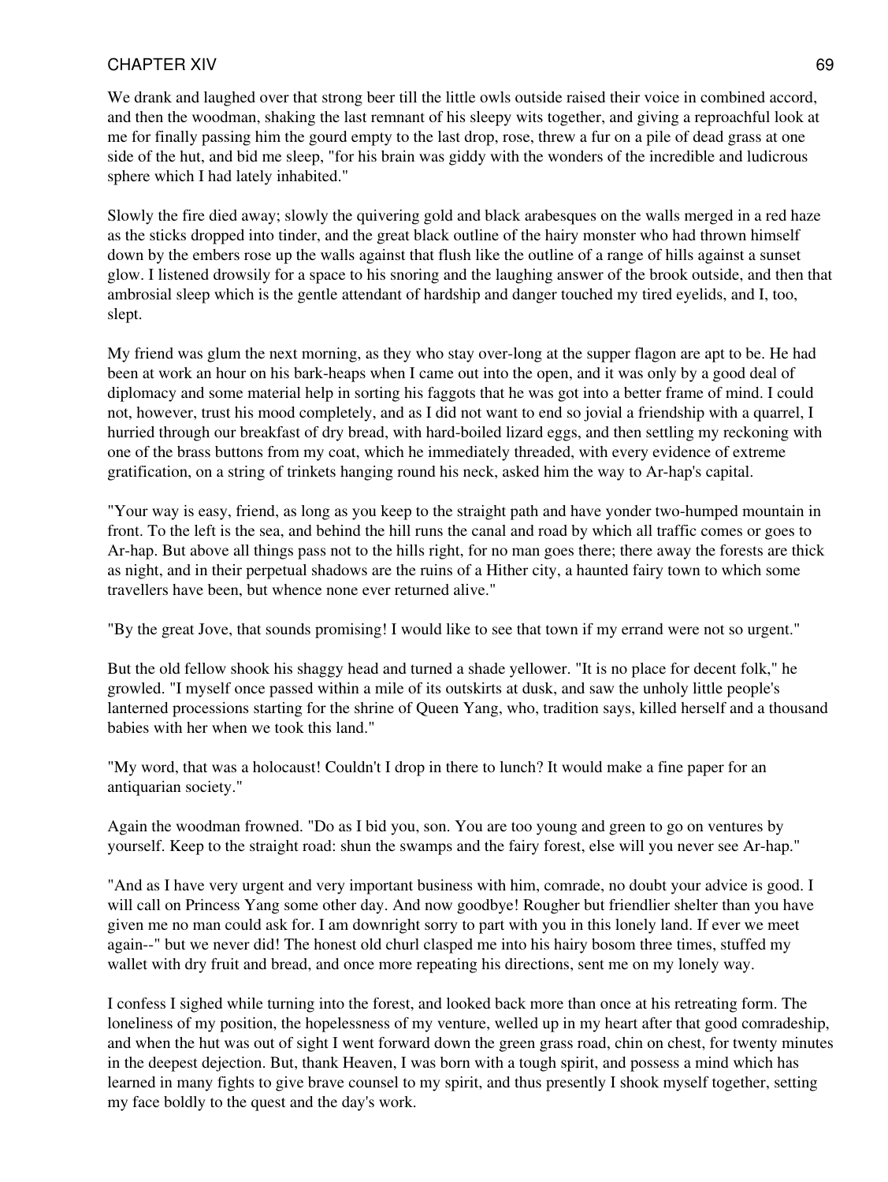We drank and laughed over that strong beer till the little owls outside raised their voice in combined accord, and then the woodman, shaking the last remnant of his sleepy wits together, and giving a reproachful look at me for finally passing him the gourd empty to the last drop, rose, threw a fur on a pile of dead grass at one side of the hut, and bid me sleep, "for his brain was giddy with the wonders of the incredible and ludicrous sphere which I had lately inhabited."

Slowly the fire died away; slowly the quivering gold and black arabesques on the walls merged in a red haze as the sticks dropped into tinder, and the great black outline of the hairy monster who had thrown himself down by the embers rose up the walls against that flush like the outline of a range of hills against a sunset glow. I listened drowsily for a space to his snoring and the laughing answer of the brook outside, and then that ambrosial sleep which is the gentle attendant of hardship and danger touched my tired eyelids, and I, too, slept.

My friend was glum the next morning, as they who stay over-long at the supper flagon are apt to be. He had been at work an hour on his bark-heaps when I came out into the open, and it was only by a good deal of diplomacy and some material help in sorting his faggots that he was got into a better frame of mind. I could not, however, trust his mood completely, and as I did not want to end so jovial a friendship with a quarrel, I hurried through our breakfast of dry bread, with hard-boiled lizard eggs, and then settling my reckoning with one of the brass buttons from my coat, which he immediately threaded, with every evidence of extreme gratification, on a string of trinkets hanging round his neck, asked him the way to Ar-hap's capital.

"Your way is easy, friend, as long as you keep to the straight path and have yonder two-humped mountain in front. To the left is the sea, and behind the hill runs the canal and road by which all traffic comes or goes to Ar-hap. But above all things pass not to the hills right, for no man goes there; there away the forests are thick as night, and in their perpetual shadows are the ruins of a Hither city, a haunted fairy town to which some travellers have been, but whence none ever returned alive."

"By the great Jove, that sounds promising! I would like to see that town if my errand were not so urgent."

But the old fellow shook his shaggy head and turned a shade yellower. "It is no place for decent folk," he growled. "I myself once passed within a mile of its outskirts at dusk, and saw the unholy little people's lanterned processions starting for the shrine of Queen Yang, who, tradition says, killed herself and a thousand babies with her when we took this land."

"My word, that was a holocaust! Couldn't I drop in there to lunch? It would make a fine paper for an antiquarian society."

Again the woodman frowned. "Do as I bid you, son. You are too young and green to go on ventures by yourself. Keep to the straight road: shun the swamps and the fairy forest, else will you never see Ar-hap."

"And as I have very urgent and very important business with him, comrade, no doubt your advice is good. I will call on Princess Yang some other day. And now goodbye! Rougher but friendlier shelter than you have given me no man could ask for. I am downright sorry to part with you in this lonely land. If ever we meet again--" but we never did! The honest old churl clasped me into his hairy bosom three times, stuffed my wallet with dry fruit and bread, and once more repeating his directions, sent me on my lonely way.

I confess I sighed while turning into the forest, and looked back more than once at his retreating form. The loneliness of my position, the hopelessness of my venture, welled up in my heart after that good comradeship, and when the hut was out of sight I went forward down the green grass road, chin on chest, for twenty minutes in the deepest dejection. But, thank Heaven, I was born with a tough spirit, and possess a mind which has learned in many fights to give brave counsel to my spirit, and thus presently I shook myself together, setting my face boldly to the quest and the day's work.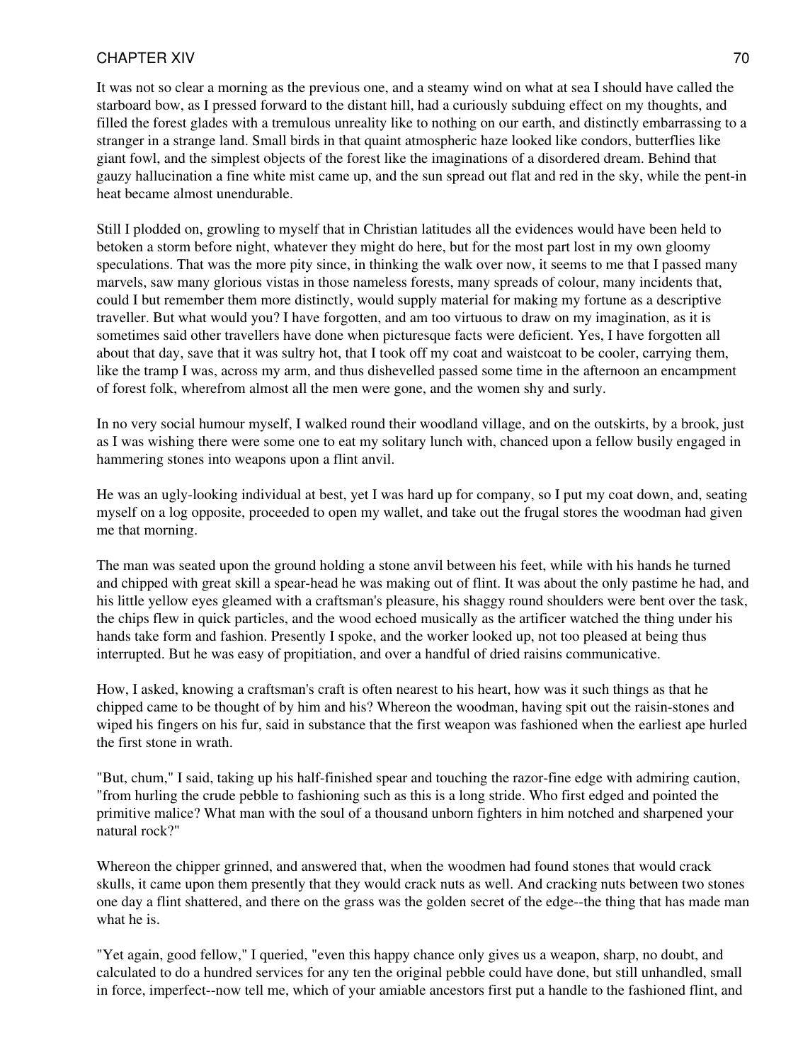It was not so clear a morning as the previous one, and a steamy wind on what at sea I should have called the starboard bow, as I pressed forward to the distant hill, had a curiously subduing effect on my thoughts, and filled the forest glades with a tremulous unreality like to nothing on our earth, and distinctly embarrassing to a stranger in a strange land. Small birds in that quaint atmospheric haze looked like condors, butterflies like giant fowl, and the simplest objects of the forest like the imaginations of a disordered dream. Behind that gauzy hallucination a fine white mist came up, and the sun spread out flat and red in the sky, while the pent-in heat became almost unendurable.

Still I plodded on, growling to myself that in Christian latitudes all the evidences would have been held to betoken a storm before night, whatever they might do here, but for the most part lost in my own gloomy speculations. That was the more pity since, in thinking the walk over now, it seems to me that I passed many marvels, saw many glorious vistas in those nameless forests, many spreads of colour, many incidents that, could I but remember them more distinctly, would supply material for making my fortune as a descriptive traveller. But what would you? I have forgotten, and am too virtuous to draw on my imagination, as it is sometimes said other travellers have done when picturesque facts were deficient. Yes, I have forgotten all about that day, save that it was sultry hot, that I took off my coat and waistcoat to be cooler, carrying them, like the tramp I was, across my arm, and thus dishevelled passed some time in the afternoon an encampment of forest folk, wherefrom almost all the men were gone, and the women shy and surly.

In no very social humour myself, I walked round their woodland village, and on the outskirts, by a brook, just as I was wishing there were some one to eat my solitary lunch with, chanced upon a fellow busily engaged in hammering stones into weapons upon a flint anvil.

He was an ugly-looking individual at best, yet I was hard up for company, so I put my coat down, and, seating myself on a log opposite, proceeded to open my wallet, and take out the frugal stores the woodman had given me that morning.

The man was seated upon the ground holding a stone anvil between his feet, while with his hands he turned and chipped with great skill a spear-head he was making out of flint. It was about the only pastime he had, and his little yellow eyes gleamed with a craftsman's pleasure, his shaggy round shoulders were bent over the task, the chips flew in quick particles, and the wood echoed musically as the artificer watched the thing under his hands take form and fashion. Presently I spoke, and the worker looked up, not too pleased at being thus interrupted. But he was easy of propitiation, and over a handful of dried raisins communicative.

How, I asked, knowing a craftsman's craft is often nearest to his heart, how was it such things as that he chipped came to be thought of by him and his? Whereon the woodman, having spit out the raisin-stones and wiped his fingers on his fur, said in substance that the first weapon was fashioned when the earliest ape hurled the first stone in wrath.

"But, chum," I said, taking up his half-finished spear and touching the razor-fine edge with admiring caution, "from hurling the crude pebble to fashioning such as this is a long stride. Who first edged and pointed the primitive malice? What man with the soul of a thousand unborn fighters in him notched and sharpened your natural rock?"

Whereon the chipper grinned, and answered that, when the woodmen had found stones that would crack skulls, it came upon them presently that they would crack nuts as well. And cracking nuts between two stones one day a flint shattered, and there on the grass was the golden secret of the edge--the thing that has made man what he is.

"Yet again, good fellow," I queried, "even this happy chance only gives us a weapon, sharp, no doubt, and calculated to do a hundred services for any ten the original pebble could have done, but still unhandled, small in force, imperfect--now tell me, which of your amiable ancestors first put a handle to the fashioned flint, and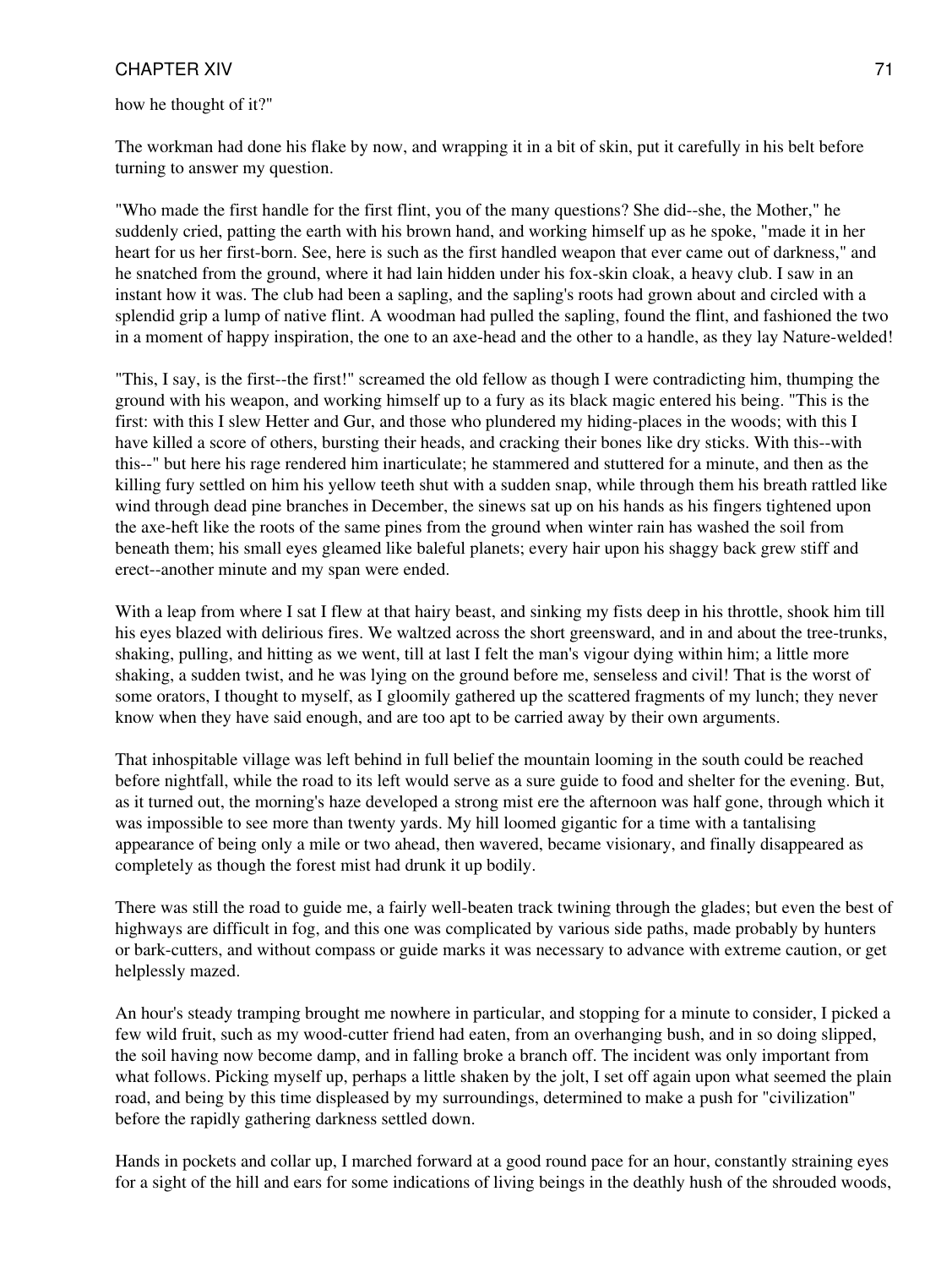how he thought of it?"

The workman had done his flake by now, and wrapping it in a bit of skin, put it carefully in his belt before turning to answer my question.

"Who made the first handle for the first flint, you of the many questions? She did--she, the Mother," he suddenly cried, patting the earth with his brown hand, and working himself up as he spoke, "made it in her heart for us her first-born. See, here is such as the first handled weapon that ever came out of darkness," and he snatched from the ground, where it had lain hidden under his fox-skin cloak, a heavy club. I saw in an instant how it was. The club had been a sapling, and the sapling's roots had grown about and circled with a splendid grip a lump of native flint. A woodman had pulled the sapling, found the flint, and fashioned the two in a moment of happy inspiration, the one to an axe-head and the other to a handle, as they lay Nature-welded!

"This, I say, is the first--the first!" screamed the old fellow as though I were contradicting him, thumping the ground with his weapon, and working himself up to a fury as its black magic entered his being. "This is the first: with this I slew Hetter and Gur, and those who plundered my hiding-places in the woods; with this I have killed a score of others, bursting their heads, and cracking their bones like dry sticks. With this--with this--" but here his rage rendered him inarticulate; he stammered and stuttered for a minute, and then as the killing fury settled on him his yellow teeth shut with a sudden snap, while through them his breath rattled like wind through dead pine branches in December, the sinews sat up on his hands as his fingers tightened upon the axe-heft like the roots of the same pines from the ground when winter rain has washed the soil from beneath them; his small eyes gleamed like baleful planets; every hair upon his shaggy back grew stiff and erect--another minute and my span were ended.

With a leap from where I sat I flew at that hairy beast, and sinking my fists deep in his throttle, shook him till his eyes blazed with delirious fires. We waltzed across the short greensward, and in and about the tree-trunks, shaking, pulling, and hitting as we went, till at last I felt the man's vigour dying within him; a little more shaking, a sudden twist, and he was lying on the ground before me, senseless and civil! That is the worst of some orators, I thought to myself, as I gloomily gathered up the scattered fragments of my lunch; they never know when they have said enough, and are too apt to be carried away by their own arguments.

That inhospitable village was left behind in full belief the mountain looming in the south could be reached before nightfall, while the road to its left would serve as a sure guide to food and shelter for the evening. But, as it turned out, the morning's haze developed a strong mist ere the afternoon was half gone, through which it was impossible to see more than twenty yards. My hill loomed gigantic for a time with a tantalising appearance of being only a mile or two ahead, then wavered, became visionary, and finally disappeared as completely as though the forest mist had drunk it up bodily.

There was still the road to guide me, a fairly well-beaten track twining through the glades; but even the best of highways are difficult in fog, and this one was complicated by various side paths, made probably by hunters or bark-cutters, and without compass or guide marks it was necessary to advance with extreme caution, or get helplessly mazed.

An hour's steady tramping brought me nowhere in particular, and stopping for a minute to consider, I picked a few wild fruit, such as my wood-cutter friend had eaten, from an overhanging bush, and in so doing slipped, the soil having now become damp, and in falling broke a branch off. The incident was only important from what follows. Picking myself up, perhaps a little shaken by the jolt, I set off again upon what seemed the plain road, and being by this time displeased by my surroundings, determined to make a push for "civilization" before the rapidly gathering darkness settled down.

Hands in pockets and collar up, I marched forward at a good round pace for an hour, constantly straining eyes for a sight of the hill and ears for some indications of living beings in the deathly hush of the shrouded woods,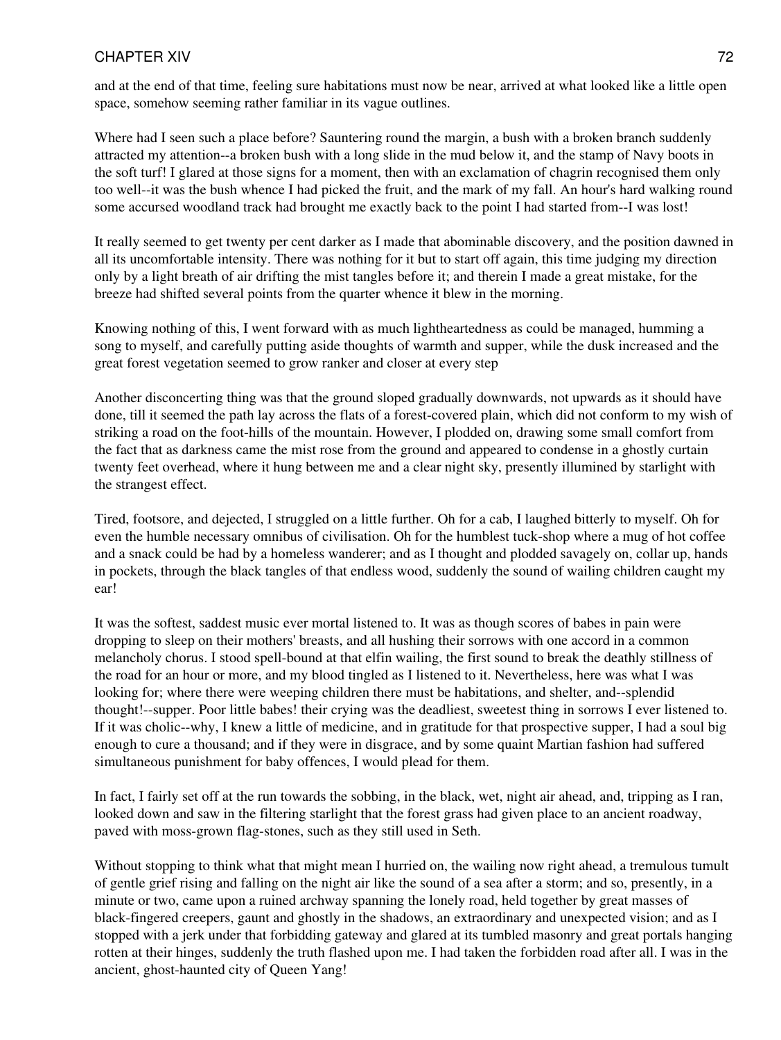and at the end of that time, feeling sure habitations must now be near, arrived at what looked like a little open space, somehow seeming rather familiar in its vague outlines.

Where had I seen such a place before? Sauntering round the margin, a bush with a broken branch suddenly attracted my attention--a broken bush with a long slide in the mud below it, and the stamp of Navy boots in the soft turf! I glared at those signs for a moment, then with an exclamation of chagrin recognised them only too well--it was the bush whence I had picked the fruit, and the mark of my fall. An hour's hard walking round some accursed woodland track had brought me exactly back to the point I had started from--I was lost!

It really seemed to get twenty per cent darker as I made that abominable discovery, and the position dawned in all its uncomfortable intensity. There was nothing for it but to start off again, this time judging my direction only by a light breath of air drifting the mist tangles before it; and therein I made a great mistake, for the breeze had shifted several points from the quarter whence it blew in the morning.

Knowing nothing of this, I went forward with as much lightheartedness as could be managed, humming a song to myself, and carefully putting aside thoughts of warmth and supper, while the dusk increased and the great forest vegetation seemed to grow ranker and closer at every step

Another disconcerting thing was that the ground sloped gradually downwards, not upwards as it should have done, till it seemed the path lay across the flats of a forest-covered plain, which did not conform to my wish of striking a road on the foot-hills of the mountain. However, I plodded on, drawing some small comfort from the fact that as darkness came the mist rose from the ground and appeared to condense in a ghostly curtain twenty feet overhead, where it hung between me and a clear night sky, presently illumined by starlight with the strangest effect.

Tired, footsore, and dejected, I struggled on a little further. Oh for a cab, I laughed bitterly to myself. Oh for even the humble necessary omnibus of civilisation. Oh for the humblest tuck-shop where a mug of hot coffee and a snack could be had by a homeless wanderer; and as I thought and plodded savagely on, collar up, hands in pockets, through the black tangles of that endless wood, suddenly the sound of wailing children caught my ear!

It was the softest, saddest music ever mortal listened to. It was as though scores of babes in pain were dropping to sleep on their mothers' breasts, and all hushing their sorrows with one accord in a common melancholy chorus. I stood spell-bound at that elfin wailing, the first sound to break the deathly stillness of the road for an hour or more, and my blood tingled as I listened to it. Nevertheless, here was what I was looking for; where there were weeping children there must be habitations, and shelter, and--splendid thought!--supper. Poor little babes! their crying was the deadliest, sweetest thing in sorrows I ever listened to. If it was cholic--why, I knew a little of medicine, and in gratitude for that prospective supper, I had a soul big enough to cure a thousand; and if they were in disgrace, and by some quaint Martian fashion had suffered simultaneous punishment for baby offences, I would plead for them.

In fact, I fairly set off at the run towards the sobbing, in the black, wet, night air ahead, and, tripping as I ran, looked down and saw in the filtering starlight that the forest grass had given place to an ancient roadway, paved with moss-grown flag-stones, such as they still used in Seth.

Without stopping to think what that might mean I hurried on, the wailing now right ahead, a tremulous tumult of gentle grief rising and falling on the night air like the sound of a sea after a storm; and so, presently, in a minute or two, came upon a ruined archway spanning the lonely road, held together by great masses of black-fingered creepers, gaunt and ghostly in the shadows, an extraordinary and unexpected vision; and as I stopped with a jerk under that forbidding gateway and glared at its tumbled masonry and great portals hanging rotten at their hinges, suddenly the truth flashed upon me. I had taken the forbidden road after all. I was in the ancient, ghost-haunted city of Queen Yang!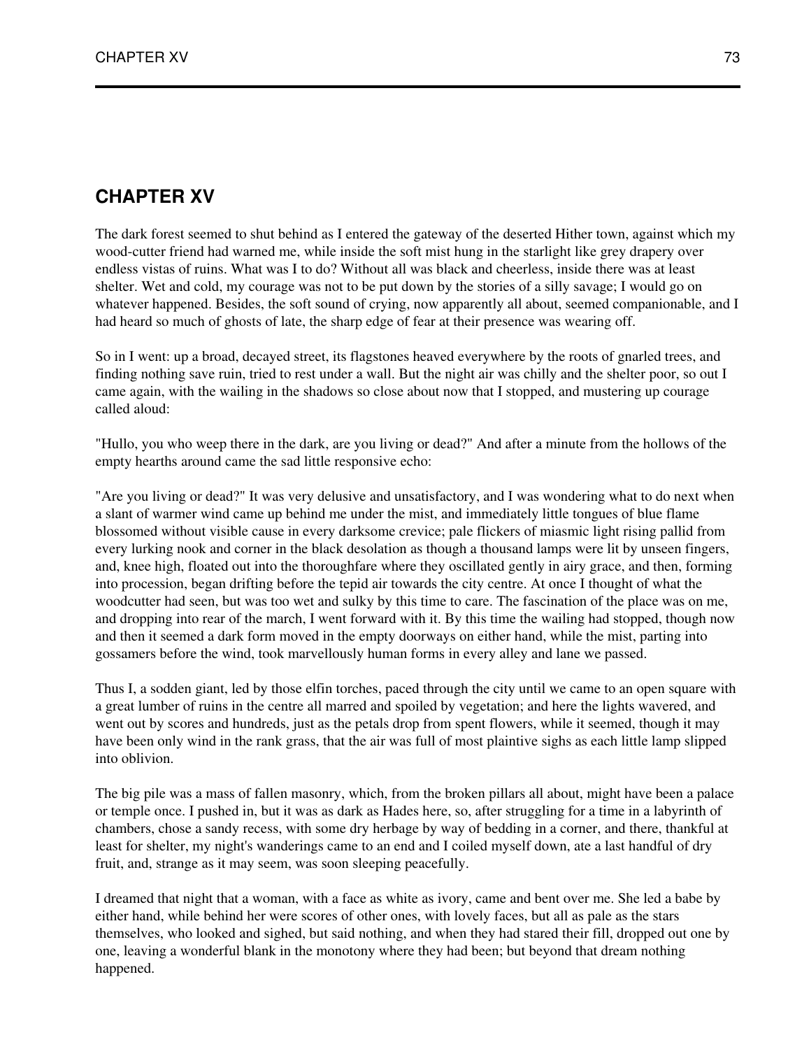## CHAPTER XV

The dark forest seemed to shut behind as I entered the gateway of the deserted Hither town, against which my wood-cutter friend had warned me, while inside the soft mist hung in the starlight like grey drapery over endless vistas of ruins. What was I to do? Without all was black and cheerless, inside there was at least shelter. Wet and cold, my courage was not to be put down by the stories of a silly savage; I would go on whatever happened. Besides, the soft sound of crying, now apparently all about, seemed companionable, and I had heard so much of ghosts of late, the sharp edge of fear at their presence was wearing off.

So in I went: up a broad, decayed street, its flagstones heaved everywhere by the roots of gnarled trees, and finding nothing save ruin, tried to rest under a wall. But the night air was chilly and the shelter poor, so out I came again, with the wailing in the shadows so close about now that I stopped, and mustering up courage called aloud:

"Hullo, you who weep there in the dark, are you living or dead?" And after a minute from the hollows of the empty hearths around came the sad little responsive echo:

"Are you living or dead?" It was very delusive and unsatisfactory, and I was wondering what to do next when a slant of warmer wind came up behind me under the mist, and immediately little tongues of blue flame blossomed without visible cause in every darksome crevice; pale flickers of miasmic light rising pallid from every lurking nook and corner in the black desolation as though a thousand lamps were lit by unseen fingers, and, knee high, floated out into the thoroughfare where they oscillated gently in airy grace, and then, forming into procession, began drifting before the tepid air towards the city centre. At once I thought of what the woodcutter had seen, but was too wet and sulky by this time to care. The fascination of the place was on me, and dropping into rear of the march, I went forward with it. By this time the wailing had stopped, though now and then it seemed a dark form moved in the empty doorways on either hand, while the mist, parting into gossamers before the wind, took marvellously human forms in every alley and lane we passed.

Thus I, a sodden giant, led by those elfin torches, paced through the city until we came to an open square with a great lumber of ruins in the centre all marred and spoiled by vegetation; and here the lights wavered, and went out by scores and hundreds, just as the petals drop from spent flowers, while it seemed, though it may have been only wind in the rank grass, that the air was full of most plaintive sighs as each little lamp slipped into oblivion.

The big pile was a mass of fallen masonry, which, from the broken pillars all about, might have been a palace or temple once. I pushed in, but it was as dark as Hades here, so, after struggling for a time in a labyrinth of chambers, chose a sandy recess, with some dry herbage by way of bedding in a corner, and there, thankful at least for shelter, my night's wanderings came to an end and I coiled myself down, ate a last handful of dry fruit, and, strange as it may seem, was soon sleeping peacefully.

I dreamed that night that a woman, with a face as white as ivory, came and bent over me. She led a babe by either hand, while behind her were scores of other ones, with lovely faces, but all as pale as the stars themselves, who looked and sighed, but said nothing, and when they had stared their fill, dropped out one by one, leaving a wonderful blank in the monotony where they had been; but beyond that dream nothing happened.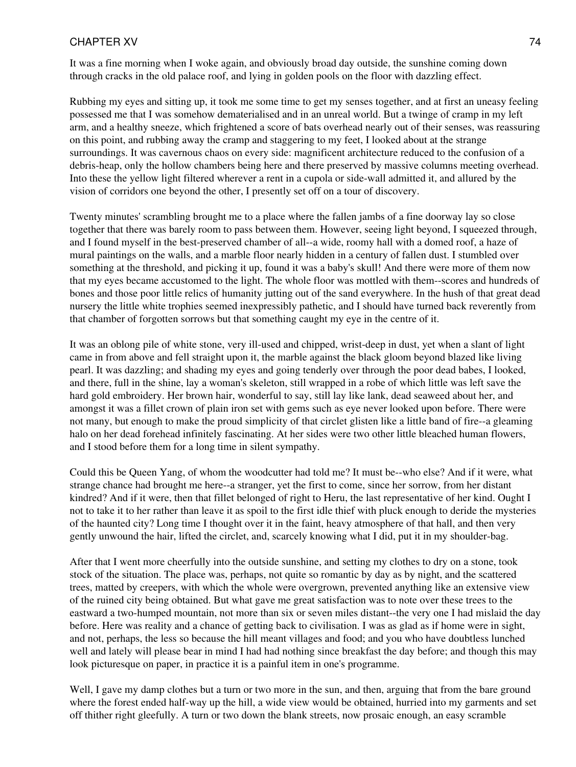It was a fine morning when I woke again, and obviously broad day outside, the sunshine coming down through cracks in the old palace roof, and lying in golden pools on the floor with dazzling effect.

Rubbing my eyes and sitting up, it took me some time to get my senses together, and at first an uneasy feeling possessed me that I was somehow dematerialised and in an unreal world. But a twinge of cramp in my left arm, and a healthy sneeze, which frightened a score of bats overhead nearly out of their senses, was reassuring on this point, and rubbing away the cramp and staggering to my feet, I looked about at the strange surroundings. It was cavernous chaos on every side: magnificent architecture reduced to the confusion of a debris-heap, only the hollow chambers being here and there preserved by massive columns meeting overhead. Into these the yellow light filtered wherever a rent in a cupola or side-wall admitted it, and allured by the vision of corridors one beyond the other, I presently set off on a tour of discovery.

Twenty minutes' scrambling brought me to a place where the fallen jambs of a fine doorway lay so close together that there was barely room to pass between them. However, seeing light beyond, I squeezed through, and I found myself in the best-preserved chamber of all--a wide, roomy hall with a domed roof, a haze of mural paintings on the walls, and a marble floor nearly hidden in a century of fallen dust. I stumbled over something at the threshold, and picking it up, found it was a baby's skull! And there were more of them now that my eyes became accustomed to the light. The whole floor was mottled with them--scores and hundreds of bones and those poor little relics of humanity jutting out of the sand everywhere. In the hush of that great dead nursery the little white trophies seemed inexpressibly pathetic, and I should have turned back reverently from that chamber of forgotten sorrows but that something caught my eye in the centre of it.

It was an oblong pile of white stone, very ill-used and chipped, wrist-deep in dust, yet when a slant of light came in from above and fell straight upon it, the marble against the black gloom beyond blazed like living pearl. It was dazzling; and shading my eyes and going tenderly over through the poor dead babes, I looked, and there, full in the shine, lay a woman's skeleton, still wrapped in a robe of which little was left save the hard gold embroidery. Her brown hair, wonderful to say, still lay like lank, dead seaweed about her, and amongst it was a fillet crown of plain iron set with gems such as eye never looked upon before. There were not many, but enough to make the proud simplicity of that circlet glisten like a little band of fire--a gleaming halo on her dead forehead infinitely fascinating. At her sides were two other little bleached human flowers, and I stood before them for a long time in silent sympathy.

Could this be Queen Yang, of whom the woodcutter had told me? It must be--who else? And if it were, what strange chance had brought me here--a stranger, yet the first to come, since her sorrow, from her distant kindred? And if it were, then that fillet belonged of right to Heru, the last representative of her kind. Ought I not to take it to her rather than leave it as spoil to the first idle thief with pluck enough to deride the mysteries of the haunted city? Long time I thought over it in the faint, heavy atmosphere of that hall, and then very gently unwound the hair, lifted the circlet, and, scarcely knowing what I did, put it in my shoulder-bag.

After that I went more cheerfully into the outside sunshine, and setting my clothes to dry on a stone, took stock of the situation. The place was, perhaps, not quite so romantic by day as by night, and the scattered trees, matted by creepers, with which the whole were overgrown, prevented anything like an extensive view of the ruined city being obtained. But what gave me great satisfaction was to note over these trees to the eastward a two-humped mountain, not more than six or seven miles distant--the very one I had mislaid the day before. Here was reality and a chance of getting back to civilisation. I was as glad as if home were in sight, and not, perhaps, the less so because the hill meant villages and food; and you who have doubtless lunched well and lately will please bear in mind I had had nothing since breakfast the day before; and though this may look picturesque on paper, in practice it is a painful item in one's programme.

Well, I gave my damp clothes but a turn or two more in the sun, and then, arguing that from the bare ground where the forest ended half-way up the hill, a wide view would be obtained, hurried into my garments and set off thither right gleefully. A turn or two down the blank streets, now prosaic enough, an easy scramble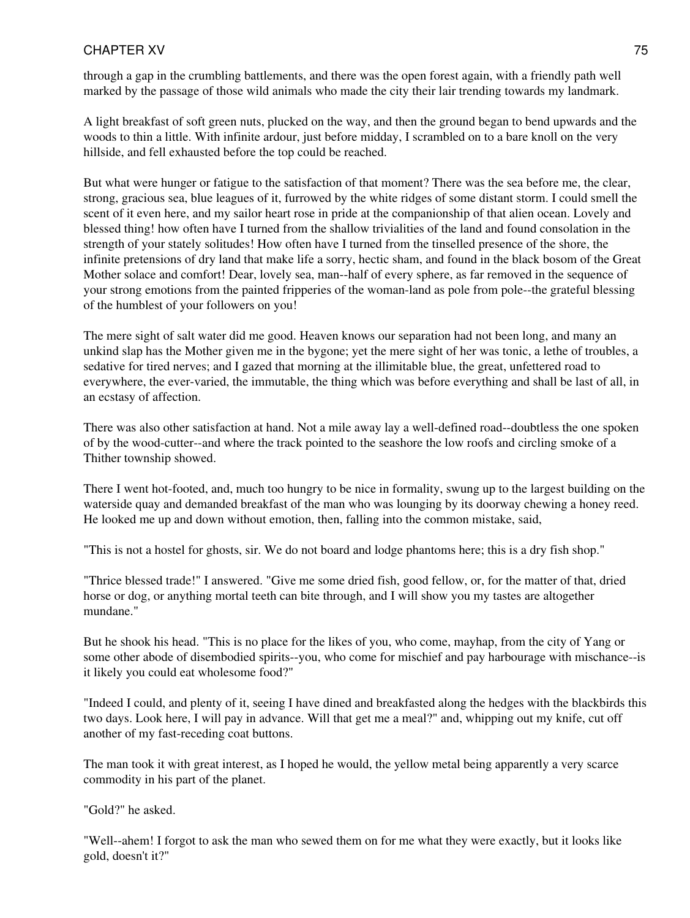through a gap in the crumbling battlements, and there was the open forest again, with a friendly path well marked by the passage of those wild animals who made the city their lair trending towards my landmark.

A light breakfast of soft green nuts, plucked on the way, and then the ground began to bend upwards and the woods to thin a little. With infinite ardour, just before midday, I scrambled on to a bare knoll on the very hillside, and fell exhausted before the top could be reached.

But what were hunger or fatigue to the satisfaction of that moment? There was the sea before me, the clear, strong, gracious sea, blue leagues of it, furrowed by the white ridges of some distant storm. I could smell the scent of it even here, and my sailor heart rose in pride at the companionship of that alien ocean. Lovely and blessed thing! how often have I turned from the shallow trivialities of the land and found consolation in the strength of your stately solitudes! How often have I turned from the tinselled presence of the shore, the infinite pretensions of dry land that make life a sorry, hectic sham, and found in the black bosom of the Great Mother solace and comfort! Dear, lovely sea, man--half of every sphere, as far removed in the sequence of your strong emotions from the painted fripperies of the woman-land as pole from pole--the grateful blessing of the humblest of your followers on you!

The mere sight of salt water did me good. Heaven knows our separation had not been long, and many an unkind slap has the Mother given me in the bygone; yet the mere sight of her was tonic, a lethe of troubles, a sedative for tired nerves; and I gazed that morning at the illimitable blue, the great, unfettered road to everywhere, the ever-varied, the immutable, the thing which was before everything and shall be last of all, in an ecstasy of affection.

There was also other satisfaction at hand. Not a mile away lay a well-defined road--doubtless the one spoken of by the wood-cutter--and where the track pointed to the seashore the low roofs and circling smoke of a Thither township showed.

There I went hot-footed, and, much too hungry to be nice in formality, swung up to the largest building on the waterside quay and demanded breakfast of the man who was lounging by its doorway chewing a honey reed. He looked me up and down without emotion, then, falling into the common mistake, said,

"This is not a hostel for ghosts, sir. We do not board and lodge phantoms here; this is a dry fish shop."

"Thrice blessed trade!" I answered. "Give me some dried fish, good fellow, or, for the matter of that, dried horse or dog, or anything mortal teeth can bite through, and I will show you my tastes are altogether mundane."

But he shook his head. "This is no place for the likes of you, who come, mayhap, from the city of Yang or some other abode of disembodied spirits--you, who come for mischief and pay harbourage with mischance--is it likely you could eat wholesome food?"

"Indeed I could, and plenty of it, seeing I have dined and breakfasted along the hedges with the blackbirds this two days. Look here, I will pay in advance. Will that get me a meal?" and, whipping out my knife, cut off another of my fast-receding coat buttons.

The man took it with great interest, as I hoped he would, the yellow metal being apparently a very scarce commodity in his part of the planet.

"Gold?" he asked.

"Well--ahem! I forgot to ask the man who sewed them on for me what they were exactly, but it looks like gold, doesn't it?"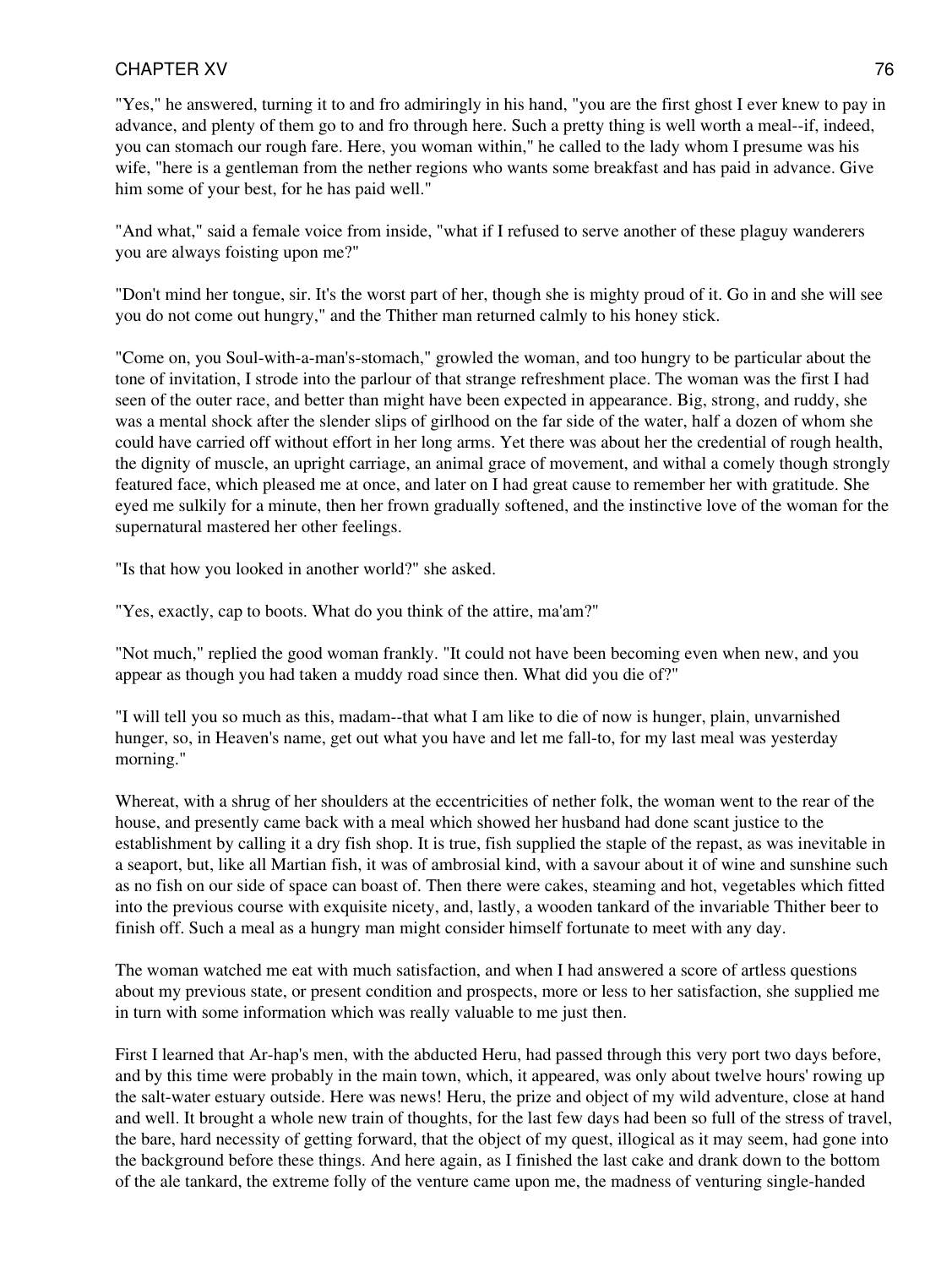"Yes," he answered, turning it to and fro admiringly in his hand, "you are the first ghost I ever knew to pay in advance, and plenty of them go to and fro through here. Such a pretty thing is well worth a meal--if, indeed, you can stomach our rough fare. Here, you woman within," he called to the lady whom I presume was his wife, "here is a gentleman from the nether regions who wants some breakfast and has paid in advance. Give him some of your best, for he has paid well."

"And what," said a female voice from inside, "what if I refused to serve another of these plaguy wanderers you are always foisting upon me?"

"Don't mind her tongue, sir. It's the worst part of her, though she is mighty proud of it. Go in and she will see you do not come out hungry," and the Thither man returned calmly to his honey stick.

"Come on, you Soul-with-a-man's-stomach," growled the woman, and too hungry to be particular about the tone of invitation, I strode into the parlour of that strange refreshment place. The woman was the first I had seen of the outer race, and better than might have been expected in appearance. Big, strong, and ruddy, she was a mental shock after the slender slips of girlhood on the far side of the water, half a dozen of whom she could have carried off without effort in her long arms. Yet there was about her the credential of rough health, the dignity of muscle, an upright carriage, an animal grace of movement, and withal a comely though strongly featured face, which pleased me at once, and later on I had great cause to remember her with gratitude. She eyed me sulkily for a minute, then her frown gradually softened, and the instinctive love of the woman for the supernatural mastered her other feelings.

"Is that how you looked in another world?" she asked.

"Yes, exactly, cap to boots. What do you think of the attire, ma'am?"

"Not much," replied the good woman frankly. "It could not have been becoming even when new, and you appear as though you had taken a muddy road since then. What did you die of?"

"I will tell you so much as this, madam--that what I am like to die of now is hunger, plain, unvarnished hunger, so, in Heaven's name, get out what you have and let me fall-to, for my last meal was yesterday morning."

Whereat, with a shrug of her shoulders at the eccentricities of nether folk, the woman went to the rear of the house, and presently came back with a meal which showed her husband had done scant justice to the establishment by calling it a dry fish shop. It is true, fish supplied the staple of the repast, as was inevitable in a seaport, but, like all Martian fish, it was of ambrosial kind, with a savour about it of wine and sunshine such as no fish on our side of space can boast of. Then there were cakes, steaming and hot, vegetables which fitted into the previous course with exquisite nicety, and, lastly, a wooden tankard of the invariable Thither beer to finish off. Such a meal as a hungry man might consider himself fortunate to meet with any day.

The woman watched me eat with much satisfaction, and when I had answered a score of artless questions about my previous state, or present condition and prospects, more or less to her satisfaction, she supplied me in turn with some information which was really valuable to me just then.

First I learned that Ar-hap's men, with the abducted Heru, had passed through this very port two days before, and by this time were probably in the main town, which, it appeared, was only about twelve hours' rowing up the salt-water estuary outside. Here was news! Heru, the prize and object of my wild adventure, close at hand and well. It brought a whole new train of thoughts, for the last few days had been so full of the stress of travel, the bare, hard necessity of getting forward, that the object of my quest, illogical as it may seem, had gone into the background before these things. And here again, as I finished the last cake and drank down to the bottom of the ale tankard, the extreme folly of the venture came upon me, the madness of venturing single-handed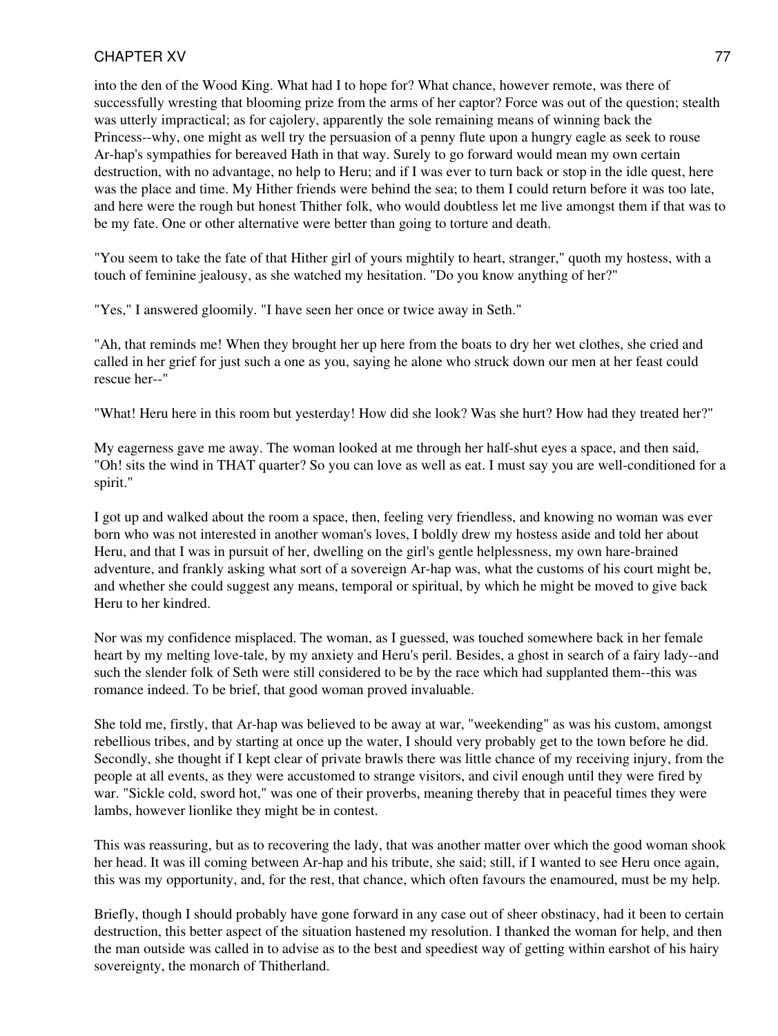into the den of the Wood King. What had I to hope for? What chance, however remote, was there of successfully wresting that blooming prize from the arms of her captor? Force was out of the question; stealth was utterly impractical; as for cajolery, apparently the sole remaining means of winning back the Princess--why, one might as well try the persuasion of a penny flute upon a hungry eagle as seek to rouse Ar-hap's sympathies for bereaved Hath in that way. Surely to go forward would mean my own certain destruction, with no advantage, no help to Heru; and if I was ever to turn back or stop in the idle quest, here was the place and time. My Hither friends were behind the sea; to them I could return before it was too late, and here were the rough but honest Thither folk, who would doubtless let me live amongst them if that was to be my fate. One or other alternative were better than going to torture and death.

"You seem to take the fate of that Hither girl of yours mightily to heart, stranger," quoth my hostess, with a touch of feminine jealousy, as she watched my hesitation. "Do you know anything of her?"

"Yes," I answered gloomily. "I have seen her once or twice away in Seth."

"Ah, that reminds me! When they brought her up here from the boats to dry her wet clothes, she cried and called in her grief for just such a one as you, saying he alone who struck down our men at her feast could rescue her--"

"What! Heru here in this room but yesterday! How did she look? Was she hurt? How had they treated her?"

My eagerness gave me away. The woman looked at me through her half-shut eyes a space, and then said, "Oh! sits the wind in THAT quarter? So you can love as well as eat. I must say you are well-conditioned for a spirit."

I got up and walked about the room a space, then, feeling very friendless, and knowing no woman was ever born who was not interested in another woman's loves, I boldly drew my hostess aside and told her about Heru, and that I was in pursuit of her, dwelling on the girl's gentle helplessness, my own hare-brained adventure, and frankly asking what sort of a sovereign Ar-hap was, what the customs of his court might be, and whether she could suggest any means, temporal or spiritual, by which he might be moved to give back Heru to her kindred.

Nor was my confidence misplaced. The woman, as I guessed, was touched somewhere back in her female heart by my melting love-tale, by my anxiety and Heru's peril. Besides, a ghost in search of a fairy lady--and such the slender folk of Seth were still considered to be by the race which had supplanted them--this was romance indeed. To be brief, that good woman proved invaluable.

She told me, firstly, that Ar-hap was believed to be away at war, "weekending" as was his custom, amongst rebellious tribes, and by starting at once up the water, I should very probably get to the town before he did. Secondly, she thought if I kept clear of private brawls there was little chance of my receiving injury, from the people at all events, as they were accustomed to strange visitors, and civil enough until they were fired by war. "Sickle cold, sword hot," was one of their proverbs, meaning thereby that in peaceful times they were lambs, however lionlike they might be in contest.

This was reassuring, but as to recovering the lady, that was another matter over which the good woman shook her head. It was ill coming between Ar-hap and his tribute, she said; still, if I wanted to see Heru once again, this was my opportunity, and, for the rest, that chance, which often favours the enamoured, must be my help.

Briefly, though I should probably have gone forward in any case out of sheer obstinacy, had it been to certain destruction, this better aspect of the situation hastened my resolution. I thanked the woman for help, and then the man outside was called in to advise as to the best and speediest way of getting within earshot of his hairy sovereignty, the monarch of Thitherland.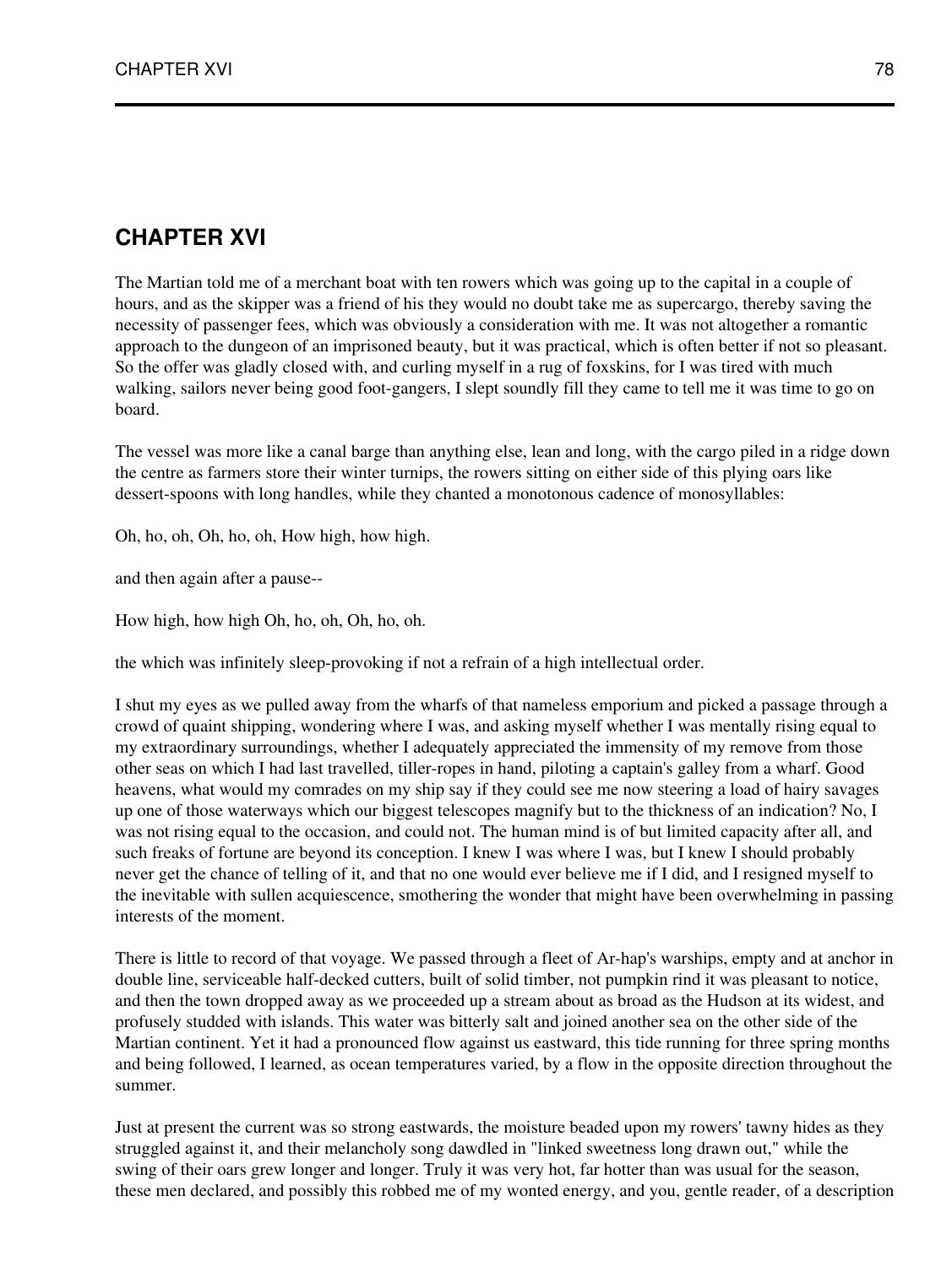# CHAPTER XVI

The Martian told me of a merchant boat with ten rowers which was going up to the capital in a couple of hours, and as the skipper was a friend of his they would no doubt take me as supercargo, thereby saving the necessity of passenger fees, which was obviously a consideration with me. It was not altogether a romantic approach to the dungeon of an imprisoned beauty, but it was practical, which is often better if not so pleasant. So the offer was gladly closed with, and curling myself in a rug of foxskins, for I was tired with much walking, sailors never being good foot-gangers, I slept soundly fill they came to tell me it was time to go on board.

The vessel was more like a canal barge than anything else, lean and long, with the cargo piled in a ridge down the centre as farmers store their winter turnips, the rowers sitting on either side of this plying oars like dessert-spoons with long handles, while they chanted a monotonous cadence of monosyllables:

Oh, ho, oh, Oh, ho, oh, How high, how high.

and then again after a pause--

How high, how high Oh, ho, oh, Oh, ho, oh.

the which was infinitely sleep-provoking if not a refrain of a high intellectual order.

I shut my eyes as we pulled away from the wharfs of that nameless emporium and picked a passage through a crowd of quaint shipping, wondering where I was, and asking myself whether I was mentally rising equal to my extraordinary surroundings, whether I adequately appreciated the immensity of my remove from those other seas on which I had last travelled, tiller-ropes in hand, piloting a captain's galley from a wharf. Good heavens, what would my comrades on my ship say if they could see me now steering a load of hairy savages up one of those waterways which our biggest telescopes magnify but to the thickness of an indication? No, I was not rising equal to the occasion, and could not. The human mind is of but limited capacity after all, and such freaks of fortune are beyond its conception. I knew I was where I was, but I knew I should probably never get the chance of telling of it, and that no one would ever believe me if I did, and I resigned myself to the inevitable with sullen acquiescence, smothering the wonder that might have been overwhelming in passing interests of the moment.

There is little to record of that voyage. We passed through a fleet of Ar-hap's warships, empty and at anchor in double line, serviceable half-decked cutters, built of solid timber, not pumpkin rind it was pleasant to notice, and then the town dropped away as we proceeded up a stream about as broad as the Hudson at its widest, and profusely studded with islands. This water was bitterly salt and joined another sea on the other side of the Martian continent. Yet it had a pronounced flow against us eastward, this tide running for three spring months and being followed, I learned, as ocean temperatures varied, by a flow in the opposite direction throughout the summer.

Just at present the current was so strong eastwards, the moisture beaded upon my rowers' tawny hides as they struggled against it, and their melancholy song dawdled in "linked sweetness long drawn out," while the swing of their oars grew longer and longer. Truly it was very hot, far hotter than was usual for the season, these men declared, and possibly this robbed me of my wonted energy, and you, gentle reader, of a description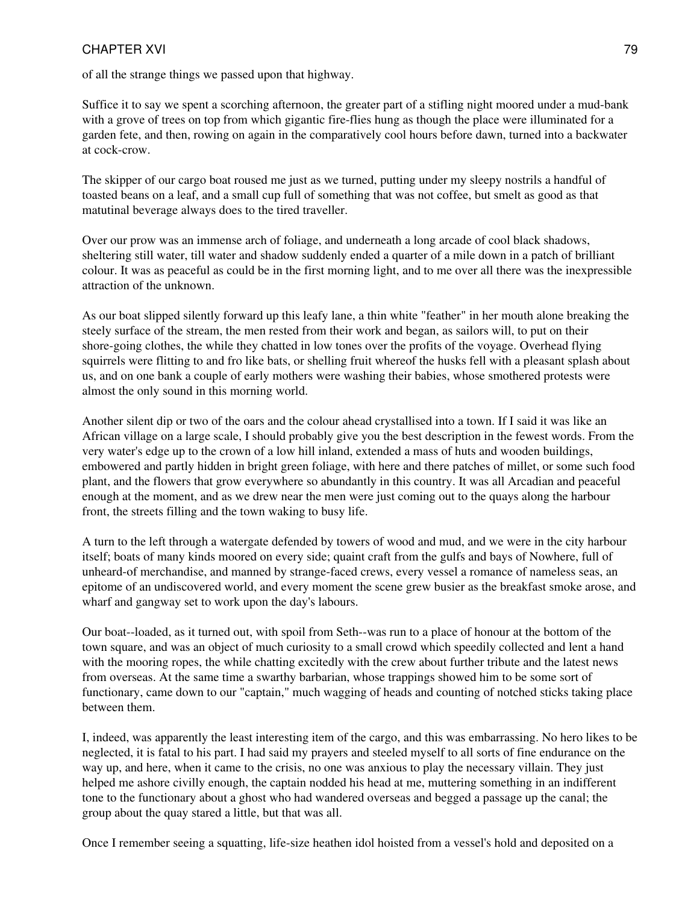of all the strange things we passed upon that highway.

Suffice it to say we spent a scorching afternoon, the greater part of a stifling night moored under a mud-bank with a grove of trees on top from which gigantic fire-flies hung as though the place were illuminated for a garden fete, and then, rowing on again in the comparatively cool hours before dawn, turned into a backwater at cock-crow.

The skipper of our cargo boat roused me just as we turned, putting under my sleepy nostrils a handful of toasted beans on a leaf, and a small cup full of something that was not coffee, but smelt as good as that matutinal beverage always does to the tired traveller.

Over our prow was an immense arch of foliage, and underneath a long arcade of cool black shadows, sheltering still water, till water and shadow suddenly ended a quarter of a mile down in a patch of brilliant colour. It was as peaceful as could be in the first morning light, and to me over all there was the inexpressible attraction of the unknown.

As our boat slipped silently forward up this leafy lane, a thin white "feather" in her mouth alone breaking the steely surface of the stream, the men rested from their work and began, as sailors will, to put on their shore-going clothes, the while they chatted in low tones over the profits of the voyage. Overhead flying squirrels were flitting to and fro like bats, or shelling fruit whereof the husks fell with a pleasant splash about us, and on one bank a couple of early mothers were washing their babies, whose smothered protests were almost the only sound in this morning world.

Another silent dip or two of the oars and the colour ahead crystallised into a town. If I said it was like an African village on a large scale, I should probably give you the best description in the fewest words. From the very water's edge up to the crown of a low hill inland, extended a mass of huts and wooden buildings, embowered and partly hidden in bright green foliage, with here and there patches of millet, or some such food plant, and the flowers that grow everywhere so abundantly in this country. It was all Arcadian and peaceful enough at the moment, and as we drew near the men were just coming out to the quays along the harbour front, the streets filling and the town waking to busy life.

A turn to the left through a watergate defended by towers of wood and mud, and we were in the city harbour itself; boats of many kinds moored on every side; quaint craft from the gulfs and bays of Nowhere, full of unheard-of merchandise, and manned by strange-faced crews, every vessel a romance of nameless seas, an epitome of an undiscovered world, and every moment the scene grew busier as the breakfast smoke arose, and wharf and gangway set to work upon the day's labours.

Our boat--loaded, as it turned out, with spoil from Seth--was run to a place of honour at the bottom of the town square, and was an object of much curiosity to a small crowd which speedily collected and lent a hand with the mooring ropes, the while chatting excitedly with the crew about further tribute and the latest news from overseas. At the same time a swarthy barbarian, whose trappings showed him to be some sort of functionary, came down to our "captain," much wagging of heads and counting of notched sticks taking place between them.

I, indeed, was apparently the least interesting item of the cargo, and this was embarrassing. No hero likes to be neglected, it is fatal to his part. I had said my prayers and steeled myself to all sorts of fine endurance on the way up, and here, when it came to the crisis, no one was anxious to play the necessary villain. They just helped me ashore civilly enough, the captain nodded his head at me, muttering something in an indifferent tone to the functionary about a ghost who had wandered overseas and begged a passage up the canal; the group about the quay stared a little, but that was all.

Once I remember seeing a squatting, life-size heathen idol hoisted from a vessel's hold and deposited on a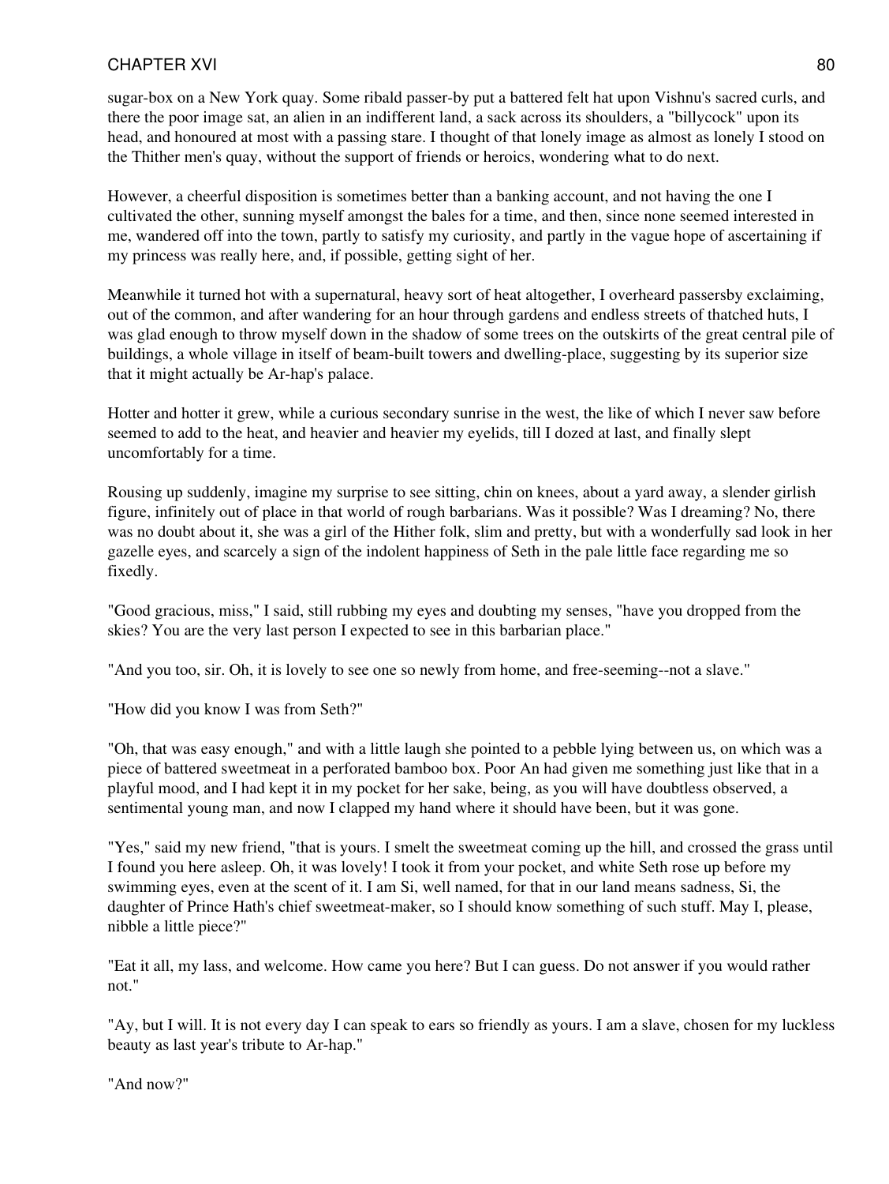sugar-box on a New York quay. Some ribald passer-by put a battered felt hat upon Vishnu's sacred curls, and there the poor image sat, an alien in an indifferent land, a sack across its shoulders, a "billycock" upon its head, and honoured at most with a passing stare. I thought of that lonely image as almost as lonely I stood on the Thither men's quay, without the support of friends or heroics, wondering what to do next.

However, a cheerful disposition is sometimes better than a banking account, and not having the one I cultivated the other, sunning myself amongst the bales for a time, and then, since none seemed interested in me, wandered off into the town, partly to satisfy my curiosity, and partly in the vague hope of ascertaining if my princess was really here, and, if possible, getting sight of her.

Meanwhile it turned hot with a supernatural, heavy sort of heat altogether, I overheard passersby exclaiming, out of the common, and after wandering for an hour through gardens and endless streets of thatched huts, I was glad enough to throw myself down in the shadow of some trees on the outskirts of the great central pile of buildings, a whole village in itself of beam-built towers and dwelling-place, suggesting by its superior size that it might actually be Ar-hap's palace.

Hotter and hotter it grew, while a curious secondary sunrise in the west, the like of which I never saw before seemed to add to the heat, and heavier and heavier my eyelids, till I dozed at last, and finally slept uncomfortably for a time.

Rousing up suddenly, imagine my surprise to see sitting, chin on knees, about a yard away, a slender girlish figure, infinitely out of place in that world of rough barbarians. Was it possible? Was I dreaming? No, there was no doubt about it, she was a girl of the Hither folk, slim and pretty, but with a wonderfully sad look in her gazelle eyes, and scarcely a sign of the indolent happiness of Seth in the pale little face regarding me so fixedly.

"Good gracious, miss," I said, still rubbing my eyes and doubting my senses, "have you dropped from the skies? You are the very last person I expected to see in this barbarian place."

"And you too, sir. Oh, it is lovely to see one so newly from home, and free-seeming--not a slave."

"How did you know I was from Seth?"

"Oh, that was easy enough," and with a little laugh she pointed to a pebble lying between us, on which was a piece of battered sweetmeat in a perforated bamboo box. Poor An had given me something just like that in a playful mood, and I had kept it in my pocket for her sake, being, as you will have doubtless observed, a sentimental young man, and now I clapped my hand where it should have been, but it was gone.

"Yes," said my new friend, "that is yours. I smelt the sweetmeat coming up the hill, and crossed the grass until I found you here asleep. Oh, it was lovely! I took it from your pocket, and white Seth rose up before my swimming eyes, even at the scent of it. I am Si, well named, for that in our land means sadness, Si, the daughter of Prince Hath's chief sweetmeat-maker, so I should know something of such stuff. May I, please, nibble a little piece?"

"Eat it all, my lass, and welcome. How came you here? But I can guess. Do not answer if you would rather not."

"Ay, but I will. It is not every day I can speak to ears so friendly as yours. I am a slave, chosen for my luckless beauty as last year's tribute to Ar-hap."

"And now?"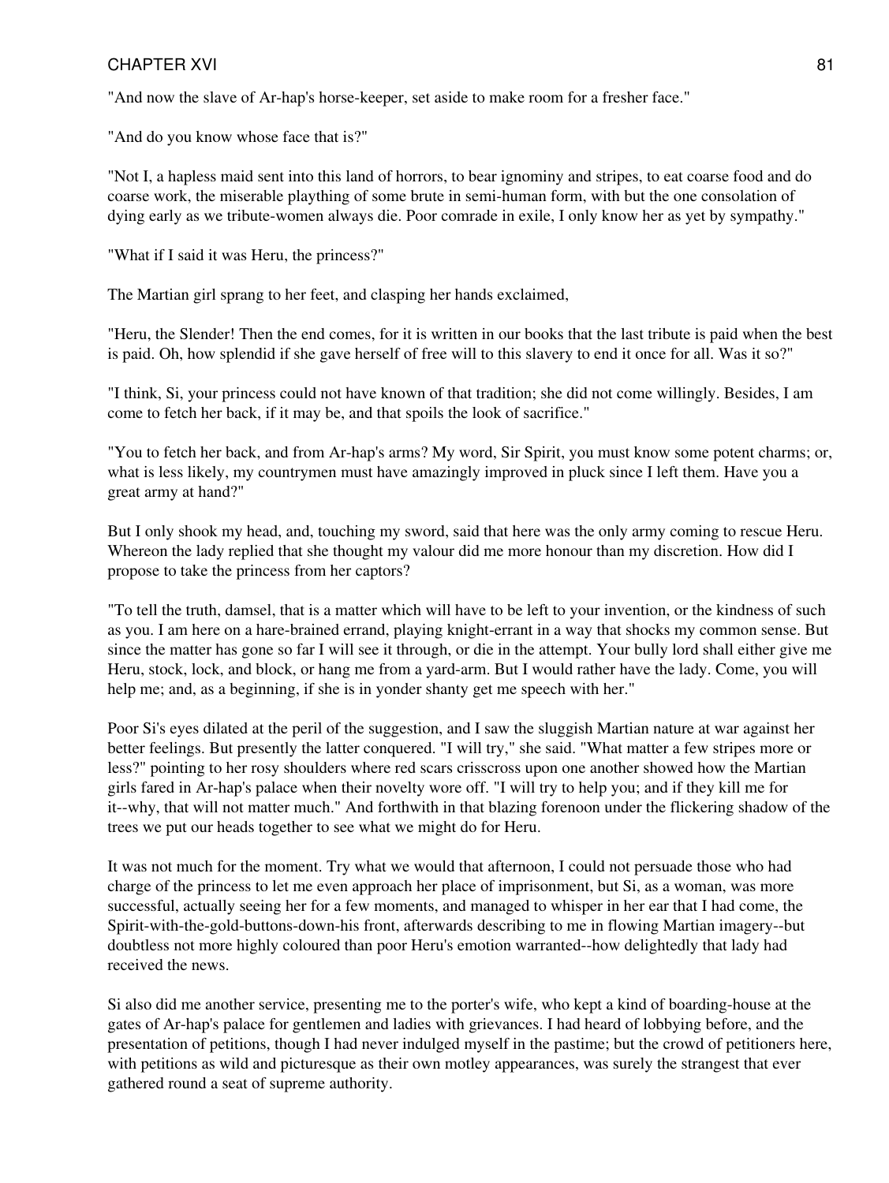"And now the slave of Ar-hap's horse-keeper, set aside to make room for a fresher face."

"And do you know whose face that is?"

"Not I, a hapless maid sent into this land of horrors, to bear ignominy and stripes, to eat coarse food and do coarse work, the miserable plaything of some brute in semi-human form, with but the one consolation of dying early as we tribute-women always die. Poor comrade in exile, I only know her as yet by sympathy."

"What if I said it was Heru, the princess?"

The Martian girl sprang to her feet, and clasping her hands exclaimed,

"Heru, the Slender! Then the end comes, for it is written in our books that the last tribute is paid when the best is paid. Oh, how splendid if she gave herself of free will to this slavery to end it once for all. Was it so?"

"I think, Si, your princess could not have known of that tradition; she did not come willingly. Besides, I am come to fetch her back, if it may be, and that spoils the look of sacrifice."

"You to fetch her back, and from Ar-hap's arms? My word, Sir Spirit, you must know some potent charms; or, what is less likely, my countrymen must have amazingly improved in pluck since I left them. Have you a great army at hand?"

But I only shook my head, and, touching my sword, said that here was the only army coming to rescue Heru. Whereon the lady replied that she thought my valour did me more honour than my discretion. How did I propose to take the princess from her captors?

"To tell the truth, damsel, that is a matter which will have to be left to your invention, or the kindness of such as you. I am here on a hare-brained errand, playing knight-errant in a way that shocks my common sense. But since the matter has gone so far I will see it through, or die in the attempt. Your bully lord shall either give me Heru, stock, lock, and block, or hang me from a yard-arm. But I would rather have the lady. Come, you will help me; and, as a beginning, if she is in yonder shanty get me speech with her."

Poor Si's eyes dilated at the peril of the suggestion, and I saw the sluggish Martian nature at war against her better feelings. But presently the latter conquered. "I will try," she said. "What matter a few stripes more or less?" pointing to her rosy shoulders where red scars crisscross upon one another showed how the Martian girls fared in Ar-hap's palace when their novelty wore off. "I will try to help you; and if they kill me for it--why, that will not matter much." And forthwith in that blazing forenoon under the flickering shadow of the trees we put our heads together to see what we might do for Heru.

It was not much for the moment. Try what we would that afternoon, I could not persuade those who had charge of the princess to let me even approach her place of imprisonment, but Si, as a woman, was more successful, actually seeing her for a few moments, and managed to whisper in her ear that I had come, the Spirit-with-the-gold-buttons-down-his front, afterwards describing to me in flowing Martian imagery--but doubtless not more highly coloured than poor Heru's emotion warranted--how delightedly that lady had received the news.

Si also did me another service, presenting me to the porter's wife, who kept a kind of boarding-house at the gates of Ar-hap's palace for gentlemen and ladies with grievances. I had heard of lobbying before, and the presentation of petitions, though I had never indulged myself in the pastime; but the crowd of petitioners here, with petitions as wild and picturesque as their own motley appearances, was surely the strangest that ever gathered round a seat of supreme authority.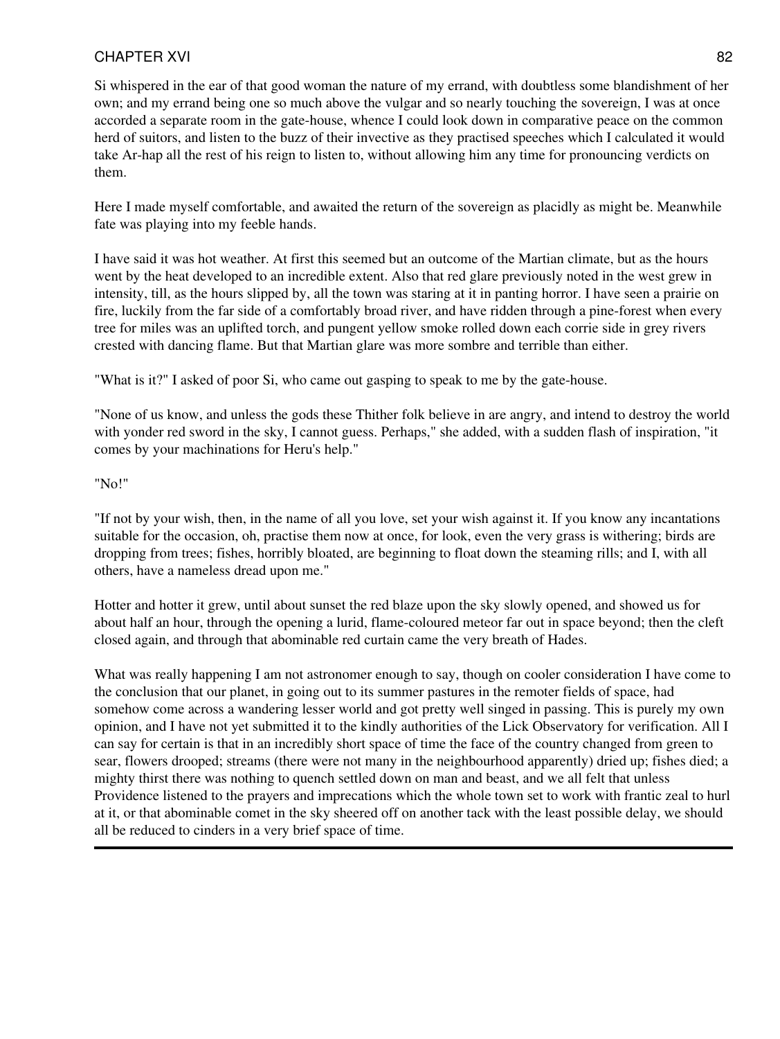Si whispered in the ear of that good woman the nature of my errand, with doubtless some blandishment of her own; and my errand being one so much above the vulgar and so nearly touching the sovereign, I was at once accorded a separate room in the gate-house, whence I could look down in comparative peace on the common herd of suitors, and listen to the buzz of their invective as they practised speeches which I calculated it would take Ar-hap all the rest of his reign to listen to, without allowing him any time for pronouncing verdicts on them.

Here I made myself comfortable, and awaited the return of the sovereign as placidly as might be. Meanwhile fate was playing into my feeble hands.

I have said it was hot weather. At first this seemed but an outcome of the Martian climate, but as the hours went by the heat developed to an incredible extent. Also that red glare previously noted in the west grew in intensity, till, as the hours slipped by, all the town was staring at it in panting horror. I have seen a prairie on fire, luckily from the far side of a comfortably broad river, and have ridden through a pine-forest when every tree for miles was an uplifted torch, and pungent yellow smoke rolled down each corrie side in grey rivers crested with dancing flame. But that Martian glare was more sombre and terrible than either.

"What is it?" I asked of poor Si, who came out gasping to speak to me by the gate-house.

"None of us know, and unless the gods these Thither folk believe in are angry, and intend to destroy the world with yonder red sword in the sky, I cannot guess. Perhaps," she added, with a sudden flash of inspiration, "it comes by your machinations for Heru's help."

"No!"

"If not by your wish, then, in the name of all you love, set your wish against it. If you know any incantations suitable for the occasion, oh, practise them now at once, for look, even the very grass is withering; birds are dropping from trees; fishes, horribly bloated, are beginning to float down the steaming rills; and I, with all others, have a nameless dread upon me."

Hotter and hotter it grew, until about sunset the red blaze upon the sky slowly opened, and showed us for about half an hour, through the opening a lurid, flame-coloured meteor far out in space beyond; then the cleft closed again, and through that abominable red curtain came the very breath of Hades.

What was really happening I am not astronomer enough to say, though on cooler consideration I have come to the conclusion that our planet, in going out to its summer pastures in the remoter fields of space, had somehow come across a wandering lesser world and got pretty well singed in passing. This is purely my own opinion, and I have not yet submitted it to the kindly authorities of the Lick Observatory for verification. All I can say for certain is that in an incredibly short space of time the face of the country changed from green to sear, flowers drooped; streams (there were not many in the neighbourhood apparently) dried up; fishes died; a mighty thirst there was nothing to quench settled down on man and beast, and we all felt that unless Providence listened to the prayers and imprecations which the whole town set to work with frantic zeal to hurl at it, or that abominable comet in the sky sheered off on another tack with the least possible delay, we should all be reduced to cinders in a very brief space of time.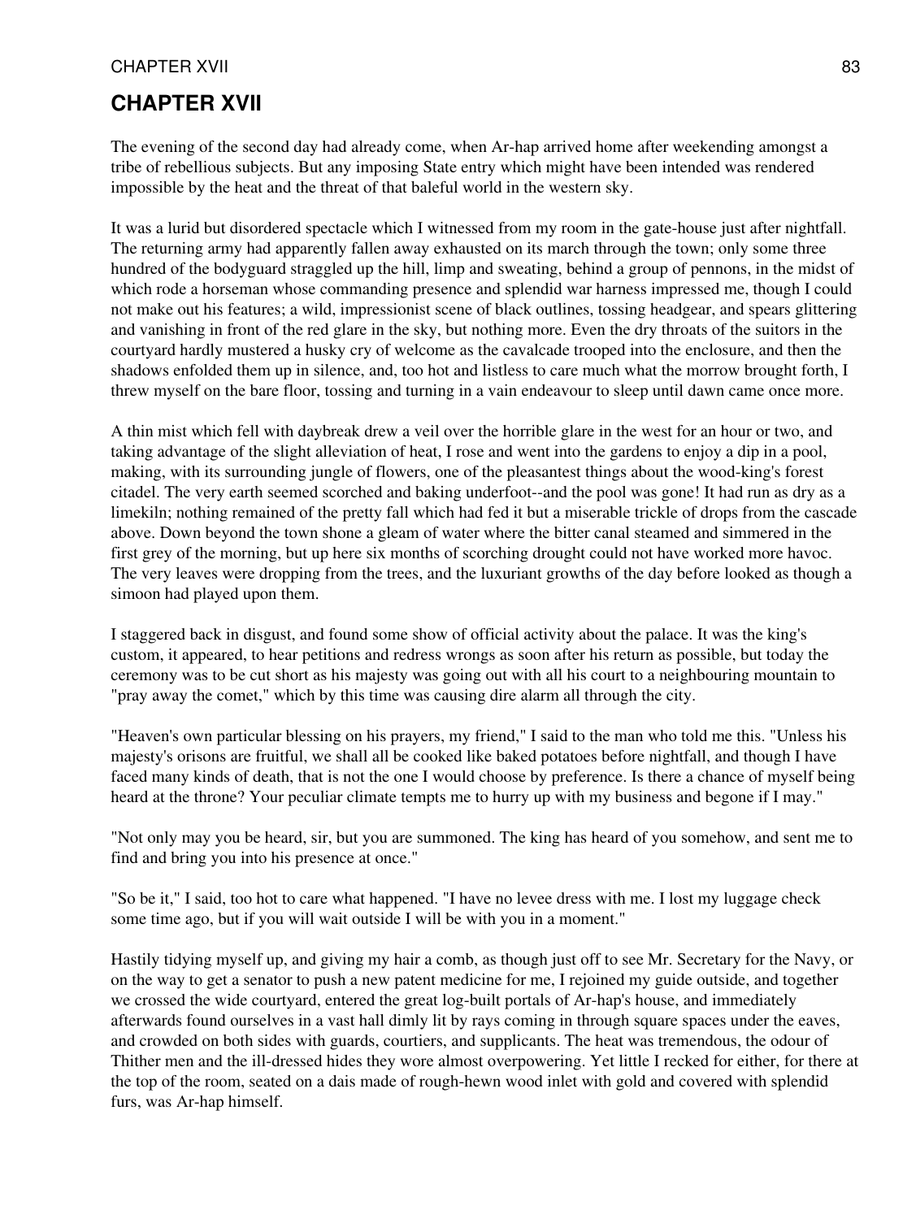# CHAPTER XVII

The evening of the second day had already come, when Ar-hap arrived home after weekending amongst a tribe of rebellious subjects. But any imposing State entry which might have been intended was rendered impossible by the heat and the threat of that baleful world in the western sky.

It was a lurid but disordered spectacle which I witnessed from my room in the gate-house just after nightfall. The returning army had apparently fallen away exhausted on its march through the town; only some three hundred of the bodyguard straggled up the hill, limp and sweating, behind a group of pennons, in the midst of which rode a horseman whose commanding presence and splendid war harness impressed me, though I could not make out his features; a wild, impressionist scene of black outlines, tossing headgear, and spears glittering and vanishing in front of the red glare in the sky, but nothing more. Even the dry throats of the suitors in the courtyard hardly mustered a husky cry of welcome as the cavalcade trooped into the enclosure, and then the shadows enfolded them up in silence, and, too hot and listless to care much what the morrow brought forth, I threw myself on the bare floor, tossing and turning in a vain endeavour to sleep until dawn came once more.

A thin mist which fell with daybreak drew a veil over the horrible glare in the west for an hour or two, and taking advantage of the slight alleviation of heat, I rose and went into the gardens to enjoy a dip in a pool, making, with its surrounding jungle of flowers, one of the pleasantest things about the wood-king's forest citadel. The very earth seemed scorched and baking underfoot--and the pool was gone! It had run as dry as a limekiln; nothing remained of the pretty fall which had fed it but a miserable trickle of drops from the cascade above. Down beyond the town shone a gleam of water where the bitter canal steamed and simmered in the first grey of the morning, but up here six months of scorching drought could not have worked more havoc. The very leaves were dropping from the trees, and the luxuriant growths of the day before looked as though a simoon had played upon them.

I staggered back in disgust, and found some show of official activity about the palace. It was the king's custom, it appeared, to hear petitions and redress wrongs as soon after his return as possible, but today the ceremony was to be cut short as his majesty was going out with all his court to a neighbouring mountain to "pray away the comet," which by this time was causing dire alarm all through the city.

"Heaven's own particular blessing on his prayers, my friend," I said to the man who told me this. "Unless his majesty's orisons are fruitful, we shall all be cooked like baked potatoes before nightfall, and though I have faced many kinds of death, that is not the one I would choose by preference. Is there a chance of myself being heard at the throne? Your peculiar climate tempts me to hurry up with my business and begone if I may."

"Not only may you be heard, sir, but you are summoned. The king has heard of you somehow, and sent me to find and bring you into his presence at once."

"So be it," I said, too hot to care what happened. "I have no levee dress with me. I lost my luggage check some time ago, but if you will wait outside I will be with you in a moment."

Hastily tidying myself up, and giving my hair a comb, as though just off to see Mr. Secretary for the Navy, or on the way to get a senator to push a new patent medicine for me, I rejoined my guide outside, and together we crossed the wide courtyard, entered the great log-built portals of Ar-hap's house, and immediately afterwards found ourselves in a vast hall dimly lit by rays coming in through square spaces under the eaves, and crowded on both sides with guards, courtiers, and supplicants. The heat was tremendous, the odour of Thither men and the ill-dressed hides they wore almost overpowering. Yet little I recked for either, for there at the top of the room, seated on a dais made of rough-hewn wood inlet with gold and covered with splendid furs, was Ar-hap himself.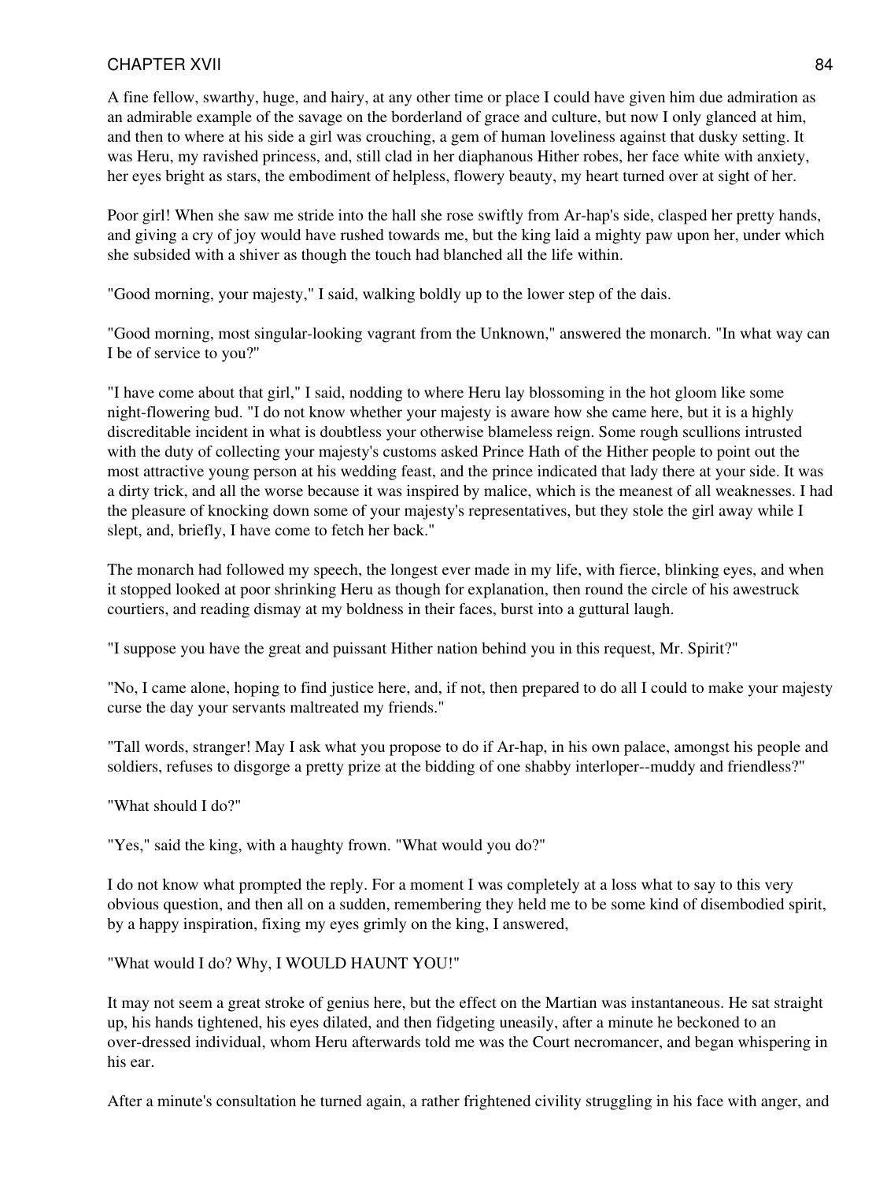A fine fellow, swarthy, huge, and hairy, at any other time or place I could have given him due admiration as an admirable example of the savage on the borderland of grace and culture, but now I only glanced at him, and then to where at his side a girl was crouching, a gem of human loveliness against that dusky setting. It was Heru, my ravished princess, and, still clad in her diaphanous Hither robes, her face white with anxiety, her eyes bright as stars, the embodiment of helpless, flowery beauty, my heart turned over at sight of her.

Poor girl! When she saw me stride into the hall she rose swiftly from Ar-hap's side, clasped her pretty hands, and giving a cry of joy would have rushed towards me, but the king laid a mighty paw upon her, under which she subsided with a shiver as though the touch had blanched all the life within.

"Good morning, your majesty," I said, walking boldly up to the lower step of the dais.

"Good morning, most singular-looking vagrant from the Unknown," answered the monarch. "In what way can I be of service to you?"

"I have come about that girl," I said, nodding to where Heru lay blossoming in the hot gloom like some night-flowering bud. "I do not know whether your majesty is aware how she came here, but it is a highly discreditable incident in what is doubtless your otherwise blameless reign. Some rough scullions intrusted with the duty of collecting your majesty's customs asked Prince Hath of the Hither people to point out the most attractive young person at his wedding feast, and the prince indicated that lady there at your side. It was a dirty trick, and all the worse because it was inspired by malice, which is the meanest of all weaknesses. I had the pleasure of knocking down some of your majesty's representatives, but they stole the girl away while I slept, and, briefly, I have come to fetch her back."

The monarch had followed my speech, the longest ever made in my life, with fierce, blinking eyes, and when it stopped looked at poor shrinking Heru as though for explanation, then round the circle of his awestruck courtiers, and reading dismay at my boldness in their faces, burst into a guttural laugh.

"I suppose you have the great and puissant Hither nation behind you in this request, Mr. Spirit?"

"No, I came alone, hoping to find justice here, and, if not, then prepared to do all I could to make your majesty curse the day your servants maltreated my friends."

"Tall words, stranger! May I ask what you propose to do if Ar-hap, in his own palace, amongst his people and soldiers, refuses to disgorge a pretty prize at the bidding of one shabby interloper--muddy and friendless?"

"What should I do?"

"Yes," said the king, with a haughty frown. "What would you do?"

I do not know what prompted the reply. For a moment I was completely at a loss what to say to this very obvious question, and then all on a sudden, remembering they held me to be some kind of disembodied spirit, by a happy inspiration, fixing my eyes grimly on the king, I answered,

"What would I do? Why, I WOULD HAUNT YOU!"

It may not seem a great stroke of genius here, but the effect on the Martian was instantaneous. He sat straight up, his hands tightened, his eyes dilated, and then fidgeting uneasily, after a minute he beckoned to an over-dressed individual, whom Heru afterwards told me was the Court necromancer, and began whispering in his ear.

After a minute's consultation he turned again, a rather frightened civility struggling in his face with anger, and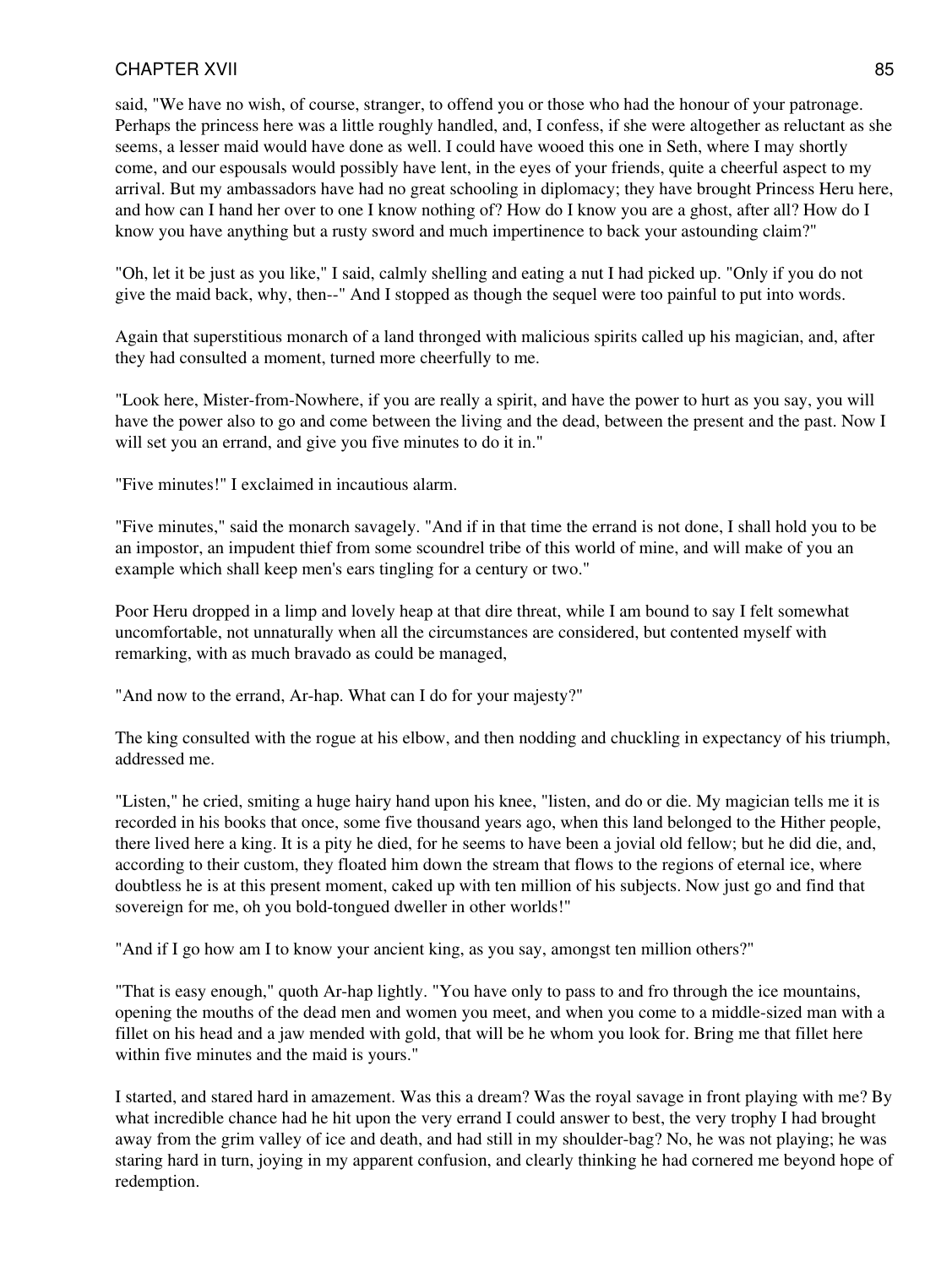said, "We have no wish, of course, stranger, to offend you or those who had the honour of your patronage. Perhaps the princess here was a little roughly handled, and, I confess, if she were altogether as reluctant as she seems, a lesser maid would have done as well. I could have wooed this one in Seth, where I may shortly come, and our espousals would possibly have lent, in the eyes of your friends, quite a cheerful aspect to my arrival. But my ambassadors have had no great schooling in diplomacy; they have brought Princess Heru here, and how can I hand her over to one I know nothing of? How do I know you are a ghost, after all? How do I know you have anything but a rusty sword and much impertinence to back your astounding claim?"

"Oh, let it be just as you like," I said, calmly shelling and eating a nut I had picked up. "Only if you do not give the maid back, why, then--" And I stopped as though the sequel were too painful to put into words.

Again that superstitious monarch of a land thronged with malicious spirits called up his magician, and, after they had consulted a moment, turned more cheerfully to me.

"Look here, Mister-from-Nowhere, if you are really a spirit, and have the power to hurt as you say, you will have the power also to go and come between the living and the dead, between the present and the past. Now I will set you an errand, and give you five minutes to do it in."

"Five minutes!" I exclaimed in incautious alarm.

"Five minutes," said the monarch savagely. "And if in that time the errand is not done, I shall hold you to be an impostor, an impudent thief from some scoundrel tribe of this world of mine, and will make of you an example which shall keep men's ears tingling for a century or two."

Poor Heru dropped in a limp and lovely heap at that dire threat, while I am bound to say I felt somewhat uncomfortable, not unnaturally when all the circumstances are considered, but contented myself with remarking, with as much bravado as could be managed,

"And now to the errand, Ar-hap. What can I do for your majesty?"

The king consulted with the rogue at his elbow, and then nodding and chuckling in expectancy of his triumph, addressed me.

"Listen," he cried, smiting a huge hairy hand upon his knee, "listen, and do or die. My magician tells me it is recorded in his books that once, some five thousand years ago, when this land belonged to the Hither people, there lived here a king. It is a pity he died, for he seems to have been a jovial old fellow; but he did die, and, according to their custom, they floated him down the stream that flows to the regions of eternal ice, where doubtless he is at this present moment, caked up with ten million of his subjects. Now just go and find that sovereign for me, oh you bold-tongued dweller in other worlds!"

"And if I go how am I to know your ancient king, as you say, amongst ten million others?"

"That is easy enough," quoth Ar-hap lightly. "You have only to pass to and fro through the ice mountains, opening the mouths of the dead men and women you meet, and when you come to a middle-sized man with a fillet on his head and a jaw mended with gold, that will be he whom you look for. Bring me that fillet here within five minutes and the maid is yours."

I started, and stared hard in amazement. Was this a dream? Was the royal savage in front playing with me? By what incredible chance had he hit upon the very errand I could answer to best, the very trophy I had brought away from the grim valley of ice and death, and had still in my shoulder-bag? No, he was not playing; he was staring hard in turn, joying in my apparent confusion, and clearly thinking he had cornered me beyond hope of redemption.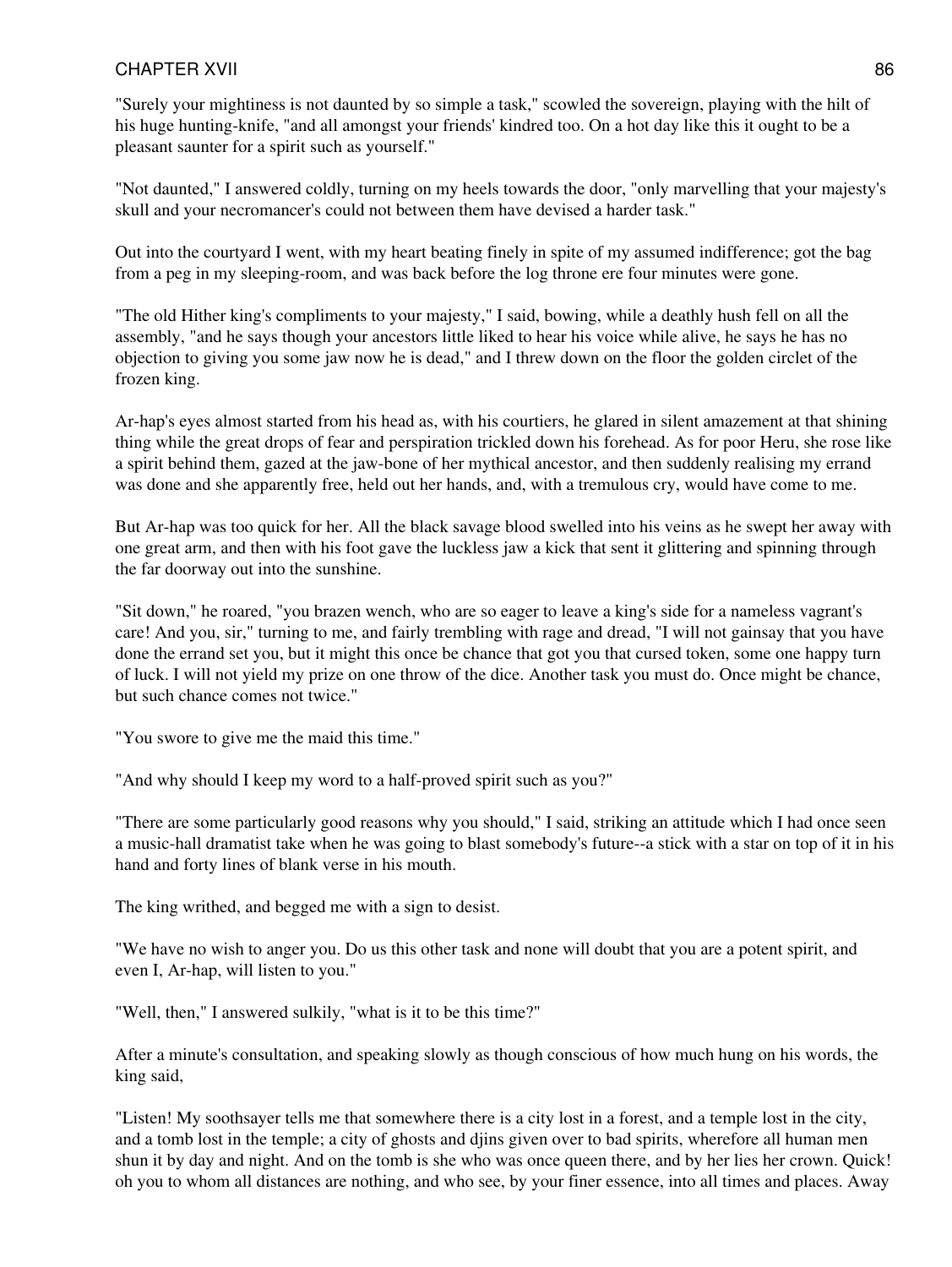"Surely your mightiness is not daunted by so simple a task," scowled the sovereign, playing with the hilt of his huge hunting-knife, "and all amongst your friends' kindred too. On a hot day like this it ought to be a pleasant saunter for a spirit such as yourself."

"Not daunted," I answered coldly, turning on my heels towards the door, "only marvelling that your majesty's skull and your necromancer's could not between them have devised a harder task."

Out into the courtyard I went, with my heart beating finely in spite of my assumed indifference; got the bag from a peg in my sleeping-room, and was back before the log throne ere four minutes were gone.

"The old Hither king's compliments to your majesty," I said, bowing, while a deathly hush fell on all the assembly, "and he says though your ancestors little liked to hear his voice while alive, he says he has no objection to giving you some jaw now he is dead," and I threw down on the floor the golden circlet of the frozen king.

Ar-hap's eyes almost started from his head as, with his courtiers, he glared in silent amazement at that shining thing while the great drops of fear and perspiration trickled down his forehead. As for poor Heru, she rose like a spirit behind them, gazed at the jaw-bone of her mythical ancestor, and then suddenly realising my errand was done and she apparently free, held out her hands, and, with a tremulous cry, would have come to me.

But Ar-hap was too quick for her. All the black savage blood swelled into his veins as he swept her away with one great arm, and then with his foot gave the luckless jaw a kick that sent it glittering and spinning through the far doorway out into the sunshine.

"Sit down," he roared, "you brazen wench, who are so eager to leave a king's side for a nameless vagrant's care! And you, sir," turning to me, and fairly trembling with rage and dread, "I will not gainsay that you have done the errand set you, but it might this once be chance that got you that cursed token, some one happy turn of luck. I will not yield my prize on one throw of the dice. Another task you must do. Once might be chance, but such chance comes not twice."

"You swore to give me the maid this time."

"And why should I keep my word to a half-proved spirit such as you?"

"There are some particularly good reasons why you should," I said, striking an attitude which I had once seen a music-hall dramatist take when he was going to blast somebody's future--a stick with a star on top of it in his hand and forty lines of blank verse in his mouth.

The king writhed, and begged me with a sign to desist.

"We have no wish to anger you. Do us this other task and none will doubt that you are a potent spirit, and even I, Ar-hap, will listen to you."

"Well, then," I answered sulkily, "what is it to be this time?"

After a minute's consultation, and speaking slowly as though conscious of how much hung on his words, the king said,

"Listen! My soothsayer tells me that somewhere there is a city lost in a forest, and a temple lost in the city, and a tomb lost in the temple; a city of ghosts and djins given over to bad spirits, wherefore all human men shun it by day and night. And on the tomb is she who was once queen there, and by her lies her crown. Quick! oh you to whom all distances are nothing, and who see, by your finer essence, into all times and places. Away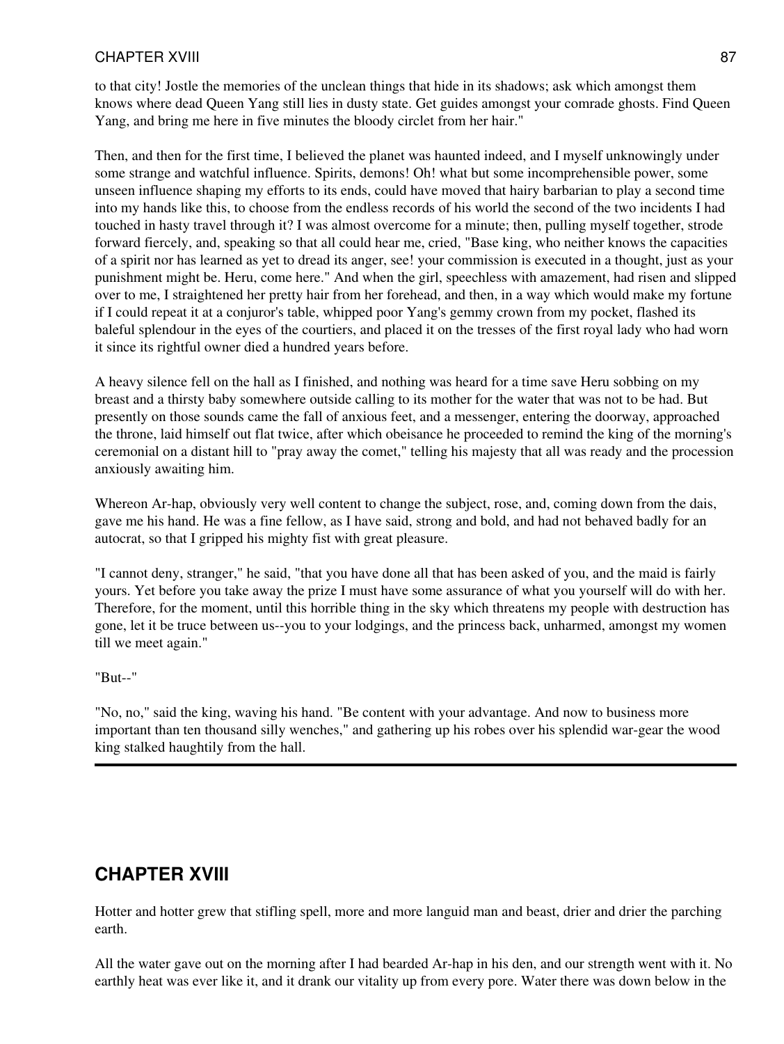to that city! Jostle the memories of the unclean things that hide in its shadows; ask which amongst them knows where dead Queen Yang still lies in dusty state. Get guides amongst your comrade ghosts. Find Queen Yang, and bring me here in five minutes the bloody circlet from her hair."

Then, and then for the first time, I believed the planet was haunted indeed, and I myself unknowingly under some strange and watchful influence. Spirits, demons! Oh! what but some incomprehensible power, some unseen influence shaping my efforts to its ends, could have moved that hairy barbarian to play a second time into my hands like this, to choose from the endless records of his world the second of the two incidents I had touched in hasty travel through it? I was almost overcome for a minute; then, pulling myself together, strode forward fiercely, and, speaking so that all could hear me, cried, "Base king, who neither knows the capacities of a spirit nor has learned as yet to dread its anger, see! your commission is executed in a thought, just as your punishment might be. Heru, come here." And when the girl, speechless with amazement, had risen and slipped over to me, I straightened her pretty hair from her forehead, and then, in a way which would make my fortune if I could repeat it at a conjuror's table, whipped poor Yang's gemmy crown from my pocket, flashed its baleful splendour in the eyes of the courtiers, and placed it on the tresses of the first royal lady who had worn it since its rightful owner died a hundred years before.

A heavy silence fell on the hall as I finished, and nothing was heard for a time save Heru sobbing on my breast and a thirsty baby somewhere outside calling to its mother for the water that was not to be had. But presently on those sounds came the fall of anxious feet, and a messenger, entering the doorway, approached the throne, laid himself out flat twice, after which obeisance he proceeded to remind the king of the morning's ceremonial on a distant hill to "pray away the comet," telling his majesty that all was ready and the procession anxiously awaiting him.

Whereon Ar-hap, obviously very well content to change the subject, rose, and, coming down from the dais, gave me his hand. He was a fine fellow, as I have said, strong and bold, and had not behaved badly for an autocrat, so that I gripped his mighty fist with great pleasure.

"I cannot deny, stranger," he said, "that you have done all that has been asked of you, and the maid is fairly yours. Yet before you take away the prize I must have some assurance of what you yourself will do with her. Therefore, for the moment, until this horrible thing in the sky which threatens my people with destruction has gone, let it be truce between us--you to your lodgings, and the princess back, unharmed, amongst my women till we meet again."

"But--"

"No, no," said the king, waving his hand. "Be content with your advantage. And now to business more important than ten thousand silly wenches," and gathering up his robes over his splendid war-gear the wood king stalked haughtily from the hall.

---

## CHAPTER XVIII

Hotter and hotter grew that stifling spell, more and more languid man and beast, drier and drier the parching earth.

All the water gave out on the morning after I had bearded Ar-hap in his den, and our strength went with it. No earthly heat was ever like it, and it drank our vitality up from every pore. Water there was down below in the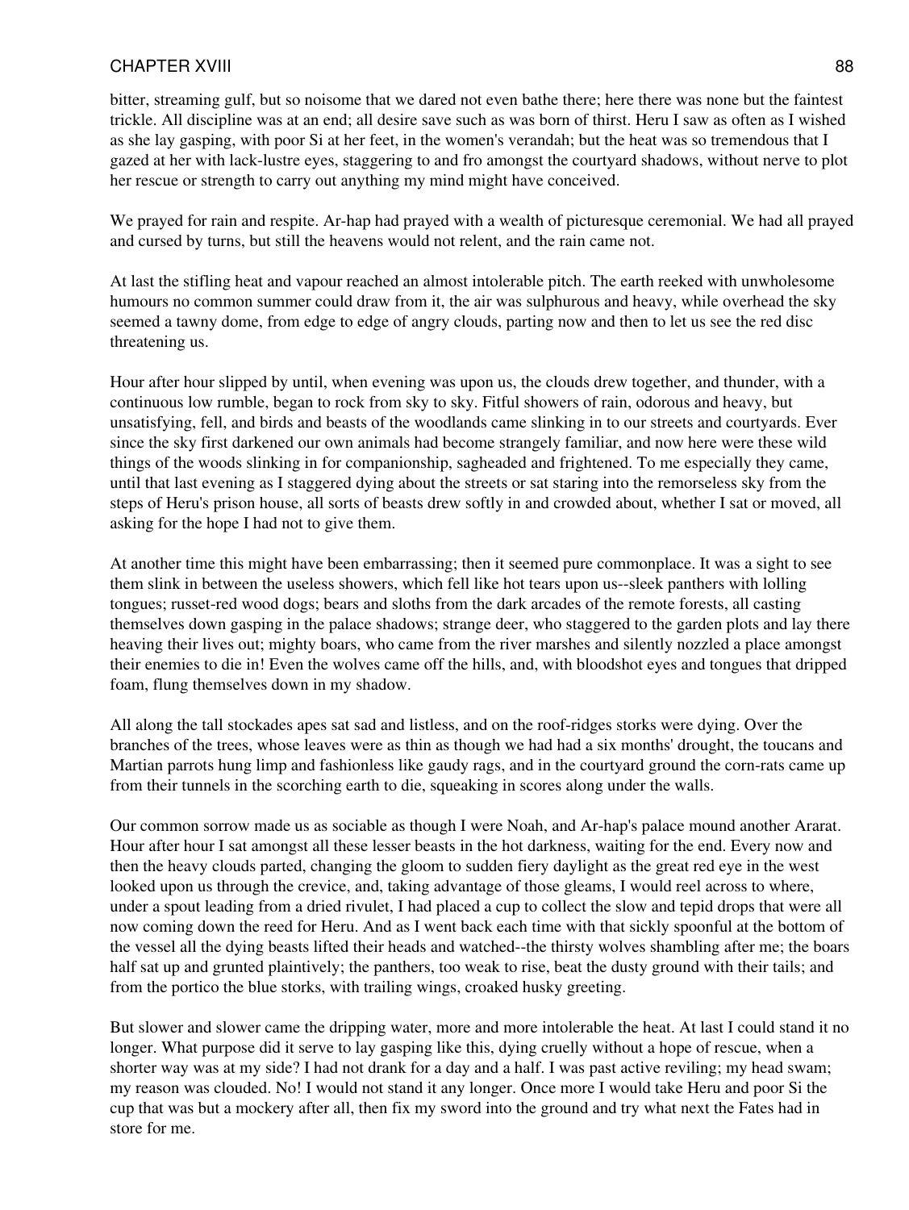bitter, streaming gulf, but so noisome that we dared not even bathe there; here there was none but the faintest trickle. All discipline was at an end; all desire save such as was born of thirst. Heru I saw as often as I wished as she lay gasping, with poor Si at her feet, in the women's verandah; but the heat was so tremendous that I gazed at her with lack-lustre eyes, staggering to and fro amongst the courtyard shadows, without nerve to plot her rescue or strength to carry out anything my mind might have conceived.

We prayed for rain and respite. Ar-hap had prayed with a wealth of picturesque ceremonial. We had all prayed and cursed by turns, but still the heavens would not relent, and the rain came not.

At last the stifling heat and vapour reached an almost intolerable pitch. The earth reeked with unwholesome humours no common summer could draw from it, the air was sulphurous and heavy, while overhead the sky seemed a tawny dome, from edge to edge of angry clouds, parting now and then to let us see the red disc threatening us.

Hour after hour slipped by until, when evening was upon us, the clouds drew together, and thunder, with a continuous low rumble, began to rock from sky to sky. Fitful showers of rain, odorous and heavy, but unsatisfying, fell, and birds and beasts of the woodlands came slinking in to our streets and courtyards. Ever since the sky first darkened our own animals had become strangely familiar, and now here were these wild things of the woods slinking in for companionship, sagheaded and frightened. To me especially they came, until that last evening as I staggered dying about the streets or sat staring into the remorseless sky from the steps of Heru's prison house, all sorts of beasts drew softly in and crowded about, whether I sat or moved, all asking for the hope I had not to give them.

At another time this might have been embarrassing; then it seemed pure commonplace. It was a sight to see them slink in between the useless showers, which fell like hot tears upon us--sleek panthers with lolling tongues; russet-red wood dogs; bears and sloths from the dark arcades of the remote forests, all casting themselves down gasping in the palace shadows; strange deer, who staggered to the garden plots and lay there heaving their lives out; mighty boars, who came from the river marshes and silently nozzled a place amongst their enemies to die in! Even the wolves came off the hills, and, with bloodshot eyes and tongues that dripped foam, flung themselves down in my shadow.

All along the tall stockades apes sat sad and listless, and on the roof-ridges storks were dying. Over the branches of the trees, whose leaves were as thin as though we had had a six months' drought, the toucans and Martian parrots hung limp and fashionless like gaudy rags, and in the courtyard ground the corn-rats came up from their tunnels in the scorching earth to die, squeaking in scores along under the walls.

Our common sorrow made us as sociable as though I were Noah, and Ar-hap's palace mound another Ararat. Hour after hour I sat amongst all these lesser beasts in the hot darkness, waiting for the end. Every now and then the heavy clouds parted, changing the gloom to sudden fiery daylight as the great red eye in the west looked upon us through the crevice, and, taking advantage of those gleams, I would reel across to where, under a spout leading from a dried rivulet, I had placed a cup to collect the slow and tepid drops that were all now coming down the reed for Heru. And as I went back each time with that sickly spoonful at the bottom of the vessel all the dying beasts lifted their heads and watched--the thirsty wolves shambling after me; the boars half sat up and grunted plaintively; the panthers, too weak to rise, beat the dusty ground with their tails; and from the portico the blue storks, with trailing wings, croaked husky greeting.

But slower and slower came the dripping water, more and more intolerable the heat. At last I could stand it no longer. What purpose did it serve to lay gasping like this, dying cruelly without a hope of rescue, when a shorter way was at my side? I had not drank for a day and a half. I was past active reviling; my head swam; my reason was clouded. No! I would not stand it any longer. Once more I would take Heru and poor Si the cup that was but a mockery after all, then fix my sword into the ground and try what next the Fates had in store for me.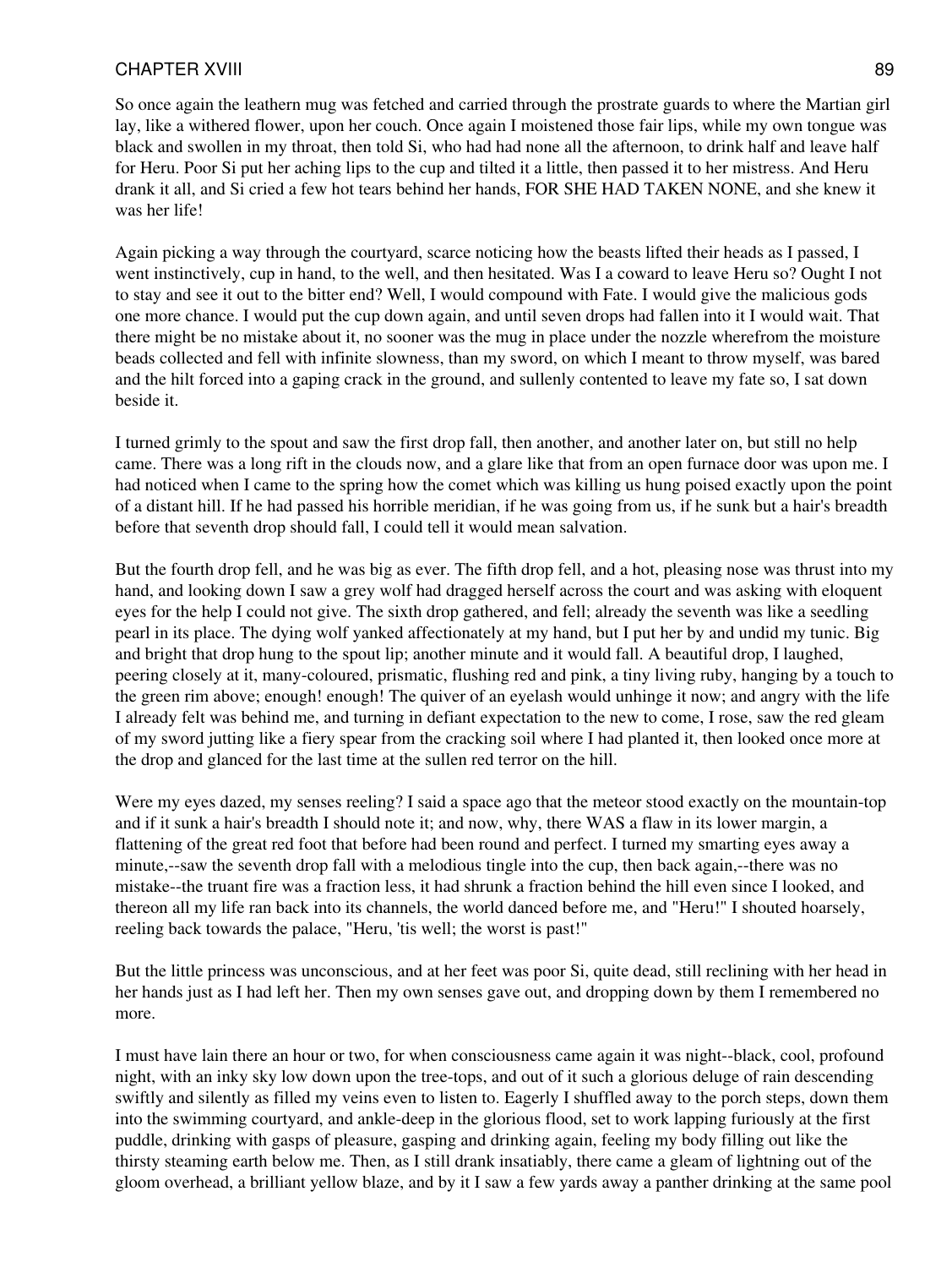So once again the leathern mug was fetched and carried through the prostrate guards to where the Martian girl lay, like a withered flower, upon her couch. Once again I moistened those fair lips, while my own tongue was black and swollen in my throat, then told Si, who had had none all the afternoon, to drink half and leave half for Heru. Poor Si put her aching lips to the cup and tilted it a little, then passed it to her mistress. And Heru drank it all, and Si cried a few hot tears behind her hands, FOR SHE HAD TAKEN NONE, and she knew it was her life!

Again picking a way through the courtyard, scarce noticing how the beasts lifted their heads as I passed, I went instinctively, cup in hand, to the well, and then hesitated. Was I a coward to leave Heru so? Ought I not to stay and see it out to the bitter end? Well, I would compound with Fate. I would give the malicious gods one more chance. I would put the cup down again, and until seven drops had fallen into it I would wait. That there might be no mistake about it, no sooner was the mug in place under the nozzle wherefrom the moisture beads collected and fell with infinite slowness, than my sword, on which I meant to throw myself, was bared and the hilt forced into a gaping crack in the ground, and sullenly contented to leave my fate so, I sat down beside it.

I turned grimly to the spout and saw the first drop fall, then another, and another later on, but still no help came. There was a long rift in the clouds now, and a glare like that from an open furnace door was upon me. I had noticed when I came to the spring how the comet which was killing us hung poised exactly upon the point of a distant hill. If he had passed his horrible meridian, if he was going from us, if he sunk but a hair's breadth before that seventh drop should fall, I could tell it would mean salvation.

But the fourth drop fell, and he was big as ever. The fifth drop fell, and a hot, pleasing nose was thrust into my hand, and looking down I saw a grey wolf had dragged herself across the court and was asking with eloquent eyes for the help I could not give. The sixth drop gathered, and fell; already the seventh was like a seedling pearl in its place. The dying wolf yanked affectionately at my hand, but I put her by and undid my tunic. Big and bright that drop hung to the spout lip; another minute and it would fall. A beautiful drop, I laughed, peering closely at it, many-coloured, prismatic, flushing red and pink, a tiny living ruby, hanging by a touch to the green rim above; enough! enough! The quiver of an eyelash would unhinge it now; and angry with the life I already felt was behind me, and turning in defiant expectation to the new to come, I rose, saw the red gleam of my sword jutting like a fiery spear from the cracking soil where I had planted it, then looked once more at the drop and glanced for the last time at the sullen red terror on the hill.

Were my eyes dazed, my senses reeling? I said a space ago that the meteor stood exactly on the mountain-top and if it sunk a hair's breadth I should note it; and now, why, there WAS a flaw in its lower margin, a flattening of the great red foot that before had been round and perfect. I turned my smarting eyes away a minute,--saw the seventh drop fall with a melodious tingle into the cup, then back again,--there was no mistake--the truant fire was a fraction less, it had shrunk a fraction behind the hill even since I looked, and thereon all my life ran back into its channels, the world danced before me, and "Heru!" I shouted hoarsely, reeling back towards the palace, "Heru, 'tis well; the worst is past!"

But the little princess was unconscious, and at her feet was poor Si, quite dead, still reclining with her head in her hands just as I had left her. Then my own senses gave out, and dropping down by them I remembered no more.

I must have lain there an hour or two, for when consciousness came again it was night--black, cool, profound night, with an inky sky low down upon the tree-tops, and out of it such a glorious deluge of rain descending swiftly and silently as filled my veins even to listen to. Eagerly I shuffled away to the porch steps, down them into the swimming courtyard, and ankle-deep in the glorious flood, set to work lapping furiously at the first puddle, drinking with gasps of pleasure, gasping and drinking again, feeling my body filling out like the thirsty steaming earth below me. Then, as I still drank insatiably, there came a gleam of lightning out of the gloom overhead, a brilliant yellow blaze, and by it I saw a few yards away a panther drinking at the same pool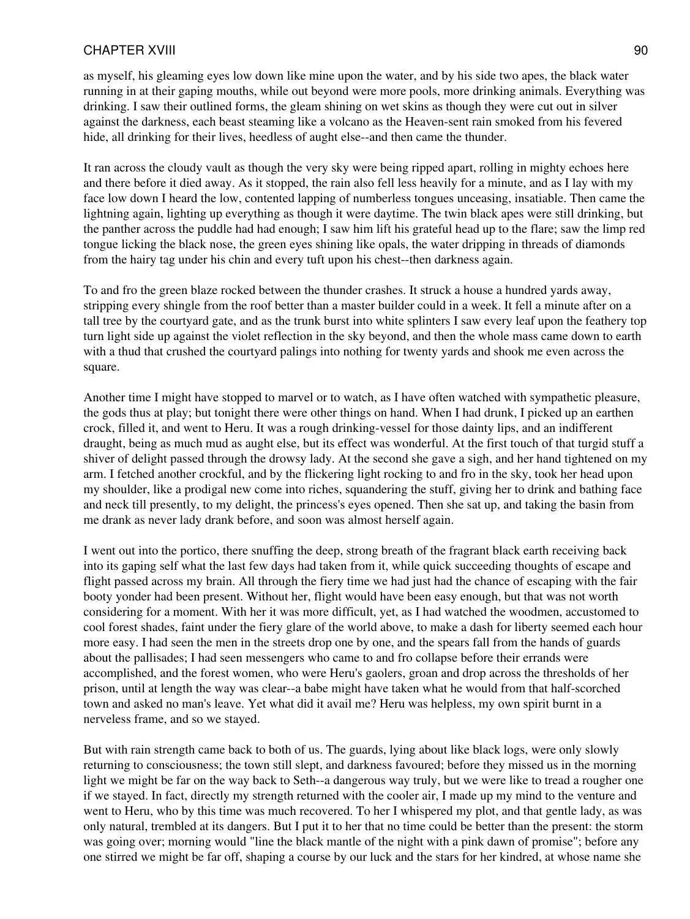as myself, his gleaming eyes low down like mine upon the water, and by his side two apes, the black water running in at their gaping mouths, while out beyond were more pools, more drinking animals. Everything was drinking. I saw their outlined forms, the gleam shining on wet skins as though they were cut out in silver against the darkness, each beast steaming like a volcano as the Heaven-sent rain smoked from his fevered hide, all drinking for their lives, heedless of aught else--and then came the thunder.

It ran across the cloudy vault as though the very sky were being ripped apart, rolling in mighty echoes here and there before it died away. As it stopped, the rain also fell less heavily for a minute, and as I lay with my face low down I heard the low, contented lapping of numberless tongues unceasing, insatiable. Then came the lightning again, lighting up everything as though it were daytime. The twin black apes were still drinking, but the panther across the puddle had had enough; I saw him lift his grateful head up to the flare; saw the limp red tongue licking the black nose, the green eyes shining like opals, the water dripping in threads of diamonds from the hairy tag under his chin and every tuft upon his chest--then darkness again.

To and fro the green blaze rocked between the thunder crashes. It struck a house a hundred yards away, stripping every shingle from the roof better than a master builder could in a week. It fell a minute after on a tall tree by the courtyard gate, and as the trunk burst into white splinters I saw every leaf upon the feathery top turn light side up against the violet reflection in the sky beyond, and then the whole mass came down to earth with a thud that crushed the courtyard palings into nothing for twenty yards and shook me even across the square.

Another time I might have stopped to marvel or to watch, as I have often watched with sympathetic pleasure, the gods thus at play; but tonight there were other things on hand. When I had drunk, I picked up an earthen crock, filled it, and went to Heru. It was a rough drinking-vessel for those dainty lips, and an indifferent draught, being as much mud as aught else, but its effect was wonderful. At the first touch of that turgid stuff a shiver of delight passed through the drowsy lady. At the second she gave a sigh, and her hand tightened on my arm. I fetched another crockful, and by the flickering light rocking to and fro in the sky, took her head upon my shoulder, like a prodigal new come into riches, squandering the stuff, giving her to drink and bathing face and neck till presently, to my delight, the princess's eyes opened. Then she sat up, and taking the basin from me drank as never lady drank before, and soon was almost herself again.

I went out into the portico, there snuffing the deep, strong breath of the fragrant black earth receiving back into its gaping self what the last few days had taken from it, while quick succeeding thoughts of escape and flight passed across my brain. All through the fiery time we had just had the chance of escaping with the fair booty yonder had been present. Without her, flight would have been easy enough, but that was not worth considering for a moment. With her it was more difficult, yet, as I had watched the woodmen, accustomed to cool forest shades, faint under the fiery glare of the world above, to make a dash for liberty seemed each hour more easy. I had seen the men in the streets drop one by one, and the spears fall from the hands of guards about the pallisades; I had seen messengers who came to and fro collapse before their errands were accomplished, and the forest women, who were Heru's gaolers, groan and drop across the thresholds of her prison, until at length the way was clear--a babe might have taken what he would from that half-scorched town and asked no man's leave. Yet what did it avail me? Heru was helpless, my own spirit burnt in a nerveless frame, and so we stayed.

But with rain strength came back to both of us. The guards, lying about like black logs, were only slowly returning to consciousness; the town still slept, and darkness favoured; before they missed us in the morning light we might be far on the way back to Seth--a dangerous way truly, but we were like to tread a rougher one if we stayed. In fact, directly my strength returned with the cooler air, I made up my mind to the venture and went to Heru, who by this time was much recovered. To her I whispered my plot, and that gentle lady, as was only natural, trembled at its dangers. But I put it to her that no time could be better than the present: the storm was going over; morning would "line the black mantle of the night with a pink dawn of promise"; before any one stirred we might be far off, shaping a course by our luck and the stars for her kindred, at whose name she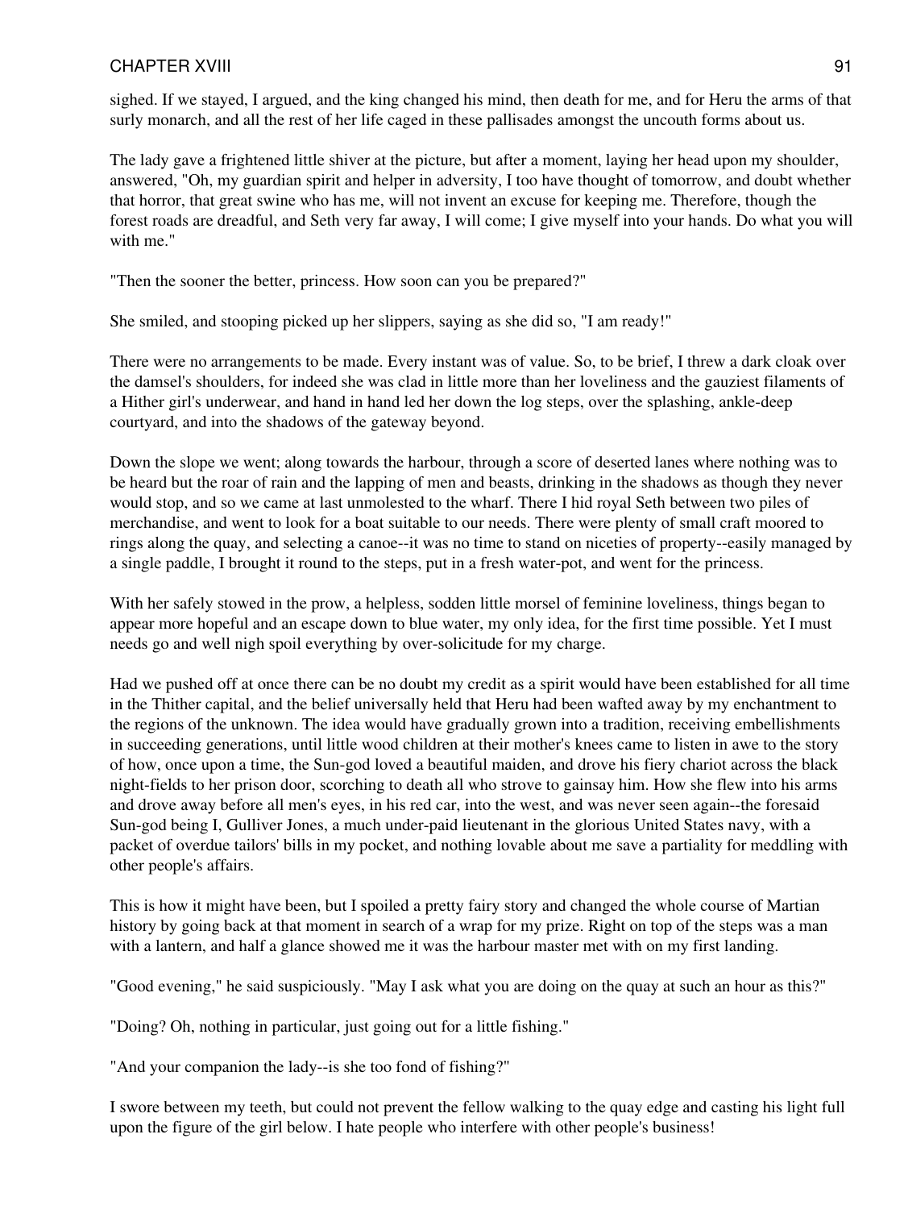sighed. If we stayed, I argued, and the king changed his mind, then death for me, and for Heru the arms of that surly monarch, and all the rest of her life caged in these pallisades amongst the uncouth forms about us.

The lady gave a frightened little shiver at the picture, but after a moment, laying her head upon my shoulder, answered, "Oh, my guardian spirit and helper in adversity, I too have thought of tomorrow, and doubt whether that horror, that great swine who has me, will not invent an excuse for keeping me. Therefore, though the forest roads are dreadful, and Seth very far away, I will come; I give myself into your hands. Do what you will with me."

"Then the sooner the better, princess. How soon can you be prepared?"

She smiled, and stooping picked up her slippers, saying as she did so, "I am ready!"

There were no arrangements to be made. Every instant was of value. So, to be brief, I threw a dark cloak over the damsel's shoulders, for indeed she was clad in little more than her loveliness and the gauziest filaments of a Hither girl's underwear, and hand in hand led her down the log steps, over the splashing, ankle-deep courtyard, and into the shadows of the gateway beyond.

Down the slope we went; along towards the harbour, through a score of deserted lanes where nothing was to be heard but the roar of rain and the lapping of men and beasts, drinking in the shadows as though they never would stop, and so we came at last unmolested to the wharf. There I hid royal Seth between two piles of merchandise, and went to look for a boat suitable to our needs. There were plenty of small craft moored to rings along the quay, and selecting a canoe--it was no time to stand on niceties of property--easily managed by a single paddle, I brought it round to the steps, put in a fresh water-pot, and went for the princess.

With her safely stowed in the prow, a helpless, sodden little morsel of feminine loveliness, things began to appear more hopeful and an escape down to blue water, my only idea, for the first time possible. Yet I must needs go and well nigh spoil everything by over-solicitude for my charge.

Had we pushed off at once there can be no doubt my credit as a spirit would have been established for all time in the Thither capital, and the belief universally held that Heru had been wafted away by my enchantment to the regions of the unknown. The idea would have gradually grown into a tradition, receiving embellishments in succeeding generations, until little wood children at their mother's knees came to listen in awe to the story of how, once upon a time, the Sun-god loved a beautiful maiden, and drove his fiery chariot across the black night-fields to her prison door, scorching to death all who strove to gainsay him. How she flew into his arms and drove away before all men's eyes, in his red car, into the west, and was never seen again--the foresaid Sun-god being I, Gulliver Jones, a much under-paid lieutenant in the glorious United States navy, with a packet of overdue tailors' bills in my pocket, and nothing lovable about me save a partiality for meddling with other people's affairs.

This is how it might have been, but I spoiled a pretty fairy story and changed the whole course of Martian history by going back at that moment in search of a wrap for my prize. Right on top of the steps was a man with a lantern, and half a glance showed me it was the harbour master met with on my first landing.

"Good evening," he said suspiciously. "May I ask what you are doing on the quay at such an hour as this?"

"Doing? Oh, nothing in particular, just going out for a little fishing."

"And your companion the lady--is she too fond of fishing?"

I swore between my teeth, but could not prevent the fellow walking to the quay edge and casting his light full upon the figure of the girl below. I hate people who interfere with other people's business!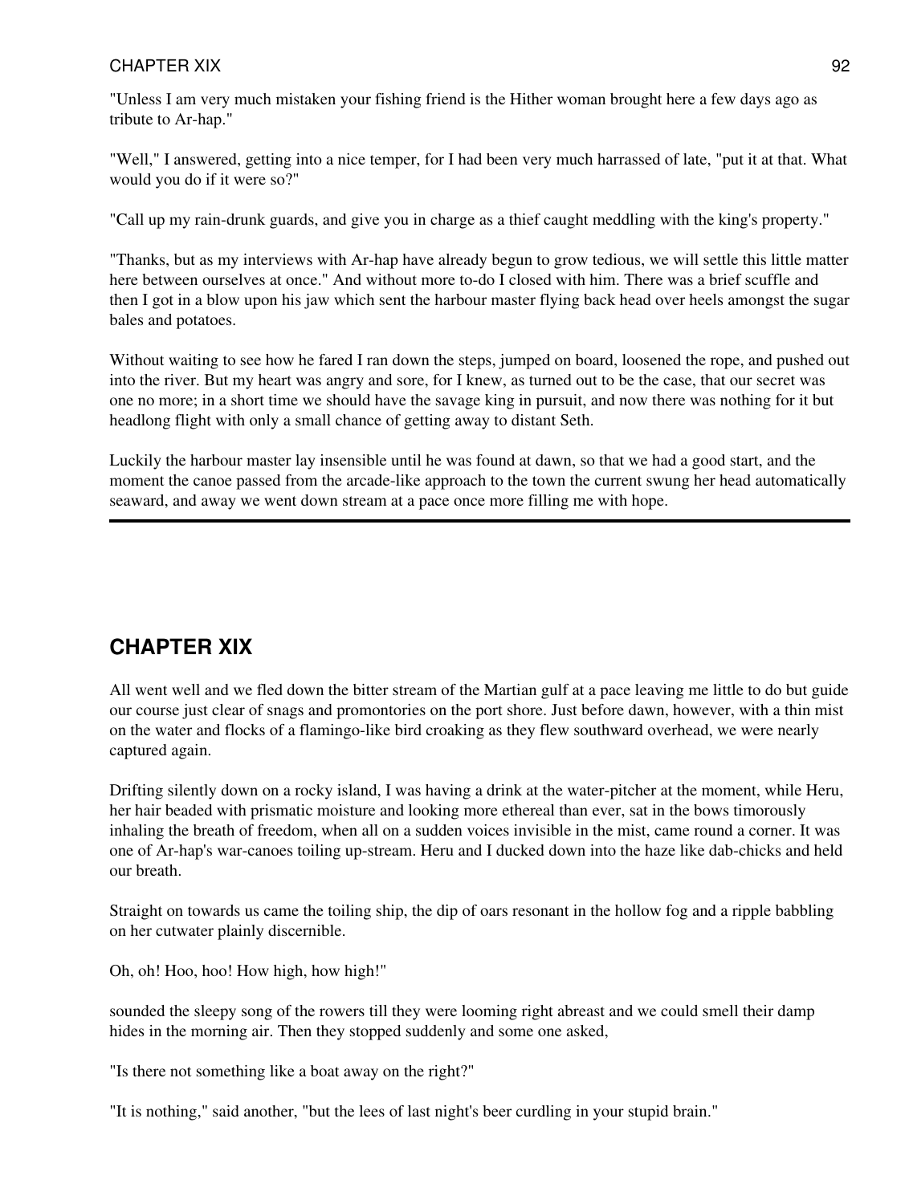"Unless I am very much mistaken your fishing friend is the Hither woman brought here a few days ago as tribute to Ar-hap."

"Well," I answered, getting into a nice temper, for I had been very much harrassed of late, "put it at that. What would you do if it were so?"

"Call up my rain-drunk guards, and give you in charge as a thief caught meddling with the king's property."

"Thanks, but as my interviews with Ar-hap have already begun to grow tedious, we will settle this little matter here between ourselves at once." And without more to-do I closed with him. There was a brief scuffle and then I got in a blow upon his jaw which sent the harbour master flying back head over heels amongst the sugar bales and potatoes.

Without waiting to see how he fared I ran down the steps, jumped on board, loosened the rope, and pushed out into the river. But my heart was angry and sore, for I knew, as turned out to be the case, that our secret was one no more; in a short time we should have the savage king in pursuit, and now there was nothing for it but headlong flight with only a small chance of getting away to distant Seth.

Luckily the harbour master lay insensible until he was found at dawn, so that we had a good start, and the moment the canoe passed from the arcade-like approach to the town the current swung her head automatically seaward, and away we went down stream at a pace once more filling me with hope.

---

## CHAPTER XIX

All went well and we fled down the bitter stream of the Martian gulf at a pace leaving me little to do but guide our course just clear of snags and promontories on the port shore. Just before dawn, however, with a thin mist on the water and flocks of a flamingo-like bird croaking as they flew southward overhead, we were nearly captured again.

Drifting silently down on a rocky island, I was having a drink at the water-pitcher at the moment, while Heru, her hair beaded with prismatic moisture and looking more ethereal than ever, sat in the bows timorously inhaling the breath of freedom, when all on a sudden voices invisible in the mist, came round a corner. It was one of Ar-hap's war-canoes toiling up-stream. Heru and I ducked down into the haze like dab-chicks and held our breath.

Straight on towards us came the toiling ship, the dip of oars resonant in the hollow fog and a ripple babbling on her cutwater plainly discernible.

Oh, oh! Hoo, hoo! How high, how high!"

sounded the sleepy song of the rowers till they were looming right abreast and we could smell their damp hides in the morning air. Then they stopped suddenly and some one asked,

"Is there not something like a boat away on the right?"

"It is nothing," said another, "but the lees of last night's beer curdling in your stupid brain."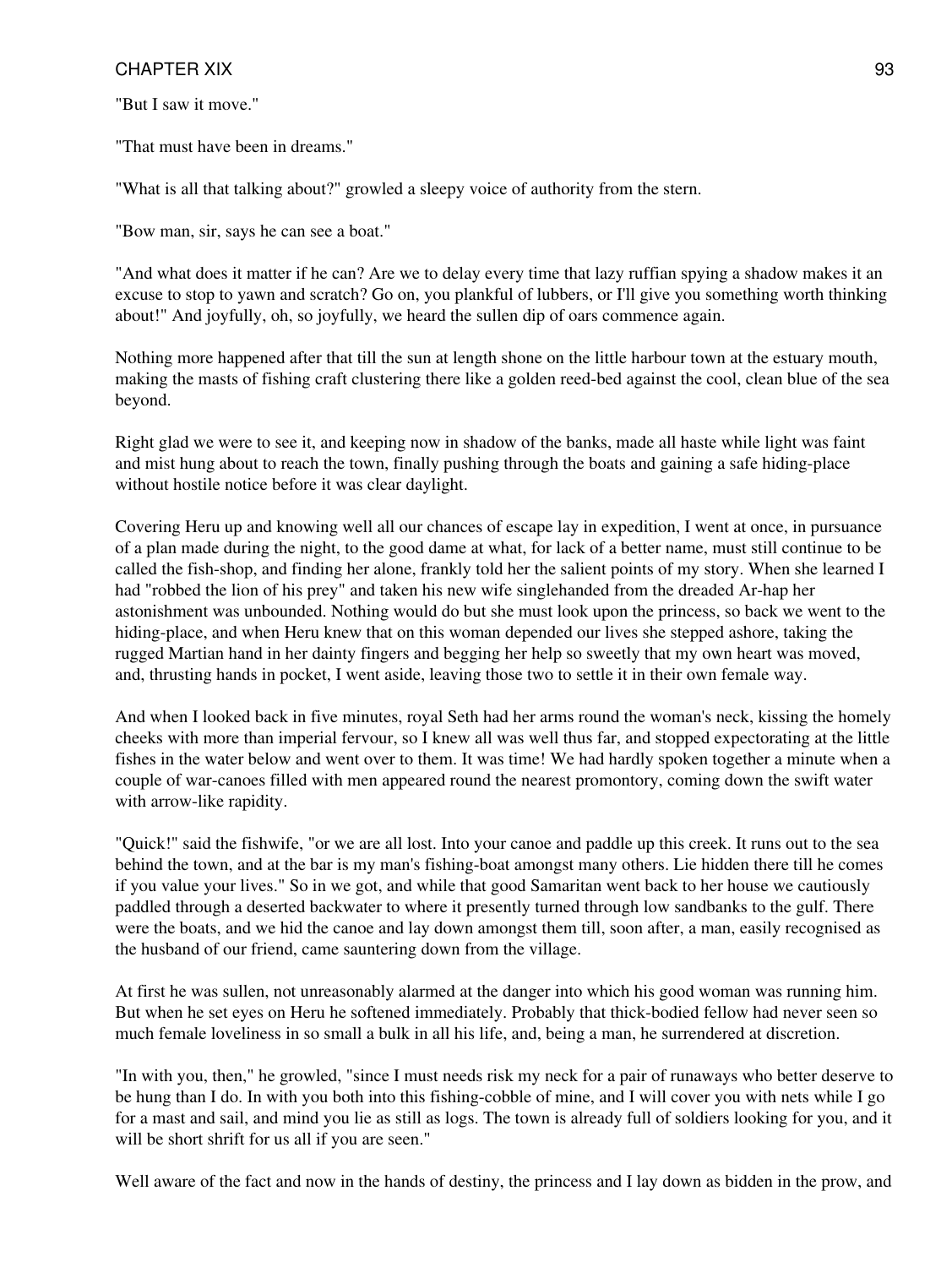"But I saw it move."

"That must have been in dreams."

"What is all that talking about?" growled a sleepy voice of authority from the stern.

"Bow man, sir, says he can see a boat."

"And what does it matter if he can? Are we to delay every time that lazy ruffian spying a shadow makes it an excuse to stop to yawn and scratch? Go on, you plankful of lubbers, or I'll give you something worth thinking about!" And joyfully, oh, so joyfully, we heard the sullen dip of oars commence again.

Nothing more happened after that till the sun at length shone on the little harbour town at the estuary mouth, making the masts of fishing craft clustering there like a golden reed-bed against the cool, clean blue of the sea beyond.

Right glad we were to see it, and keeping now in shadow of the banks, made all haste while light was faint and mist hung about to reach the town, finally pushing through the boats and gaining a safe hiding-place without hostile notice before it was clear daylight.

Covering Heru up and knowing well all our chances of escape lay in expedition, I went at once, in pursuance of a plan made during the night, to the good dame at what, for lack of a better name, must still continue to be called the fish-shop, and finding her alone, frankly told her the salient points of my story. When she learned I had "robbed the lion of his prey" and taken his new wife singlehanded from the dreaded Ar-hap her astonishment was unbounded. Nothing would do but she must look upon the princess, so back we went to the hiding-place, and when Heru knew that on this woman depended our lives she stepped ashore, taking the rugged Martian hand in her dainty fingers and begging her help so sweetly that my own heart was moved, and, thrusting hands in pocket, I went aside, leaving those two to settle it in their own female way.

And when I looked back in five minutes, royal Seth had her arms round the woman's neck, kissing the homely cheeks with more than imperial fervour, so I knew all was well thus far, and stopped expectorating at the little fishes in the water below and went over to them. It was time! We had hardly spoken together a minute when a couple of war-canoes filled with men appeared round the nearest promontory, coming down the swift water with arrow-like rapidity.

"Quick!" said the fishwife, "or we are all lost. Into your canoe and paddle up this creek. It runs out to the sea behind the town, and at the bar is my man's fishing-boat amongst many others. Lie hidden there till he comes if you value your lives." So in we got, and while that good Samaritan went back to her house we cautiously paddled through a deserted backwater to where it presently turned through low sandbanks to the gulf. There were the boats, and we hid the canoe and lay down amongst them till, soon after, a man, easily recognised as the husband of our friend, came sauntering down from the village.

At first he was sullen, not unreasonably alarmed at the danger into which his good woman was running him. But when he set eyes on Heru he softened immediately. Probably that thick-bodied fellow had never seen so much female loveliness in so small a bulk in all his life, and, being a man, he surrendered at discretion.

"In with you, then," he growled, "since I must needs risk my neck for a pair of runaways who better deserve to be hung than I do. In with you both into this fishing-cobble of mine, and I will cover you with nets while I go for a mast and sail, and mind you lie as still as logs. The town is already full of soldiers looking for you, and it will be short shrift for us all if you are seen."

Well aware of the fact and now in the hands of destiny, the princess and I lay down as bidden in the prow, and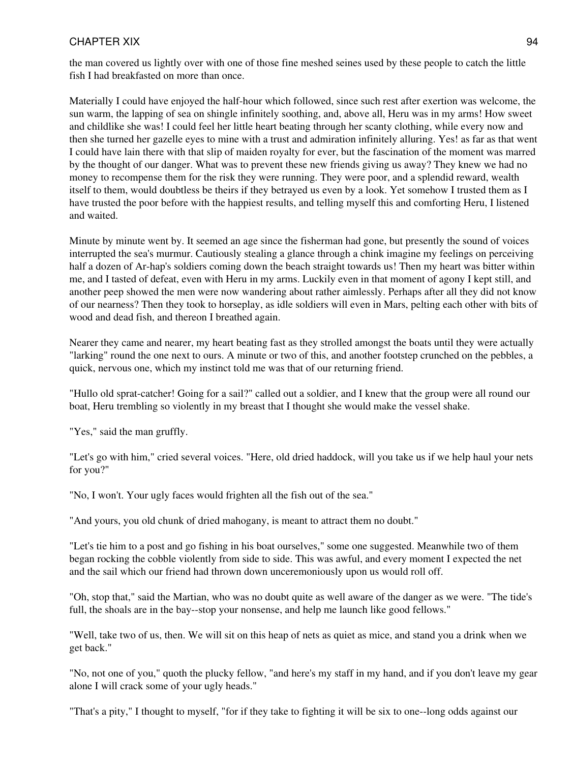the man covered us lightly over with one of those fine meshed seines used by these people to catch the little fish I had breakfasted on more than once.

Materially I could have enjoyed the half-hour which followed, since such rest after exertion was welcome, the sun warm, the lapping of sea on shingle infinitely soothing, and, above all, Heru was in my arms! How sweet and childlike she was! I could feel her little heart beating through her scanty clothing, while every now and then she turned her gazelle eyes to mine with a trust and admiration infinitely alluring. Yes! as far as that went I could have lain there with that slip of maiden royalty for ever, but the fascination of the moment was marred by the thought of our danger. What was to prevent these new friends giving us away? They knew we had no money to recompense them for the risk they were running. They were poor, and a splendid reward, wealth itself to them, would doubtless be theirs if they betrayed us even by a look. Yet somehow I trusted them as I have trusted the poor before with the happiest results, and telling myself this and comforting Heru, I listened and waited.

Minute by minute went by. It seemed an age since the fisherman had gone, but presently the sound of voices interrupted the sea's murmur. Cautiously stealing a glance through a chink imagine my feelings on perceiving half a dozen of Ar-hap's soldiers coming down the beach straight towards us! Then my heart was bitter within me, and I tasted of defeat, even with Heru in my arms. Luckily even in that moment of agony I kept still, and another peep showed the men were now wandering about rather aimlessly. Perhaps after all they did not know of our nearness? Then they took to horseplay, as idle soldiers will even in Mars, pelting each other with bits of wood and dead fish, and thereon I breathed again.

Nearer they came and nearer, my heart beating fast as they strolled amongst the boats until they were actually "larking" round the one next to ours. A minute or two of this, and another footstep crunched on the pebbles, a quick, nervous one, which my instinct told me was that of our returning friend.

"Hullo old sprat-catcher! Going for a sail?" called out a soldier, and I knew that the group were all round our boat, Heru trembling so violently in my breast that I thought she would make the vessel shake.

"Yes," said the man gruffly.

"Let's go with him," cried several voices. "Here, old dried haddock, will you take us if we help haul your nets for you?"

"No, I won't. Your ugly faces would frighten all the fish out of the sea."

"And yours, you old chunk of dried mahogany, is meant to attract them no doubt."

"Let's tie him to a post and go fishing in his boat ourselves," some one suggested. Meanwhile two of them began rocking the cobble violently from side to side. This was awful, and every moment I expected the net and the sail which our friend had thrown down unceremoniously upon us would roll off.

"Oh, stop that," said the Martian, who was no doubt quite as well aware of the danger as we were. "The tide's full, the shoals are in the bay--stop your nonsense, and help me launch like good fellows."

"Well, take two of us, then. We will sit on this heap of nets as quiet as mice, and stand you a drink when we get back."

"No, not one of you," quoth the plucky fellow, "and here's my staff in my hand, and if you don't leave my gear alone I will crack some of your ugly heads."

"That's a pity," I thought to myself, "for if they take to fighting it will be six to one--long odds against our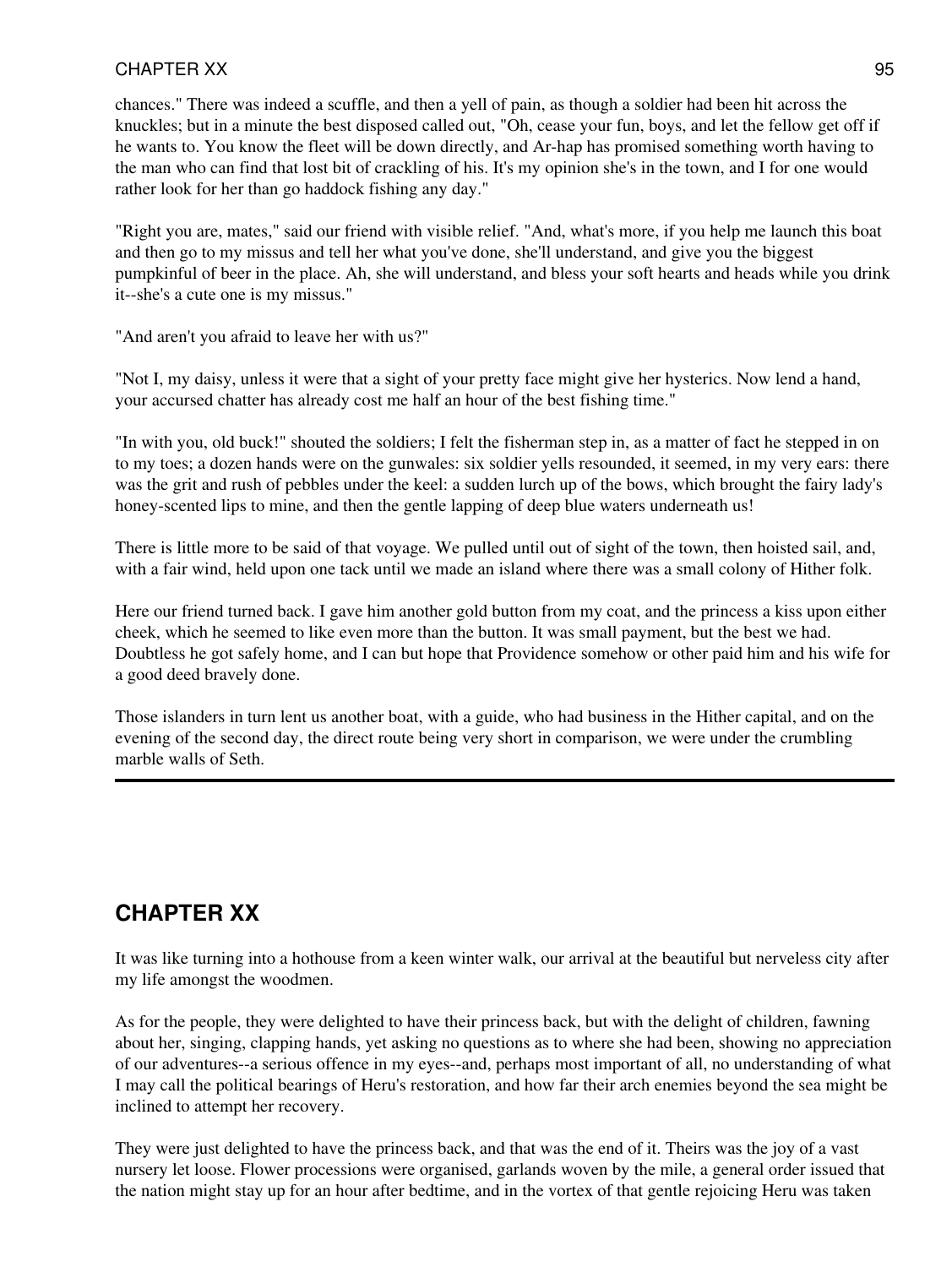chances." There was indeed a scuffle, and then a yell of pain, as though a soldier had been hit across the knuckles; but in a minute the best disposed called out, "Oh, cease your fun, boys, and let the fellow get off if he wants to. You know the fleet will be down directly, and Ar-hap has promised something worth having to the man who can find that lost bit of crackling of his. It's my opinion she's in the town, and I for one would rather look for her than go haddock fishing any day."

"Right you are, mates," said our friend with visible relief. "And, what's more, if you help me launch this boat and then go to my missus and tell her what you've done, she'll understand, and give you the biggest pumpkinful of beer in the place. Ah, she will understand, and bless your soft hearts and heads while you drink it--she's a cute one is my missus."

"And aren't you afraid to leave her with us?"

"Not I, my daisy, unless it were that a sight of your pretty face might give her hysterics. Now lend a hand, your accursed chatter has already cost me half an hour of the best fishing time."

"In with you, old buck!" shouted the soldiers; I felt the fisherman step in, as a matter of fact he stepped in on to my toes; a dozen hands were on the gunwales: six soldier yells resounded, it seemed, in my very ears: there was the grit and rush of pebbles under the keel: a sudden lurch up of the bows, which brought the fairy lady's honey-scented lips to mine, and then the gentle lapping of deep blue waters underneath us!

There is little more to be said of that voyage. We pulled until out of sight of the town, then hoisted sail, and, with a fair wind, held upon one tack until we made an island where there was a small colony of Hither folk.

Here our friend turned back. I gave him another gold button from my coat, and the princess a kiss upon either cheek, which he seemed to like even more than the button. It was small payment, but the best we had. Doubtless he got safely home, and I can but hope that Providence somehow or other paid him and his wife for a good deed bravely done.

Those islanders in turn lent us another boat, with a guide, who had business in the Hither capital, and on the evening of the second day, the direct route being very short in comparison, we were under the crumbling marble walls of Seth.

---

## CHAPTER XX

It was like turning into a hothouse from a keen winter walk, our arrival at the beautiful but nerveless city after my life amongst the woodmen.

As for the people, they were delighted to have their princess back, but with the delight of children, fawning about her, singing, clapping hands, yet asking no questions as to where she had been, showing no appreciation of our adventures--a serious offence in my eyes--and, perhaps most important of all, no understanding of what I may call the political bearings of Heru's restoration, and how far their arch enemies beyond the sea might be inclined to attempt her recovery.

They were just delighted to have the princess back, and that was the end of it. Theirs was the joy of a vast nursery let loose. Flower processions were organised, garlands woven by the mile, a general order issued that the nation might stay up for an hour after bedtime, and in the vortex of that gentle rejoicing Heru was taken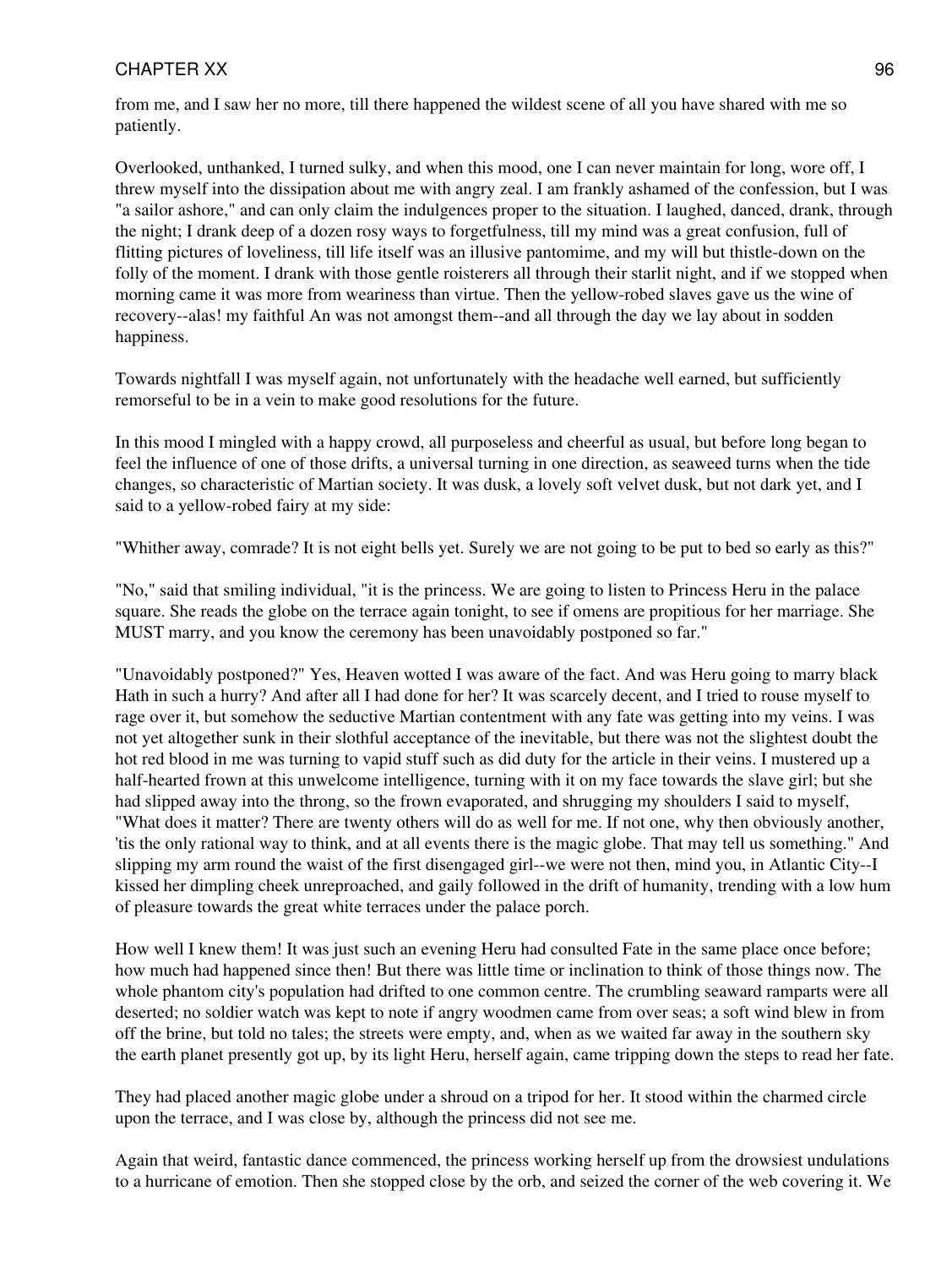from me, and I saw her no more, till there happened the wildest scene of all you have shared with me so patiently.

Overlooked, unthanked, I turned sulky, and when this mood, one I can never maintain for long, wore off, I threw myself into the dissipation about me with angry zeal. I am frankly ashamed of the confession, but I was "a sailor ashore," and can only claim the indulgences proper to the situation. I laughed, danced, drank, through the night; I drank deep of a dozen rosy ways to forgetfulness, till my mind was a great confusion, full of flitting pictures of loveliness, till life itself was an illusive pantomime, and my will but thistle-down on the folly of the moment. I drank with those gentle roisterers all through their starlit night, and if we stopped when morning came it was more from weariness than virtue. Then the yellow-robed slaves gave us the wine of recovery--alas! my faithful An was not amongst them--and all through the day we lay about in sodden happiness.

Towards nightfall I was myself again, not unfortunately with the headache well earned, but sufficiently remorseful to be in a vein to make good resolutions for the future.

In this mood I mingled with a happy crowd, all purposeless and cheerful as usual, but before long began to feel the influence of one of those drifts, a universal turning in one direction, as seaweed turns when the tide changes, so characteristic of Martian society. It was dusk, a lovely soft velvet dusk, but not dark yet, and I said to a yellow-robed fairy at my side:

"Whither away, comrade? It is not eight bells yet. Surely we are not going to be put to bed so early as this?"

"No," said that smiling individual, "it is the princess. We are going to listen to Princess Heru in the palace square. She reads the globe on the terrace again tonight, to see if omens are propitious for her marriage. She MUST marry, and you know the ceremony has been unavoidably postponed so far."

"Unavoidably postponed?" Yes, Heaven wotted I was aware of the fact. And was Heru going to marry black Hath in such a hurry? And after all I had done for her? It was scarcely decent, and I tried to rouse myself to rage over it, but somehow the seductive Martian contentment with any fate was getting into my veins. I was not yet altogether sunk in their slothful acceptance of the inevitable, but there was not the slightest doubt the hot red blood in me was turning to vapid stuff such as did duty for the article in their veins. I mustered up a half-hearted frown at this unwelcome intelligence, turning with it on my face towards the slave girl; but she had slipped away into the throng, so the frown evaporated, and shrugging my shoulders I said to myself, "What does it matter? There are twenty others will do as well for me. If not one, why then obviously another, 'tis the only rational way to think, and at all events there is the magic globe. That may tell us something." And slipping my arm round the waist of the first disengaged girl--we were not then, mind you, in Atlantic City--I kissed her dimpling cheek unreproached, and gaily followed in the drift of humanity, trending with a low hum of pleasure towards the great white terraces under the palace porch.

How well I knew them! It was just such an evening Heru had consulted Fate in the same place once before; how much had happened since then! But there was little time or inclination to think of those things now. The whole phantom city's population had drifted to one common centre. The crumbling seaward ramparts were all deserted; no soldier watch was kept to note if angry woodmen came from over seas; a soft wind blew in from off the brine, but told no tales; the streets were empty, and, when as we waited far away in the southern sky the earth planet presently got up, by its light Heru, herself again, came tripping down the steps to read her fate.

They had placed another magic globe under a shroud on a tripod for her. It stood within the charmed circle upon the terrace, and I was close by, although the princess did not see me.

Again that weird, fantastic dance commenced, the princess working herself up from the drowsiest undulations to a hurricane of emotion. Then she stopped close by the orb, and seized the corner of the web covering it. We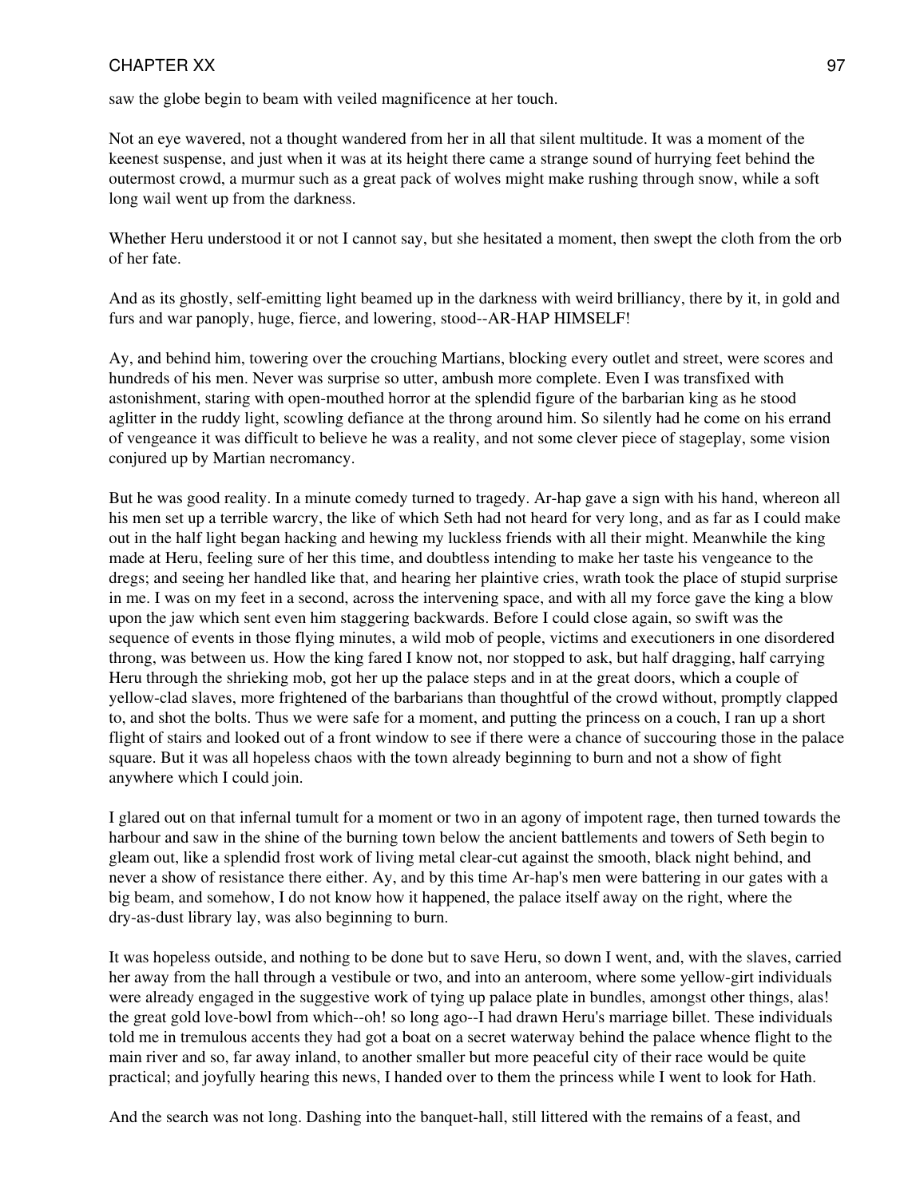saw the globe begin to beam with veiled magnificence at her touch.

Not an eye wavered, not a thought wandered from her in all that silent multitude. It was a moment of the keenest suspense, and just when it was at its height there came a strange sound of hurrying feet behind the outermost crowd, a murmur such as a great pack of wolves might make rushing through snow, while a soft long wail went up from the darkness.

Whether Heru understood it or not I cannot say, but she hesitated a moment, then swept the cloth from the orb of her fate.

And as its ghostly, self-emitting light beamed up in the darkness with weird brilliancy, there by it, in gold and furs and war panoply, huge, fierce, and lowering, stood--AR-HAP HIMSELF!

Ay, and behind him, towering over the crouching Martians, blocking every outlet and street, were scores and hundreds of his men. Never was surprise so utter, ambush more complete. Even I was transfixed with astonishment, staring with open-mouthed horror at the splendid figure of the barbarian king as he stood aglitter in the ruddy light, scowling defiance at the throng around him. So silently had he come on his errand of vengeance it was difficult to believe he was a reality, and not some clever piece of stageplay, some vision conjured up by Martian necromancy.

But he was good reality. In a minute comedy turned to tragedy. Ar-hap gave a sign with his hand, whereon all his men set up a terrible warcry, the like of which Seth had not heard for very long, and as far as I could make out in the half light began hacking and hewing my luckless friends with all their might. Meanwhile the king made at Heru, feeling sure of her this time, and doubtless intending to make her taste his vengeance to the dregs; and seeing her handled like that, and hearing her plaintive cries, wrath took the place of stupid surprise in me. I was on my feet in a second, across the intervening space, and with all my force gave the king a blow upon the jaw which sent even him staggering backwards. Before I could close again, so swift was the sequence of events in those flying minutes, a wild mob of people, victims and executioners in one disordered throng, was between us. How the king fared I know not, nor stopped to ask, but half dragging, half carrying Heru through the shrieking mob, got her up the palace steps and in at the great doors, which a couple of yellow-clad slaves, more frightened of the barbarians than thoughtful of the crowd without, promptly clapped to, and shot the bolts. Thus we were safe for a moment, and putting the princess on a couch, I ran up a short flight of stairs and looked out of a front window to see if there were a chance of succouring those in the palace square. But it was all hopeless chaos with the town already beginning to burn and not a show of fight anywhere which I could join.

I glared out on that infernal tumult for a moment or two in an agony of impotent rage, then turned towards the harbour and saw in the shine of the burning town below the ancient battlements and towers of Seth begin to gleam out, like a splendid frost work of living metal clear-cut against the smooth, black night behind, and never a show of resistance there either. Ay, and by this time Ar-hap's men were battering in our gates with a big beam, and somehow, I do not know how it happened, the palace itself away on the right, where the dry-as-dust library lay, was also beginning to burn.

It was hopeless outside, and nothing to be done but to save Heru, so down I went, and, with the slaves, carried her away from the hall through a vestibule or two, and into an anteroom, where some yellow-girt individuals were already engaged in the suggestive work of tying up palace plate in bundles, amongst other things, alas! the great gold love-bowl from which--oh! so long ago--I had drawn Heru's marriage billet. These individuals told me in tremulous accents they had got a boat on a secret waterway behind the palace whence flight to the main river and so, far away inland, to another smaller but more peaceful city of their race would be quite practical; and joyfully hearing this news, I handed over to them the princess while I went to look for Hath.

And the search was not long. Dashing into the banquet-hall, still littered with the remains of a feast, and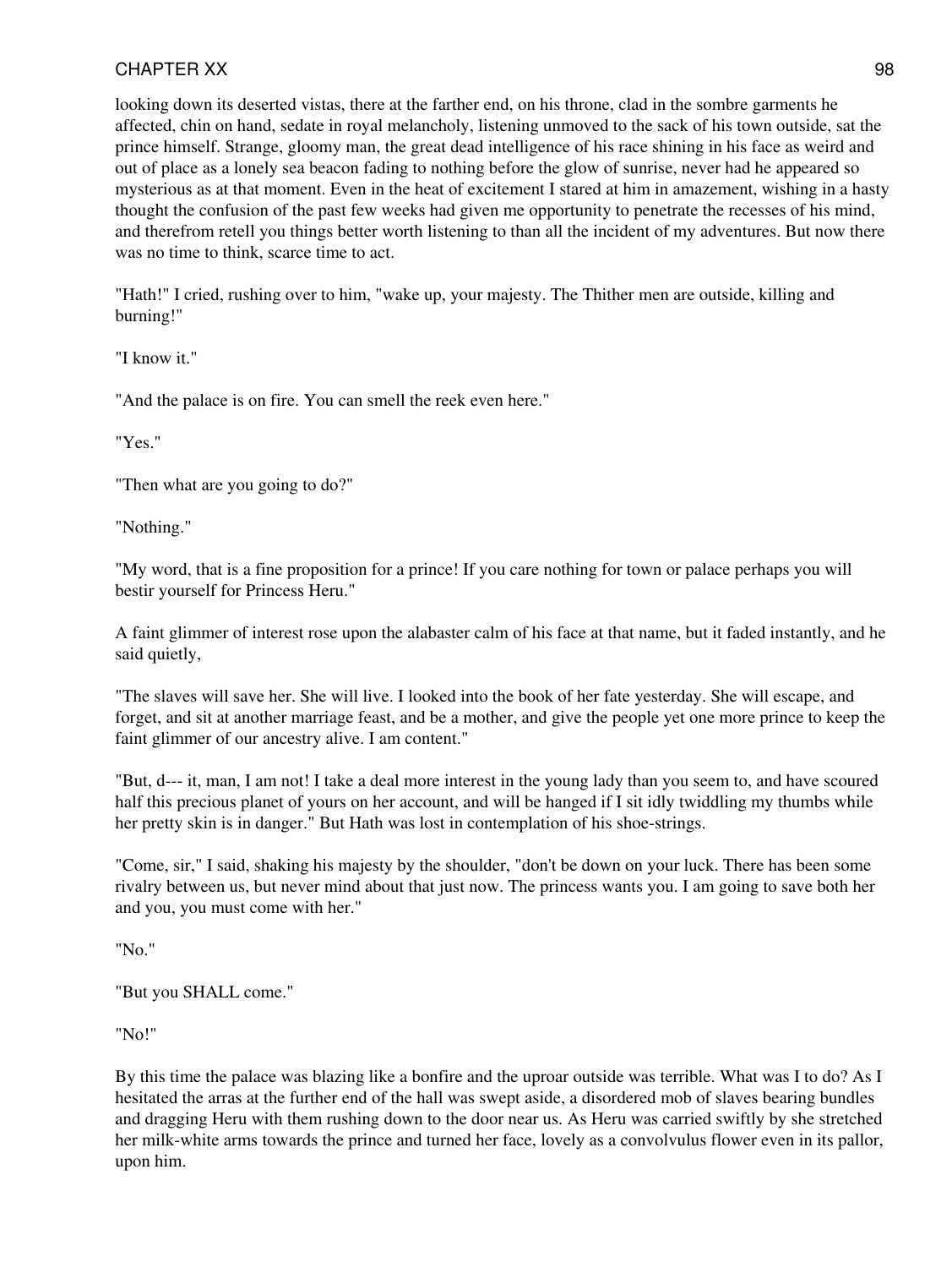looking down its deserted vistas, there at the farther end, on his throne, clad in the sombre garments he affected, chin on hand, sedate in royal melancholy, listening unmoved to the sack of his town outside, sat the prince himself. Strange, gloomy man, the great dead intelligence of his race shining in his face as weird and out of place as a lonely sea beacon fading to nothing before the glow of sunrise, never had he appeared so mysterious as at that moment. Even in the heat of excitement I stared at him in amazement, wishing in a hasty thought the confusion of the past few weeks had given me opportunity to penetrate the recesses of his mind, and therefrom retell you things better worth listening to than all the incident of my adventures. But now there was no time to think, scarce time to act.

"Hath!" I cried, rushing over to him, "wake up, your majesty. The Thither men are outside, killing and burning!"

"I know it."

"And the palace is on fire. You can smell the reek even here."

"Yes."

"Then what are you going to do?"

"Nothing."

"My word, that is a fine proposition for a prince! If you care nothing for town or palace perhaps you will bestir yourself for Princess Heru."

A faint glimmer of interest rose upon the alabaster calm of his face at that name, but it faded instantly, and he said quietly,

"The slaves will save her. She will live. I looked into the book of her fate yesterday. She will escape, and forget, and sit at another marriage feast, and be a mother, and give the people yet one more prince to keep the faint glimmer of our ancestry alive. I am content."

"But, d--- it, man, I am not! I take a deal more interest in the young lady than you seem to, and have scoured half this precious planet of yours on her account, and will be hanged if I sit idly twiddling my thumbs while her pretty skin is in danger." But Hath was lost in contemplation of his shoe-strings.

"Come, sir," I said, shaking his majesty by the shoulder, "don't be down on your luck. There has been some rivalry between us, but never mind about that just now. The princess wants you. I am going to save both her and you, you must come with her."

"No."

"But you SHALL come."

"No!"

By this time the palace was blazing like a bonfire and the uproar outside was terrible. What was I to do? As I hesitated the arras at the further end of the hall was swept aside, a disordered mob of slaves bearing bundles and dragging Heru with them rushing down to the door near us. As Heru was carried swiftly by she stretched her milk-white arms towards the prince and turned her face, lovely as a convolvulus flower even in its pallor, upon him.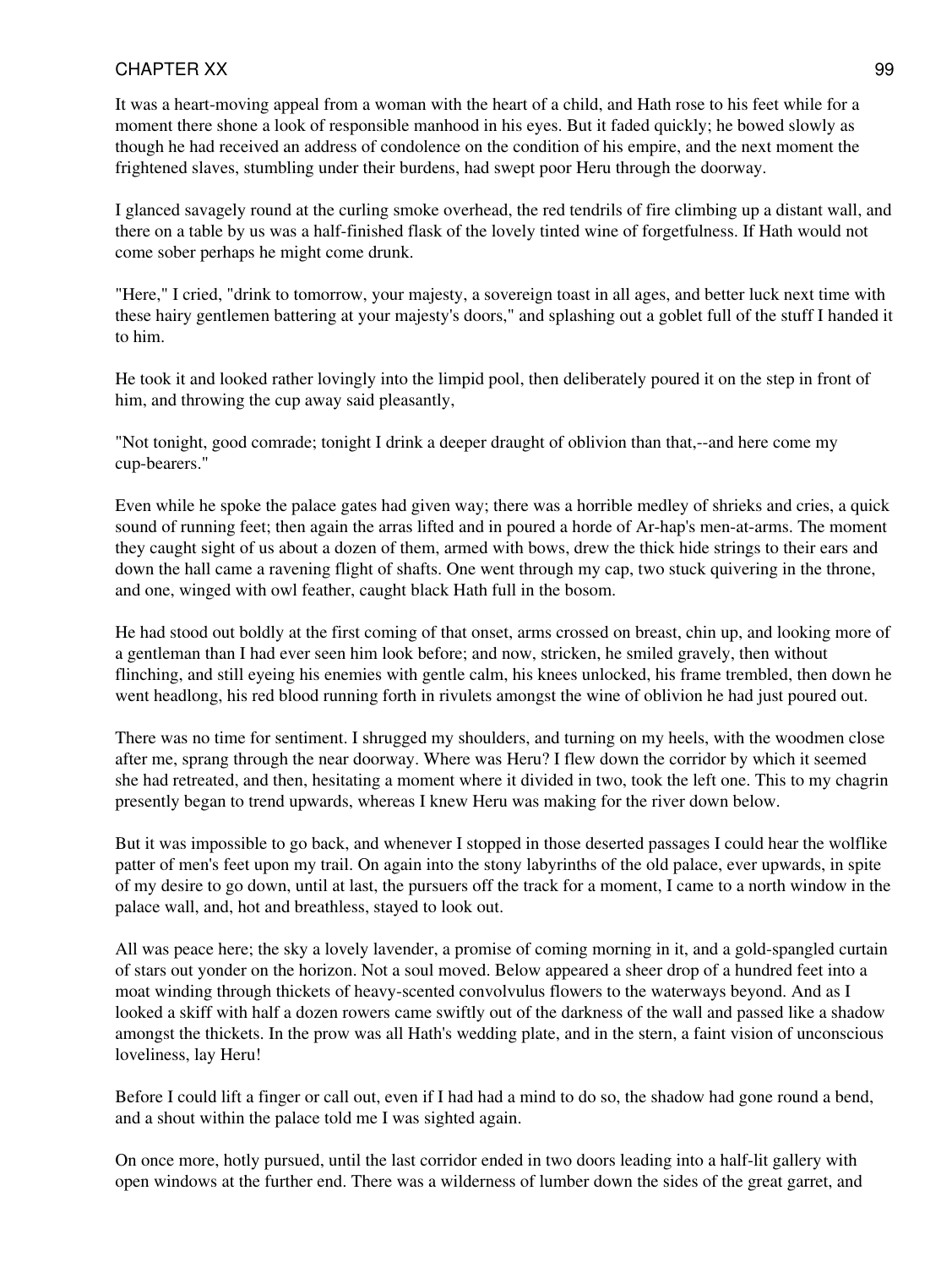It was a heart-moving appeal from a woman with the heart of a child, and Hath rose to his feet while for a moment there shone a look of responsible manhood in his eyes. But it faded quickly; he bowed slowly as though he had received an address of condolence on the condition of his empire, and the next moment the frightened slaves, stumbling under their burdens, had swept poor Heru through the doorway.

I glanced savagely round at the curling smoke overhead, the red tendrils of fire climbing up a distant wall, and there on a table by us was a half-finished flask of the lovely tinted wine of forgetfulness. If Hath would not come sober perhaps he might come drunk.

"Here," I cried, "drink to tomorrow, your majesty, a sovereign toast in all ages, and better luck next time with these hairy gentlemen battering at your majesty's doors," and splashing out a goblet full of the stuff I handed it to him.

He took it and looked rather lovingly into the limpid pool, then deliberately poured it on the step in front of him, and throwing the cup away said pleasantly,

"Not tonight, good comrade; tonight I drink a deeper draught of oblivion than that,--and here come my cup-bearers."

Even while he spoke the palace gates had given way; there was a horrible medley of shrieks and cries, a quick sound of running feet; then again the arras lifted and in poured a horde of Ar-hap's men-at-arms. The moment they caught sight of us about a dozen of them, armed with bows, drew the thick hide strings to their ears and down the hall came a ravening flight of shafts. One went through my cap, two stuck quivering in the throne, and one, winged with owl feather, caught black Hath full in the bosom.

He had stood out boldly at the first coming of that onset, arms crossed on breast, chin up, and looking more of a gentleman than I had ever seen him look before; and now, stricken, he smiled gravely, then without flinching, and still eyeing his enemies with gentle calm, his knees unlocked, his frame trembled, then down he went headlong, his red blood running forth in rivulets amongst the wine of oblivion he had just poured out.

There was no time for sentiment. I shrugged my shoulders, and turning on my heels, with the woodmen close after me, sprang through the near doorway. Where was Heru? I flew down the corridor by which it seemed she had retreated, and then, hesitating a moment where it divided in two, took the left one. This to my chagrin presently began to trend upwards, whereas I knew Heru was making for the river down below.

But it was impossible to go back, and whenever I stopped in those deserted passages I could hear the wolflike patter of men's feet upon my trail. On again into the stony labyrinths of the old palace, ever upwards, in spite of my desire to go down, until at last, the pursuers off the track for a moment, I came to a north window in the palace wall, and, hot and breathless, stayed to look out.

All was peace here; the sky a lovely lavender, a promise of coming morning in it, and a gold-spangled curtain of stars out yonder on the horizon. Not a soul moved. Below appeared a sheer drop of a hundred feet into a moat winding through thickets of heavy-scented convolvulus flowers to the waterways beyond. And as I looked a skiff with half a dozen rowers came swiftly out of the darkness of the wall and passed like a shadow amongst the thickets. In the prow was all Hath's wedding plate, and in the stern, a faint vision of unconscious loveliness, lay Heru!

Before I could lift a finger or call out, even if I had had a mind to do so, the shadow had gone round a bend, and a shout within the palace told me I was sighted again.

On once more, hotly pursued, until the last corridor ended in two doors leading into a half-lit gallery with open windows at the further end. There was a wilderness of lumber down the sides of the great garret, and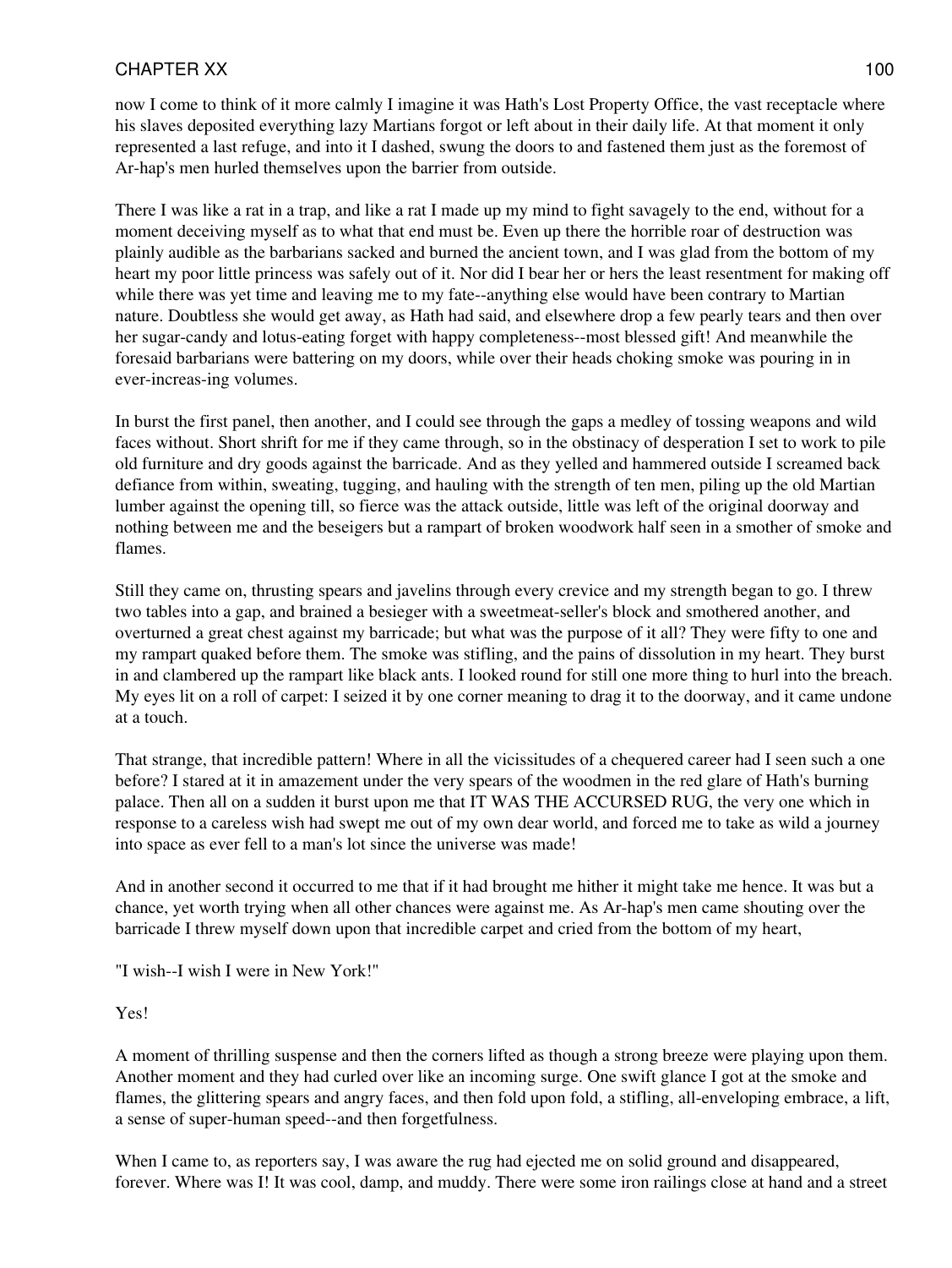now I come to think of it more calmly I imagine it was Hath's Lost Property Office, the vast receptacle where his slaves deposited everything lazy Martians forgot or left about in their daily life. At that moment it only represented a last refuge, and into it I dashed, swung the doors to and fastened them just as the foremost of Ar-hap's men hurled themselves upon the barrier from outside.

There I was like a rat in a trap, and like a rat I made up my mind to fight savagely to the end, without for a moment deceiving myself as to what that end must be. Even up there the horrible roar of destruction was plainly audible as the barbarians sacked and burned the ancient town, and I was glad from the bottom of my heart my poor little princess was safely out of it. Nor did I bear her or hers the least resentment for making off while there was yet time and leaving me to my fate--anything else would have been contrary to Martian nature. Doubtless she would get away, as Hath had said, and elsewhere drop a few pearly tears and then over her sugar-candy and lotus-eating forget with happy completeness--most blessed gift! And meanwhile the foresaid barbarians were battering on my doors, while over their heads choking smoke was pouring in in ever-increas-ing volumes.

In burst the first panel, then another, and I could see through the gaps a medley of tossing weapons and wild faces without. Short shrift for me if they came through, so in the obstinacy of desperation I set to work to pile old furniture and dry goods against the barricade. And as they yelled and hammered outside I screamed back defiance from within, sweating, tugging, and hauling with the strength of ten men, piling up the old Martian lumber against the opening till, so fierce was the attack outside, little was left of the original doorway and nothing between me and the beseigers but a rampart of broken woodwork half seen in a smother of smoke and flames.

Still they came on, thrusting spears and javelins through every crevice and my strength began to go. I threw two tables into a gap, and brained a besieger with a sweetmeat-seller's block and smothered another, and overturned a great chest against my barricade; but what was the purpose of it all? They were fifty to one and my rampart quaked before them. The smoke was stifling, and the pains of dissolution in my heart. They burst in and clambered up the rampart like black ants. I looked round for still one more thing to hurl into the breach. My eyes lit on a roll of carpet: I seized it by one corner meaning to drag it to the doorway, and it came undone at a touch.

That strange, that incredible pattern! Where in all the vicissitudes of a chequered career had I seen such a one before? I stared at it in amazement under the very spears of the woodmen in the red glare of Hath's burning palace. Then all on a sudden it burst upon me that IT WAS THE ACCURSED RUG, the very one which in response to a careless wish had swept me out of my own dear world, and forced me to take as wild a journey into space as ever fell to a man's lot since the universe was made!

And in another second it occurred to me that if it had brought me hither it might take me hence. It was but a chance, yet worth trying when all other chances were against me. As Ar-hap's men came shouting over the barricade I threw myself down upon that incredible carpet and cried from the bottom of my heart,

"I wish--I wish I were in New York!"

Yes!

A moment of thrilling suspense and then the corners lifted as though a strong breeze were playing upon them. Another moment and they had curled over like an incoming surge. One swift glance I got at the smoke and flames, the glittering spears and angry faces, and then fold upon fold, a stifling, all-enveloping embrace, a lift, a sense of super-human speed--and then forgetfulness.

When I came to, as reporters say, I was aware the rug had ejected me on solid ground and disappeared, forever. Where was I! It was cool, damp, and muddy. There were some iron railings close at hand and a street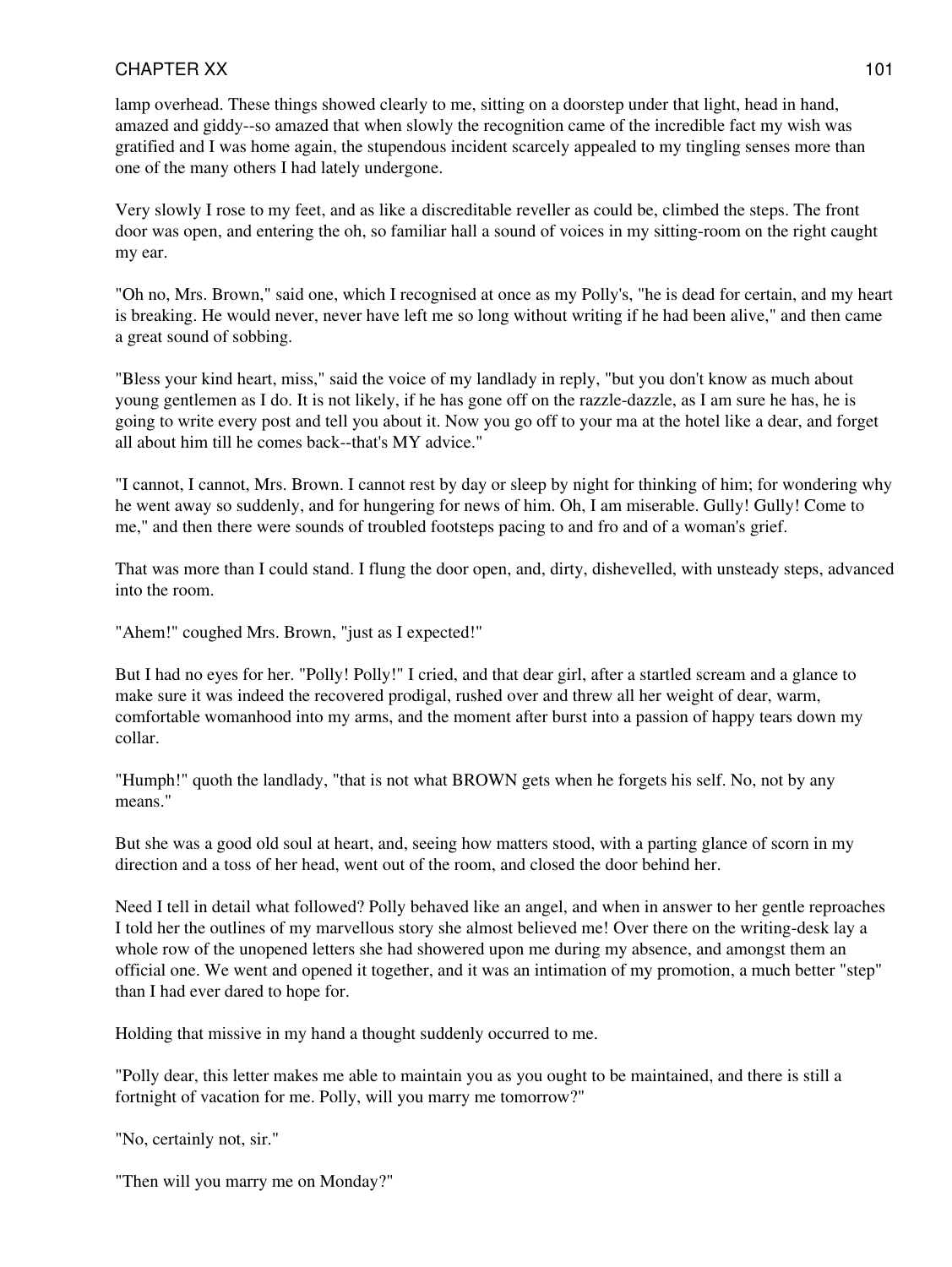lamp overhead. These things showed clearly to me, sitting on a doorstep under that light, head in hand, amazed and giddy--so amazed that when slowly the recognition came of the incredible fact my wish was gratified and I was home again, the stupendous incident scarcely appealed to my tingling senses more than one of the many others I had lately undergone.

Very slowly I rose to my feet, and as like a discreditable reveller as could be, climbed the steps. The front door was open, and entering the oh, so familiar hall a sound of voices in my sitting-room on the right caught my ear.

"Oh no, Mrs. Brown," said one, which I recognised at once as my Polly's, "he is dead for certain, and my heart is breaking. He would never, never have left me so long without writing if he had been alive," and then came a great sound of sobbing.

"Bless your kind heart, miss," said the voice of my landlady in reply, "but you don't know as much about young gentlemen as I do. It is not likely, if he has gone off on the razzle-dazzle, as I am sure he has, he is going to write every post and tell you about it. Now you go off to your ma at the hotel like a dear, and forget all about him till he comes back--that's MY advice."

"I cannot, I cannot, Mrs. Brown. I cannot rest by day or sleep by night for thinking of him; for wondering why he went away so suddenly, and for hungering for news of him. Oh, I am miserable. Gully! Gully! Come to me," and then there were sounds of troubled footsteps pacing to and fro and of a woman's grief.

That was more than I could stand. I flung the door open, and, dirty, dishevelled, with unsteady steps, advanced into the room.

"Ahem!" coughed Mrs. Brown, "just as I expected!"

But I had no eyes for her. "Polly! Polly!" I cried, and that dear girl, after a startled scream and a glance to make sure it was indeed the recovered prodigal, rushed over and threw all her weight of dear, warm, comfortable womanhood into my arms, and the moment after burst into a passion of happy tears down my collar.

"Humph!" quoth the landlady, "that is not what BROWN gets when he forgets his self. No, not by any means."

But she was a good old soul at heart, and, seeing how matters stood, with a parting glance of scorn in my direction and a toss of her head, went out of the room, and closed the door behind her.

Need I tell in detail what followed? Polly behaved like an angel, and when in answer to her gentle reproaches I told her the outlines of my marvellous story she almost believed me! Over there on the writing-desk lay a whole row of the unopened letters she had showered upon me during my absence, and amongst them an official one. We went and opened it together, and it was an intimation of my promotion, a much better "step" than I had ever dared to hope for.

Holding that missive in my hand a thought suddenly occurred to me.

"Polly dear, this letter makes me able to maintain you as you ought to be maintained, and there is still a fortnight of vacation for me. Polly, will you marry me tomorrow?"

"No, certainly not, sir."

"Then will you marry me on Monday?"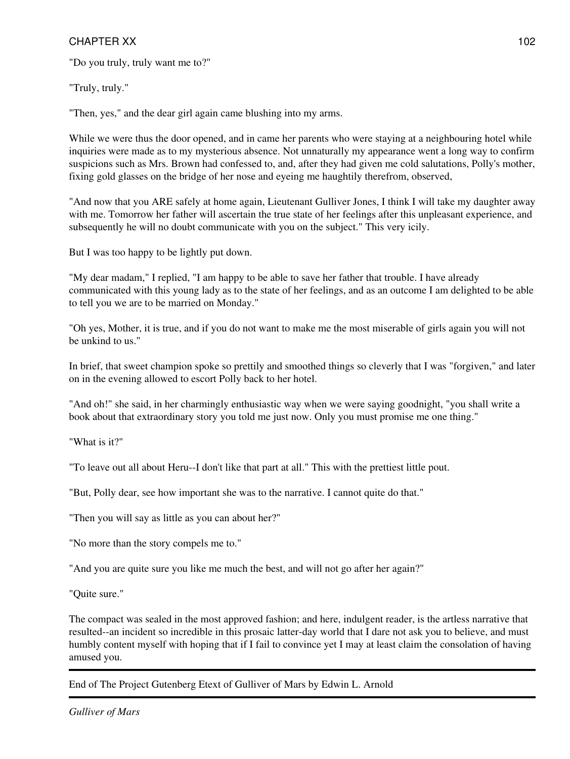"Do you truly, truly want me to?"

"Truly, truly."

"Then, yes," and the dear girl again came blushing into my arms.

While we were thus the door opened, and in came her parents who were staying at a neighbouring hotel while inquiries were made as to my mysterious absence. Not unnaturally my appearance went a long way to confirm suspicions such as Mrs. Brown had confessed to, and, after they had given me cold salutations, Polly's mother, fixing gold glasses on the bridge of her nose and eyeing me haughtily therefrom, observed,

"And now that you ARE safely at home again, Lieutenant Gulliver Jones, I think I will take my daughter away with me. Tomorrow her father will ascertain the true state of her feelings after this unpleasant experience, and subsequently he will no doubt communicate with you on the subject." This very icily.

But I was too happy to be lightly put down.

"My dear madam," I replied, "I am happy to be able to save her father that trouble. I have already communicated with this young lady as to the state of her feelings, and as an outcome I am delighted to be able to tell you we are to be married on Monday."

"Oh yes, Mother, it is true, and if you do not want to make me the most miserable of girls again you will not be unkind to us."

In brief, that sweet champion spoke so prettily and smoothed things so cleverly that I was "forgiven," and later on in the evening allowed to escort Polly back to her hotel.

"And oh!" she said, in her charmingly enthusiastic way when we were saying goodnight, "you shall write a book about that extraordinary story you told me just now. Only you must promise me one thing."

"What is it?"

"To leave out all about Heru--I don't like that part at all." This with the prettiest little pout.

"But, Polly dear, see how important she was to the narrative. I cannot quite do that."

"Then you will say as little as you can about her?"

"No more than the story compels me to."

"And you are quite sure you like me much the best, and will not go after her again?"

"Quite sure."

The compact was sealed in the most approved fashion; and here, indulgent reader, is the artless narrative that resulted--an incident so incredible in this prosaic latter-day world that I dare not ask you to believe, and must humbly content myself with hoping that if I fail to convince yet I may at least claim the consolation of having amused you.

---

End of The Project Gutenberg Etext of Gulliver of Mars by Edwin L. Arnold

---

*Gulliver of Mars*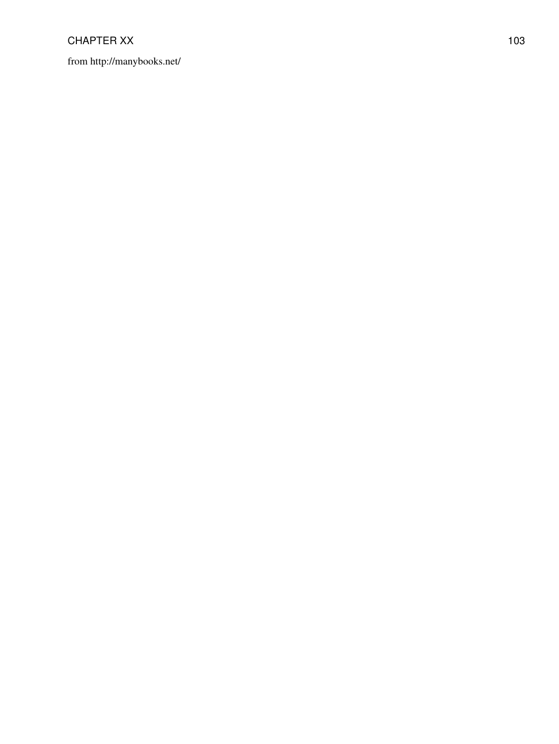from http://manybooks.net/